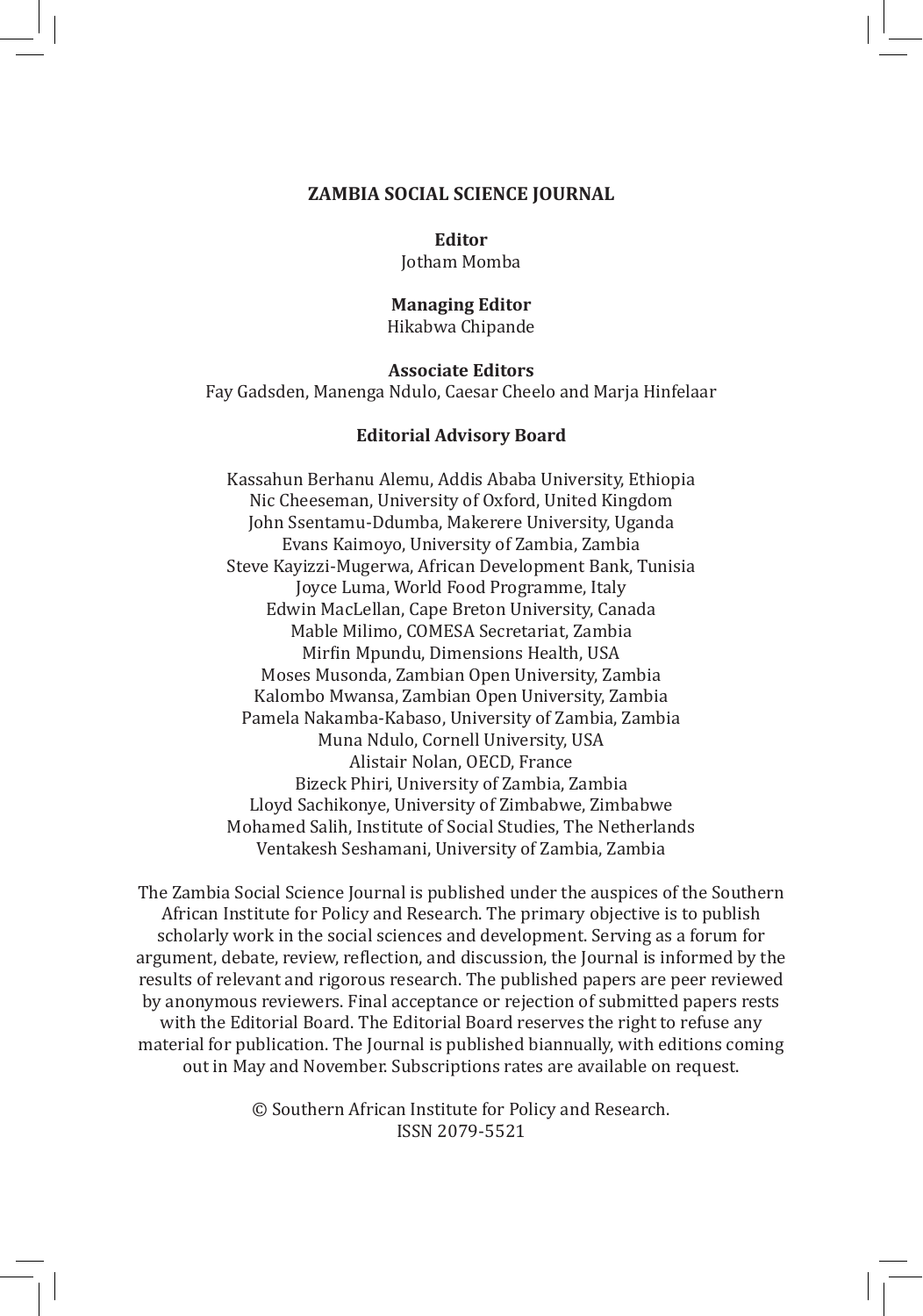# ZAMBIA SOCIAL SCIENCE JOURNAL

**Editor**
Jotham Momba

**Managing Editor**
Hikabwa Chipande

**Associate Editors**
Fay Gadsden, Manenga Ndulo, Caesar Cheelo and Marja Hinfelaar

**Editorial Advisory Board**

Kassahun Berhanu Alemu, Addis Ababa University, Ethiopia
Nic Cheeseman, University of Oxford, United Kingdom
John Ssentamu-Ddumba, Makerere University, Uganda
Evans Kaimoyo, University of Zambia, Zambia
Steve Kayizzi-Mugerwa, African Development Bank, Tunisia
Joyce Luma, World Food Programme, Italy
Edwin MacLellan, Cape Breton University, Canada
Mable Milimo, COMESA Secretariat, Zambia
Mirfin Mpundu, Dimensions Health, USA
Moses Musonda, Zambian Open University, Zambia
Kalombo Mwansa, Zambian Open University, Zambia
Pamela Nakamba-Kabaso, University of Zambia, Zambia
Muna Ndulo, Cornell University, USA
Alistair Nolan, OECD, France
Bizeck Phiri, University of Zambia, Zambia
Lloyd Sachikonye, University of Zimbabwe, Zimbabwe
Mohamed Salih, Institute of Social Studies, The Netherlands
Ventakesh Seshamani, University of Zambia, Zambia

The Zambia Social Science Journal is published under the auspices of the Southern African Institute for Policy and Research. The primary objective is to publish scholarly work in the social sciences and development. Serving as a forum for argument, debate, review, reflection, and discussion, the Journal is informed by the results of relevant and rigorous research. The published papers are peer reviewed by anonymous reviewers. Final acceptance or rejection of submitted papers rests with the Editorial Board. The Editorial Board reserves the right to refuse any material for publication. The Journal is published biannually, with editions coming out in May and November. Subscriptions rates are available on request.

© Southern African Institute for Policy and Research.
ISSN 2079-5521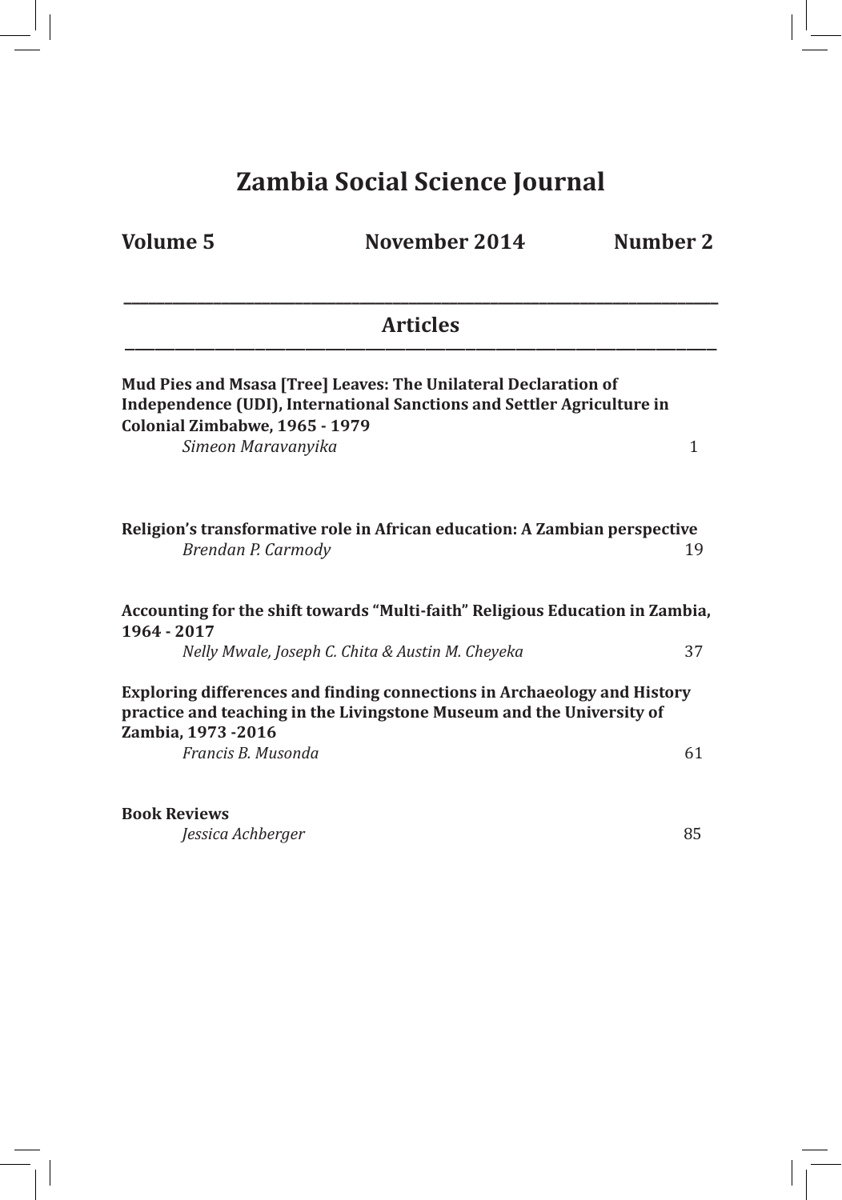# Zambia Social Science Journal

**Volume 5** **November 2014** **Number 2**

## Articles

**Mud Pies and Msasa [Tree] Leaves: The Unilateral Declaration of Independence (UDI), International Sanctions and Settler Agriculture in Colonial Zimbabwe, 1965 - 1979**
*Simeon Maravanyika* 1

**Religion's transformative role in African education: A Zambian perspective**
*Brendan P. Carmody* 19

**Accounting for the shift towards "Multi-faith" Religious Education in Zambia, 1964 - 2017**
*Nelly Mwale, Joseph C. Chita & Austin M. Cheyeka* 37

**Exploring differences and finding connections in Archaeology and History practice and teaching in the Livingstone Museum and the University of Zambia, 1973 -2016**
*Francis B. Musonda* 61

**Book Reviews**
*Jessica Achberger* 85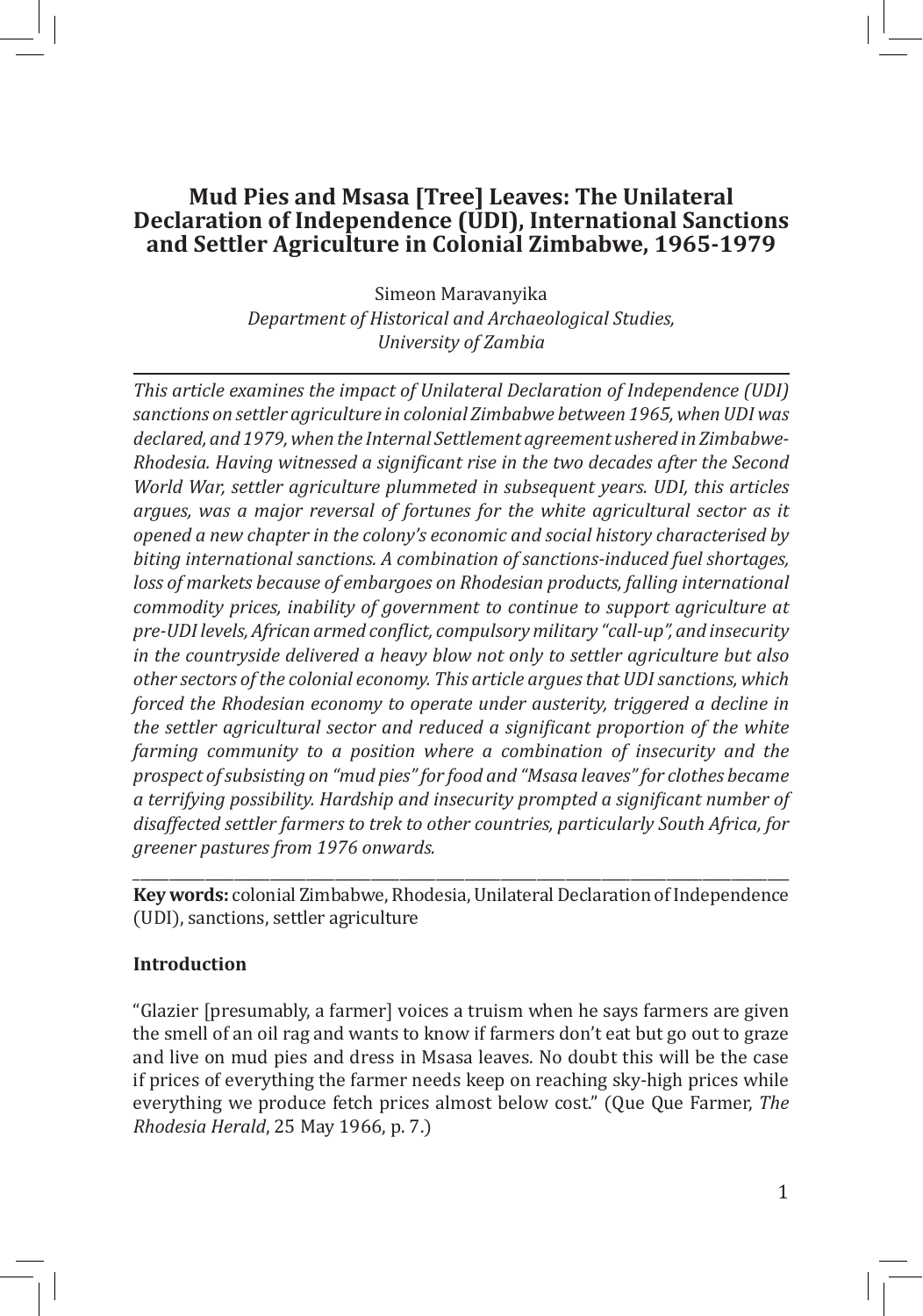# Mud Pies and Msasa [Tree] Leaves: The Unilateral Declaration of Independence (UDI), International Sanctions and Settler Agriculture in Colonial Zimbabwe, 1965-1979

Simeon Maravanyika
*Department of Historical and Archaeological Studies, University of Zambia*

---

*This article examines the impact of Unilateral Declaration of Independence (UDI) sanctions on settler agriculture in colonial Zimbabwe between 1965, when UDI was declared, and 1979, when the Internal Settlement agreement ushered in Zimbabwe-Rhodesia. Having witnessed a significant rise in the two decades after the Second World War, settler agriculture plummeted in subsequent years. UDI, this articles argues, was a major reversal of fortunes for the white agricultural sector as it opened a new chapter in the colony's economic and social history characterised by biting international sanctions. A combination of sanctions-induced fuel shortages, loss of markets because of embargoes on Rhodesian products, falling international commodity prices, inability of government to continue to support agriculture at pre-UDI levels, African armed conflict, compulsory military "call-up", and insecurity in the countryside delivered a heavy blow not only to settler agriculture but also other sectors of the colonial economy. This article argues that UDI sanctions, which forced the Rhodesian economy to operate under austerity, triggered a decline in the settler agricultural sector and reduced a significant proportion of the white farming community to a position where a combination of insecurity and the prospect of subsisting on "mud pies" for food and "Msasa leaves" for clothes became a terrifying possibility. Hardship and insecurity prompted a significant number of disaffected settler farmers to trek to other countries, particularly South Africa, for greener pastures from 1976 onwards.*

---

**Key words:** colonial Zimbabwe, Rhodesia, Unilateral Declaration of Independence (UDI), sanctions, settler agriculture

## Introduction

"Glazier [presumably, a farmer] voices a truism when he says farmers are given the smell of an oil rag and wants to know if farmers don't eat but go out to graze and live on mud pies and dress in Msasa leaves. No doubt this will be the case if prices of everything the farmer needs keep on reaching sky-high prices while everything we produce fetch prices almost below cost." (Que Que Farmer, *The Rhodesia Herald*, 25 May 1966, p. 7.)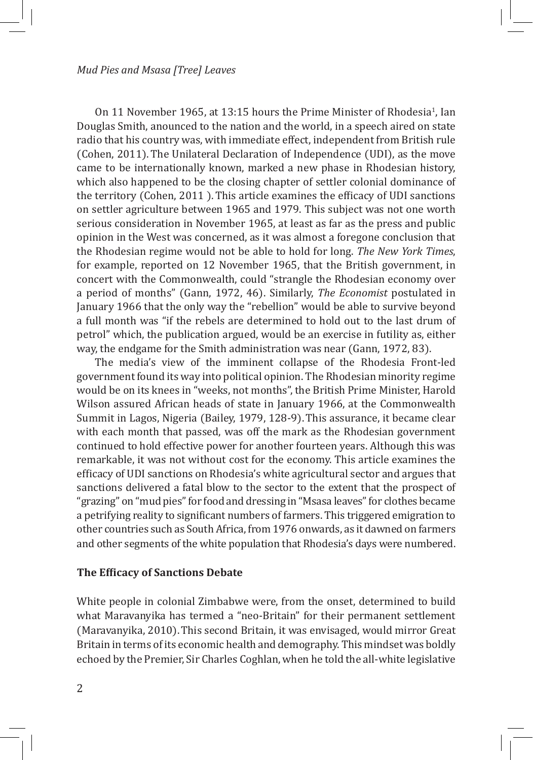On 11 November 1965, at 13:15 hours the Prime Minister of Rhodesia[1], Ian Douglas Smith, anounced to the nation and the world, in a speech aired on state radio that his country was, with immediate effect, independent from British rule (Cohen, 2011). The Unilateral Declaration of Independence (UDI), as the move came to be internationally known, marked a new phase in Rhodesian history, which also happened to be the closing chapter of settler colonial dominance of the territory (Cohen, 2011 ). This article examines the efficacy of UDI sanctions on settler agriculture between 1965 and 1979. This subject was not one worth serious consideration in November 1965, at least as far as the press and public opinion in the West was concerned, as it was almost a foregone conclusion that the Rhodesian regime would not be able to hold for long. *The New York Times*, for example, reported on 12 November 1965, that the British government, in concert with the Commonwealth, could "strangle the Rhodesian economy over a period of months" (Gann, 1972, 46). Similarly, *The Economist* postulated in January 1966 that the only way the "rebellion" would be able to survive beyond a full month was "if the rebels are determined to hold out to the last drum of petrol" which, the publication argued, would be an exercise in futility as, either way, the endgame for the Smith administration was near (Gann, 1972, 83).

The media's view of the imminent collapse of the Rhodesia Front-led government found its way into political opinion. The Rhodesian minority regime would be on its knees in "weeks, not months", the British Prime Minister, Harold Wilson assured African heads of state in January 1966, at the Commonwealth Summit in Lagos, Nigeria (Bailey, 1979, 128-9). This assurance, it became clear with each month that passed, was off the mark as the Rhodesian government continued to hold effective power for another fourteen years. Although this was remarkable, it was not without cost for the economy. This article examines the efficacy of UDI sanctions on Rhodesia's white agricultural sector and argues that sanctions delivered a fatal blow to the sector to the extent that the prospect of "grazing" on "mud pies" for food and dressing in "Msasa leaves" for clothes became a petrifying reality to significant numbers of farmers. This triggered emigration to other countries such as South Africa, from 1976 onwards, as it dawned on farmers and other segments of the white population that Rhodesia's days were numbered.

### The Efficacy of Sanctions Debate

White people in colonial Zimbabwe were, from the onset, determined to build what Maravanyika has termed a "neo-Britain" for their permanent settlement (Maravanyika, 2010). This second Britain, it was envisaged, would mirror Great Britain in terms of its economic health and demography. This mindset was boldly echoed by the Premier, Sir Charles Coghlan, when he told the all-white legislative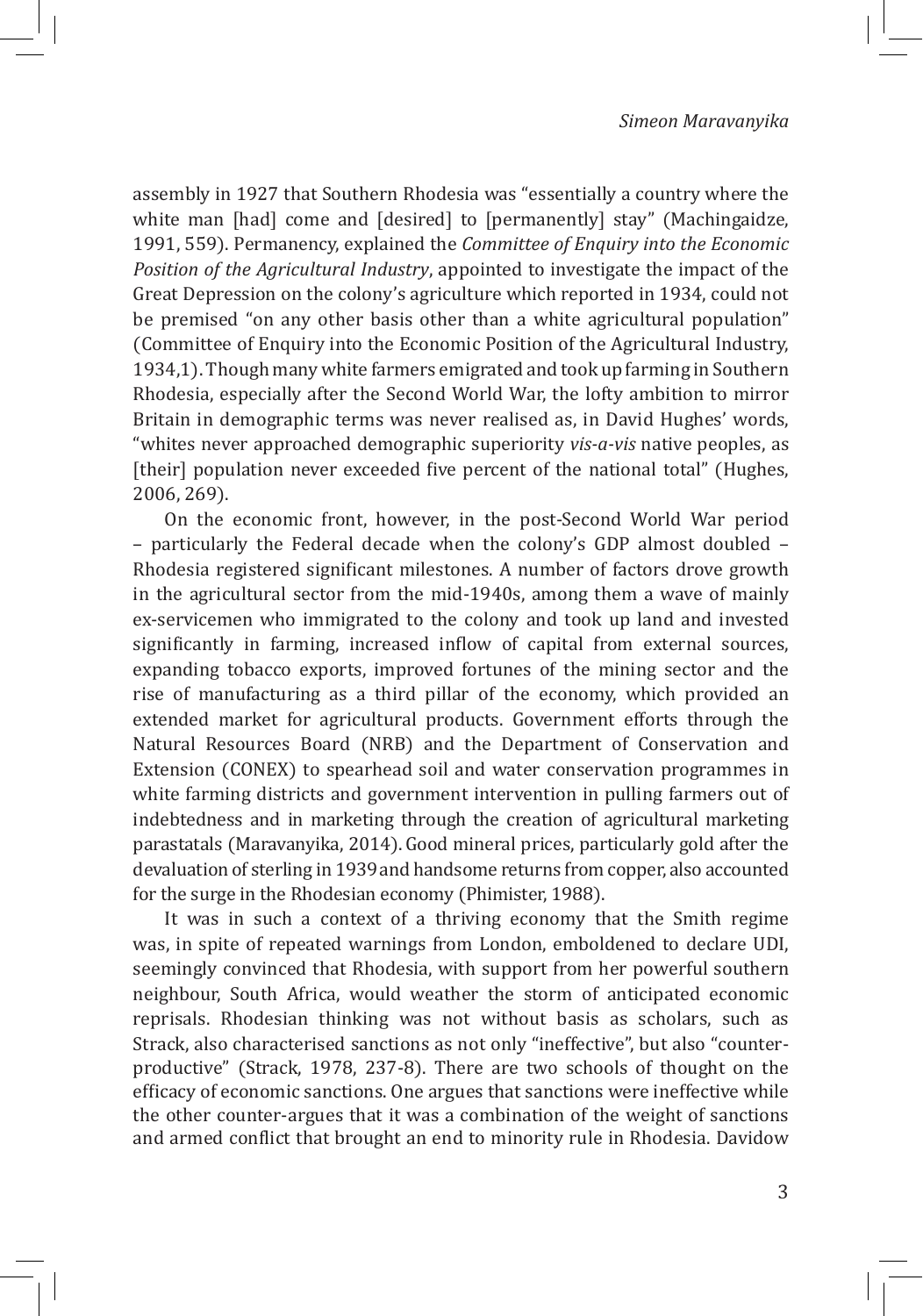assembly in 1927 that Southern Rhodesia was "essentially a country where the white man [had] come and [desired] to [permanently] stay" (Machingaidze, 1991, 559). Permanency, explained the *Committee of Enquiry into the Economic Position of the Agricultural Industry*, appointed to investigate the impact of the Great Depression on the colony's agriculture which reported in 1934, could not be premised "on any other basis other than a white agricultural population" (Committee of Enquiry into the Economic Position of the Agricultural Industry, 1934,1). Though many white farmers emigrated and took up farming in Southern Rhodesia, especially after the Second World War, the lofty ambition to mirror Britain in demographic terms was never realised as, in David Hughes' words, "whites never approached demographic superiority *vis-a-vis* native peoples, as [their] population never exceeded five percent of the national total" (Hughes, 2006, 269).

On the economic front, however, in the post-Second World War period – particularly the Federal decade when the colony's GDP almost doubled – Rhodesia registered significant milestones. A number of factors drove growth in the agricultural sector from the mid-1940s, among them a wave of mainly ex-servicemen who immigrated to the colony and took up land and invested significantly in farming, increased inflow of capital from external sources, expanding tobacco exports, improved fortunes of the mining sector and the rise of manufacturing as a third pillar of the economy, which provided an extended market for agricultural products. Government efforts through the Natural Resources Board (NRB) and the Department of Conservation and Extension (CONEX) to spearhead soil and water conservation programmes in white farming districts and government intervention in pulling farmers out of indebtedness and in marketing through the creation of agricultural marketing parastatals (Maravanyika, 2014). Good mineral prices, particularly gold after the devaluation of sterling in 1939 and handsome returns from copper, also accounted for the surge in the Rhodesian economy (Phimister, 1988).

It was in such a context of a thriving economy that the Smith regime was, in spite of repeated warnings from London, emboldened to declare UDI, seemingly convinced that Rhodesia, with support from her powerful southern neighbour, South Africa, would weather the storm of anticipated economic reprisals. Rhodesian thinking was not without basis as scholars, such as Strack, also characterised sanctions as not only "ineffective", but also "counter-productive" (Strack, 1978, 237-8). There are two schools of thought on the efficacy of economic sanctions. One argues that sanctions were ineffective while the other counter-argues that it was a combination of the weight of sanctions and armed conflict that brought an end to minority rule in Rhodesia. Davidow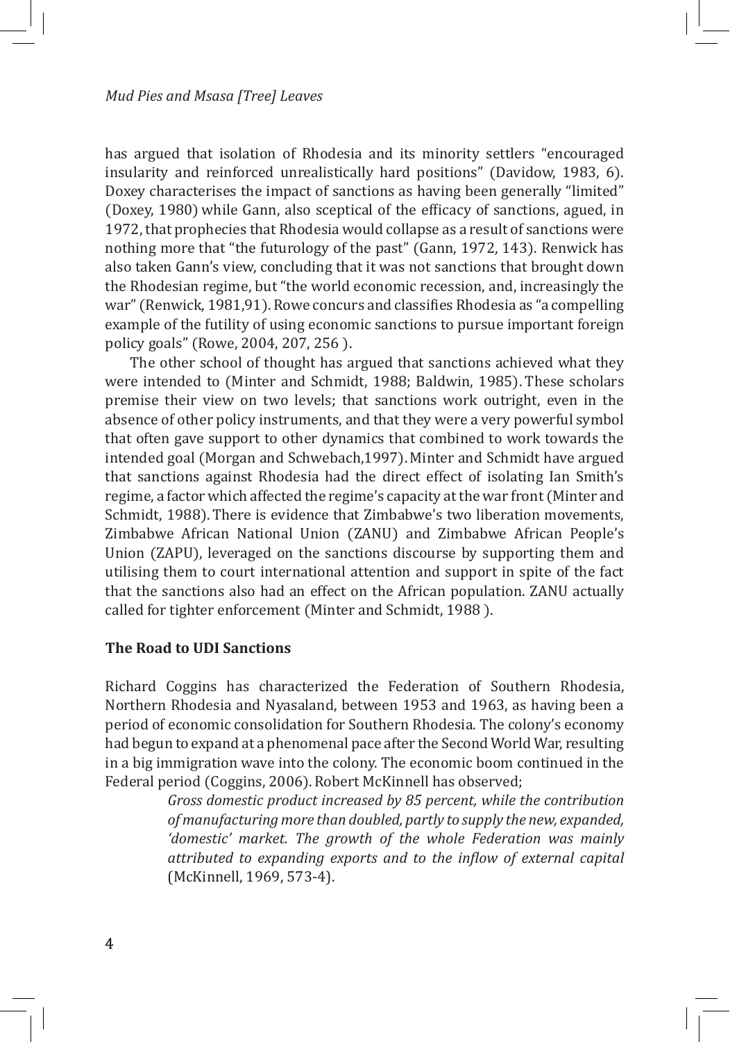has argued that isolation of Rhodesia and its minority settlers "encouraged insularity and reinforced unrealistically hard positions" (Davidow, 1983, 6). Doxey characterises the impact of sanctions as having been generally "limited" (Doxey, 1980) while Gann, also sceptical of the efficacy of sanctions, agued, in 1972, that prophecies that Rhodesia would collapse as a result of sanctions were nothing more that "the futurology of the past" (Gann, 1972, 143). Renwick has also taken Gann's view, concluding that it was not sanctions that brought down the Rhodesian regime, but "the world economic recession, and, increasingly the war" (Renwick, 1981,91). Rowe concurs and classifies Rhodesia as "a compelling example of the futility of using economic sanctions to pursue important foreign policy goals" (Rowe, 2004, 207, 256 ).

The other school of thought has argued that sanctions achieved what they were intended to (Minter and Schmidt, 1988; Baldwin, 1985). These scholars premise their view on two levels; that sanctions work outright, even in the absence of other policy instruments, and that they were a very powerful symbol that often gave support to other dynamics that combined to work towards the intended goal (Morgan and Schwebach,1997). Minter and Schmidt have argued that sanctions against Rhodesia had the direct effect of isolating Ian Smith's regime, a factor which affected the regime's capacity at the war front (Minter and Schmidt, 1988). There is evidence that Zimbabwe's two liberation movements, Zimbabwe African National Union (ZANU) and Zimbabwe African People's Union (ZAPU), leveraged on the sanctions discourse by supporting them and utilising them to court international attention and support in spite of the fact that the sanctions also had an effect on the African population. ZANU actually called for tighter enforcement (Minter and Schmidt, 1988 ).

**The Road to UDI Sanctions**

Richard Coggins has characterized the Federation of Southern Rhodesia, Northern Rhodesia and Nyasaland, between 1953 and 1963, as having been a period of economic consolidation for Southern Rhodesia. The colony's economy had begun to expand at a phenomenal pace after the Second World War, resulting in a big immigration wave into the colony. The economic boom continued in the Federal period (Coggins, 2006). Robert McKinnell has observed;

> *Gross domestic product increased by 85 percent, while the contribution of manufacturing more than doubled, partly to supply the new, expanded, 'domestic' market. The growth of the whole Federation was mainly attributed to expanding exports and to the inflow of external capital* (McKinnell, 1969, 573-4).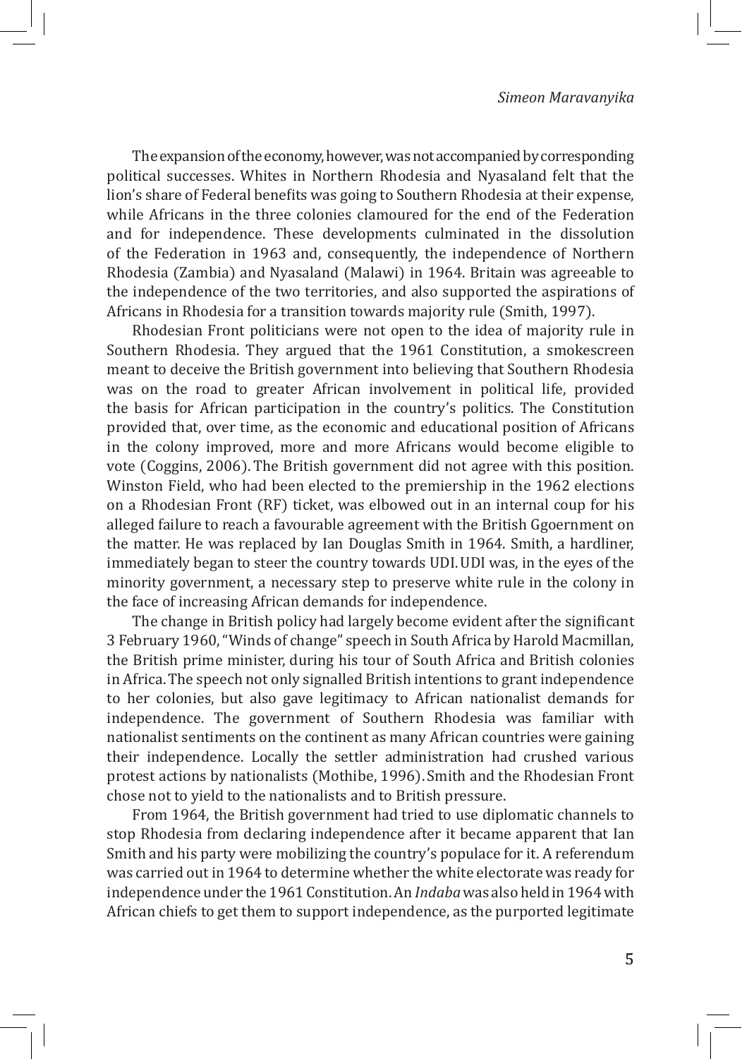The expansion of the economy, however, was not accompanied by corresponding political successes. Whites in Northern Rhodesia and Nyasaland felt that the lion's share of Federal benefits was going to Southern Rhodesia at their expense, while Africans in the three colonies clamoured for the end of the Federation and for independence. These developments culminated in the dissolution of the Federation in 1963 and, consequently, the independence of Northern Rhodesia (Zambia) and Nyasaland (Malawi) in 1964. Britain was agreeable to the independence of the two territories, and also supported the aspirations of Africans in Rhodesia for a transition towards majority rule (Smith, 1997).

Rhodesian Front politicians were not open to the idea of majority rule in Southern Rhodesia. They argued that the 1961 Constitution, a smokescreen meant to deceive the British government into believing that Southern Rhodesia was on the road to greater African involvement in political life, provided the basis for African participation in the country's politics. The Constitution provided that, over time, as the economic and educational position of Africans in the colony improved, more and more Africans would become eligible to vote (Coggins, 2006). The British government did not agree with this position. Winston Field, who had been elected to the premiership in the 1962 elections on a Rhodesian Front (RF) ticket, was elbowed out in an internal coup for his alleged failure to reach a favourable agreement with the British Ggoernment on the matter. He was replaced by Ian Douglas Smith in 1964. Smith, a hardliner, immediately began to steer the country towards UDI. UDI was, in the eyes of the minority government, a necessary step to preserve white rule in the colony in the face of increasing African demands for independence.

The change in British policy had largely become evident after the significant 3 February 1960, "Winds of change" speech in South Africa by Harold Macmillan, the British prime minister, during his tour of South Africa and British colonies in Africa. The speech not only signalled British intentions to grant independence to her colonies, but also gave legitimacy to African nationalist demands for independence. The government of Southern Rhodesia was familiar with nationalist sentiments on the continent as many African countries were gaining their independence. Locally the settler administration had crushed various protest actions by nationalists (Mothibe, 1996). Smith and the Rhodesian Front chose not to yield to the nationalists and to British pressure.

From 1964, the British government had tried to use diplomatic channels to stop Rhodesia from declaring independence after it became apparent that Ian Smith and his party were mobilizing the country's populace for it. A referendum was carried out in 1964 to determine whether the white electorate was ready for independence under the 1961 Constitution. An *Indaba* was also held in 1964 with African chiefs to get them to support independence, as the purported legitimate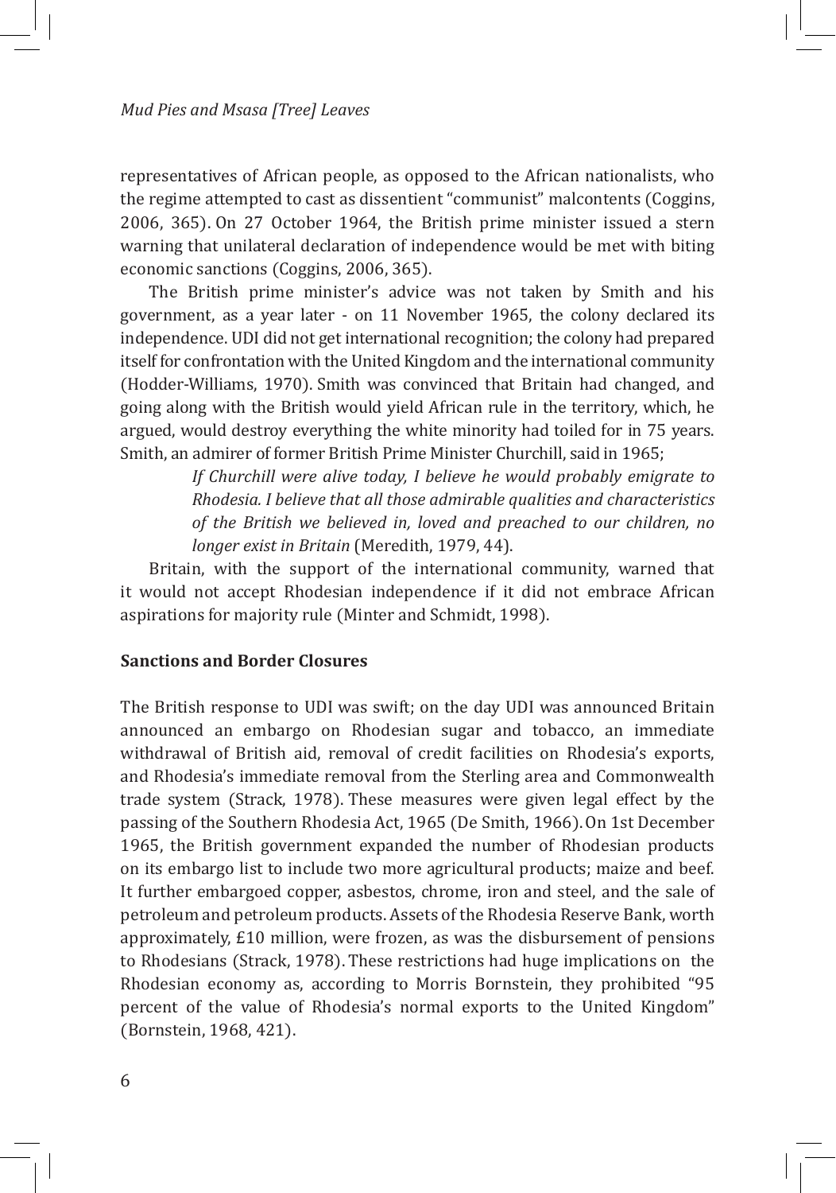representatives of African people, as opposed to the African nationalists, who the regime attempted to cast as dissentient "communist" malcontents (Coggins, 2006, 365). On 27 October 1964, the British prime minister issued a stern warning that unilateral declaration of independence would be met with biting economic sanctions (Coggins, 2006, 365).

The British prime minister's advice was not taken by Smith and his government, as a year later - on 11 November 1965, the colony declared its independence. UDI did not get international recognition; the colony had prepared itself for confrontation with the United Kingdom and the international community (Hodder-Williams, 1970). Smith was convinced that Britain had changed, and going along with the British would yield African rule in the territory, which, he argued, would destroy everything the white minority had toiled for in 75 years. Smith, an admirer of former British Prime Minister Churchill, said in 1965;

> *If Churchill were alive today, I believe he would probably emigrate to Rhodesia. I believe that all those admirable qualities and characteristics of the British we believed in, loved and preached to our children, no longer exist in Britain* (Meredith, 1979, 44).

Britain, with the support of the international community, warned that it would not accept Rhodesian independence if it did not embrace African aspirations for majority rule (Minter and Schmidt, 1998).

**Sanctions and Border Closures**

The British response to UDI was swift; on the day UDI was announced Britain announced an embargo on Rhodesian sugar and tobacco, an immediate withdrawal of British aid, removal of credit facilities on Rhodesia's exports, and Rhodesia's immediate removal from the Sterling area and Commonwealth trade system (Strack, 1978). These measures were given legal effect by the passing of the Southern Rhodesia Act, 1965 (De Smith, 1966). On 1st December 1965, the British government expanded the number of Rhodesian products on its embargo list to include two more agricultural products; maize and beef. It further embargoed copper, asbestos, chrome, iron and steel, and the sale of petroleum and petroleum products. Assets of the Rhodesia Reserve Bank, worth approximately, £10 million, were frozen, as was the disbursement of pensions to Rhodesians (Strack, 1978). These restrictions had huge implications on the Rhodesian economy as, according to Morris Bornstein, they prohibited "95 percent of the value of Rhodesia's normal exports to the United Kingdom" (Bornstein, 1968, 421).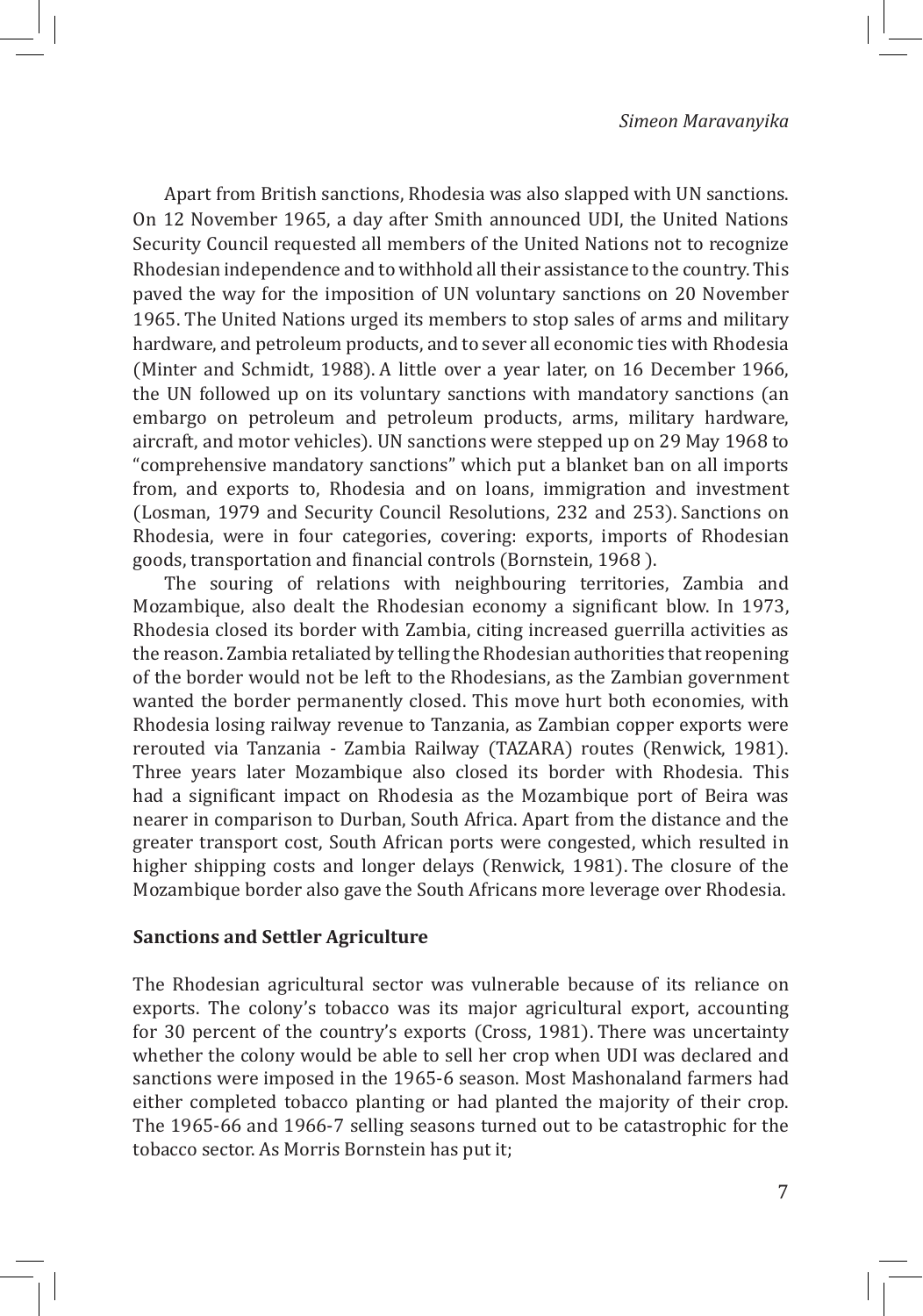Apart from British sanctions, Rhodesia was also slapped with UN sanctions. On 12 November 1965, a day after Smith announced UDI, the United Nations Security Council requested all members of the United Nations not to recognize Rhodesian independence and to withhold all their assistance to the country. This paved the way for the imposition of UN voluntary sanctions on 20 November 1965. The United Nations urged its members to stop sales of arms and military hardware, and petroleum products, and to sever all economic ties with Rhodesia (Minter and Schmidt, 1988). A little over a year later, on 16 December 1966, the UN followed up on its voluntary sanctions with mandatory sanctions (an embargo on petroleum and petroleum products, arms, military hardware, aircraft, and motor vehicles). UN sanctions were stepped up on 29 May 1968 to "comprehensive mandatory sanctions" which put a blanket ban on all imports from, and exports to, Rhodesia and on loans, immigration and investment (Losman, 1979 and Security Council Resolutions, 232 and 253). Sanctions on Rhodesia, were in four categories, covering: exports, imports of Rhodesian goods, transportation and financial controls (Bornstein, 1968 ).

The souring of relations with neighbouring territories, Zambia and Mozambique, also dealt the Rhodesian economy a significant blow. In 1973, Rhodesia closed its border with Zambia, citing increased guerrilla activities as the reason. Zambia retaliated by telling the Rhodesian authorities that reopening of the border would not be left to the Rhodesians, as the Zambian government wanted the border permanently closed. This move hurt both economies, with Rhodesia losing railway revenue to Tanzania, as Zambian copper exports were rerouted via Tanzania - Zambia Railway (TAZARA) routes (Renwick, 1981). Three years later Mozambique also closed its border with Rhodesia. This had a significant impact on Rhodesia as the Mozambique port of Beira was nearer in comparison to Durban, South Africa. Apart from the distance and the greater transport cost, South African ports were congested, which resulted in higher shipping costs and longer delays (Renwick, 1981). The closure of the Mozambique border also gave the South Africans more leverage over Rhodesia.

## Sanctions and Settler Agriculture

The Rhodesian agricultural sector was vulnerable because of its reliance on exports. The colony's tobacco was its major agricultural export, accounting for 30 percent of the country's exports (Cross, 1981). There was uncertainty whether the colony would be able to sell her crop when UDI was declared and sanctions were imposed in the 1965-6 season. Most Mashonaland farmers had either completed tobacco planting or had planted the majority of their crop. The 1965-66 and 1966-7 selling seasons turned out to be catastrophic for the tobacco sector. As Morris Bornstein has put it;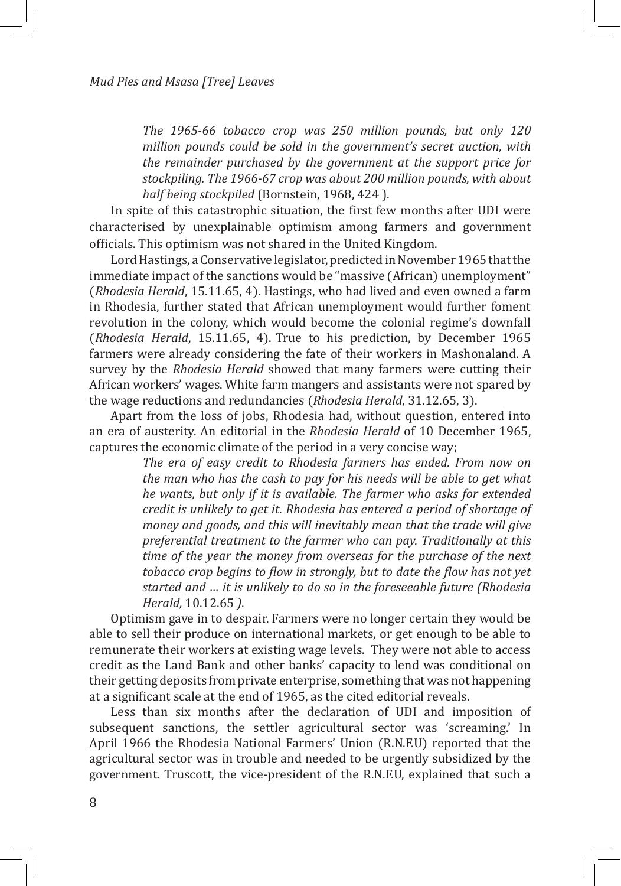> *The 1965-66 tobacco crop was 250 million pounds, but only 120 million pounds could be sold in the government's secret auction, with the remainder purchased by the government at the support price for stockpiling. The 1966-67 crop was about 200 million pounds, with about half being stockpiled* (Bornstein, 1968, 424 ).

In spite of this catastrophic situation, the first few months after UDI were characterised by unexplainable optimism among farmers and government officials. This optimism was not shared in the United Kingdom.

Lord Hastings, a Conservative legislator, predicted in November 1965 that the immediate impact of the sanctions would be "massive (African) unemployment" (*Rhodesia Herald*, 15.11.65, 4). Hastings, who had lived and even owned a farm in Rhodesia, further stated that African unemployment would further foment revolution in the colony, which would become the colonial regime's downfall (*Rhodesia Herald*, 15.11.65, 4). True to his prediction, by December 1965 farmers were already considering the fate of their workers in Mashonaland. A survey by the *Rhodesia Herald* showed that many farmers were cutting their African workers' wages. White farm mangers and assistants were not spared by the wage reductions and redundancies (*Rhodesia Herald*, 31.12.65, 3).

Apart from the loss of jobs, Rhodesia had, without question, entered into an era of austerity. An editorial in the *Rhodesia Herald* of 10 December 1965, captures the economic climate of the period in a very concise way;

> *The era of easy credit to Rhodesia farmers has ended. From now on the man who has the cash to pay for his needs will be able to get what he wants, but only if it is available. The farmer who asks for extended credit is unlikely to get it. Rhodesia has entered a period of shortage of money and goods, and this will inevitably mean that the trade will give preferential treatment to the farmer who can pay. Traditionally at this time of the year the money from overseas for the purchase of the next tobacco crop begins to flow in strongly, but to date the flow has not yet started and ... it is unlikely to do so in the foreseeable future (Rhodesia Herald,* 10.12.65 *).*

Optimism gave in to despair. Farmers were no longer certain they would be able to sell their produce on international markets, or get enough to be able to remunerate their workers at existing wage levels. They were not able to access credit as the Land Bank and other banks' capacity to lend was conditional on their getting deposits from private enterprise, something that was not happening at a significant scale at the end of 1965, as the cited editorial reveals.

Less than six months after the declaration of UDI and imposition of subsequent sanctions, the settler agricultural sector was 'screaming.' In April 1966 the Rhodesia National Farmers' Union (R.N.F.U) reported that the agricultural sector was in trouble and needed to be urgently subsidized by the government. Truscott, the vice-president of the R.N.F.U, explained that such a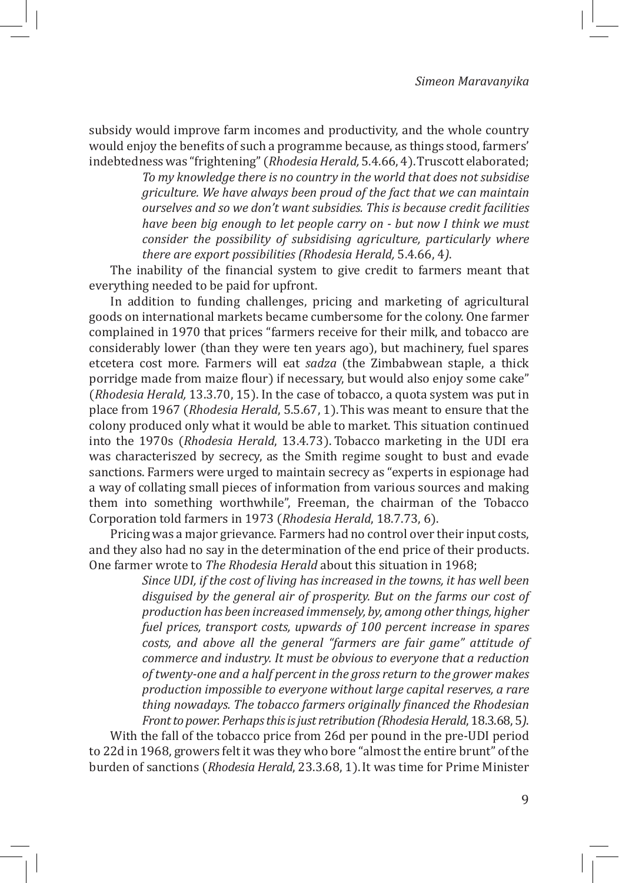subsidy would improve farm incomes and productivity, and the whole country would enjoy the benefits of such a programme because, as things stood, farmers' indebtedness was "frightening" (*Rhodesia Herald,* 5.4.66, 4). Truscott elaborated;

> *To my knowledge there is no country in the world that does not subsidise griculture. We have always been proud of the fact that we can maintain ourselves and so we don't want subsidies. This is because credit facilities have been big enough to let people carry on - but now I think we must consider the possibility of subsidising agriculture, particularly where there are export possibilities (Rhodesia Herald,* 5.4.66, 4*).*

The inability of the financial system to give credit to farmers meant that everything needed to be paid for upfront.

In addition to funding challenges, pricing and marketing of agricultural goods on international markets became cumbersome for the colony. One farmer complained in 1970 that prices "farmers receive for their milk, and tobacco are considerably lower (than they were ten years ago), but machinery, fuel spares etcetera cost more. Farmers will eat *sadza* (the Zimbabwean staple, a thick porridge made from maize flour) if necessary, but would also enjoy some cake" (*Rhodesia Herald,* 13.3.70, 15). In the case of tobacco, a quota system was put in place from 1967 (*Rhodesia Herald*, 5.5.67, 1). This was meant to ensure that the colony produced only what it would be able to market. This situation continued into the 1970s (*Rhodesia Herald*, 13.4.73). Tobacco marketing in the UDI era was characteriszed by secrecy, as the Smith regime sought to bust and evade sanctions. Farmers were urged to maintain secrecy as "experts in espionage had a way of collating small pieces of information from various sources and making them into something worthwhile", Freeman, the chairman of the Tobacco Corporation told farmers in 1973 (*Rhodesia Herald*, 18.7.73, 6).

Pricing was a major grievance. Farmers had no control over their input costs, and they also had no say in the determination of the end price of their products. One farmer wrote to *The Rhodesia Herald* about this situation in 1968;

> *Since UDI, if the cost of living has increased in the towns, it has well been disguised by the general air of prosperity. But on the farms our cost of production has been increased immensely, by, among other things, higher fuel prices, transport costs, upwards of 100 percent increase in spares costs, and above all the general "farmers are fair game" attitude of commerce and industry. It must be obvious to everyone that a reduction of twenty-one and a half percent in the gross return to the grower makes production impossible to everyone without large capital reserves, a rare thing nowadays. The tobacco farmers originally financed the Rhodesian Front to power. Perhaps this is just retribution (Rhodesia Herald*, 18.3.68, 5*).*

With the fall of the tobacco price from 26d per pound in the pre-UDI period to 22d in 1968, growers felt it was they who bore "almost the entire brunt" of the burden of sanctions (*Rhodesia Herald*, 23.3.68, 1). It was time for Prime Minister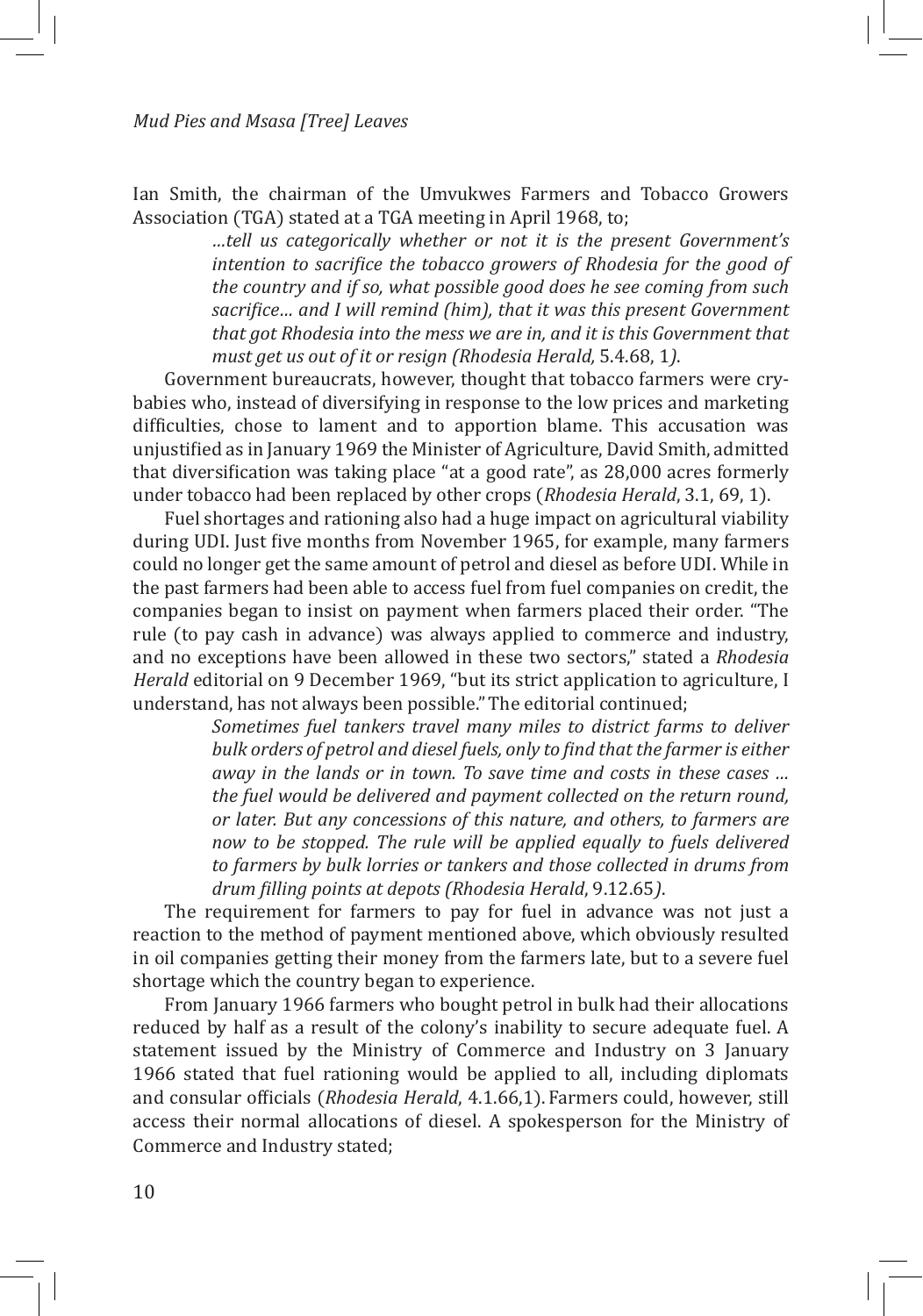Ian Smith, the chairman of the Umvukwes Farmers and Tobacco Growers Association (TGA) stated at a TGA meeting in April 1968, to;

> *…tell us categorically whether or not it is the present Government's intention to sacrifice the tobacco growers of Rhodesia for the good of the country and if so, what possible good does he see coming from such sacrifice… and I will remind (him), that it was this present Government that got Rhodesia into the mess we are in, and it is this Government that must get us out of it or resign (Rhodesia Herald,* 5.4.68, 1*)*.

Government bureaucrats, however, thought that tobacco farmers were cry-babies who, instead of diversifying in response to the low prices and marketing difficulties, chose to lament and to apportion blame. This accusation was unjustified as in January 1969 the Minister of Agriculture, David Smith, admitted that diversification was taking place "at a good rate", as 28,000 acres formerly under tobacco had been replaced by other crops (*Rhodesia Herald*, 3.1, 69, 1).

Fuel shortages and rationing also had a huge impact on agricultural viability during UDI. Just five months from November 1965, for example, many farmers could no longer get the same amount of petrol and diesel as before UDI. While in the past farmers had been able to access fuel from fuel companies on credit, the companies began to insist on payment when farmers placed their order. "The rule (to pay cash in advance) was always applied to commerce and industry, and no exceptions have been allowed in these two sectors," stated a *Rhodesia Herald* editorial on 9 December 1969, "but its strict application to agriculture, I understand, has not always been possible." The editorial continued;

> *Sometimes fuel tankers travel many miles to district farms to deliver bulk orders of petrol and diesel fuels, only to find that the farmer is either away in the lands or in town. To save time and costs in these cases … the fuel would be delivered and payment collected on the return round, or later. But any concessions of this nature, and others, to farmers are now to be stopped. The rule will be applied equally to fuels delivered to farmers by bulk lorries or tankers and those collected in drums from drum filling points at depots (Rhodesia Herald*, 9.12.65*)*.

The requirement for farmers to pay for fuel in advance was not just a reaction to the method of payment mentioned above, which obviously resulted in oil companies getting their money from the farmers late, but to a severe fuel shortage which the country began to experience.

From January 1966 farmers who bought petrol in bulk had their allocations reduced by half as a result of the colony's inability to secure adequate fuel. A statement issued by the Ministry of Commerce and Industry on 3 January 1966 stated that fuel rationing would be applied to all, including diplomats and consular officials (*Rhodesia Herald*, 4.1.66,1). Farmers could, however, still access their normal allocations of diesel. A spokesperson for the Ministry of Commerce and Industry stated;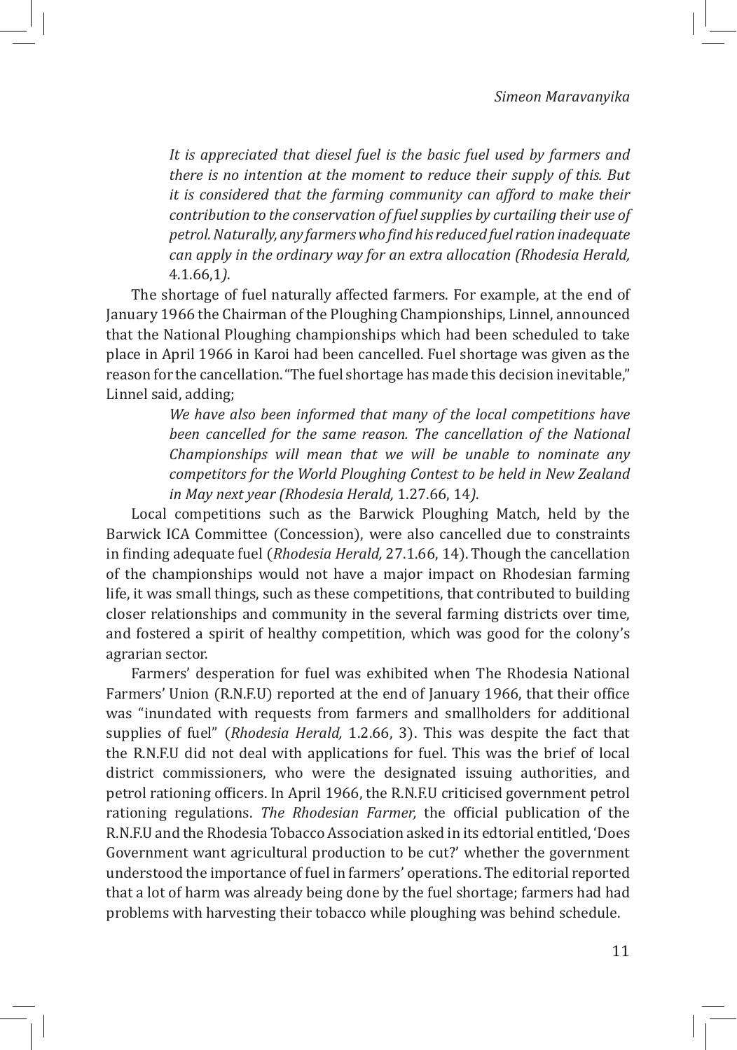> *It is appreciated that diesel fuel is the basic fuel used by farmers and there is no intention at the moment to reduce their supply of this. But it is considered that the farming community can afford to make their contribution to the conservation of fuel supplies by curtailing their use of petrol. Naturally, any farmers who find his reduced fuel ration inadequate can apply in the ordinary way for an extra allocation (Rhodesia Herald,* 4.1.66,1*)*.

The shortage of fuel naturally affected farmers. For example, at the end of January 1966 the Chairman of the Ploughing Championships, Linnel, announced that the National Ploughing championships which had been scheduled to take place in April 1966 in Karoi had been cancelled. Fuel shortage was given as the reason for the cancellation. "The fuel shortage has made this decision inevitable," Linnel said, adding;

> *We have also been informed that many of the local competitions have been cancelled for the same reason. The cancellation of the National Championships will mean that we will be unable to nominate any competitors for the World Ploughing Contest to be held in New Zealand in May next year (Rhodesia Herald,* 1.27.66, 14*)*.

Local competitions such as the Barwick Ploughing Match, held by the Barwick ICA Committee (Concession), were also cancelled due to constraints in finding adequate fuel (*Rhodesia Herald,* 27.1.66, 14). Though the cancellation of the championships would not have a major impact on Rhodesian farming life, it was small things, such as these competitions, that contributed to building closer relationships and community in the several farming districts over time, and fostered a spirit of healthy competition, which was good for the colony's agrarian sector.

Farmers' desperation for fuel was exhibited when The Rhodesia National Farmers' Union (R.N.F.U) reported at the end of January 1966, that their office was "inundated with requests from farmers and smallholders for additional supplies of fuel" (*Rhodesia Herald,* 1.2.66, 3). This was despite the fact that the R.N.F.U did not deal with applications for fuel. This was the brief of local district commissioners, who were the designated issuing authorities, and petrol rationing officers. In April 1966, the R.N.F.U criticised government petrol rationing regulations. *The Rhodesian Farmer,* the official publication of the R.N.F.U and the Rhodesia Tobacco Association asked in its edtorial entitled, 'Does Government want agricultural production to be cut?' whether the government understood the importance of fuel in farmers' operations. The editorial reported that a lot of harm was already being done by the fuel shortage; farmers had had problems with harvesting their tobacco while ploughing was behind schedule.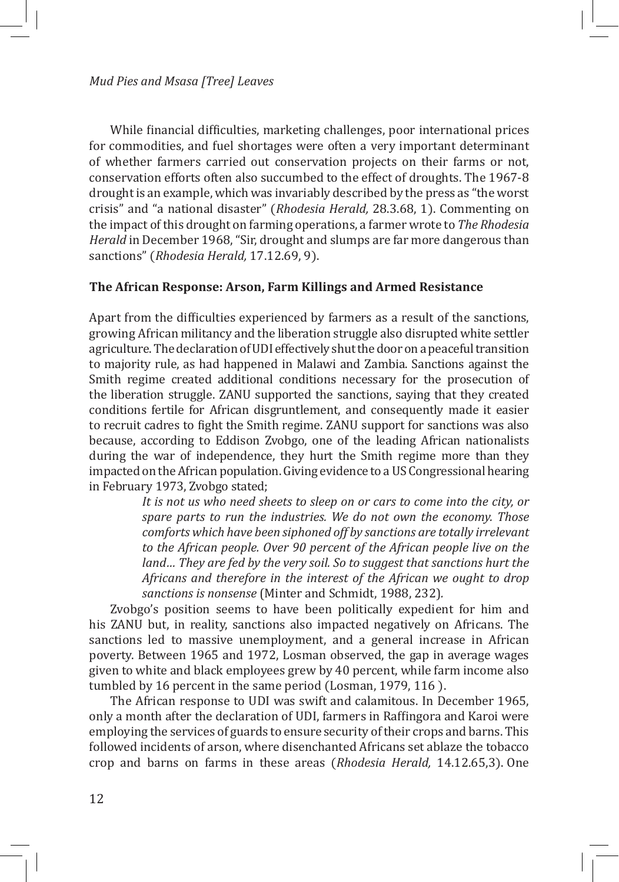While financial difficulties, marketing challenges, poor international prices for commodities, and fuel shortages were often a very important determinant of whether farmers carried out conservation projects on their farms or not, conservation efforts often also succumbed to the effect of droughts. The 1967-8 drought is an example, which was invariably described by the press as "the worst crisis" and "a national disaster" (*Rhodesia Herald,* 28.3.68, 1). Commenting on the impact of this drought on farming operations, a farmer wrote to *The Rhodesia Herald* in December 1968, "Sir, drought and slumps are far more dangerous than sanctions" (*Rhodesia Herald,* 17.12.69, 9).

### The African Response: Arson, Farm Killings and Armed Resistance

Apart from the difficulties experienced by farmers as a result of the sanctions, growing African militancy and the liberation struggle also disrupted white settler agriculture. The declaration of UDI effectively shut the door on a peaceful transition to majority rule, as had happened in Malawi and Zambia. Sanctions against the Smith regime created additional conditions necessary for the prosecution of the liberation struggle. ZANU supported the sanctions, saying that they created conditions fertile for African disgruntlement, and consequently made it easier to recruit cadres to fight the Smith regime. ZANU support for sanctions was also because, according to Eddison Zvobgo, one of the leading African nationalists during the war of independence, they hurt the Smith regime more than they impacted on the African population. Giving evidence to a US Congressional hearing in February 1973, Zvobgo stated;

> *It is not us who need sheets to sleep on or cars to come into the city, or spare parts to run the industries. We do not own the economy. Those comforts which have been siphoned off by sanctions are totally irrelevant to the African people. Over 90 percent of the African people live on the land… They are fed by the very soil. So to suggest that sanctions hurt the Africans and therefore in the interest of the African we ought to drop sanctions is nonsense* (Minter and Schmidt, 1988, 232).

Zvobgo's position seems to have been politically expedient for him and his ZANU but, in reality, sanctions also impacted negatively on Africans. The sanctions led to massive unemployment, and a general increase in African poverty. Between 1965 and 1972, Losman observed, the gap in average wages given to white and black employees grew by 40 percent, while farm income also tumbled by 16 percent in the same period (Losman, 1979, 116 ).

The African response to UDI was swift and calamitous. In December 1965, only a month after the declaration of UDI, farmers in Raffingora and Karoi were employing the services of guards to ensure security of their crops and barns. This followed incidents of arson, where disenchanted Africans set ablaze the tobacco crop and barns on farms in these areas (*Rhodesia Herald,* 14.12.65,3). One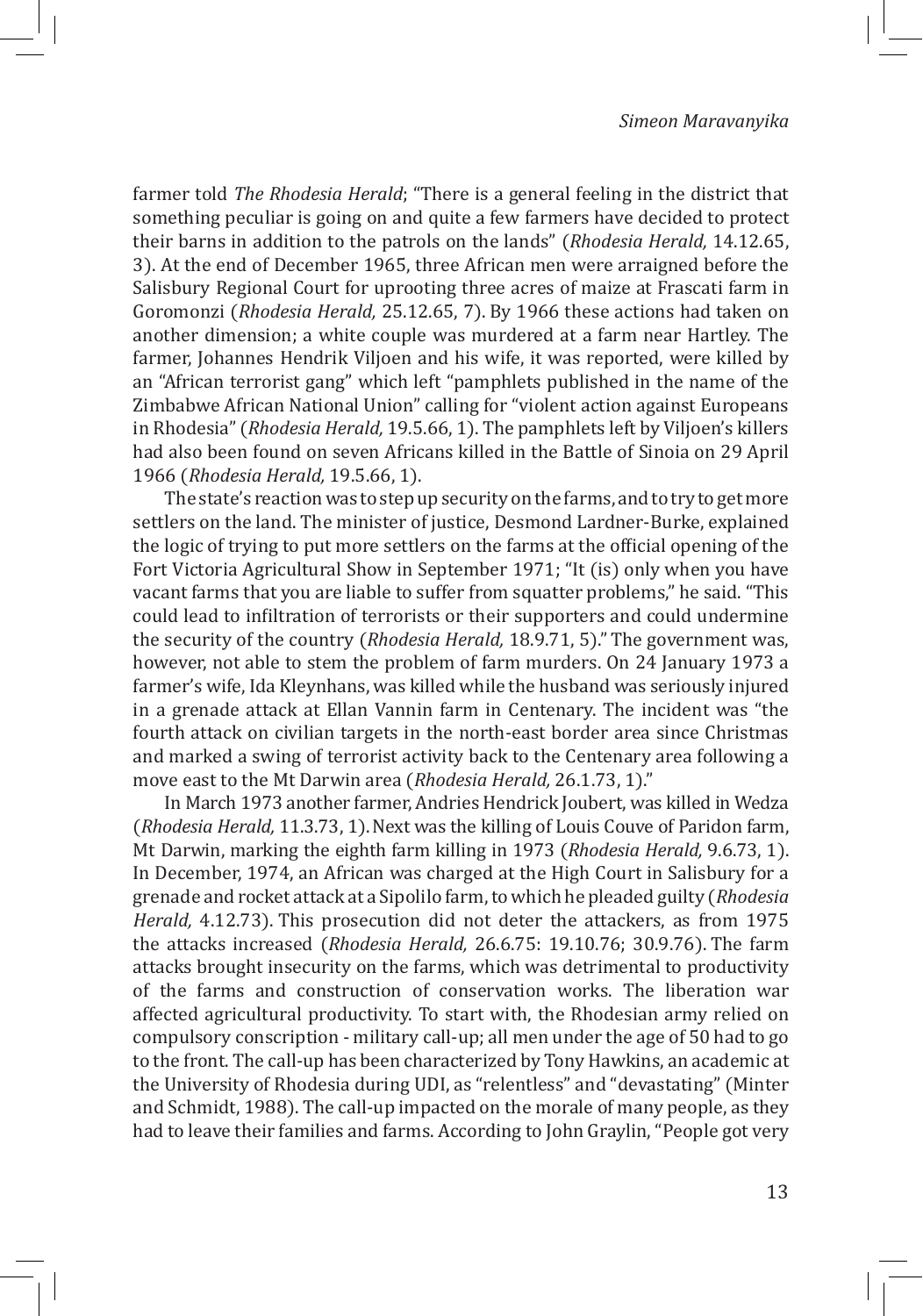farmer told *The Rhodesia Herald*; "There is a general feeling in the district that something peculiar is going on and quite a few farmers have decided to protect their barns in addition to the patrols on the lands" (*Rhodesia Herald,* 14.12.65, 3). At the end of December 1965, three African men were arraigned before the Salisbury Regional Court for uprooting three acres of maize at Frascati farm in Goromonzi (*Rhodesia Herald,* 25.12.65, 7). By 1966 these actions had taken on another dimension; a white couple was murdered at a farm near Hartley. The farmer, Johannes Hendrik Viljoen and his wife, it was reported, were killed by an "African terrorist gang" which left "pamphlets published in the name of the Zimbabwe African National Union" calling for "violent action against Europeans in Rhodesia" (*Rhodesia Herald,* 19.5.66, 1). The pamphlets left by Viljoen's killers had also been found on seven Africans killed in the Battle of Sinoia on 29 April 1966 (*Rhodesia Herald,* 19.5.66, 1).

The state's reaction was to step up security on the farms, and to try to get more settlers on the land. The minister of justice, Desmond Lardner-Burke, explained the logic of trying to put more settlers on the farms at the official opening of the Fort Victoria Agricultural Show in September 1971; "It (is) only when you have vacant farms that you are liable to suffer from squatter problems," he said. "This could lead to infiltration of terrorists or their supporters and could undermine the security of the country (*Rhodesia Herald,* 18.9.71, 5)." The government was, however, not able to stem the problem of farm murders. On 24 January 1973 a farmer's wife, Ida Kleynhans, was killed while the husband was seriously injured in a grenade attack at Ellan Vannin farm in Centenary. The incident was "the fourth attack on civilian targets in the north-east border area since Christmas and marked a swing of terrorist activity back to the Centenary area following a move east to the Mt Darwin area (*Rhodesia Herald,* 26.1.73, 1)."

In March 1973 another farmer, Andries Hendrick Joubert, was killed in Wedza (*Rhodesia Herald,* 11.3.73, 1). Next was the killing of Louis Couve of Paridon farm, Mt Darwin, marking the eighth farm killing in 1973 (*Rhodesia Herald,* 9.6.73, 1). In December, 1974, an African was charged at the High Court in Salisbury for a grenade and rocket attack at a Sipolilo farm, to which he pleaded guilty (*Rhodesia Herald,* 4.12.73). This prosecution did not deter the attackers, as from 1975 the attacks increased (*Rhodesia Herald,* 26.6.75: 19.10.76; 30.9.76). The farm attacks brought insecurity on the farms, which was detrimental to productivity of the farms and construction of conservation works. The liberation war affected agricultural productivity. To start with, the Rhodesian army relied on compulsory conscription - military call-up; all men under the age of 50 had to go to the front. The call-up has been characterized by Tony Hawkins, an academic at the University of Rhodesia during UDI, as "relentless" and "devastating" (Minter and Schmidt, 1988). The call-up impacted on the morale of many people, as they had to leave their families and farms. According to John Graylin, "People got very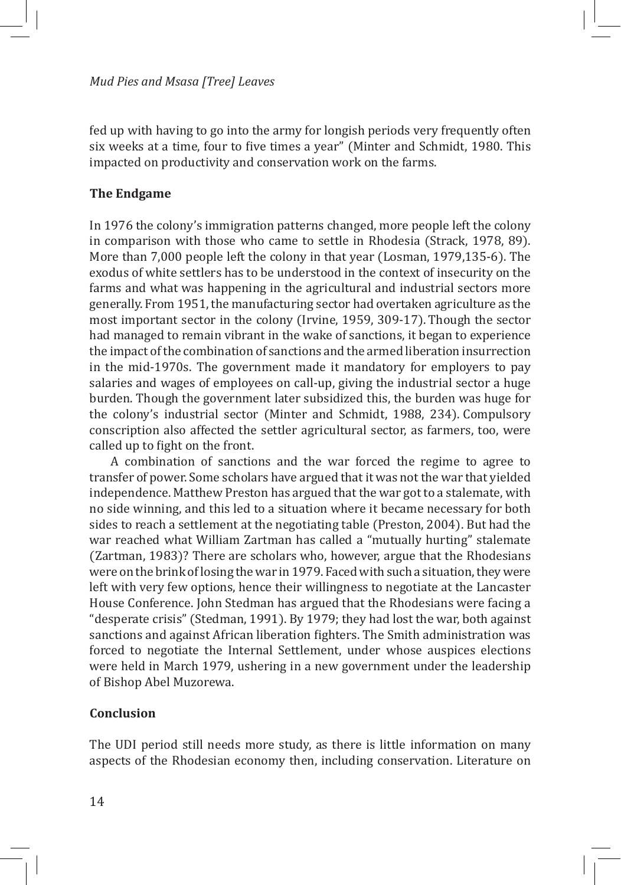fed up with having to go into the army for longish periods very frequently often six weeks at a time, four to five times a year" (Minter and Schmidt, 1980. This impacted on productivity and conservation work on the farms.

### The Endgame

In 1976 the colony's immigration patterns changed, more people left the colony in comparison with those who came to settle in Rhodesia (Strack, 1978, 89). More than 7,000 people left the colony in that year (Losman, 1979,135-6). The exodus of white settlers has to be understood in the context of insecurity on the farms and what was happening in the agricultural and industrial sectors more generally. From 1951, the manufacturing sector had overtaken agriculture as the most important sector in the colony (Irvine, 1959, 309-17). Though the sector had managed to remain vibrant in the wake of sanctions, it began to experience the impact of the combination of sanctions and the armed liberation insurrection in the mid-1970s. The government made it mandatory for employers to pay salaries and wages of employees on call-up, giving the industrial sector a huge burden. Though the government later subsidized this, the burden was huge for the colony's industrial sector (Minter and Schmidt, 1988, 234). Compulsory conscription also affected the settler agricultural sector, as farmers, too, were called up to fight on the front.

A combination of sanctions and the war forced the regime to agree to transfer of power. Some scholars have argued that it was not the war that yielded independence. Matthew Preston has argued that the war got to a stalemate, with no side winning, and this led to a situation where it became necessary for both sides to reach a settlement at the negotiating table (Preston, 2004). But had the war reached what William Zartman has called a "mutually hurting" stalemate (Zartman, 1983)? There are scholars who, however, argue that the Rhodesians were on the brink of losing the war in 1979. Faced with such a situation, they were left with very few options, hence their willingness to negotiate at the Lancaster House Conference. John Stedman has argued that the Rhodesians were facing a "desperate crisis" (Stedman, 1991). By 1979; they had lost the war, both against sanctions and against African liberation fighters. The Smith administration was forced to negotiate the Internal Settlement, under whose auspices elections were held in March 1979, ushering in a new government under the leadership of Bishop Abel Muzorewa.

### Conclusion

The UDI period still needs more study, as there is little information on many aspects of the Rhodesian economy then, including conservation. Literature on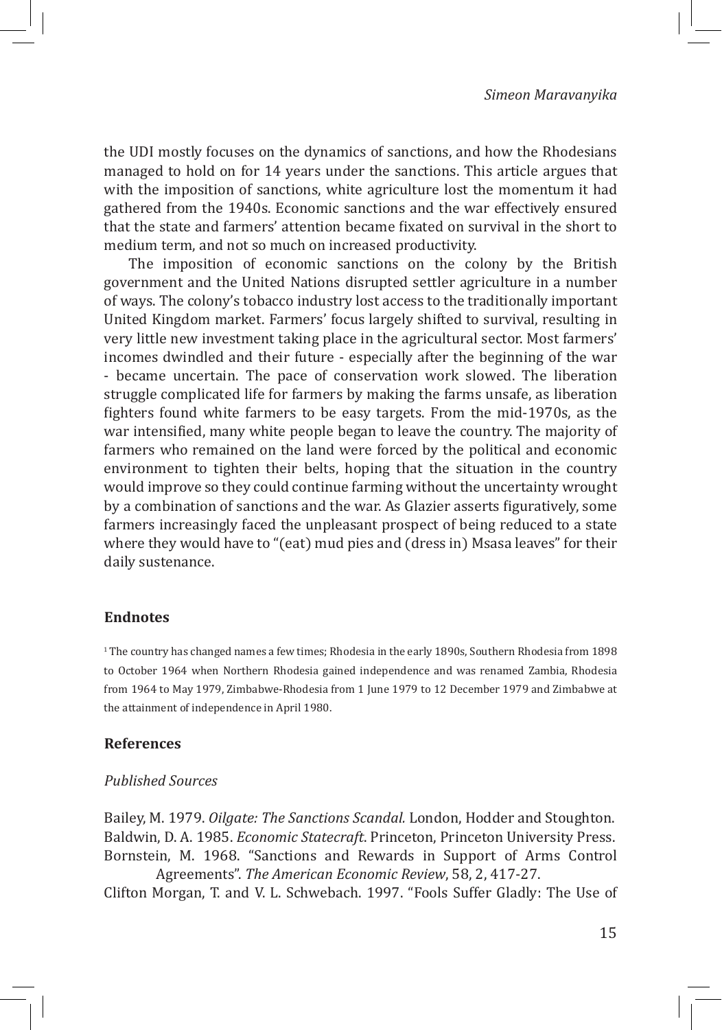the UDI mostly focuses on the dynamics of sanctions, and how the Rhodesians managed to hold on for 14 years under the sanctions. This article argues that with the imposition of sanctions, white agriculture lost the momentum it had gathered from the 1940s. Economic sanctions and the war effectively ensured that the state and farmers' attention became fixated on survival in the short to medium term, and not so much on increased productivity.

The imposition of economic sanctions on the colony by the British government and the United Nations disrupted settler agriculture in a number of ways. The colony's tobacco industry lost access to the traditionally important United Kingdom market. Farmers' focus largely shifted to survival, resulting in very little new investment taking place in the agricultural sector. Most farmers' incomes dwindled and their future - especially after the beginning of the war - became uncertain. The pace of conservation work slowed. The liberation struggle complicated life for farmers by making the farms unsafe, as liberation fighters found white farmers to be easy targets. From the mid-1970s, as the war intensified, many white people began to leave the country. The majority of farmers who remained on the land were forced by the political and economic environment to tighten their belts, hoping that the situation in the country would improve so they could continue farming without the uncertainty wrought by a combination of sanctions and the war. As Glazier asserts figuratively, some farmers increasingly faced the unpleasant prospect of being reduced to a state where they would have to "(eat) mud pies and (dress in) Msasa leaves" for their daily sustenance.

## Endnotes

[1] The country has changed names a few times; Rhodesia in the early 1890s, Southern Rhodesia from 1898 to October 1964 when Northern Rhodesia gained independence and was renamed Zambia, Rhodesia from 1964 to May 1979, Zimbabwe-Rhodesia from 1 June 1979 to 12 December 1979 and Zimbabwe at the attainment of independence in April 1980.

## References

### *Published Sources*

Bailey, M. 1979. *Oilgate: The Sanctions Scandal.* London, Hodder and Stoughton.

Baldwin, D. A. 1985. *Economic Statecraft*. Princeton, Princeton University Press.

Bornstein, M. 1968. "Sanctions and Rewards in Support of Arms Control Agreements". *The American Economic Review*, 58, 2, 417-27.

Clifton Morgan, T. and V. L. Schwebach. 1997. "Fools Suffer Gladly: The Use of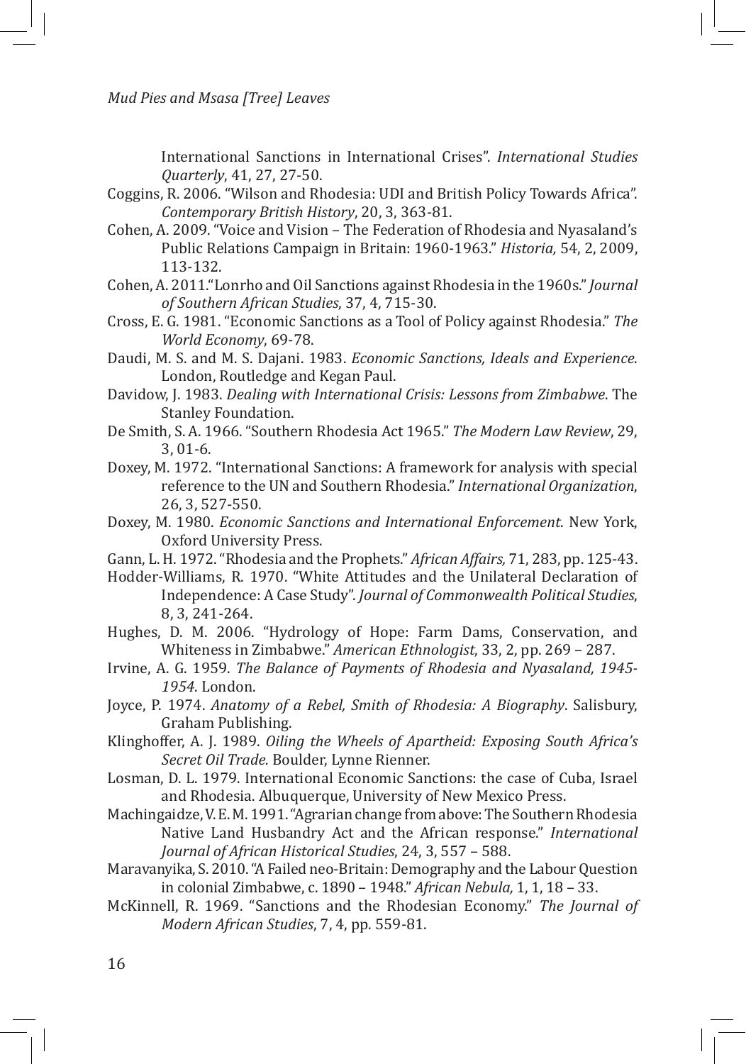International Sanctions in International Crises". *International Studies Quarterly*, 41, 27, 27-50.

Coggins, R. 2006. "Wilson and Rhodesia: UDI and British Policy Towards Africa". *Contemporary British History*, 20, 3, 363-81.

Cohen, A. 2009. "Voice and Vision – The Federation of Rhodesia and Nyasaland's Public Relations Campaign in Britain: 1960-1963." *Historia,* 54, 2, 2009, 113-132.

Cohen, A. 2011."Lonrho and Oil Sanctions against Rhodesia in the 1960s." *Journal of Southern African Studies*, 37, 4, 715-30.

Cross, E. G. 1981. "Economic Sanctions as a Tool of Policy against Rhodesia." *The World Economy*, 69-78.

Daudi, M. S. and M. S. Dajani. 1983. *Economic Sanctions, Ideals and Experience*. London, Routledge and Kegan Paul.

Davidow, J. 1983. *Dealing with International Crisis: Lessons from Zimbabwe*. The Stanley Foundation.

De Smith, S. A. 1966. "Southern Rhodesia Act 1965." *The Modern Law Review*, 29, 3, 01-6.

Doxey, M. 1972. "International Sanctions: A framework for analysis with special reference to the UN and Southern Rhodesia." *International Organization*, 26, 3, 527-550.

Doxey, M. 1980. *Economic Sanctions and International Enforcement*. New York, Oxford University Press.

Gann, L. H. 1972. "Rhodesia and the Prophets." *African Affairs,* 71, 283, pp. 125-43.

Hodder-Williams, R. 1970. "White Attitudes and the Unilateral Declaration of Independence: A Case Study". *Journal of Commonwealth Political Studies*, 8, 3, 241-264.

Hughes, D. M. 2006. "Hydrology of Hope: Farm Dams, Conservation, and Whiteness in Zimbabwe." *American Ethnologist*, 33, 2, pp. 269 – 287.

Irvine, A. G. 1959. *The Balance of Payments of Rhodesia and Nyasaland, 1945-1954*. London.

Joyce, P. 1974. *Anatomy of a Rebel, Smith of Rhodesia: A Biography*. Salisbury, Graham Publishing.

Klinghoffer, A. J. 1989. *Oiling the Wheels of Apartheid: Exposing South Africa's Secret Oil Trade.* Boulder, Lynne Rienner.

Losman, D. L. 1979. International Economic Sanctions: the case of Cuba, Israel and Rhodesia. Albuquerque, University of New Mexico Press.

Machingaidze, V. E. M. 1991. "Agrarian change from above: The Southern Rhodesia Native Land Husbandry Act and the African response." *International Journal of African Historical Studies*, 24, 3, 557 – 588.

Maravanyika, S. 2010. "A Failed neo-Britain: Demography and the Labour Question in colonial Zimbabwe, c. 1890 – 1948." *African Nebula,* 1, 1, 18 – 33.

McKinnell, R. 1969. "Sanctions and the Rhodesian Economy." *The Journal of Modern African Studies*, 7, 4, pp. 559-81.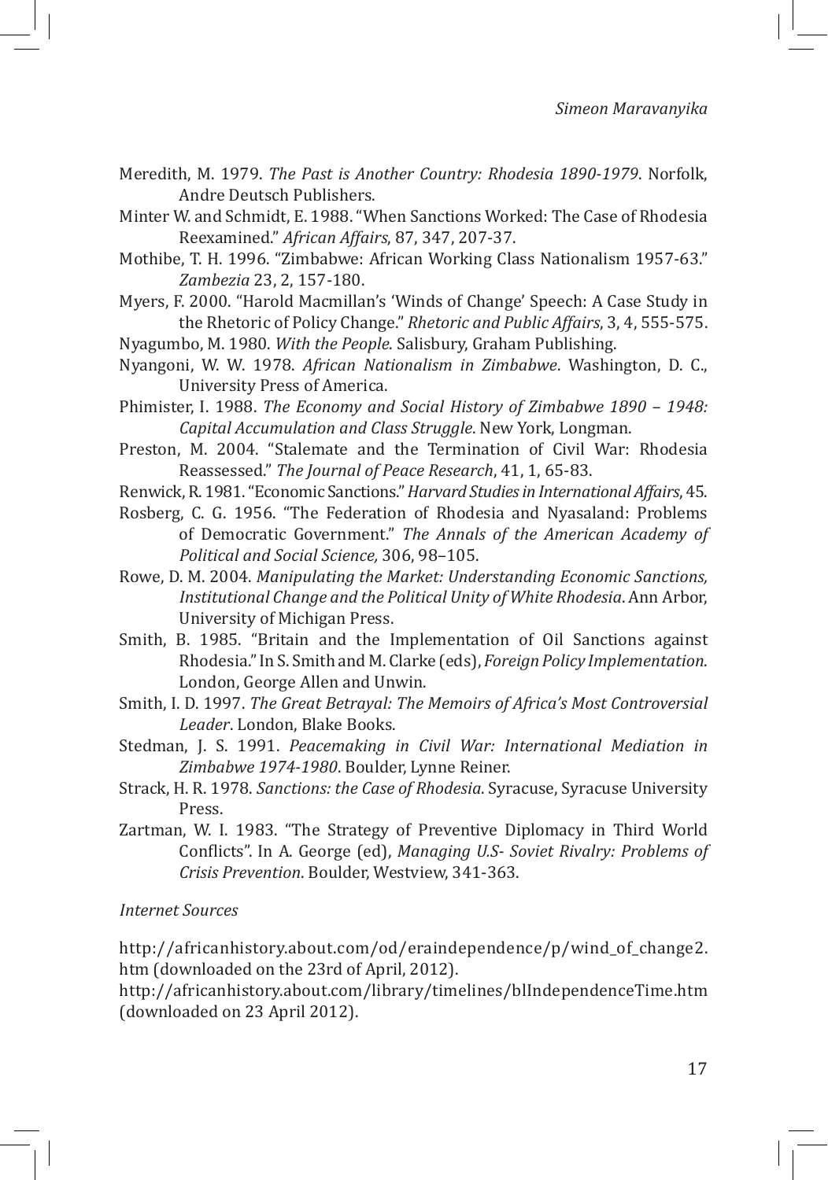Meredith, M. 1979. *The Past is Another Country: Rhodesia 1890-1979*. Norfolk, Andre Deutsch Publishers.

Minter W. and Schmidt, E. 1988. "When Sanctions Worked: The Case of Rhodesia Reexamined." *African Affairs*, 87, 347, 207-37.

Mothibe, T. H. 1996. "Zimbabwe: African Working Class Nationalism 1957-63." *Zambezia* 23, 2, 157-180.

Myers, F. 2000. "Harold Macmillan's 'Winds of Change' Speech: A Case Study in the Rhetoric of Policy Change." *Rhetoric and Public Affairs*, 3, 4, 555-575.

Nyagumbo, M. 1980. *With the People*. Salisbury, Graham Publishing.

Nyangoni, W. W. 1978. *African Nationalism in Zimbabwe*. Washington, D. C., University Press of America.

Phimister, I. 1988. *The Economy and Social History of Zimbabwe 1890 – 1948: Capital Accumulation and Class Struggle*. New York, Longman.

Preston, M. 2004. "Stalemate and the Termination of Civil War: Rhodesia Reassessed." *The Journal of Peace Research*, 41, 1, 65-83.

Renwick, R. 1981. "Economic Sanctions." *Harvard Studies in International Affairs*, 45.

Rosberg, C. G. 1956. "The Federation of Rhodesia and Nyasaland: Problems of Democratic Government." *The Annals of the American Academy of Political and Social Science,* 306, 98–105.

Rowe, D. M. 2004. *Manipulating the Market: Understanding Economic Sanctions, Institutional Change and the Political Unity of White Rhodesia*. Ann Arbor, University of Michigan Press.

Smith, B. 1985. "Britain and the Implementation of Oil Sanctions against Rhodesia." In S. Smith and M. Clarke (eds), *Foreign Policy Implementation*. London, George Allen and Unwin.

Smith, I. D. 1997. *The Great Betrayal: The Memoirs of Africa's Most Controversial Leader*. London, Blake Books.

Stedman, J. S. 1991. *Peacemaking in Civil War: International Mediation in Zimbabwe 1974-1980*. Boulder, Lynne Reiner.

Strack, H. R. 1978. *Sanctions: the Case of Rhodesia*. Syracuse, Syracuse University Press.

Zartman, W. I. 1983. "The Strategy of Preventive Diplomacy in Third World Conflicts". In A. George (ed), *Managing U.S- Soviet Rivalry: Problems of Crisis Prevention*. Boulder, Westview, 341-363.

*Internet Sources*

http://africanhistory.about.com/od/eraindependence/p/wind_of_change2.htm (downloaded on the 23rd of April, 2012).

http://africanhistory.about.com/library/timelines/blIndependenceTime.htm (downloaded on 23 April 2012).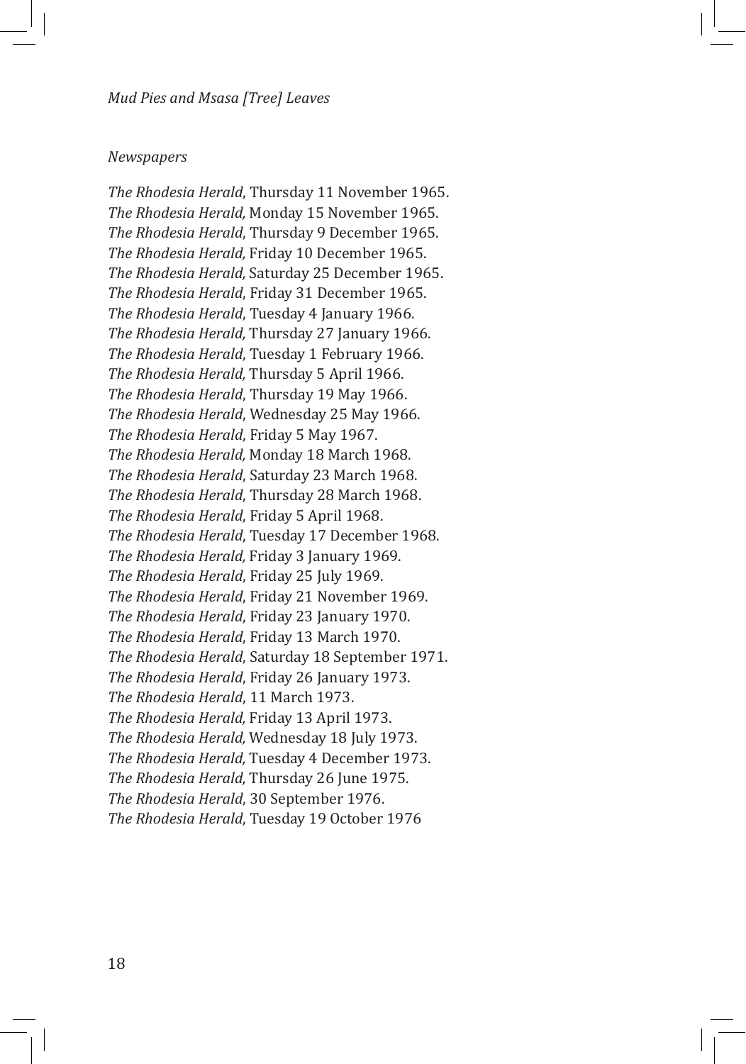*Newspapers*

*The Rhodesia Herald*, Thursday 11 November 1965.
*The Rhodesia Herald,* Monday 15 November 1965.
*The Rhodesia Herald*, Thursday 9 December 1965.
*The Rhodesia Herald,* Friday 10 December 1965.
*The Rhodesia Herald,* Saturday 25 December 1965.
*The Rhodesia Herald*, Friday 31 December 1965.
*The Rhodesia Herald*, Tuesday 4 January 1966.
*The Rhodesia Herald,* Thursday 27 January 1966.
*The Rhodesia Herald*, Tuesday 1 February 1966.
*The Rhodesia Herald,* Thursday 5 April 1966.
*The Rhodesia Herald*, Thursday 19 May 1966.
*The Rhodesia Herald*, Wednesday 25 May 1966.
*The Rhodesia Herald*, Friday 5 May 1967.
*The Rhodesia Herald,* Monday 18 March 1968.
*The Rhodesia Herald*, Saturday 23 March 1968.
*The Rhodesia Herald*, Thursday 28 March 1968.
*The Rhodesia Herald*, Friday 5 April 1968.
*The Rhodesia Herald*, Tuesday 17 December 1968.
*The Rhodesia Herald,* Friday 3 January 1969.
*The Rhodesia Herald*, Friday 25 July 1969.
*The Rhodesia Herald*, Friday 21 November 1969.
*The Rhodesia Herald*, Friday 23 January 1970.
*The Rhodesia Herald*, Friday 13 March 1970.
*The Rhodesia Herald*, Saturday 18 September 1971.
*The Rhodesia Herald*, Friday 26 January 1973.
*The Rhodesia Herald*, 11 March 1973.
*The Rhodesia Herald,* Friday 13 April 1973.
*The Rhodesia Herald,* Wednesday 18 July 1973.
*The Rhodesia Herald,* Tuesday 4 December 1973.
*The Rhodesia Herald,* Thursday 26 June 1975.
*The Rhodesia Herald*, 30 September 1976.
*The Rhodesia Herald*, Tuesday 19 October 1976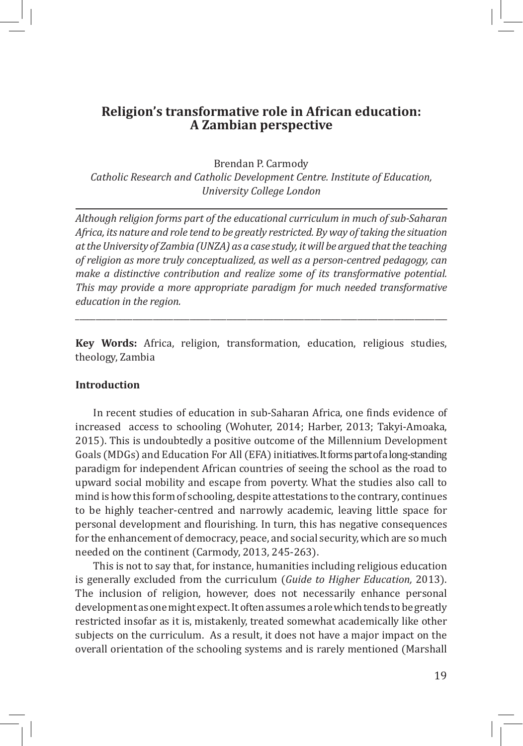# Religion's transformative role in African education: A Zambian perspective

Brendan P. Carmody
*Catholic Research and Catholic Development Centre. Institute of Education, University College London*

---

*Although religion forms part of the educational curriculum in much of sub-Saharan Africa, its nature and role tend to be greatly restricted. By way of taking the situation at the University of Zambia (UNZA) as a case study, it will be argued that the teaching of religion as more truly conceptualized, as well as a person-centred pedagogy, can make a distinctive contribution and realize some of its transformative potential. This may provide a more appropriate paradigm for much needed transformative education in the region.*

---

**Key Words:** Africa, religion, transformation, education, religious studies, theology, Zambia

**Introduction**

In recent studies of education in sub-Saharan Africa, one finds evidence of increased access to schooling (Wohuter, 2014; Harber, 2013; Takyi-Amoaka, 2015). This is undoubtedly a positive outcome of the Millennium Development Goals (MDGs) and Education For All (EFA) initiatives. It forms part of a long-standing paradigm for independent African countries of seeing the school as the road to upward social mobility and escape from poverty. What the studies also call to mind is how this form of schooling, despite attestations to the contrary, continues to be highly teacher-centred and narrowly academic, leaving little space for personal development and flourishing. In turn, this has negative consequences for the enhancement of democracy, peace, and social security, which are so much needed on the continent (Carmody, 2013, 245-263).

This is not to say that, for instance, humanities including religious education is generally excluded from the curriculum (*Guide to Higher Education,* 2013). The inclusion of religion, however, does not necessarily enhance personal development as one might expect. It often assumes a role which tends to be greatly restricted insofar as it is, mistakenly, treated somewhat academically like other subjects on the curriculum. As a result, it does not have a major impact on the overall orientation of the schooling systems and is rarely mentioned (Marshall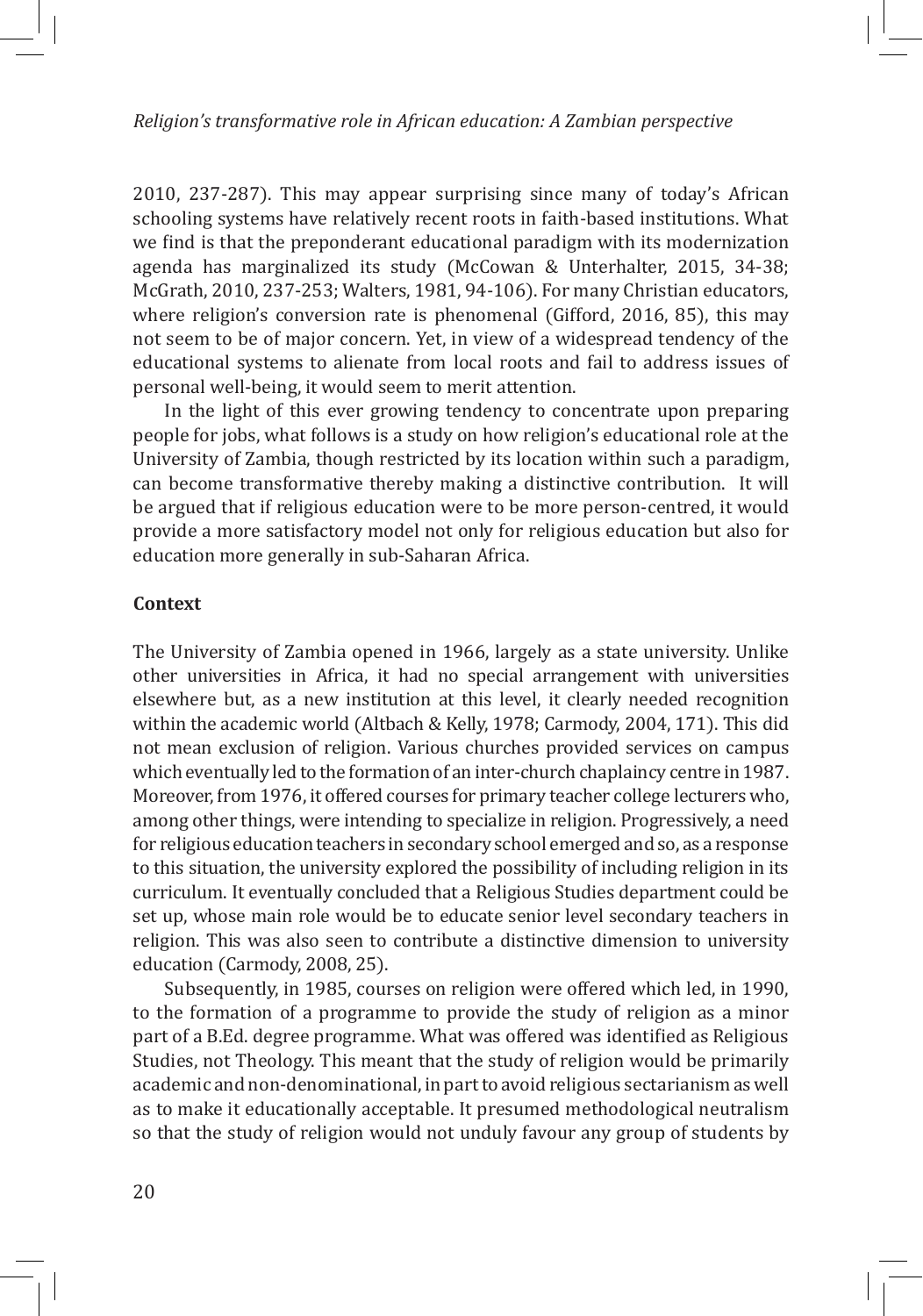2010, 237-287). This may appear surprising since many of today's African schooling systems have relatively recent roots in faith-based institutions. What we find is that the preponderant educational paradigm with its modernization agenda has marginalized its study (McCowan & Unterhalter, 2015, 34-38; McGrath, 2010, 237-253; Walters, 1981, 94-106). For many Christian educators, where religion's conversion rate is phenomenal (Gifford, 2016, 85), this may not seem to be of major concern. Yet, in view of a widespread tendency of the educational systems to alienate from local roots and fail to address issues of personal well-being, it would seem to merit attention.

In the light of this ever growing tendency to concentrate upon preparing people for jobs, what follows is a study on how religion's educational role at the University of Zambia, though restricted by its location within such a paradigm, can become transformative thereby making a distinctive contribution. It will be argued that if religious education were to be more person-centred, it would provide a more satisfactory model not only for religious education but also for education more generally in sub-Saharan Africa.

## Context

The University of Zambia opened in 1966, largely as a state university. Unlike other universities in Africa, it had no special arrangement with universities elsewhere but, as a new institution at this level, it clearly needed recognition within the academic world (Altbach & Kelly, 1978; Carmody, 2004, 171). This did not mean exclusion of religion. Various churches provided services on campus which eventually led to the formation of an inter-church chaplaincy centre in 1987. Moreover, from 1976, it offered courses for primary teacher college lecturers who, among other things, were intending to specialize in religion. Progressively, a need for religious education teachers in secondary school emerged and so, as a response to this situation, the university explored the possibility of including religion in its curriculum. It eventually concluded that a Religious Studies department could be set up, whose main role would be to educate senior level secondary teachers in religion. This was also seen to contribute a distinctive dimension to university education (Carmody, 2008, 25).

Subsequently, in 1985, courses on religion were offered which led, in 1990, to the formation of a programme to provide the study of religion as a minor part of a B.Ed. degree programme. What was offered was identified as Religious Studies, not Theology. This meant that the study of religion would be primarily academic and non-denominational, in part to avoid religious sectarianism as well as to make it educationally acceptable. It presumed methodological neutralism so that the study of religion would not unduly favour any group of students by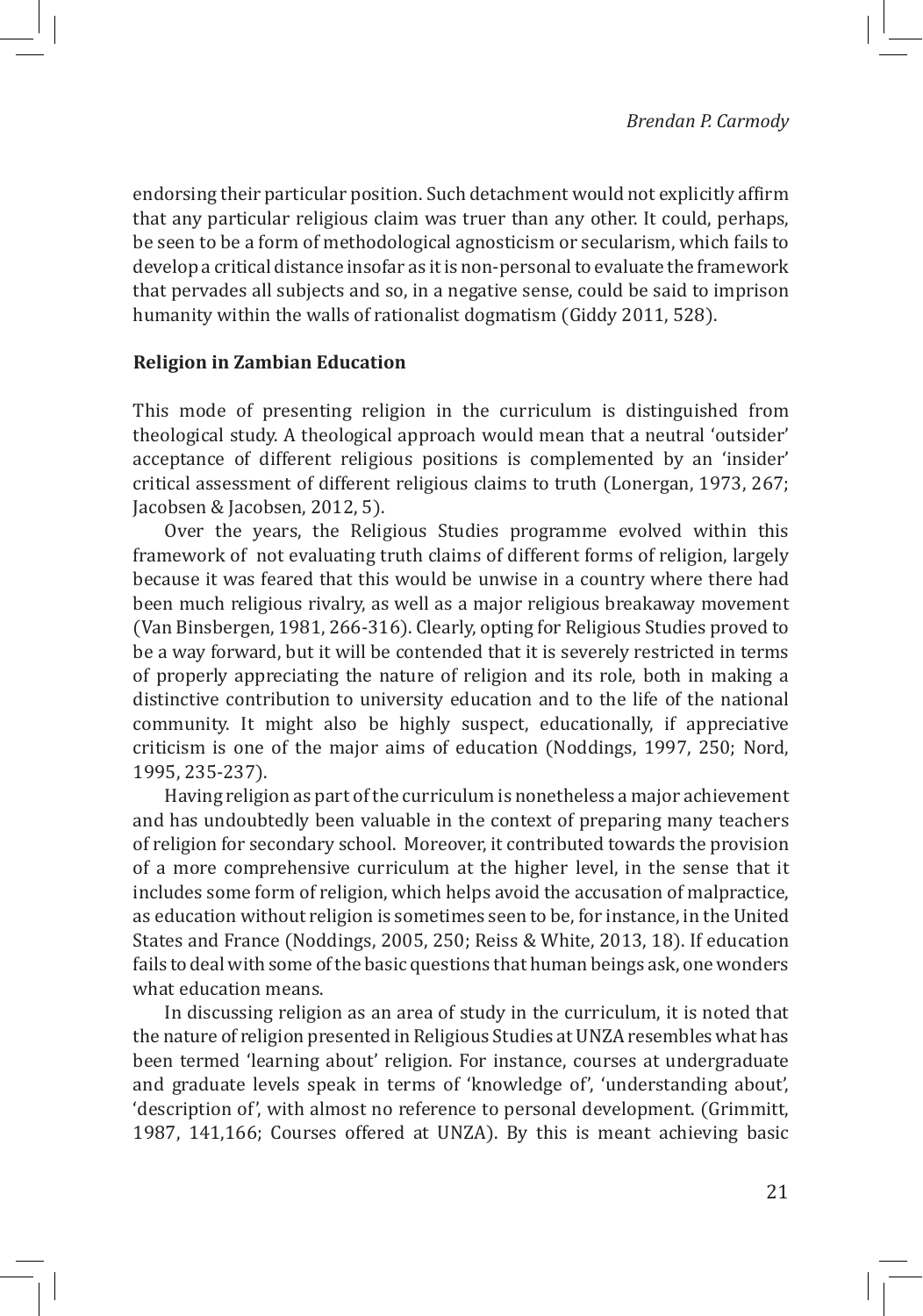endorsing their particular position. Such detachment would not explicitly affirm that any particular religious claim was truer than any other. It could, perhaps, be seen to be a form of methodological agnosticism or secularism, which fails to develop a critical distance insofar as it is non-personal to evaluate the framework that pervades all subjects and so, in a negative sense, could be said to imprison humanity within the walls of rationalist dogmatism (Giddy 2011, 528).

## Religion in Zambian Education

This mode of presenting religion in the curriculum is distinguished from theological study. A theological approach would mean that a neutral 'outsider' acceptance of different religious positions is complemented by an 'insider' critical assessment of different religious claims to truth (Lonergan, 1973, 267; Jacobsen & Jacobsen, 2012, 5).

Over the years, the Religious Studies programme evolved within this framework of not evaluating truth claims of different forms of religion, largely because it was feared that this would be unwise in a country where there had been much religious rivalry, as well as a major religious breakaway movement (Van Binsbergen, 1981, 266-316). Clearly, opting for Religious Studies proved to be a way forward, but it will be contended that it is severely restricted in terms of properly appreciating the nature of religion and its role, both in making a distinctive contribution to university education and to the life of the national community. It might also be highly suspect, educationally, if appreciative criticism is one of the major aims of education (Noddings, 1997, 250; Nord, 1995, 235-237).

Having religion as part of the curriculum is nonetheless a major achievement and has undoubtedly been valuable in the context of preparing many teachers of religion for secondary school. Moreover, it contributed towards the provision of a more comprehensive curriculum at the higher level, in the sense that it includes some form of religion, which helps avoid the accusation of malpractice, as education without religion is sometimes seen to be, for instance, in the United States and France (Noddings, 2005, 250; Reiss & White, 2013, 18). If education fails to deal with some of the basic questions that human beings ask, one wonders what education means.

In discussing religion as an area of study in the curriculum, it is noted that the nature of religion presented in Religious Studies at UNZA resembles what has been termed 'learning about' religion. For instance, courses at undergraduate and graduate levels speak in terms of 'knowledge of', 'understanding about', 'description of', with almost no reference to personal development. (Grimmitt, 1987, 141,166; Courses offered at UNZA). By this is meant achieving basic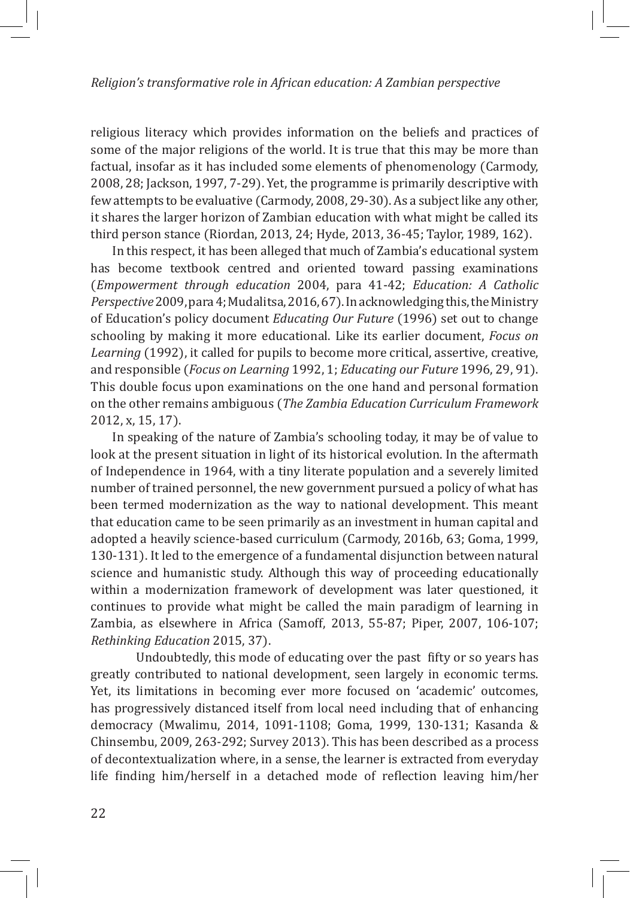religious literacy which provides information on the beliefs and practices of some of the major religions of the world. It is true that this may be more than factual, insofar as it has included some elements of phenomenology (Carmody, 2008, 28; Jackson, 1997, 7-29). Yet, the programme is primarily descriptive with few attempts to be evaluative (Carmody, 2008, 29-30). As a subject like any other, it shares the larger horizon of Zambian education with what might be called its third person stance (Riordan, 2013, 24; Hyde, 2013, 36-45; Taylor, 1989, 162).

In this respect, it has been alleged that much of Zambia's educational system has become textbook centred and oriented toward passing examinations (*Empowerment through education* 2004, para 41-42; *Education: A Catholic Perspective* 2009, para 4; Mudalitsa, 2016, 67). In acknowledging this, the Ministry of Education's policy document *Educating Our Future* (1996) set out to change schooling by making it more educational. Like its earlier document, *Focus on Learning* (1992), it called for pupils to become more critical, assertive, creative, and responsible (*Focus on Learning* 1992, 1; *Educating our Future* 1996, 29, 91). This double focus upon examinations on the one hand and personal formation on the other remains ambiguous (*The Zambia Education Curriculum Framework* 2012, x, 15, 17).

In speaking of the nature of Zambia's schooling today, it may be of value to look at the present situation in light of its historical evolution. In the aftermath of Independence in 1964, with a tiny literate population and a severely limited number of trained personnel, the new government pursued a policy of what has been termed modernization as the way to national development. This meant that education came to be seen primarily as an investment in human capital and adopted a heavily science-based curriculum (Carmody, 2016b, 63; Goma, 1999, 130-131). It led to the emergence of a fundamental disjunction between natural science and humanistic study. Although this way of proceeding educationally within a modernization framework of development was later questioned, it continues to provide what might be called the main paradigm of learning in Zambia, as elsewhere in Africa (Samoff, 2013, 55-87; Piper, 2007, 106-107; *Rethinking Education* 2015, 37).

Undoubtedly, this mode of educating over the past fifty or so years has greatly contributed to national development, seen largely in economic terms. Yet, its limitations in becoming ever more focused on 'academic' outcomes, has progressively distanced itself from local need including that of enhancing democracy (Mwalimu, 2014, 1091-1108; Goma, 1999, 130-131; Kasanda & Chinsembu, 2009, 263-292; Survey 2013). This has been described as a process of decontextualization where, in a sense, the learner is extracted from everyday life finding him/herself in a detached mode of reflection leaving him/her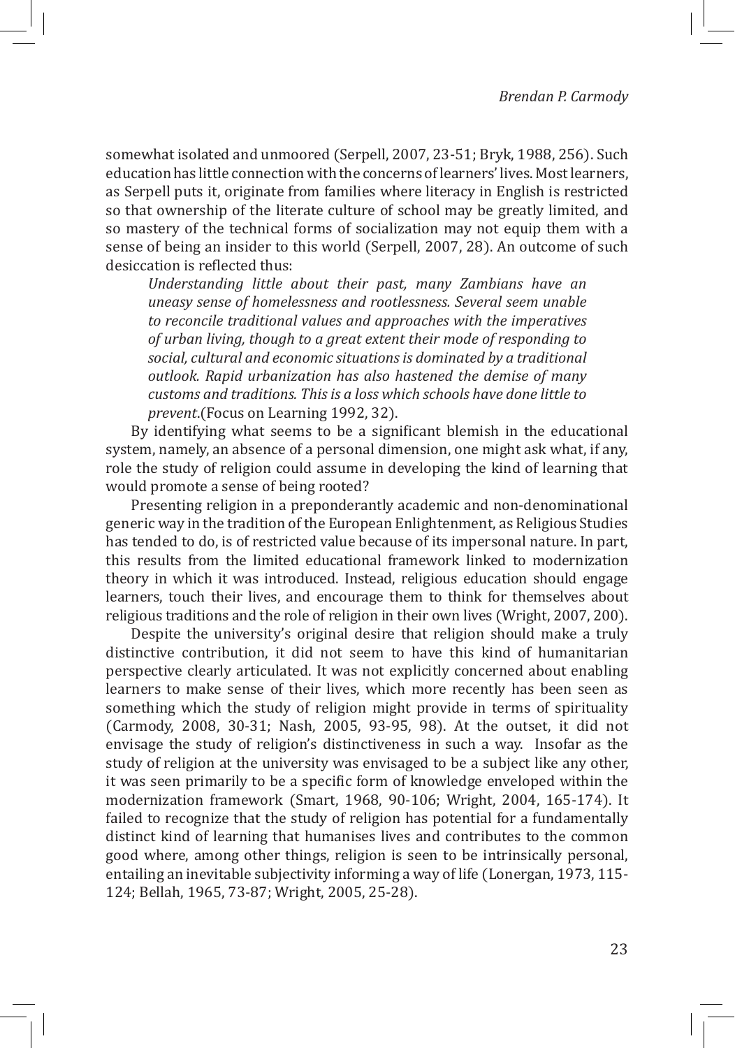somewhat isolated and unmoored (Serpell, 2007, 23-51; Bryk, 1988, 256). Such education has little connection with the concerns of learners' lives. Most learners, as Serpell puts it, originate from families where literacy in English is restricted so that ownership of the literate culture of school may be greatly limited, and so mastery of the technical forms of socialization may not equip them with a sense of being an insider to this world (Serpell, 2007, 28). An outcome of such desiccation is reflected thus:

> *Understanding little about their past, many Zambians have an uneasy sense of homelessness and rootlessness. Several seem unable to reconcile traditional values and approaches with the imperatives of urban living, though to a great extent their mode of responding to social, cultural and economic situations is dominated by a traditional outlook. Rapid urbanization has also hastened the demise of many customs and traditions. This is a loss which schools have done little to prevent.*(Focus on Learning 1992, 32).

By identifying what seems to be a significant blemish in the educational system, namely, an absence of a personal dimension, one might ask what, if any, role the study of religion could assume in developing the kind of learning that would promote a sense of being rooted?

Presenting religion in a preponderantly academic and non-denominational generic way in the tradition of the European Enlightenment, as Religious Studies has tended to do, is of restricted value because of its impersonal nature. In part, this results from the limited educational framework linked to modernization theory in which it was introduced. Instead, religious education should engage learners, touch their lives, and encourage them to think for themselves about religious traditions and the role of religion in their own lives (Wright, 2007, 200).

Despite the university's original desire that religion should make a truly distinctive contribution, it did not seem to have this kind of humanitarian perspective clearly articulated. It was not explicitly concerned about enabling learners to make sense of their lives, which more recently has been seen as something which the study of religion might provide in terms of spirituality (Carmody, 2008, 30-31; Nash, 2005, 93-95, 98). At the outset, it did not envisage the study of religion's distinctiveness in such a way. Insofar as the study of religion at the university was envisaged to be a subject like any other, it was seen primarily to be a specific form of knowledge enveloped within the modernization framework (Smart, 1968, 90-106; Wright, 2004, 165-174). It failed to recognize that the study of religion has potential for a fundamentally distinct kind of learning that humanises lives and contributes to the common good where, among other things, religion is seen to be intrinsically personal, entailing an inevitable subjectivity informing a way of life (Lonergan, 1973, 115-124; Bellah, 1965, 73-87; Wright, 2005, 25-28).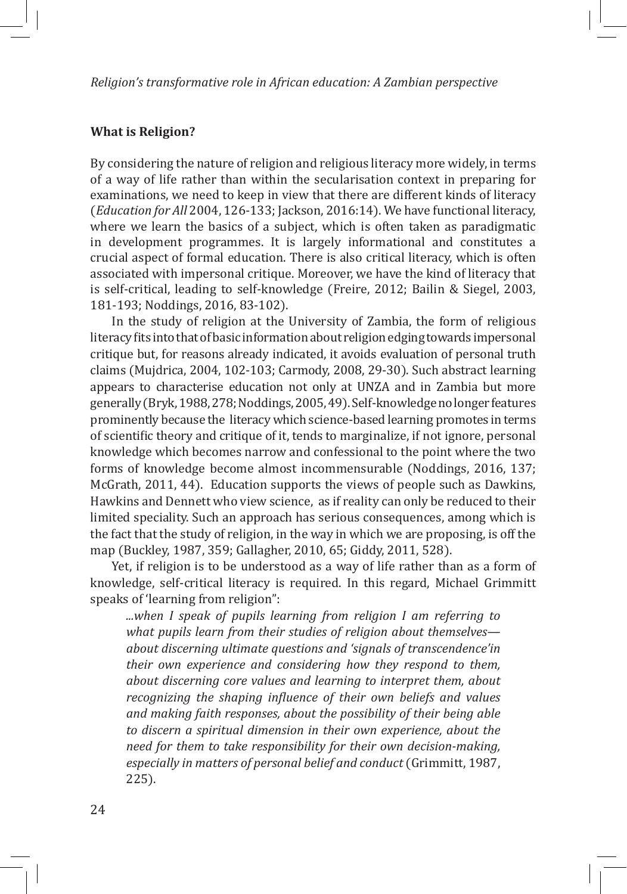## What is Religion?

By considering the nature of religion and religious literacy more widely, in terms of a way of life rather than within the secularisation context in preparing for examinations, we need to keep in view that there are different kinds of literacy (*Education for All* 2004, 126-133; Jackson, 2016:14). We have functional literacy, where we learn the basics of a subject, which is often taken as paradigmatic in development programmes. It is largely informational and constitutes a crucial aspect of formal education. There is also critical literacy, which is often associated with impersonal critique. Moreover, we have the kind of literacy that is self-critical, leading to self-knowledge (Freire, 2012; Bailin & Siegel, 2003, 181-193; Noddings, 2016, 83-102).

In the study of religion at the University of Zambia, the form of religious literacy fits into that of basic information about religion edging towards impersonal critique but, for reasons already indicated, it avoids evaluation of personal truth claims (Mujdrica, 2004, 102-103; Carmody, 2008, 29-30). Such abstract learning appears to characterise education not only at UNZA and in Zambia but more generally (Bryk, 1988, 278; Noddings, 2005, 49). Self-knowledge no longer features prominently because the literacy which science-based learning promotes in terms of scientific theory and critique of it, tends to marginalize, if not ignore, personal knowledge which becomes narrow and confessional to the point where the two forms of knowledge become almost incommensurable (Noddings, 2016, 137; McGrath, 2011, 44). Education supports the views of people such as Dawkins, Hawkins and Dennett who view science, as if reality can only be reduced to their limited speciality. Such an approach has serious consequences, among which is the fact that the study of religion, in the way in which we are proposing, is off the map (Buckley, 1987, 359; Gallagher, 2010, 65; Giddy, 2011, 528).

Yet, if religion is to be understood as a way of life rather than as a form of knowledge, self-critical literacy is required. In this regard, Michael Grimmitt speaks of 'learning from religion":

> *...when I speak of pupils learning from religion I am referring to what pupils learn from their studies of religion about themselves—about discerning ultimate questions and 'signals of transcendence'in their own experience and considering how they respond to them, about discerning core values and learning to interpret them, about recognizing the shaping influence of their own beliefs and values and making faith responses, about the possibility of their being able to discern a spiritual dimension in their own experience, about the need for them to take responsibility for their own decision-making, especially in matters of personal belief and conduct* (Grimmitt, 1987, 225).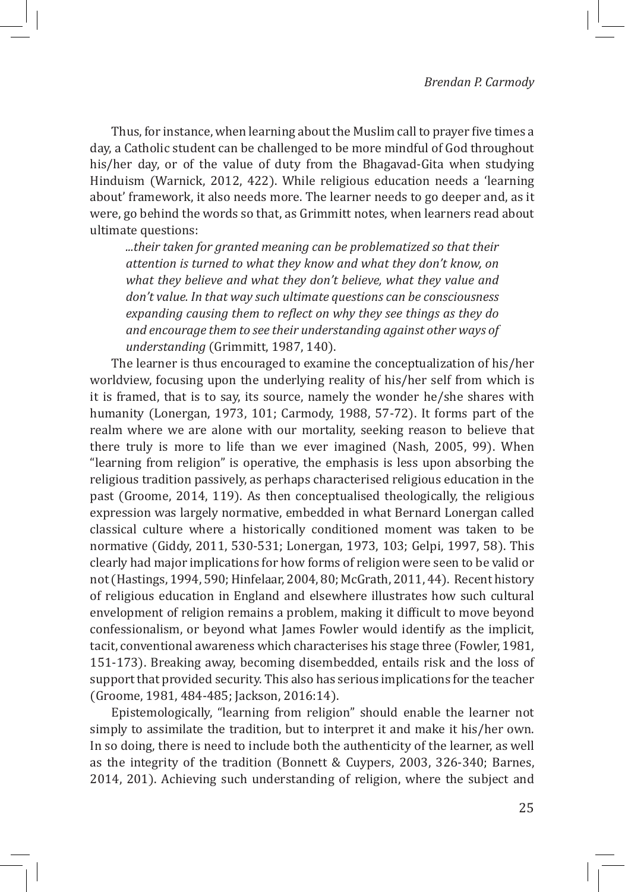Thus, for instance, when learning about the Muslim call to prayer five times a day, a Catholic student can be challenged to be more mindful of God throughout his/her day, or of the value of duty from the Bhagavad-Gita when studying Hinduism (Warnick, 2012, 422). While religious education needs a 'learning about' framework, it also needs more. The learner needs to go deeper and, as it were, go behind the words so that, as Grimmitt notes, when learners read about ultimate questions:

> *...their taken for granted meaning can be problematized so that their attention is turned to what they know and what they don't know, on what they believe and what they don't believe, what they value and don't value. In that way such ultimate questions can be consciousness expanding causing them to reflect on why they see things as they do and encourage them to see their understanding against other ways of understanding* (Grimmitt, 1987, 140).

The learner is thus encouraged to examine the conceptualization of his/her worldview, focusing upon the underlying reality of his/her self from which is it is framed, that is to say, its source, namely the wonder he/she shares with humanity (Lonergan, 1973, 101; Carmody, 1988, 57-72). It forms part of the realm where we are alone with our mortality, seeking reason to believe that there truly is more to life than we ever imagined (Nash, 2005, 99). When "learning from religion" is operative, the emphasis is less upon absorbing the religious tradition passively, as perhaps characterised religious education in the past (Groome, 2014, 119). As then conceptualised theologically, the religious expression was largely normative, embedded in what Bernard Lonergan called classical culture where a historically conditioned moment was taken to be normative (Giddy, 2011, 530-531; Lonergan, 1973, 103; Gelpi, 1997, 58). This clearly had major implications for how forms of religion were seen to be valid or not (Hastings, 1994, 590; Hinfelaar, 2004, 80; McGrath, 2011, 44). Recent history of religious education in England and elsewhere illustrates how such cultural envelopment of religion remains a problem, making it difficult to move beyond confessionalism, or beyond what James Fowler would identify as the implicit, tacit, conventional awareness which characterises his stage three (Fowler, 1981, 151-173). Breaking away, becoming disembedded, entails risk and the loss of support that provided security. This also has serious implications for the teacher (Groome, 1981, 484-485; Jackson, 2016:14).

Epistemologically, "learning from religion" should enable the learner not simply to assimilate the tradition, but to interpret it and make it his/her own. In so doing, there is need to include both the authenticity of the learner, as well as the integrity of the tradition (Bonnett & Cuypers, 2003, 326-340; Barnes, 2014, 201). Achieving such understanding of religion, where the subject and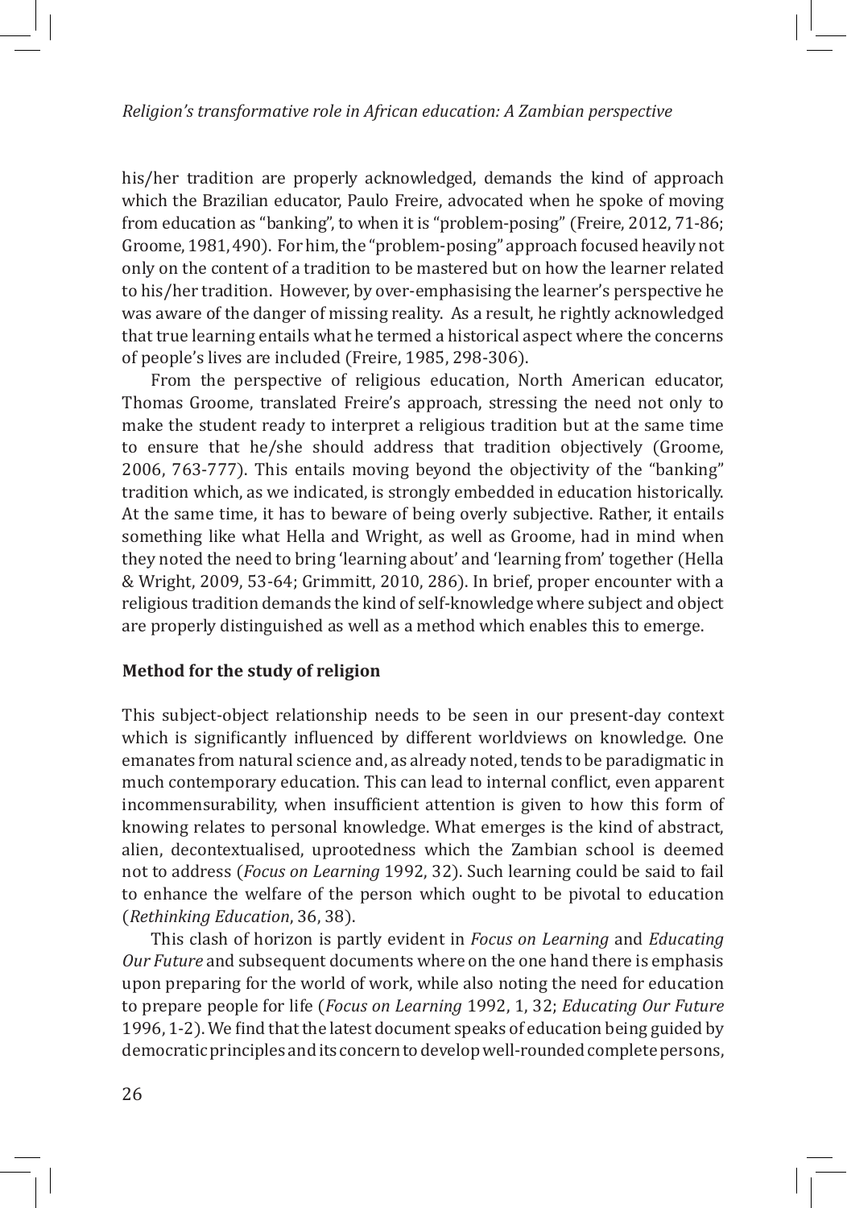his/her tradition are properly acknowledged, demands the kind of approach which the Brazilian educator, Paulo Freire, advocated when he spoke of moving from education as "banking", to when it is "problem-posing" (Freire, 2012, 71-86; Groome, 1981, 490). For him, the "problem-posing" approach focused heavily not only on the content of a tradition to be mastered but on how the learner related to his/her tradition. However, by over-emphasising the learner's perspective he was aware of the danger of missing reality. As a result, he rightly acknowledged that true learning entails what he termed a historical aspect where the concerns of people's lives are included (Freire, 1985, 298-306).

From the perspective of religious education, North American educator, Thomas Groome, translated Freire's approach, stressing the need not only to make the student ready to interpret a religious tradition but at the same time to ensure that he/she should address that tradition objectively (Groome, 2006, 763-777). This entails moving beyond the objectivity of the "banking" tradition which, as we indicated, is strongly embedded in education historically. At the same time, it has to beware of being overly subjective. Rather, it entails something like what Hella and Wright, as well as Groome, had in mind when they noted the need to bring 'learning about' and 'learning from' together (Hella & Wright, 2009, 53-64; Grimmitt, 2010, 286). In brief, proper encounter with a religious tradition demands the kind of self-knowledge where subject and object are properly distinguished as well as a method which enables this to emerge.

**Method for the study of religion**

This subject-object relationship needs to be seen in our present-day context which is significantly influenced by different worldviews on knowledge. One emanates from natural science and, as already noted, tends to be paradigmatic in much contemporary education. This can lead to internal conflict, even apparent incommensurability, when insufficient attention is given to how this form of knowing relates to personal knowledge. What emerges is the kind of abstract, alien, decontextualised, uprootedness which the Zambian school is deemed not to address (*Focus on Learning* 1992, 32). Such learning could be said to fail to enhance the welfare of the person which ought to be pivotal to education (*Rethinking Education*, 36, 38).

This clash of horizon is partly evident in *Focus on Learning* and *Educating Our Future* and subsequent documents where on the one hand there is emphasis upon preparing for the world of work, while also noting the need for education to prepare people for life (*Focus on Learning* 1992, 1, 32; *Educating Our Future* 1996, 1-2). We find that the latest document speaks of education being guided by democratic principles and its concern to develop well-rounded complete persons,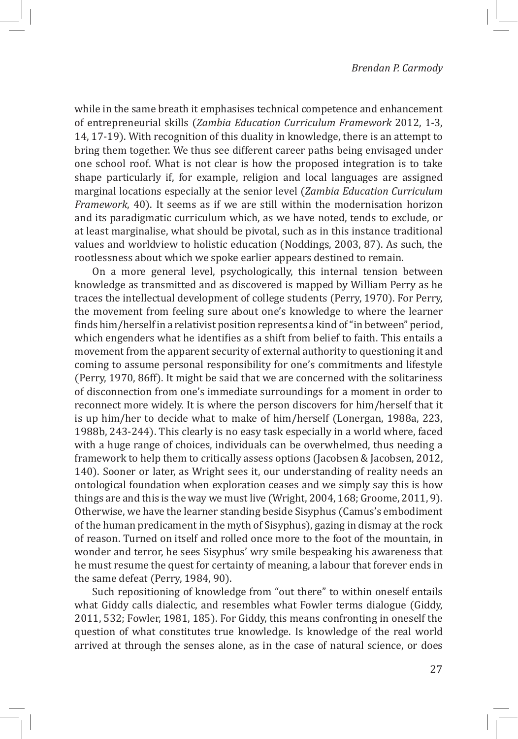while in the same breath it emphasises technical competence and enhancement of entrepreneurial skills (*Zambia Education Curriculum Framework* 2012, 1-3, 14, 17-19). With recognition of this duality in knowledge, there is an attempt to bring them together. We thus see different career paths being envisaged under one school roof. What is not clear is how the proposed integration is to take shape particularly if, for example, religion and local languages are assigned marginal locations especially at the senior level (*Zambia Education Curriculum Framework*, 40). It seems as if we are still within the modernisation horizon and its paradigmatic curriculum which, as we have noted, tends to exclude, or at least marginalise, what should be pivotal, such as in this instance traditional values and worldview to holistic education (Noddings, 2003, 87). As such, the rootlessness about which we spoke earlier appears destined to remain.

On a more general level, psychologically, this internal tension between knowledge as transmitted and as discovered is mapped by William Perry as he traces the intellectual development of college students (Perry, 1970). For Perry, the movement from feeling sure about one's knowledge to where the learner finds him/herself in a relativist position represents a kind of "in between" period, which engenders what he identifies as a shift from belief to faith. This entails a movement from the apparent security of external authority to questioning it and coming to assume personal responsibility for one's commitments and lifestyle (Perry, 1970, 86ff). It might be said that we are concerned with the solitariness of disconnection from one's immediate surroundings for a moment in order to reconnect more widely. It is where the person discovers for him/herself that it is up him/her to decide what to make of him/herself (Lonergan, 1988a, 223, 1988b, 243-244). This clearly is no easy task especially in a world where, faced with a huge range of choices, individuals can be overwhelmed, thus needing a framework to help them to critically assess options (Jacobsen & Jacobsen, 2012, 140). Sooner or later, as Wright sees it, our understanding of reality needs an ontological foundation when exploration ceases and we simply say this is how things are and this is the way we must live (Wright, 2004, 168; Groome, 2011, 9). Otherwise, we have the learner standing beside Sisyphus (Camus's embodiment of the human predicament in the myth of Sisyphus), gazing in dismay at the rock of reason. Turned on itself and rolled once more to the foot of the mountain, in wonder and terror, he sees Sisyphus' wry smile bespeaking his awareness that he must resume the quest for certainty of meaning, a labour that forever ends in the same defeat (Perry, 1984, 90).

Such repositioning of knowledge from "out there" to within oneself entails what Giddy calls dialectic, and resembles what Fowler terms dialogue (Giddy, 2011, 532; Fowler, 1981, 185). For Giddy, this means confronting in oneself the question of what constitutes true knowledge. Is knowledge of the real world arrived at through the senses alone, as in the case of natural science, or does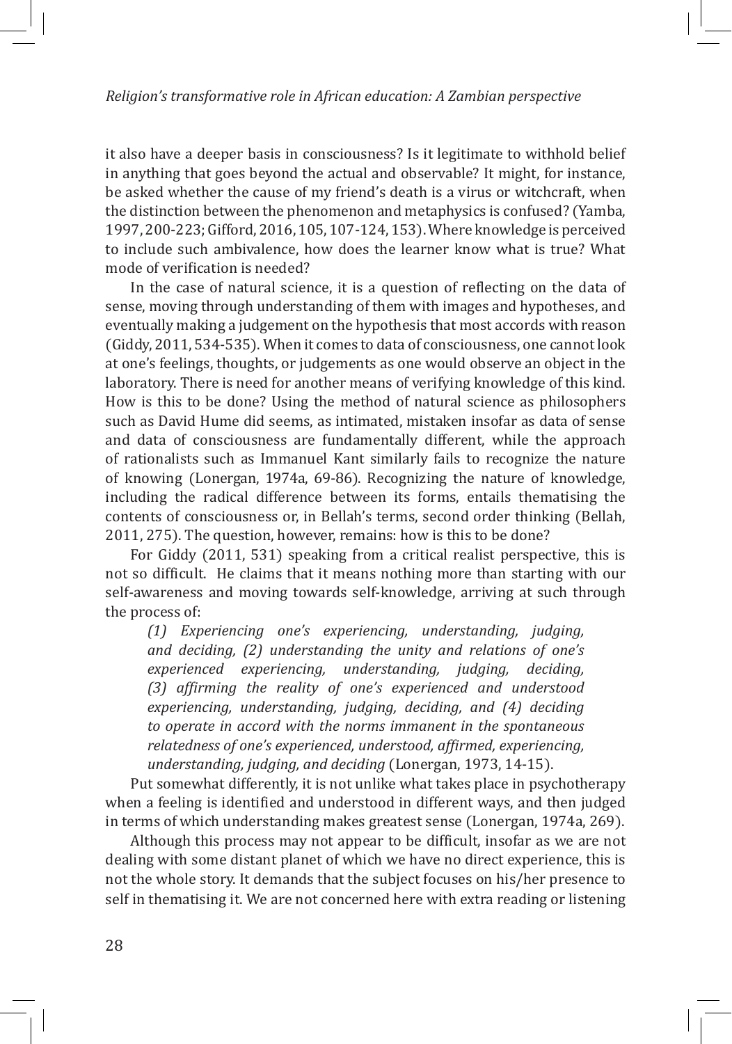it also have a deeper basis in consciousness? Is it legitimate to withhold belief in anything that goes beyond the actual and observable? It might, for instance, be asked whether the cause of my friend's death is a virus or witchcraft, when the distinction between the phenomenon and metaphysics is confused? (Yamba, 1997, 200-223; Gifford, 2016, 105, 107-124, 153). Where knowledge is perceived to include such ambivalence, how does the learner know what is true? What mode of verification is needed?

In the case of natural science, it is a question of reflecting on the data of sense, moving through understanding of them with images and hypotheses, and eventually making a judgement on the hypothesis that most accords with reason (Giddy, 2011, 534-535). When it comes to data of consciousness, one cannot look at one's feelings, thoughts, or judgements as one would observe an object in the laboratory. There is need for another means of verifying knowledge of this kind. How is this to be done? Using the method of natural science as philosophers such as David Hume did seems, as intimated, mistaken insofar as data of sense and data of consciousness are fundamentally different, while the approach of rationalists such as Immanuel Kant similarly fails to recognize the nature of knowing (Lonergan, 1974a, 69-86). Recognizing the nature of knowledge, including the radical difference between its forms, entails thematising the contents of consciousness or, in Bellah's terms, second order thinking (Bellah, 2011, 275). The question, however, remains: how is this to be done?

For Giddy (2011, 531) speaking from a critical realist perspective, this is not so difficult. He claims that it means nothing more than starting with our self-awareness and moving towards self-knowledge, arriving at such through the process of:

> *(1) Experiencing one's experiencing, understanding, judging, and deciding, (2) understanding the unity and relations of one's experienced experiencing, understanding, judging, deciding, (3) affirming the reality of one's experienced and understood experiencing, understanding, judging, deciding, and (4) deciding to operate in accord with the norms immanent in the spontaneous relatedness of one's experienced, understood, affirmed, experiencing, understanding, judging, and deciding* (Lonergan, 1973, 14-15).

Put somewhat differently, it is not unlike what takes place in psychotherapy when a feeling is identified and understood in different ways, and then judged in terms of which understanding makes greatest sense (Lonergan, 1974a, 269).

Although this process may not appear to be difficult, insofar as we are not dealing with some distant planet of which we have no direct experience, this is not the whole story. It demands that the subject focuses on his/her presence to self in thematising it. We are not concerned here with extra reading or listening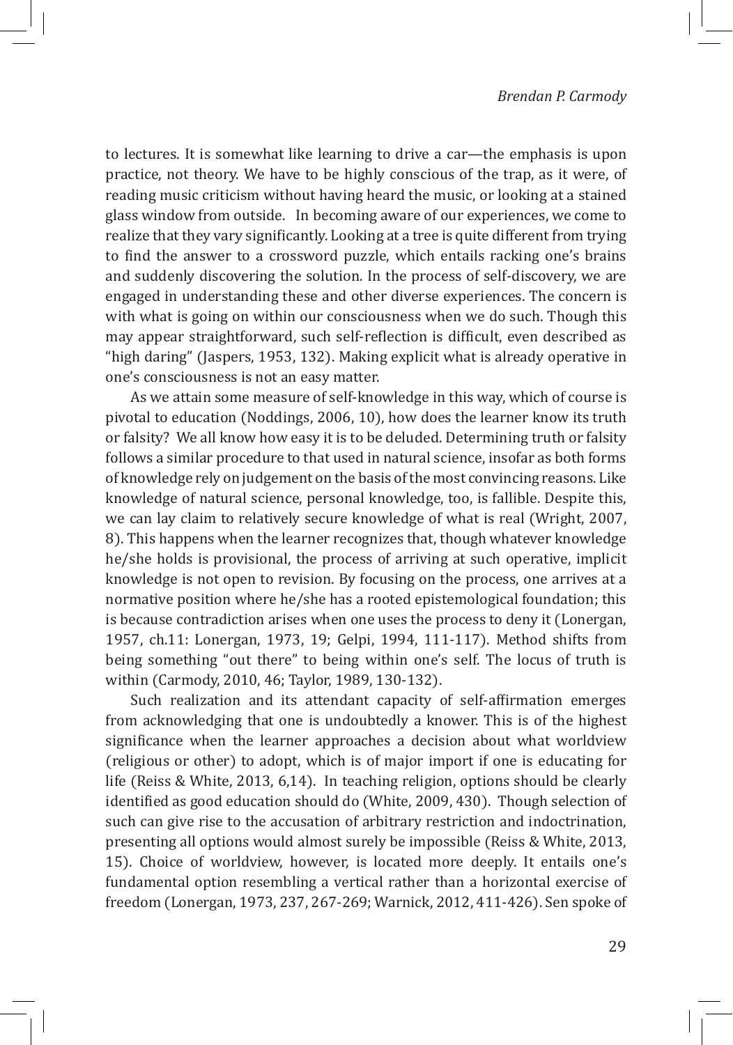to lectures. It is somewhat like learning to drive a car—the emphasis is upon practice, not theory. We have to be highly conscious of the trap, as it were, of reading music criticism without having heard the music, or looking at a stained glass window from outside. In becoming aware of our experiences, we come to realize that they vary significantly. Looking at a tree is quite different from trying to find the answer to a crossword puzzle, which entails racking one's brains and suddenly discovering the solution. In the process of self-discovery, we are engaged in understanding these and other diverse experiences. The concern is with what is going on within our consciousness when we do such. Though this may appear straightforward, such self-reflection is difficult, even described as "high daring" (Jaspers, 1953, 132). Making explicit what is already operative in one's consciousness is not an easy matter.

As we attain some measure of self-knowledge in this way, which of course is pivotal to education (Noddings, 2006, 10), how does the learner know its truth or falsity? We all know how easy it is to be deluded. Determining truth or falsity follows a similar procedure to that used in natural science, insofar as both forms of knowledge rely on judgement on the basis of the most convincing reasons. Like knowledge of natural science, personal knowledge, too, is fallible. Despite this, we can lay claim to relatively secure knowledge of what is real (Wright, 2007, 8). This happens when the learner recognizes that, though whatever knowledge he/she holds is provisional, the process of arriving at such operative, implicit knowledge is not open to revision. By focusing on the process, one arrives at a normative position where he/she has a rooted epistemological foundation; this is because contradiction arises when one uses the process to deny it (Lonergan, 1957, ch.11: Lonergan, 1973, 19; Gelpi, 1994, 111-117). Method shifts from being something "out there" to being within one's self. The locus of truth is within (Carmody, 2010, 46; Taylor, 1989, 130-132).

Such realization and its attendant capacity of self-affirmation emerges from acknowledging that one is undoubtedly a knower. This is of the highest significance when the learner approaches a decision about what worldview (religious or other) to adopt, which is of major import if one is educating for life (Reiss & White, 2013, 6,14). In teaching religion, options should be clearly identified as good education should do (White, 2009, 430). Though selection of such can give rise to the accusation of arbitrary restriction and indoctrination, presenting all options would almost surely be impossible (Reiss & White, 2013, 15). Choice of worldview, however, is located more deeply. It entails one's fundamental option resembling a vertical rather than a horizontal exercise of freedom (Lonergan, 1973, 237, 267-269; Warnick, 2012, 411-426). Sen spoke of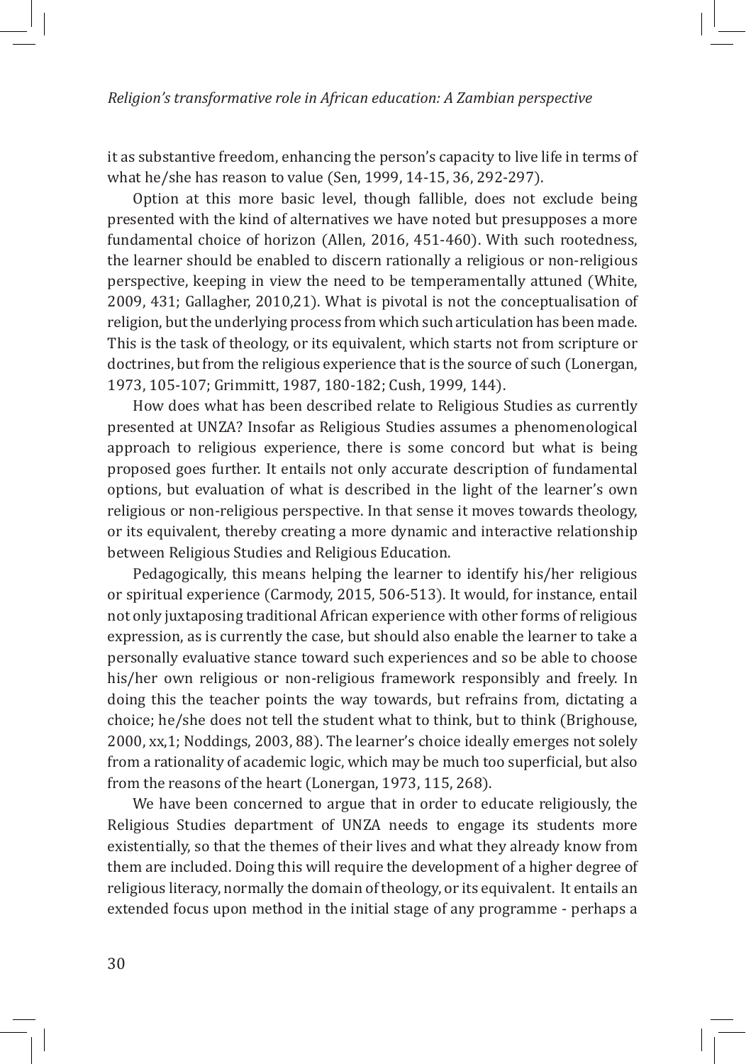it as substantive freedom, enhancing the person's capacity to live life in terms of what he/she has reason to value (Sen, 1999, 14-15, 36, 292-297).

Option at this more basic level, though fallible, does not exclude being presented with the kind of alternatives we have noted but presupposes a more fundamental choice of horizon (Allen, 2016, 451-460). With such rootedness, the learner should be enabled to discern rationally a religious or non-religious perspective, keeping in view the need to be temperamentally attuned (White, 2009, 431; Gallagher, 2010,21). What is pivotal is not the conceptualisation of religion, but the underlying process from which such articulation has been made. This is the task of theology, or its equivalent, which starts not from scripture or doctrines, but from the religious experience that is the source of such (Lonergan, 1973, 105-107; Grimmitt, 1987, 180-182; Cush, 1999, 144).

How does what has been described relate to Religious Studies as currently presented at UNZA? Insofar as Religious Studies assumes a phenomenological approach to religious experience, there is some concord but what is being proposed goes further. It entails not only accurate description of fundamental options, but evaluation of what is described in the light of the learner's own religious or non-religious perspective. In that sense it moves towards theology, or its equivalent, thereby creating a more dynamic and interactive relationship between Religious Studies and Religious Education.

Pedagogically, this means helping the learner to identify his/her religious or spiritual experience (Carmody, 2015, 506-513). It would, for instance, entail not only juxtaposing traditional African experience with other forms of religious expression, as is currently the case, but should also enable the learner to take a personally evaluative stance toward such experiences and so be able to choose his/her own religious or non-religious framework responsibly and freely. In doing this the teacher points the way towards, but refrains from, dictating a choice; he/she does not tell the student what to think, but to think (Brighouse, 2000, xx,1; Noddings, 2003, 88). The learner's choice ideally emerges not solely from a rationality of academic logic, which may be much too superficial, but also from the reasons of the heart (Lonergan, 1973, 115, 268).

We have been concerned to argue that in order to educate religiously, the Religious Studies department of UNZA needs to engage its students more existentially, so that the themes of their lives and what they already know from them are included. Doing this will require the development of a higher degree of religious literacy, normally the domain of theology, or its equivalent. It entails an extended focus upon method in the initial stage of any programme - perhaps a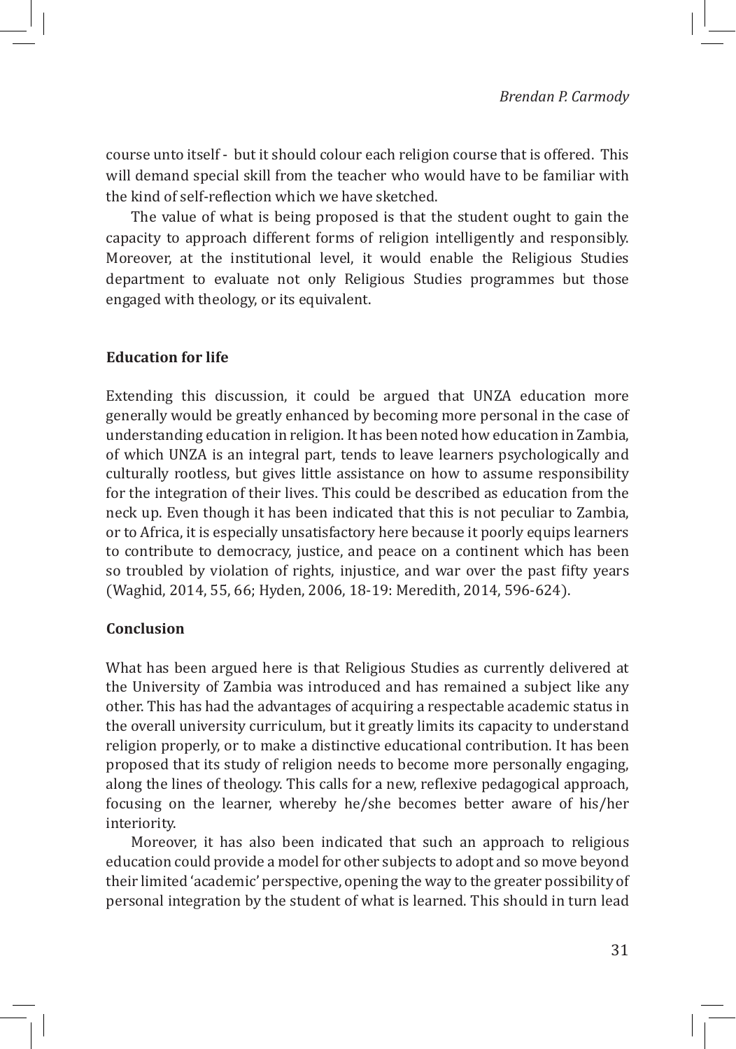course unto itself - but it should colour each religion course that is offered. This will demand special skill from the teacher who would have to be familiar with the kind of self-reflection which we have sketched.

The value of what is being proposed is that the student ought to gain the capacity to approach different forms of religion intelligently and responsibly. Moreover, at the institutional level, it would enable the Religious Studies department to evaluate not only Religious Studies programmes but those engaged with theology, or its equivalent.

## Education for life

Extending this discussion, it could be argued that UNZA education more generally would be greatly enhanced by becoming more personal in the case of understanding education in religion. It has been noted how education in Zambia, of which UNZA is an integral part, tends to leave learners psychologically and culturally rootless, but gives little assistance on how to assume responsibility for the integration of their lives. This could be described as education from the neck up. Even though it has been indicated that this is not peculiar to Zambia, or to Africa, it is especially unsatisfactory here because it poorly equips learners to contribute to democracy, justice, and peace on a continent which has been so troubled by violation of rights, injustice, and war over the past fifty years (Waghid, 2014, 55, 66; Hyden, 2006, 18-19: Meredith, 2014, 596-624).

## Conclusion

What has been argued here is that Religious Studies as currently delivered at the University of Zambia was introduced and has remained a subject like any other. This has had the advantages of acquiring a respectable academic status in the overall university curriculum, but it greatly limits its capacity to understand religion properly, or to make a distinctive educational contribution. It has been proposed that its study of religion needs to become more personally engaging, along the lines of theology. This calls for a new, reflexive pedagogical approach, focusing on the learner, whereby he/she becomes better aware of his/her interiority.

Moreover, it has also been indicated that such an approach to religious education could provide a model for other subjects to adopt and so move beyond their limited 'academic' perspective, opening the way to the greater possibility of personal integration by the student of what is learned. This should in turn lead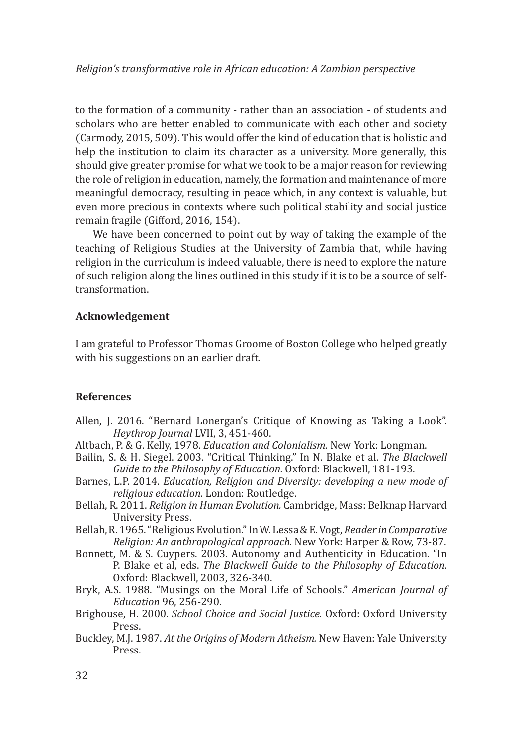to the formation of a community - rather than an association - of students and scholars who are better enabled to communicate with each other and society (Carmody, 2015, 509). This would offer the kind of education that is holistic and help the institution to claim its character as a university. More generally, this should give greater promise for what we took to be a major reason for reviewing the role of religion in education, namely, the formation and maintenance of more meaningful democracy, resulting in peace which, in any context is valuable, but even more precious in contexts where such political stability and social justice remain fragile (Gifford, 2016, 154).

We have been concerned to point out by way of taking the example of the teaching of Religious Studies at the University of Zambia that, while having religion in the curriculum is indeed valuable, there is need to explore the nature of such religion along the lines outlined in this study if it is to be a source of self-transformation.

## Acknowledgement

I am grateful to Professor Thomas Groome of Boston College who helped greatly with his suggestions on an earlier draft.

## References

Allen, J. 2016. "Bernard Lonergan's Critique of Knowing as Taking a Look". *Heythrop Journal* LVII, 3, 451-460.

Altbach, P. & G. Kelly, 1978. *Education and Colonialism.* New York: Longman.

Bailin, S. & H. Siegel. 2003. "Critical Thinking." In N. Blake et al. *The Blackwell Guide to the Philosophy of Education.* Oxford: Blackwell, 181-193.

Barnes, L.P. 2014. *Education, Religion and Diversity: developing a new mode of religious education.* London: Routledge.

Bellah, R. 2011. *Religion in Human Evolution.* Cambridge, Mass: Belknap Harvard University Press.

Bellah, R. 1965. "Religious Evolution." In W. Lessa & E. Vogt, *Reader in Comparative Religion: An anthropological approach.* New York: Harper & Row, 73-87.

Bonnett, M. & S. Cuypers. 2003. Autonomy and Authenticity in Education. "In P. Blake et al, eds. *The Blackwell Guide to the Philosophy of Education.* Oxford: Blackwell, 2003, 326-340.

Bryk, A.S. 1988. "Musings on the Moral Life of Schools." *American Journal of Education* 96, 256-290.

Brighouse, H. 2000. *School Choice and Social Justice.* Oxford: Oxford University Press.

Buckley, M.J. 1987. *At the Origins of Modern Atheism.* New Haven: Yale University Press.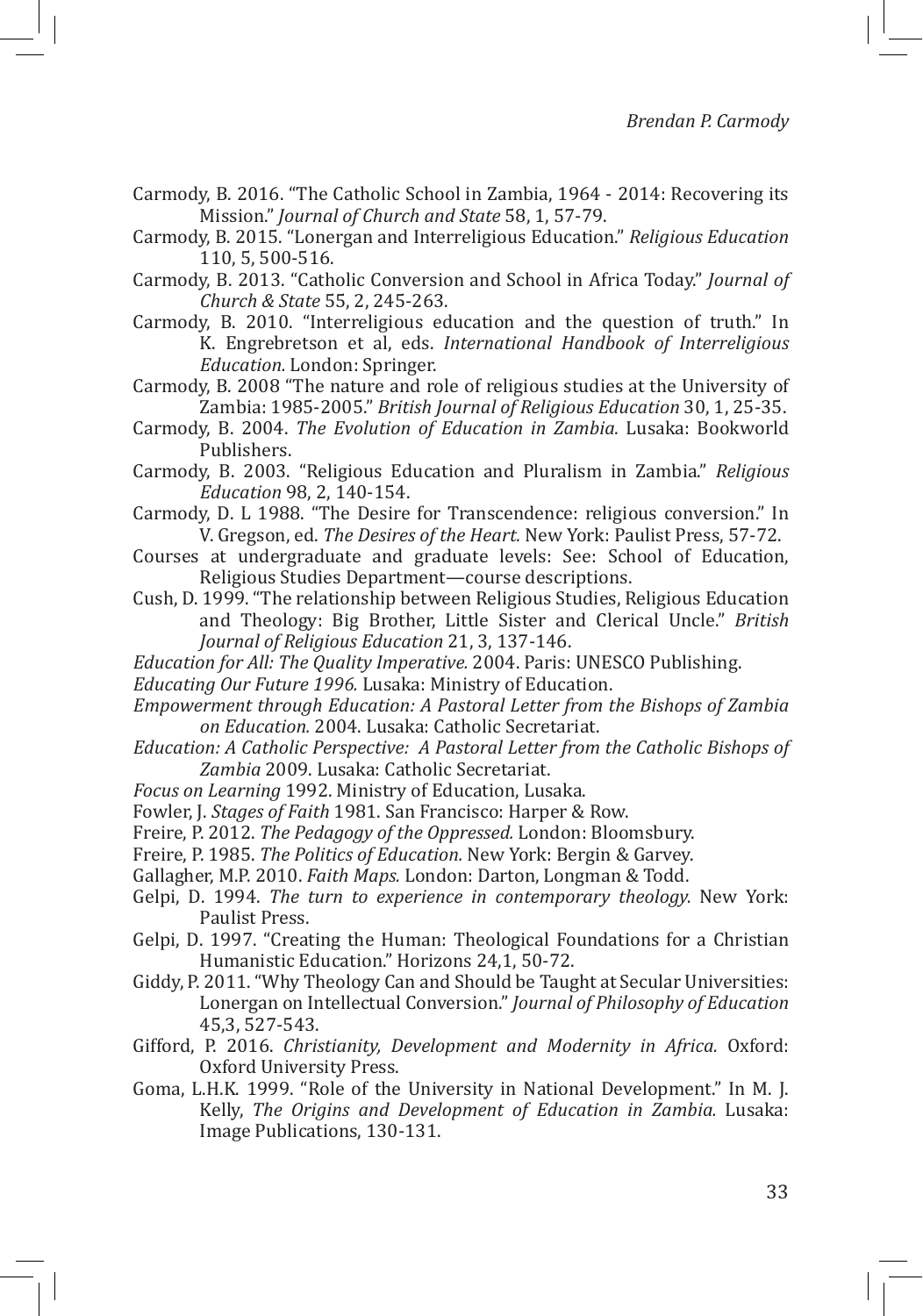Carmody, B. 2016. "The Catholic School in Zambia, 1964 - 2014: Recovering its Mission." *Journal of Church and State* 58, 1, 57-79.

Carmody, B. 2015. "Lonergan and Interreligious Education." *Religious Education* 110, 5, 500-516.

Carmody, B. 2013. "Catholic Conversion and School in Africa Today." *Journal of Church & State* 55, 2, 245-263.

Carmody, B. 2010. "Interreligious education and the question of truth." In K. Engrebretson et al, eds. *International Handbook of Interreligious Education.* London: Springer.

Carmody, B. 2008 "The nature and role of religious studies at the University of Zambia: 1985-2005." *British Journal of Religious Education* 30, 1, 25-35.

Carmody, B. 2004. *The Evolution of Education in Zambia.* Lusaka: Bookworld Publishers.

Carmody, B. 2003. "Religious Education and Pluralism in Zambia." *Religious Education* 98, 2, 140-154.

Carmody, D. L 1988. "The Desire for Transcendence: religious conversion." In V. Gregson, ed. *The Desires of the Heart.* New York: Paulist Press, 57-72.

Courses at undergraduate and graduate levels: See: School of Education, Religious Studies Department—course descriptions.

Cush, D. 1999. "The relationship between Religious Studies, Religious Education and Theology: Big Brother, Little Sister and Clerical Uncle." *British Journal of Religious Education* 21, 3, 137-146.

*Education for All: The Quality Imperative.* 2004. Paris: UNESCO Publishing.

*Educating Our Future 1996.* Lusaka: Ministry of Education.

*Empowerment through Education: A Pastoral Letter from the Bishops of Zambia on Education.* 2004. Lusaka: Catholic Secretariat.

*Education: A Catholic Perspective: A Pastoral Letter from the Catholic Bishops of Zambia* 2009. Lusaka: Catholic Secretariat.

*Focus on Learning* 1992. Ministry of Education, Lusaka.

Fowler, J. *Stages of Faith* 1981. San Francisco: Harper & Row.

Freire, P. 2012. *The Pedagogy of the Oppressed.* London: Bloomsbury.

Freire, P. 1985. *The Politics of Education.* New York: Bergin & Garvey.

Gallagher, M.P. 2010. *Faith Maps.* London: Darton, Longman & Todd.

Gelpi, D. 1994. *The turn to experience in contemporary theology.* New York: Paulist Press.

Gelpi, D. 1997. "Creating the Human: Theological Foundations for a Christian Humanistic Education." Horizons 24,1, 50-72.

Giddy, P. 2011. "Why Theology Can and Should be Taught at Secular Universities: Lonergan on Intellectual Conversion." *Journal of Philosophy of Education* 45,3, 527-543.

Gifford, P. 2016. *Christianity, Development and Modernity in Africa.* Oxford: Oxford University Press.

Goma, L.H.K. 1999. "Role of the University in National Development." In M. J. Kelly, *The Origins and Development of Education in Zambia.* Lusaka: Image Publications, 130-131.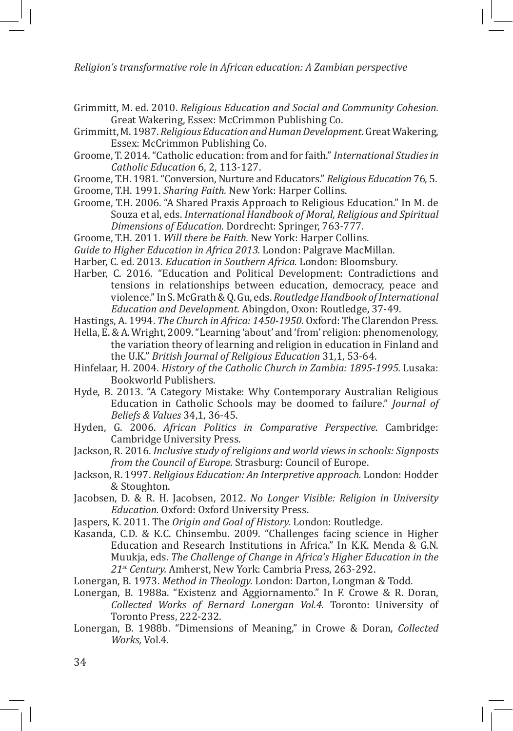Grimmitt, M. ed. 2010. *Religious Education and Social and Community Cohesion.* Great Wakering, Essex: McCrimmon Publishing Co.

Grimmitt, M. 1987. *Religious Education and Human Development.* Great Wakering, Essex: McCrimmon Publishing Co.

Groome, T. 2014. "Catholic education: from and for faith." *International Studies in Catholic Education* 6, 2, 113-127.

Groome, T.H. 1981. "Conversion, Nurture and Educators." *Religious Education* 76, 5.

Groome, T.H. 1991. *Sharing Faith.* New York: Harper Collins.

Groome, T.H. 2006. "A Shared Praxis Approach to Religious Education." In M. de Souza et al, eds. *International Handbook of Moral, Religious and Spiritual Dimensions of Education.* Dordrecht: Springer, 763-777.

Groome, T.H. 2011. *Will there be Faith.* New York: Harper Collins.

*Guide to Higher Education in Africa 2013.* London: Palgrave MacMillan.

Harber, C. ed. 2013. *Education in Southern Africa.* London: Bloomsbury.

Harber, C. 2016. "Education and Political Development: Contradictions and tensions in relationships between education, democracy, peace and violence." In S. McGrath & Q. Gu, eds. *Routledge Handbook of International Education and Development.* Abingdon, Oxon: Routledge, 37-49.

Hastings, A. 1994. *The Church in Africa: 1450-1950.* Oxford: The Clarendon Press.

Hella, E. & A. Wright, 2009. "Learning 'about' and 'from' religion: phenomenology, the variation theory of learning and religion in education in Finland and the U.K." *British Journal of Religious Education* 31,1, 53-64.

Hinfelaar, H. 2004. *History of the Catholic Church in Zambia: 1895-1995.* Lusaka: Bookworld Publishers.

Hyde, B. 2013. "A Category Mistake: Why Contemporary Australian Religious Education in Catholic Schools may be doomed to failure." *Journal of Beliefs & Values* 34,1, 36-45.

Hyden, G. 2006. *African Politics in Comparative Perspective.* Cambridge: Cambridge University Press.

Jackson, R. 2016. *Inclusive study of religions and world views in schools: Signposts from the Council of Europe*. Strasburg: Council of Europe.

Jackson, R. 1997. *Religious Education: An Interpretive approach.* London: Hodder & Stoughton.

Jacobsen, D. & R. H. Jacobsen, 2012. *No Longer Visible: Religion in University Education.* Oxford: Oxford University Press.

Jaspers, K. 2011. The *Origin and Goal of History.* London: Routledge.

Kasanda, C.D. & K.C. Chinsembu. 2009. "Challenges facing science in Higher Education and Research Institutions in Africa." In K.K. Menda & G.N. Muukja, eds. *The Challenge of Change in Africa's Higher Education in the 21st Century.* Amherst, New York: Cambria Press, 263-292.

Lonergan, B. 1973. *Method in Theology.* London: Darton, Longman & Todd.

Lonergan, B. 1988a. "Existenz and Aggiornamento." In F. Crowe & R. Doran, *Collected Works of Bernard Lonergan Vol.4.* Toronto: University of Toronto Press, 222-232.

Lonergan, B. 1988b. "Dimensions of Meaning," in Crowe & Doran, *Collected Works,* Vol.4.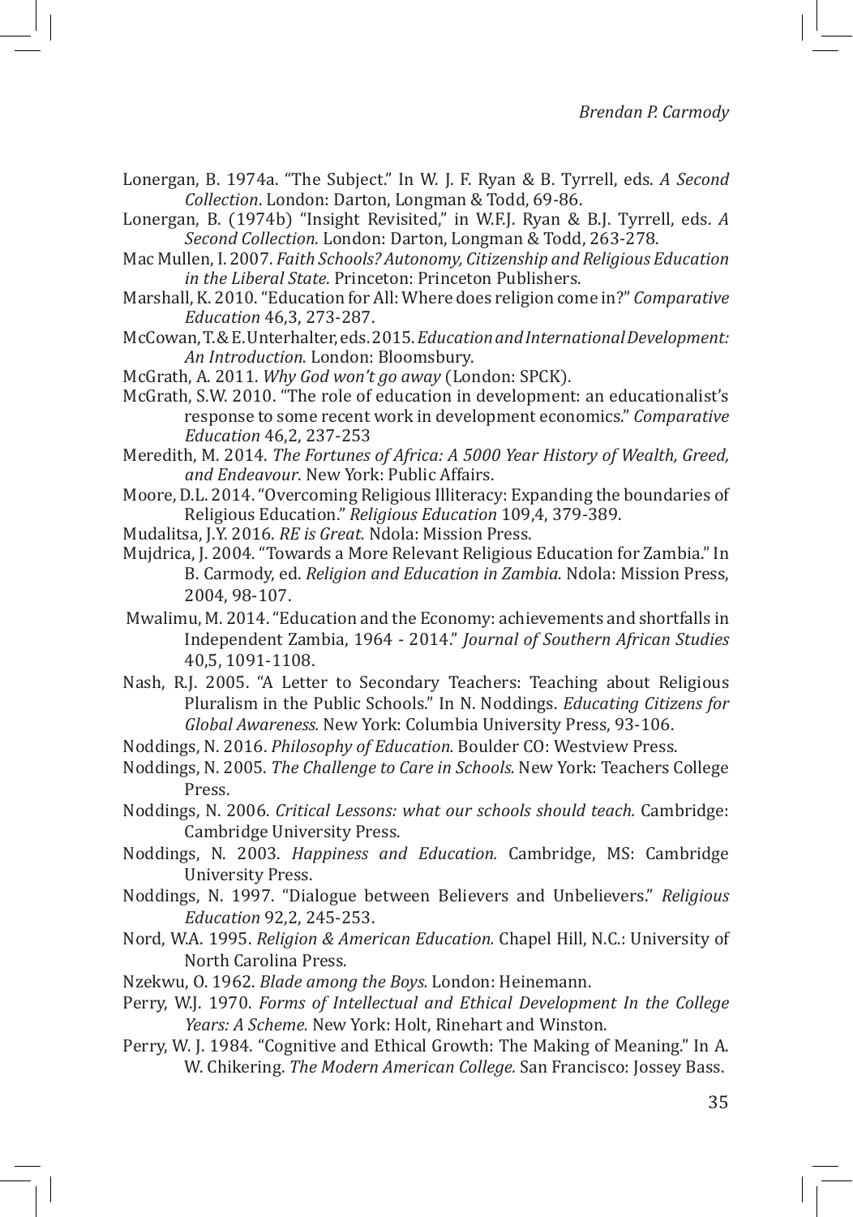Lonergan, B. 1974a. "The Subject." In W. J. F. Ryan & B. Tyrrell, eds. *A Second Collection*. London: Darton, Longman & Todd, 69-86.

Lonergan, B. (1974b) "Insight Revisited," in W.F.J. Ryan & B.J. Tyrrell, eds. *A Second Collection*. London: Darton, Longman & Todd, 263-278.

Mac Mullen, I. 2007. *Faith Schools? Autonomy, Citizenship and Religious Education in the Liberal State*. Princeton: Princeton Publishers.

Marshall, K. 2010. "Education for All: Where does religion come in?" *Comparative Education* 46,3, 273-287.

McCowan, T. & E. Unterhalter, eds. 2015. *Education and International Development: An Introduction.* London: Bloomsbury.

McGrath, A. 2011. *Why God won't go away* (London: SPCK).

McGrath, S.W. 2010. "The role of education in development: an educationalist's response to some recent work in development economics." *Comparative Education* 46,2, 237-253

Meredith, M. 2014. *The Fortunes of Africa: A 5000 Year History of Wealth, Greed, and Endeavour*. New York: Public Affairs.

Moore, D.L. 2014. "Overcoming Religious Illiteracy: Expanding the boundaries of Religious Education." *Religious Education* 109,4, 379-389.

Mudalitsa, J.Y. 2016. *RE is Great.* Ndola: Mission Press.

Mujdrica, J. 2004. "Towards a More Relevant Religious Education for Zambia." In B. Carmody, ed. *Religion and Education in Zambia.* Ndola: Mission Press, 2004, 98-107.

Mwalimu, M. 2014. "Education and the Economy: achievements and shortfalls in Independent Zambia, 1964 - 2014." *Journal of Southern African Studies* 40,5, 1091-1108.

Nash, R.J. 2005. "A Letter to Secondary Teachers: Teaching about Religious Pluralism in the Public Schools." In N. Noddings. *Educating Citizens for Global Awareness.* New York: Columbia University Press, 93-106.

Noddings, N. 2016. *Philosophy of Education.* Boulder CO: Westview Press.

Noddings, N. 2005. *The Challenge to Care in Schools.* New York: Teachers College Press.

Noddings, N. 2006. *Critical Lessons: what our schools should teach.* Cambridge: Cambridge University Press.

Noddings, N. 2003. *Happiness and Education.* Cambridge, MS: Cambridge University Press.

Noddings, N. 1997. "Dialogue between Believers and Unbelievers." *Religious Education* 92,2, 245-253.

Nord, W.A. 1995. *Religion & American Education.* Chapel Hill, N.C.: University of North Carolina Press.

Nzekwu, O. 1962. *Blade among the Boys.* London: Heinemann.

Perry, W.J. 1970. *Forms of Intellectual and Ethical Development In the College Years: A Scheme.* New York: Holt, Rinehart and Winston.

Perry, W. J. 1984. "Cognitive and Ethical Growth: The Making of Meaning." In A. W. Chikering. *The Modern American College.* San Francisco: Jossey Bass.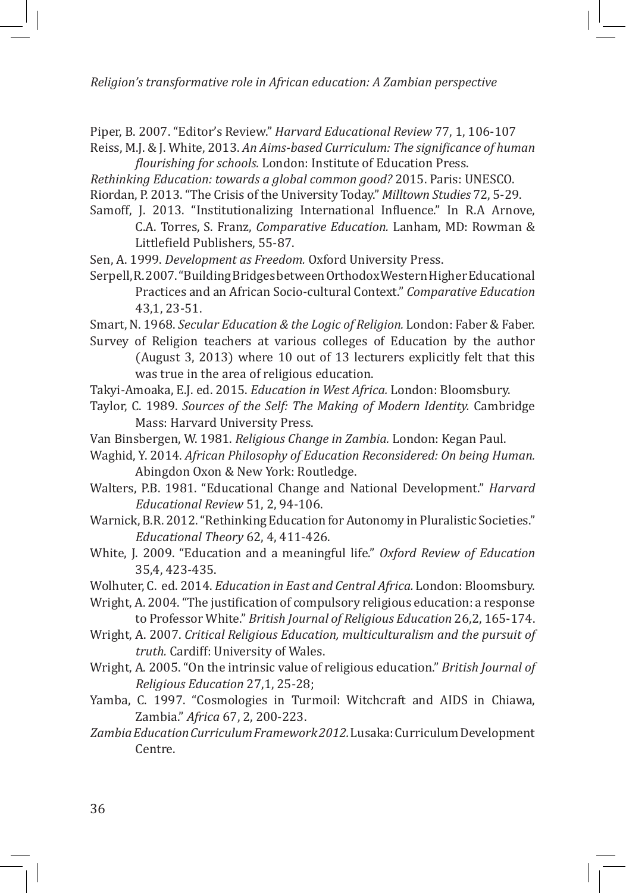Piper, B. 2007. "Editor's Review." *Harvard Educational Review* 77, 1, 106-107

Reiss, M.J. & J. White, 2013. *An Aims-based Curriculum: The significance of human flourishing for schools.* London: Institute of Education Press.

*Rethinking Education: towards a global common good?* 2015. Paris: UNESCO.

Riordan, P. 2013. "The Crisis of the University Today." *Milltown Studies* 72, 5-29.

Samoff, J. 2013. "Institutionalizing International Influence." In R.A Arnove, C.A. Torres, S. Franz, *Comparative Education.* Lanham, MD: Rowman & Littlefield Publishers, 55-87.

Sen, A. 1999. *Development as Freedom.* Oxford University Press.

Serpell, R. 2007. "Building Bridges between Orthodox Western Higher Educational Practices and an African Socio-cultural Context." *Comparative Education* 43,1, 23-51.

Smart, N. 1968. *Secular Education & the Logic of Religion.* London: Faber & Faber.

Survey of Religion teachers at various colleges of Education by the author (August 3, 2013) where 10 out of 13 lecturers explicitly felt that this was true in the area of religious education.

Takyi-Amoaka, E.J. ed. 2015. *Education in West Africa.* London: Bloomsbury.

Taylor, C. 1989. *Sources of the Self: The Making of Modern Identity.* Cambridge Mass: Harvard University Press.

Van Binsbergen, W. 1981. *Religious Change in Zambia.* London: Kegan Paul.

Waghid, Y. 2014. *African Philosophy of Education Reconsidered: On being Human.* Abingdon Oxon & New York: Routledge.

Walters, P.B. 1981. "Educational Change and National Development." *Harvard Educational Review* 51, 2, 94-106.

Warnick, B.R. 2012. "Rethinking Education for Autonomy in Pluralistic Societies." *Educational Theory* 62, 4, 411-426.

White, J. 2009. "Education and a meaningful life." *Oxford Review of Education* 35,4, 423-435.

Wolhuter, C. ed. 2014. *Education in East and Central Africa.* London: Bloomsbury.

Wright, A. 2004. "The justification of compulsory religious education: a response to Professor White." *British Journal of Religious Education* 26,2, 165-174.

Wright, A. 2007. *Critical Religious Education, multiculturalism and the pursuit of truth.* Cardiff: University of Wales.

Wright, A. 2005. "On the intrinsic value of religious education." *British Journal of Religious Education* 27,1, 25-28;

Yamba, C. 1997. "Cosmologies in Turmoil: Witchcraft and AIDS in Chiawa, Zambia." *Africa* 67, 2, 200-223.

*Zambia Education Curriculum Framework 2012.* Lusaka: Curriculum Development Centre.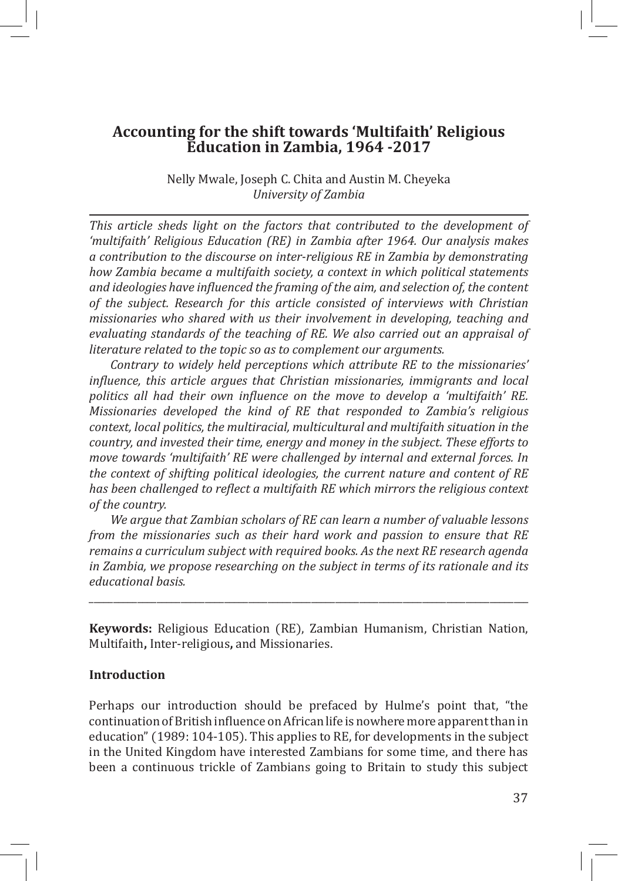# Accounting for the shift towards 'Multifaith' Religious Education in Zambia, 1964 -2017

Nelly Mwale, Joseph C. Chita and Austin M. Cheyeka
*University of Zambia*

---

*This article sheds light on the factors that contributed to the development of 'multifaith' Religious Education (RE) in Zambia after 1964. Our analysis makes a contribution to the discourse on inter-religious RE in Zambia by demonstrating how Zambia became a multifaith society, a context in which political statements and ideologies have influenced the framing of the aim, and selection of, the content of the subject. Research for this article consisted of interviews with Christian missionaries who shared with us their involvement in developing, teaching and evaluating standards of the teaching of RE. We also carried out an appraisal of literature related to the topic so as to complement our arguments.*

*Contrary to widely held perceptions which attribute RE to the missionaries' influence, this article argues that Christian missionaries, immigrants and local politics all had their own influence on the move to develop a 'multifaith' RE. Missionaries developed the kind of RE that responded to Zambia's religious context, local politics, the multiracial, multicultural and multifaith situation in the country, and invested their time, energy and money in the subject. These efforts to move towards 'multifaith' RE were challenged by internal and external forces. In the context of shifting political ideologies, the current nature and content of RE has been challenged to reflect a multifaith RE which mirrors the religious context of the country.*

*We argue that Zambian scholars of RE can learn a number of valuable lessons from the missionaries such as their hard work and passion to ensure that RE remains a curriculum subject with required books. As the next RE research agenda in Zambia, we propose researching on the subject in terms of its rationale and its educational basis.*

---

**Keywords:** Religious Education (RE), Zambian Humanism, Christian Nation, Multifaith**,** Inter-religious**,** and Missionaries.

## Introduction

Perhaps our introduction should be prefaced by Hulme's point that, "the continuation of British influence on African life is nowhere more apparent than in education" (1989: 104-105). This applies to RE, for developments in the subject in the United Kingdom have interested Zambians for some time, and there has been a continuous trickle of Zambians going to Britain to study this subject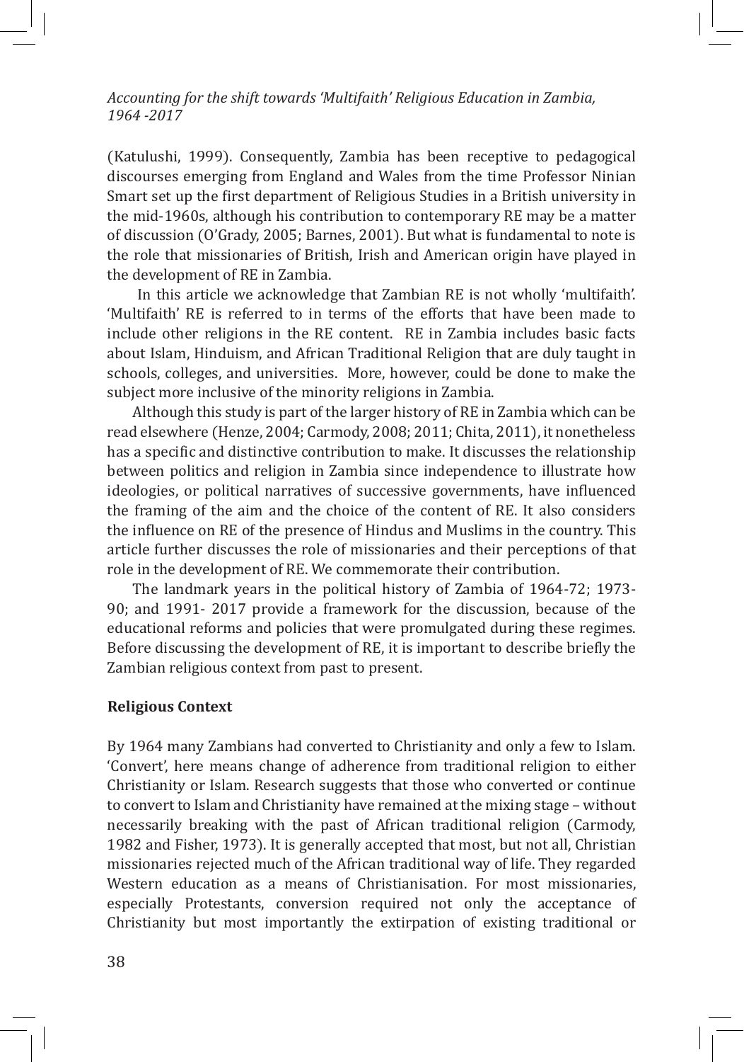(Katulushi, 1999). Consequently, Zambia has been receptive to pedagogical discourses emerging from England and Wales from the time Professor Ninian Smart set up the first department of Religious Studies in a British university in the mid-1960s, although his contribution to contemporary RE may be a matter of discussion (O'Grady, 2005; Barnes, 2001). But what is fundamental to note is the role that missionaries of British, Irish and American origin have played in the development of RE in Zambia.

In this article we acknowledge that Zambian RE is not wholly 'multifaith'. 'Multifaith' RE is referred to in terms of the efforts that have been made to include other religions in the RE content. RE in Zambia includes basic facts about Islam, Hinduism, and African Traditional Religion that are duly taught in schools, colleges, and universities. More, however, could be done to make the subject more inclusive of the minority religions in Zambia.

Although this study is part of the larger history of RE in Zambia which can be read elsewhere (Henze, 2004; Carmody, 2008; 2011; Chita, 2011), it nonetheless has a specific and distinctive contribution to make. It discusses the relationship between politics and religion in Zambia since independence to illustrate how ideologies, or political narratives of successive governments, have influenced the framing of the aim and the choice of the content of RE. It also considers the influence on RE of the presence of Hindus and Muslims in the country. This article further discusses the role of missionaries and their perceptions of that role in the development of RE. We commemorate their contribution.

The landmark years in the political history of Zambia of 1964-72; 1973-90; and 1991- 2017 provide a framework for the discussion, because of the educational reforms and policies that were promulgated during these regimes. Before discussing the development of RE, it is important to describe briefly the Zambian religious context from past to present.

## Religious Context

By 1964 many Zambians had converted to Christianity and only a few to Islam. 'Convert', here means change of adherence from traditional religion to either Christianity or Islam. Research suggests that those who converted or continue to convert to Islam and Christianity have remained at the mixing stage – without necessarily breaking with the past of African traditional religion (Carmody, 1982 and Fisher, 1973). It is generally accepted that most, but not all, Christian missionaries rejected much of the African traditional way of life. They regarded Western education as a means of Christianisation. For most missionaries, especially Protestants, conversion required not only the acceptance of Christianity but most importantly the extirpation of existing traditional or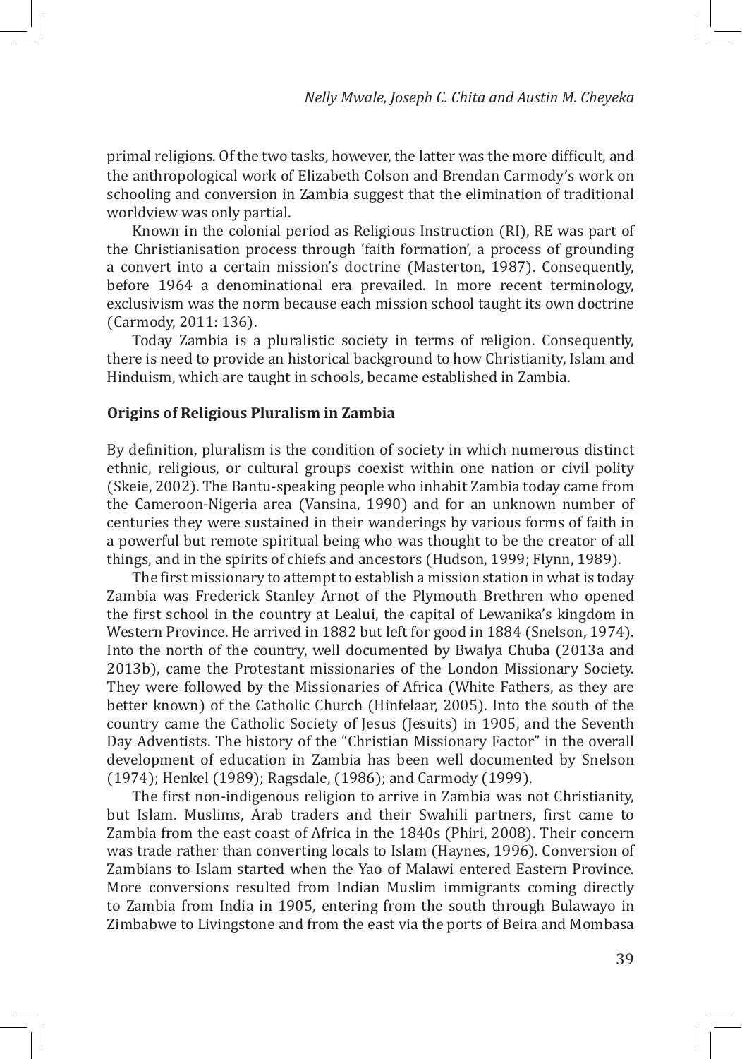primal religions. Of the two tasks, however, the latter was the more difficult, and the anthropological work of Elizabeth Colson and Brendan Carmody's work on schooling and conversion in Zambia suggest that the elimination of traditional worldview was only partial.

Known in the colonial period as Religious Instruction (RI), RE was part of the Christianisation process through 'faith formation', a process of grounding a convert into a certain mission's doctrine (Masterton, 1987). Consequently, before 1964 a denominational era prevailed. In more recent terminology, exclusivism was the norm because each mission school taught its own doctrine (Carmody, 2011: 136).

Today Zambia is a pluralistic society in terms of religion. Consequently, there is need to provide an historical background to how Christianity, Islam and Hinduism, which are taught in schools, became established in Zambia.

### Origins of Religious Pluralism in Zambia

By definition, pluralism is the condition of society in which numerous distinct ethnic, religious, or cultural groups coexist within one nation or civil polity (Skeie, 2002). The Bantu-speaking people who inhabit Zambia today came from the Cameroon-Nigeria area (Vansina, 1990) and for an unknown number of centuries they were sustained in their wanderings by various forms of faith in a powerful but remote spiritual being who was thought to be the creator of all things, and in the spirits of chiefs and ancestors (Hudson, 1999; Flynn, 1989).

The first missionary to attempt to establish a mission station in what is today Zambia was Frederick Stanley Arnot of the Plymouth Brethren who opened the first school in the country at Lealui, the capital of Lewanika's kingdom in Western Province. He arrived in 1882 but left for good in 1884 (Snelson, 1974). Into the north of the country, well documented by Bwalya Chuba (2013a and 2013b), came the Protestant missionaries of the London Missionary Society. They were followed by the Missionaries of Africa (White Fathers, as they are better known) of the Catholic Church (Hinfelaar, 2005). Into the south of the country came the Catholic Society of Jesus (Jesuits) in 1905, and the Seventh Day Adventists. The history of the "Christian Missionary Factor" in the overall development of education in Zambia has been well documented by Snelson (1974); Henkel (1989); Ragsdale, (1986); and Carmody (1999).

The first non-indigenous religion to arrive in Zambia was not Christianity, but Islam. Muslims, Arab traders and their Swahili partners, first came to Zambia from the east coast of Africa in the 1840s (Phiri, 2008). Their concern was trade rather than converting locals to Islam (Haynes, 1996). Conversion of Zambians to Islam started when the Yao of Malawi entered Eastern Province. More conversions resulted from Indian Muslim immigrants coming directly to Zambia from India in 1905, entering from the south through Bulawayo in Zimbabwe to Livingstone and from the east via the ports of Beira and Mombasa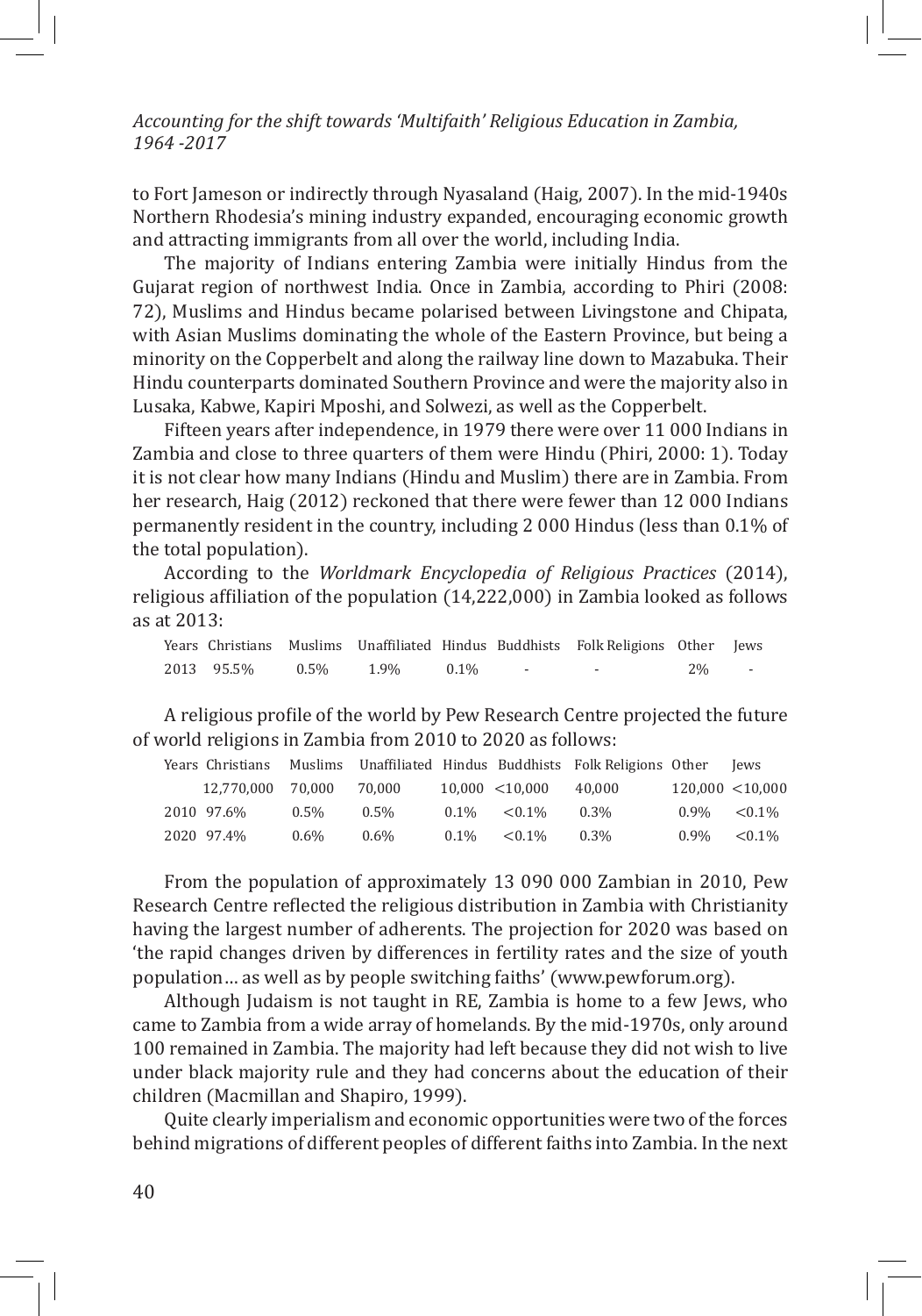to Fort Jameson or indirectly through Nyasaland (Haig, 2007). In the mid-1940s Northern Rhodesia's mining industry expanded, encouraging economic growth and attracting immigrants from all over the world, including India.

The majority of Indians entering Zambia were initially Hindus from the Gujarat region of northwest India. Once in Zambia, according to Phiri (2008: 72), Muslims and Hindus became polarised between Livingstone and Chipata, with Asian Muslims dominating the whole of the Eastern Province, but being a minority on the Copperbelt and along the railway line down to Mazabuka. Their Hindu counterparts dominated Southern Province and were the majority also in Lusaka, Kabwe, Kapiri Mposhi, and Solwezi, as well as the Copperbelt.

Fifteen years after independence, in 1979 there were over 11 000 Indians in Zambia and close to three quarters of them were Hindu (Phiri, 2000: 1). Today it is not clear how many Indians (Hindu and Muslim) there are in Zambia. From her research, Haig (2012) reckoned that there were fewer than 12 000 Indians permanently resident in the country, including 2 000 Hindus (less than 0.1% of the total population).

According to the *Worldmark Encyclopedia of Religious Practices* (2014), religious affiliation of the population (14,222,000) in Zambia looked as follows as at 2013:

| Years | Christians | Muslims | Unaffiliated | Hindus | Buddhists | Folk Religions | Other | Jews |
|---|---|---|---|---|---|---|---|---|
| 2013 | 95.5% | 0.5% | 1.9% | 0.1% | - | - | 2% | - |

A religious profile of the world by Pew Research Centre projected the future of world religions in Zambia from 2010 to 2020 as follows:

| Years | Christians | Muslims | Unaffiliated | Hindus | Buddhists | Folk Religions | Other | Jews |
|---|---|---|---|---|---|---|---|---|
| | 12,770,000 | 70,000 | 70,000 | 10,000 | <10,000 | 40,000 | 120,000 | <10,000 |
| 2010 | 97.6% | 0.5% | 0.5% | 0.1% | <0.1% | 0.3% | 0.9% | <0.1% |
| 2020 | 97.4% | 0.6% | 0.6% | 0.1% | <0.1% | 0.3% | 0.9% | <0.1% |

From the population of approximately 13 090 000 Zambian in 2010, Pew Research Centre reflected the religious distribution in Zambia with Christianity having the largest number of adherents. The projection for 2020 was based on 'the rapid changes driven by differences in fertility rates and the size of youth population… as well as by people switching faiths' (www.pewforum.org).

Although Judaism is not taught in RE, Zambia is home to a few Jews, who came to Zambia from a wide array of homelands. By the mid-1970s, only around 100 remained in Zambia. The majority had left because they did not wish to live under black majority rule and they had concerns about the education of their children (Macmillan and Shapiro, 1999).

Quite clearly imperialism and economic opportunities were two of the forces behind migrations of different peoples of different faiths into Zambia. In the next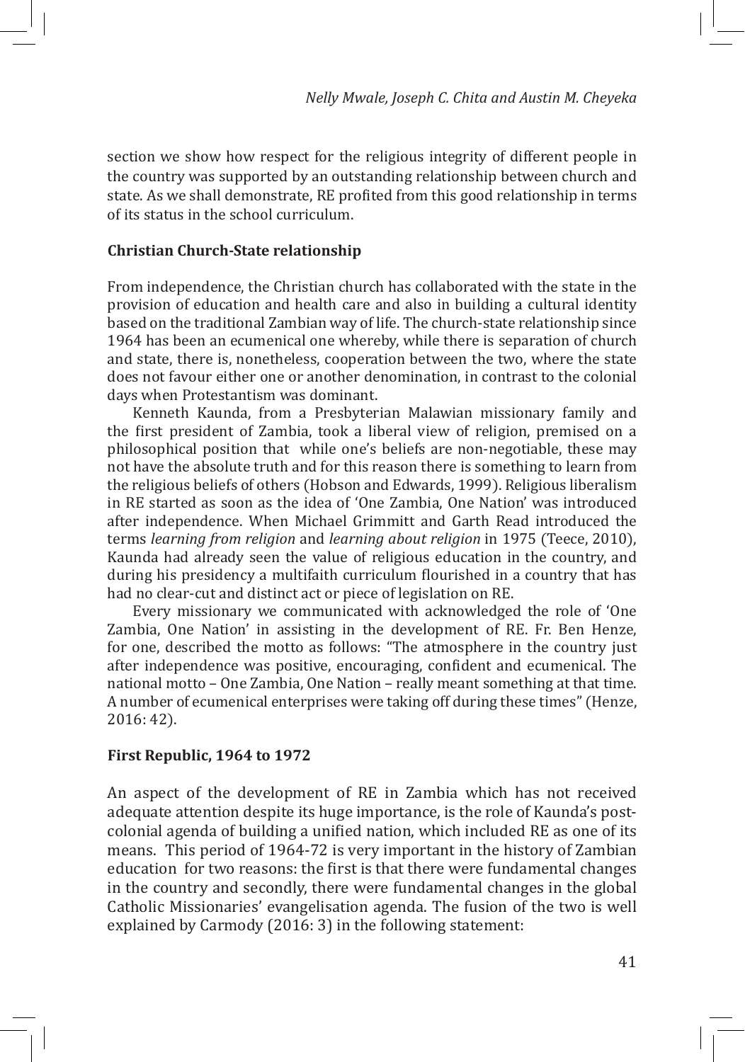section we show how respect for the religious integrity of different people in the country was supported by an outstanding relationship between church and state. As we shall demonstrate, RE profited from this good relationship in terms of its status in the school curriculum.

### Christian Church-State relationship

From independence, the Christian church has collaborated with the state in the provision of education and health care and also in building a cultural identity based on the traditional Zambian way of life. The church-state relationship since 1964 has been an ecumenical one whereby, while there is separation of church and state, there is, nonetheless, cooperation between the two, where the state does not favour either one or another denomination, in contrast to the colonial days when Protestantism was dominant.

Kenneth Kaunda, from a Presbyterian Malawian missionary family and the first president of Zambia, took a liberal view of religion, premised on a philosophical position that while one's beliefs are non-negotiable, these may not have the absolute truth and for this reason there is something to learn from the religious beliefs of others (Hobson and Edwards, 1999). Religious liberalism in RE started as soon as the idea of 'One Zambia, One Nation' was introduced after independence. When Michael Grimmitt and Garth Read introduced the terms *learning from religion* and *learning about religion* in 1975 (Teece, 2010), Kaunda had already seen the value of religious education in the country, and during his presidency a multifaith curriculum flourished in a country that has had no clear-cut and distinct act or piece of legislation on RE.

Every missionary we communicated with acknowledged the role of 'One Zambia, One Nation' in assisting in the development of RE. Fr. Ben Henze, for one, described the motto as follows: "The atmosphere in the country just after independence was positive, encouraging, confident and ecumenical. The national motto – One Zambia, One Nation – really meant something at that time. A number of ecumenical enterprises were taking off during these times" (Henze, 2016: 42).

### First Republic, 1964 to 1972

An aspect of the development of RE in Zambia which has not received adequate attention despite its huge importance, is the role of Kaunda's post-colonial agenda of building a unified nation, which included RE as one of its means. This period of 1964-72 is very important in the history of Zambian education for two reasons: the first is that there were fundamental changes in the country and secondly, there were fundamental changes in the global Catholic Missionaries' evangelisation agenda. The fusion of the two is well explained by Carmody (2016: 3) in the following statement: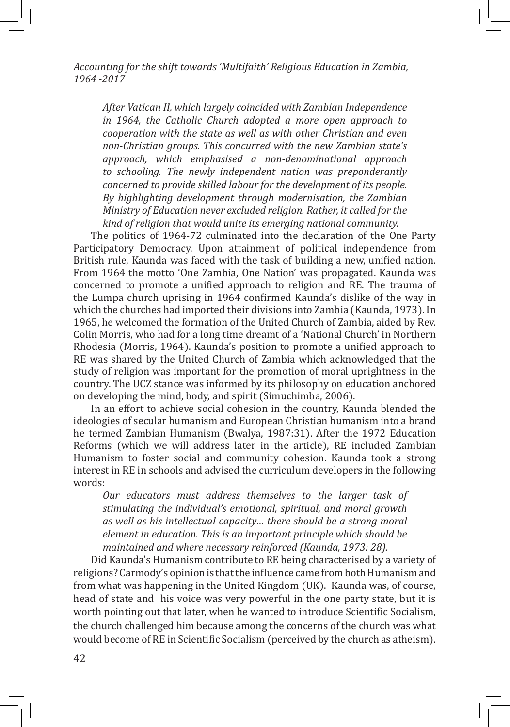> *After Vatican II, which largely coincided with Zambian Independence in 1964, the Catholic Church adopted a more open approach to cooperation with the state as well as with other Christian and even non-Christian groups. This concurred with the new Zambian state's approach, which emphasised a non-denominational approach to schooling. The newly independent nation was preponderantly concerned to provide skilled labour for the development of its people. By highlighting development through modernisation, the Zambian Ministry of Education never excluded religion. Rather, it called for the kind of religion that would unite its emerging national community.*

The politics of 1964-72 culminated into the declaration of the One Party Participatory Democracy. Upon attainment of political independence from British rule, Kaunda was faced with the task of building a new, unified nation. From 1964 the motto 'One Zambia, One Nation' was propagated. Kaunda was concerned to promote a unified approach to religion and RE. The trauma of the Lumpa church uprising in 1964 confirmed Kaunda's dislike of the way in which the churches had imported their divisions into Zambia (Kaunda, 1973). In 1965, he welcomed the formation of the United Church of Zambia, aided by Rev. Colin Morris, who had for a long time dreamt of a 'National Church' in Northern Rhodesia (Morris, 1964). Kaunda's position to promote a unified approach to RE was shared by the United Church of Zambia which acknowledged that the study of religion was important for the promotion of moral uprightness in the country. The UCZ stance was informed by its philosophy on education anchored on developing the mind, body, and spirit (Simuchimba, 2006).

In an effort to achieve social cohesion in the country, Kaunda blended the ideologies of secular humanism and European Christian humanism into a brand he termed Zambian Humanism (Bwalya, 1987:31). After the 1972 Education Reforms (which we will address later in the article), RE included Zambian Humanism to foster social and community cohesion. Kaunda took a strong interest in RE in schools and advised the curriculum developers in the following words:

> *Our educators must address themselves to the larger task of stimulating the individual's emotional, spiritual, and moral growth as well as his intellectual capacity... there should be a strong moral element in education. This is an important principle which should be maintained and where necessary reinforced (Kaunda, 1973: 28).*

Did Kaunda's Humanism contribute to RE being characterised by a variety of religions? Carmody's opinion is that the influence came from both Humanism and from what was happening in the United Kingdom (UK). Kaunda was, of course, head of state and his voice was very powerful in the one party state, but it is worth pointing out that later, when he wanted to introduce Scientific Socialism, the church challenged him because among the concerns of the church was what would become of RE in Scientific Socialism (perceived by the church as atheism).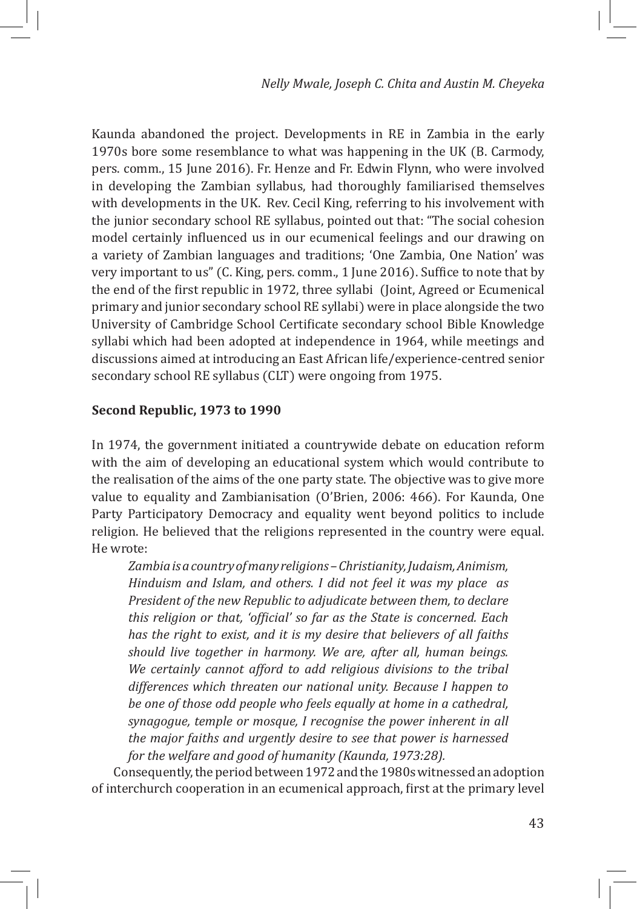Kaunda abandoned the project. Developments in RE in Zambia in the early 1970s bore some resemblance to what was happening in the UK (B. Carmody, pers. comm., 15 June 2016). Fr. Henze and Fr. Edwin Flynn, who were involved in developing the Zambian syllabus, had thoroughly familiarised themselves with developments in the UK. Rev. Cecil King, referring to his involvement with the junior secondary school RE syllabus, pointed out that: "The social cohesion model certainly influenced us in our ecumenical feelings and our drawing on a variety of Zambian languages and traditions; 'One Zambia, One Nation' was very important to us" (C. King, pers. comm., 1 June 2016). Suffice to note that by the end of the first republic in 1972, three syllabi (Joint, Agreed or Ecumenical primary and junior secondary school RE syllabi) were in place alongside the two University of Cambridge School Certificate secondary school Bible Knowledge syllabi which had been adopted at independence in 1964, while meetings and discussions aimed at introducing an East African life/experience-centred senior secondary school RE syllabus (CLT) were ongoing from 1975.

**Second Republic, 1973 to 1990**

In 1974, the government initiated a countrywide debate on education reform with the aim of developing an educational system which would contribute to the realisation of the aims of the one party state. The objective was to give more value to equality and Zambianisation (O'Brien, 2006: 466). For Kaunda, One Party Participatory Democracy and equality went beyond politics to include religion. He believed that the religions represented in the country were equal. He wrote:

> *Zambia is a country of many religions – Christianity, Judaism, Animism, Hinduism and Islam, and others. I did not feel it was my place as President of the new Republic to adjudicate between them, to declare this religion or that, 'official' so far as the State is concerned. Each has the right to exist, and it is my desire that believers of all faiths should live together in harmony. We are, after all, human beings. We certainly cannot afford to add religious divisions to the tribal differences which threaten our national unity. Because I happen to be one of those odd people who feels equally at home in a cathedral, synagogue, temple or mosque, I recognise the power inherent in all the major faiths and urgently desire to see that power is harnessed for the welfare and good of humanity (Kaunda, 1973:28).*

Consequently, the period between 1972 and the 1980s witnessed an adoption of interchurch cooperation in an ecumenical approach, first at the primary level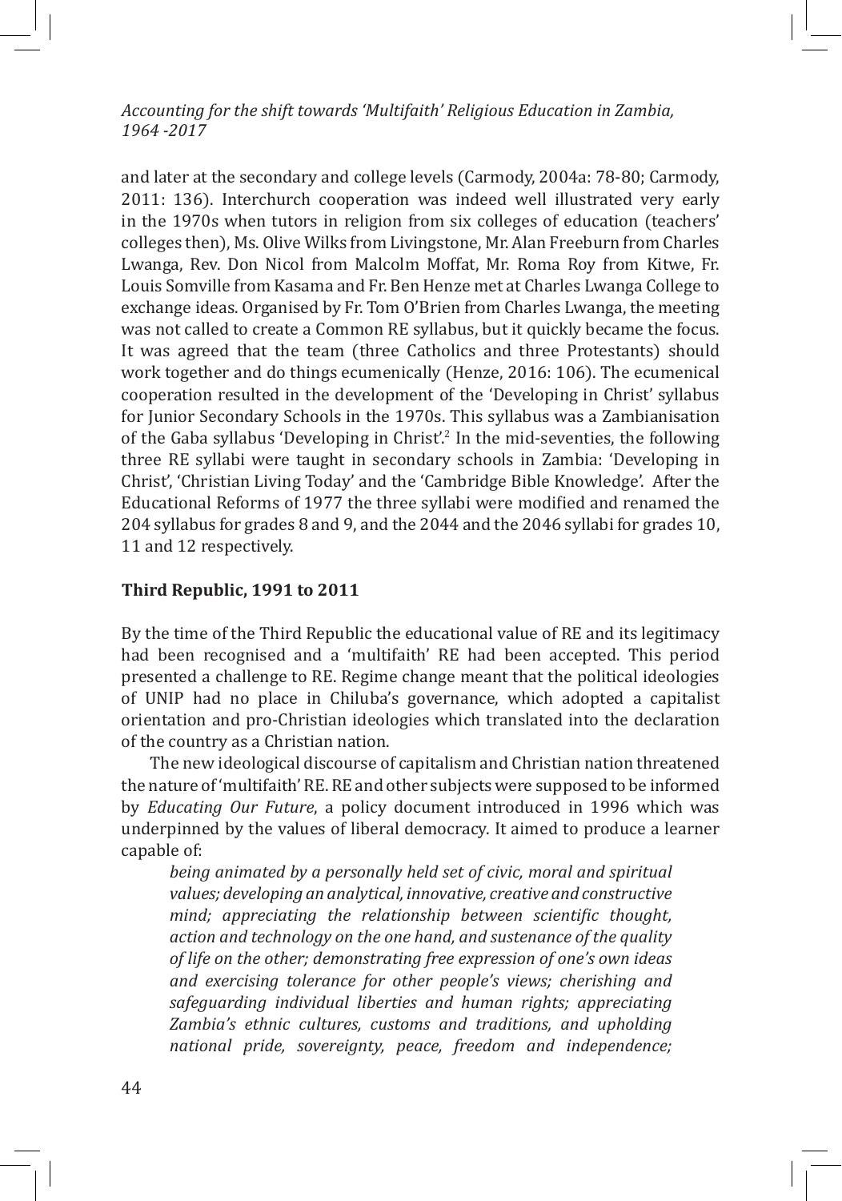and later at the secondary and college levels (Carmody, 2004a: 78-80; Carmody, 2011: 136). Interchurch cooperation was indeed well illustrated very early in the 1970s when tutors in religion from six colleges of education (teachers' colleges then), Ms. Olive Wilks from Livingstone, Mr. Alan Freeburn from Charles Lwanga, Rev. Don Nicol from Malcolm Moffat, Mr. Roma Roy from Kitwe, Fr. Louis Somville from Kasama and Fr. Ben Henze met at Charles Lwanga College to exchange ideas. Organised by Fr. Tom O'Brien from Charles Lwanga, the meeting was not called to create a Common RE syllabus, but it quickly became the focus. It was agreed that the team (three Catholics and three Protestants) should work together and do things ecumenically (Henze, 2016: 106). The ecumenical cooperation resulted in the development of the 'Developing in Christ' syllabus for Junior Secondary Schools in the 1970s. This syllabus was a Zambianisation of the Gaba syllabus 'Developing in Christ'.[2] In the mid-seventies, the following three RE syllabi were taught in secondary schools in Zambia: 'Developing in Christ', 'Christian Living Today' and the 'Cambridge Bible Knowledge'. After the Educational Reforms of 1977 the three syllabi were modified and renamed the 204 syllabus for grades 8 and 9, and the 2044 and the 2046 syllabi for grades 10, 11 and 12 respectively.

## Third Republic, 1991 to 2011

By the time of the Third Republic the educational value of RE and its legitimacy had been recognised and a 'multifaith' RE had been accepted. This period presented a challenge to RE. Regime change meant that the political ideologies of UNIP had no place in Chiluba's governance, which adopted a capitalist orientation and pro-Christian ideologies which translated into the declaration of the country as a Christian nation.

The new ideological discourse of capitalism and Christian nation threatened the nature of 'multifaith' RE. RE and other subjects were supposed to be informed by *Educating Our Future*, a policy document introduced in 1996 which was underpinned by the values of liberal democracy. It aimed to produce a learner capable of:

> *being animated by a personally held set of civic, moral and spiritual values; developing an analytical, innovative, creative and constructive mind; appreciating the relationship between scientific thought, action and technology on the one hand, and sustenance of the quality of life on the other; demonstrating free expression of one's own ideas and exercising tolerance for other people's views; cherishing and safeguarding individual liberties and human rights; appreciating Zambia's ethnic cultures, customs and traditions, and upholding national pride, sovereignty, peace, freedom and independence;*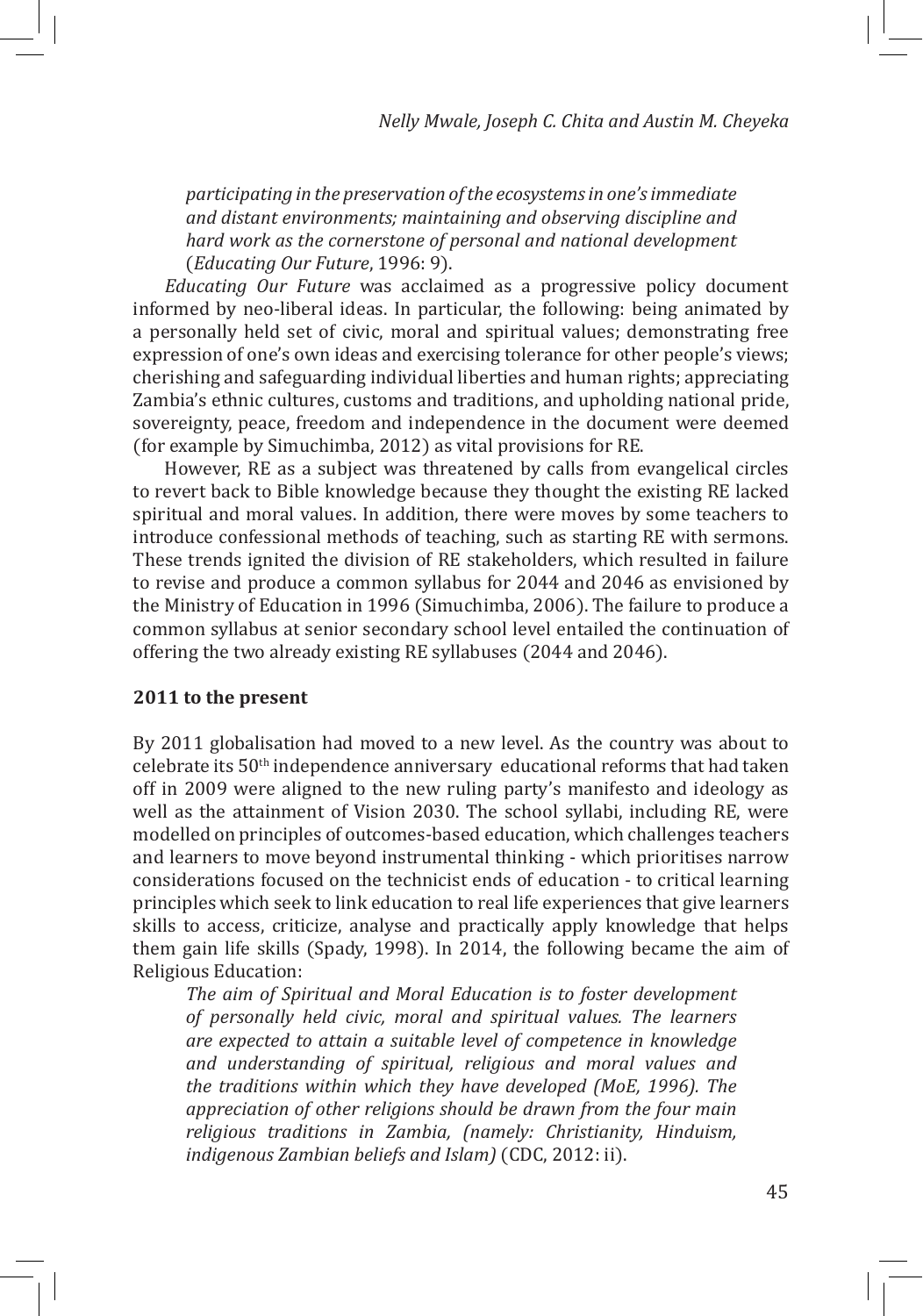*participating in the preservation of the ecosystems in one's immediate and distant environments; maintaining and observing discipline and hard work as the cornerstone of personal and national development* (*Educating Our Future*, 1996: 9).

*Educating Our Future* was acclaimed as a progressive policy document informed by neo-liberal ideas. In particular, the following: being animated by a personally held set of civic, moral and spiritual values; demonstrating free expression of one's own ideas and exercising tolerance for other people's views; cherishing and safeguarding individual liberties and human rights; appreciating Zambia's ethnic cultures, customs and traditions, and upholding national pride, sovereignty, peace, freedom and independence in the document were deemed (for example by Simuchimba, 2012) as vital provisions for RE.

However, RE as a subject was threatened by calls from evangelical circles to revert back to Bible knowledge because they thought the existing RE lacked spiritual and moral values. In addition, there were moves by some teachers to introduce confessional methods of teaching, such as starting RE with sermons. These trends ignited the division of RE stakeholders, which resulted in failure to revise and produce a common syllabus for 2044 and 2046 as envisioned by the Ministry of Education in 1996 (Simuchimba, 2006). The failure to produce a common syllabus at senior secondary school level entailed the continuation of offering the two already existing RE syllabuses (2044 and 2046).

### 2011 to the present

By 2011 globalisation had moved to a new level. As the country was about to celebrate its 50th independence anniversary educational reforms that had taken off in 2009 were aligned to the new ruling party's manifesto and ideology as well as the attainment of Vision 2030. The school syllabi, including RE, were modelled on principles of outcomes-based education, which challenges teachers and learners to move beyond instrumental thinking - which prioritises narrow considerations focused on the technicist ends of education - to critical learning principles which seek to link education to real life experiences that give learners skills to access, criticize, analyse and practically apply knowledge that helps them gain life skills (Spady, 1998). In 2014, the following became the aim of Religious Education:

*The aim of Spiritual and Moral Education is to foster development of personally held civic, moral and spiritual values. The learners are expected to attain a suitable level of competence in knowledge and understanding of spiritual, religious and moral values and the traditions within which they have developed (MoE, 1996). The appreciation of other religions should be drawn from the four main religious traditions in Zambia, (namely: Christianity, Hinduism, indigenous Zambian beliefs and Islam)* (CDC, 2012: ii).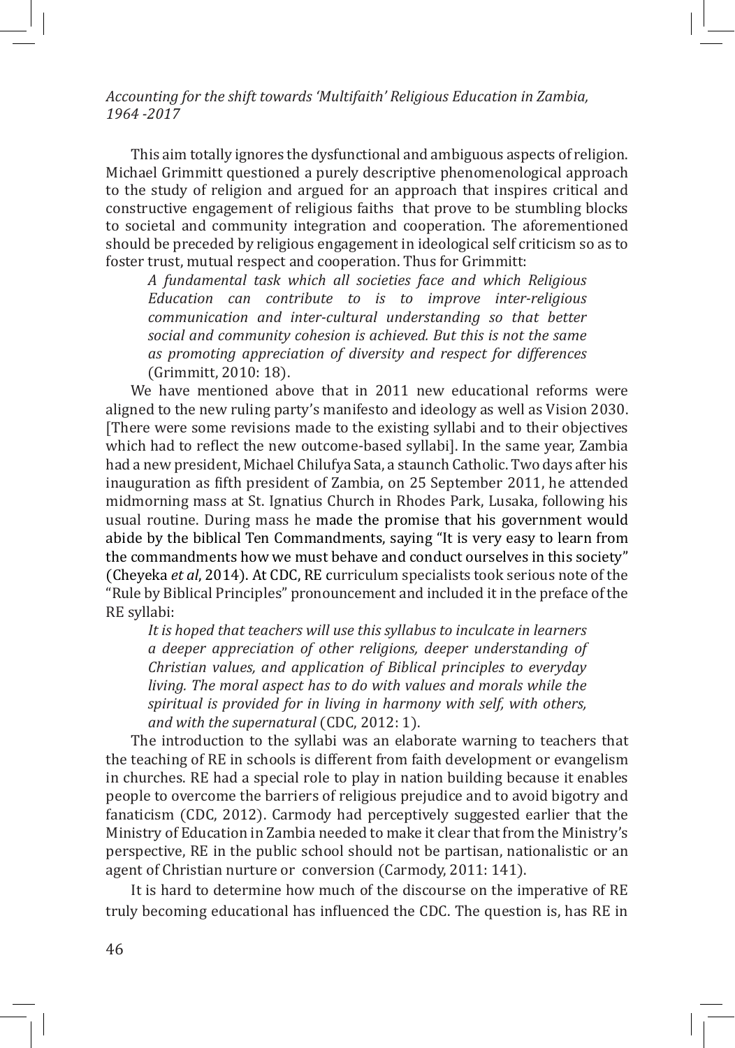This aim totally ignores the dysfunctional and ambiguous aspects of religion. Michael Grimmitt questioned a purely descriptive phenomenological approach to the study of religion and argued for an approach that inspires critical and constructive engagement of religious faiths that prove to be stumbling blocks to societal and community integration and cooperation. The aforementioned should be preceded by religious engagement in ideological self criticism so as to foster trust, mutual respect and cooperation. Thus for Grimmitt:

> *A fundamental task which all societies face and which Religious Education can contribute to is to improve inter-religious communication and inter-cultural understanding so that better social and community cohesion is achieved. But this is not the same as promoting appreciation of diversity and respect for differences* (Grimmitt, 2010: 18).

We have mentioned above that in 2011 new educational reforms were aligned to the new ruling party's manifesto and ideology as well as Vision 2030. [There were some revisions made to the existing syllabi and to their objectives which had to reflect the new outcome-based syllabi]. In the same year, Zambia had a new president, Michael Chilufya Sata, a staunch Catholic. Two days after his inauguration as fifth president of Zambia, on 25 September 2011, he attended midmorning mass at St. Ignatius Church in Rhodes Park, Lusaka, following his usual routine. During mass he made the promise that his government would abide by the biblical Ten Commandments, saying "It is very easy to learn from the commandments how we must behave and conduct ourselves in this society" (Cheyeka *et al*, 2014). At CDC, RE curriculum specialists took serious note of the "Rule by Biblical Principles" pronouncement and included it in the preface of the RE syllabi:

> *It is hoped that teachers will use this syllabus to inculcate in learners a deeper appreciation of other religions, deeper understanding of Christian values, and application of Biblical principles to everyday living. The moral aspect has to do with values and morals while the spiritual is provided for in living in harmony with self, with others, and with the supernatural* (CDC, 2012: 1).

The introduction to the syllabi was an elaborate warning to teachers that the teaching of RE in schools is different from faith development or evangelism in churches. RE had a special role to play in nation building because it enables people to overcome the barriers of religious prejudice and to avoid bigotry and fanaticism (CDC, 2012). Carmody had perceptively suggested earlier that the Ministry of Education in Zambia needed to make it clear that from the Ministry's perspective, RE in the public school should not be partisan, nationalistic or an agent of Christian nurture or conversion (Carmody, 2011: 141).

It is hard to determine how much of the discourse on the imperative of RE truly becoming educational has influenced the CDC. The question is, has RE in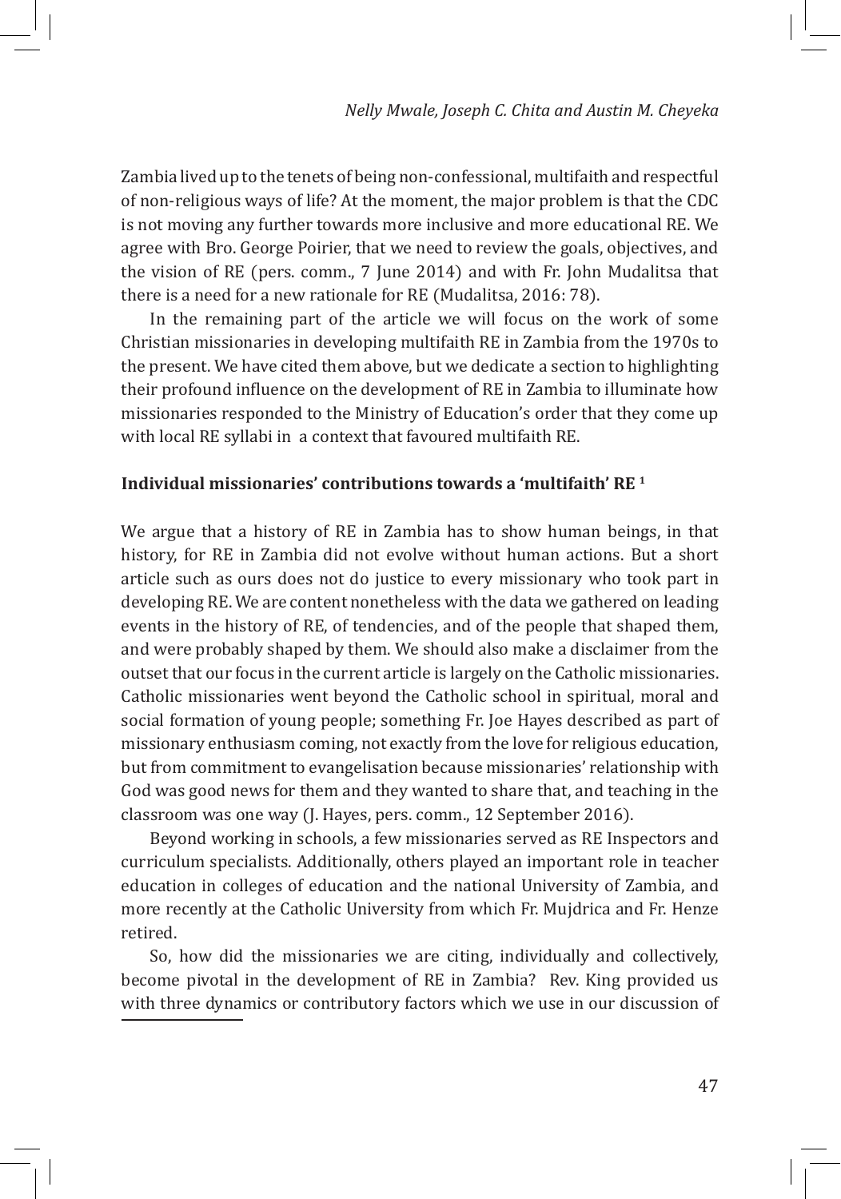Zambia lived up to the tenets of being non-confessional, multifaith and respectful of non-religious ways of life? At the moment, the major problem is that the CDC is not moving any further towards more inclusive and more educational RE. We agree with Bro. George Poirier, that we need to review the goals, objectives, and the vision of RE (pers. comm., 7 June 2014) and with Fr. John Mudalitsa that there is a need for a new rationale for RE (Mudalitsa, 2016: 78).

In the remaining part of the article we will focus on the work of some Christian missionaries in developing multifaith RE in Zambia from the 1970s to the present. We have cited them above, but we dedicate a section to highlighting their profound influence on the development of RE in Zambia to illuminate how missionaries responded to the Ministry of Education's order that they come up with local RE syllabi in a context that favoured multifaith RE.

### Individual missionaries' contributions towards a 'multifaith' RE [1]

We argue that a history of RE in Zambia has to show human beings, in that history, for RE in Zambia did not evolve without human actions. But a short article such as ours does not do justice to every missionary who took part in developing RE. We are content nonetheless with the data we gathered on leading events in the history of RE, of tendencies, and of the people that shaped them, and were probably shaped by them. We should also make a disclaimer from the outset that our focus in the current article is largely on the Catholic missionaries. Catholic missionaries went beyond the Catholic school in spiritual, moral and social formation of young people; something Fr. Joe Hayes described as part of missionary enthusiasm coming, not exactly from the love for religious education, but from commitment to evangelisation because missionaries' relationship with God was good news for them and they wanted to share that, and teaching in the classroom was one way (J. Hayes, pers. comm., 12 September 2016).

Beyond working in schools, a few missionaries served as RE Inspectors and curriculum specialists. Additionally, others played an important role in teacher education in colleges of education and the national University of Zambia, and more recently at the Catholic University from which Fr. Mujdrica and Fr. Henze retired.

So, how did the missionaries we are citing, individually and collectively, become pivotal in the development of RE in Zambia? Rev. King provided us with three dynamics or contributory factors which we use in our discussion of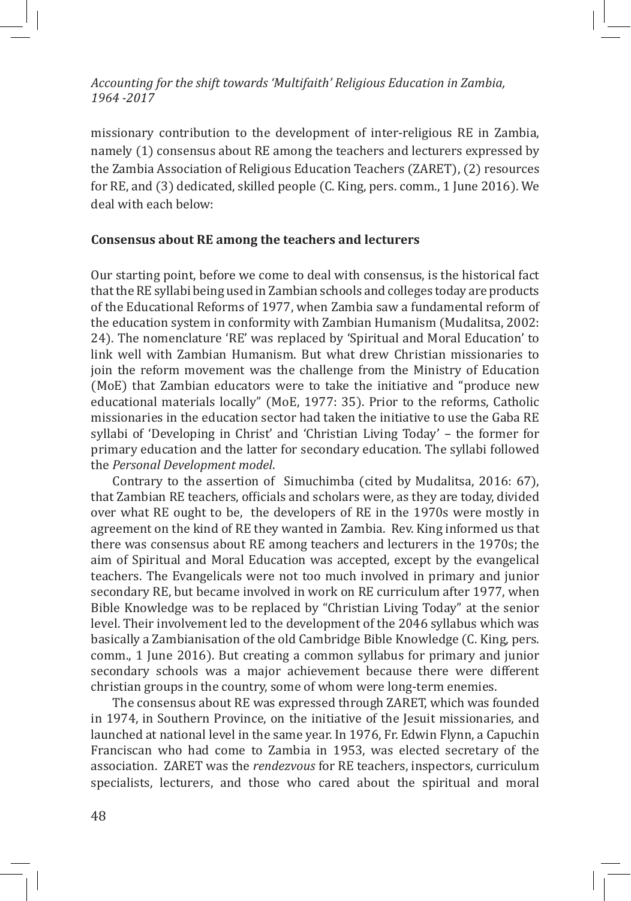missionary contribution to the development of inter-religious RE in Zambia, namely (1) consensus about RE among the teachers and lecturers expressed by the Zambia Association of Religious Education Teachers (ZARET), (2) resources for RE, and (3) dedicated, skilled people (C. King, pers. comm., 1 June 2016). We deal with each below:

### Consensus about RE among the teachers and lecturers

Our starting point, before we come to deal with consensus, is the historical fact that the RE syllabi being used in Zambian schools and colleges today are products of the Educational Reforms of 1977, when Zambia saw a fundamental reform of the education system in conformity with Zambian Humanism (Mudalitsa, 2002: 24). The nomenclature 'RE' was replaced by 'Spiritual and Moral Education' to link well with Zambian Humanism. But what drew Christian missionaries to join the reform movement was the challenge from the Ministry of Education (MoE) that Zambian educators were to take the initiative and "produce new educational materials locally" (MoE, 1977: 35). Prior to the reforms, Catholic missionaries in the education sector had taken the initiative to use the Gaba RE syllabi of 'Developing in Christ' and 'Christian Living Today' – the former for primary education and the latter for secondary education. The syllabi followed the *Personal Development model*.

Contrary to the assertion of Simuchimba (cited by Mudalitsa, 2016: 67), that Zambian RE teachers, officials and scholars were, as they are today, divided over what RE ought to be, the developers of RE in the 1970s were mostly in agreement on the kind of RE they wanted in Zambia. Rev. King informed us that there was consensus about RE among teachers and lecturers in the 1970s; the aim of Spiritual and Moral Education was accepted, except by the evangelical teachers. The Evangelicals were not too much involved in primary and junior secondary RE, but became involved in work on RE curriculum after 1977, when Bible Knowledge was to be replaced by "Christian Living Today" at the senior level. Their involvement led to the development of the 2046 syllabus which was basically a Zambianisation of the old Cambridge Bible Knowledge (C. King, pers. comm., 1 June 2016). But creating a common syllabus for primary and junior secondary schools was a major achievement because there were different christian groups in the country, some of whom were long-term enemies.

The consensus about RE was expressed through ZARET, which was founded in 1974, in Southern Province, on the initiative of the Jesuit missionaries, and launched at national level in the same year. In 1976, Fr. Edwin Flynn, a Capuchin Franciscan who had come to Zambia in 1953, was elected secretary of the association. ZARET was the *rendezvous* for RE teachers, inspectors, curriculum specialists, lecturers, and those who cared about the spiritual and moral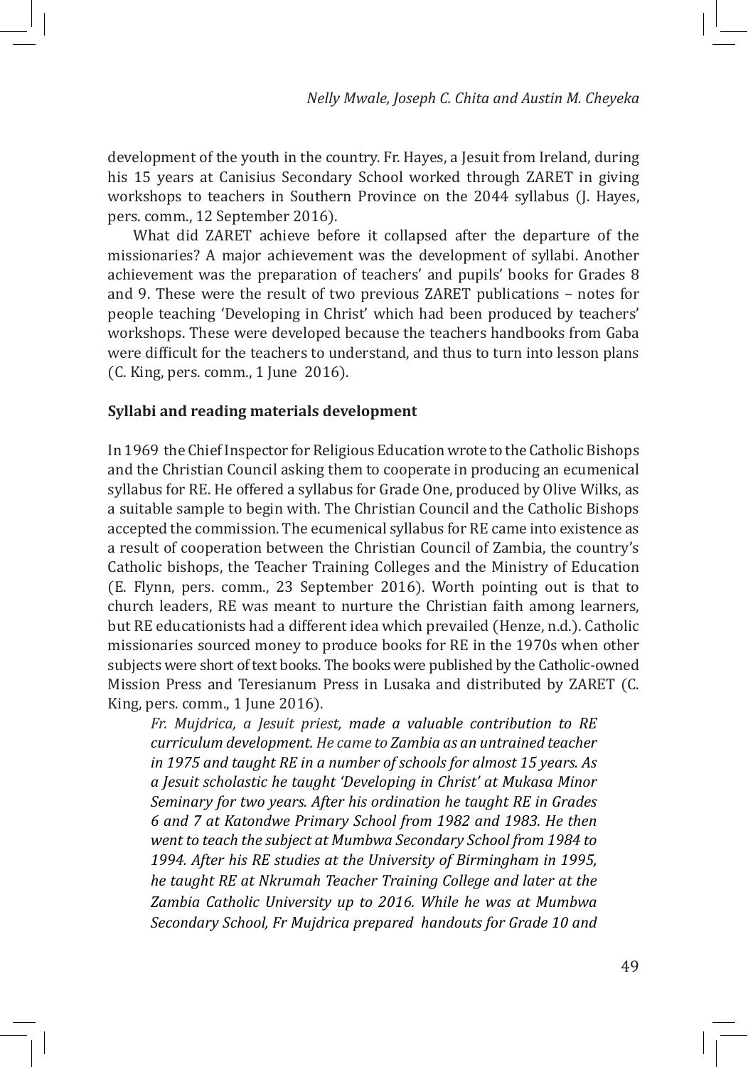development of the youth in the country. Fr. Hayes, a Jesuit from Ireland, during his 15 years at Canisius Secondary School worked through ZARET in giving workshops to teachers in Southern Province on the 2044 syllabus (J. Hayes, pers. comm., 12 September 2016).

What did ZARET achieve before it collapsed after the departure of the missionaries? A major achievement was the development of syllabi. Another achievement was the preparation of teachers' and pupils' books for Grades 8 and 9. These were the result of two previous ZARET publications – notes for people teaching 'Developing in Christ' which had been produced by teachers' workshops. These were developed because the teachers handbooks from Gaba were difficult for the teachers to understand, and thus to turn into lesson plans (C. King, pers. comm., 1 June 2016).

### Syllabi and reading materials development

In 1969 the Chief Inspector for Religious Education wrote to the Catholic Bishops and the Christian Council asking them to cooperate in producing an ecumenical syllabus for RE. He offered a syllabus for Grade One, produced by Olive Wilks, as a suitable sample to begin with. The Christian Council and the Catholic Bishops accepted the commission. The ecumenical syllabus for RE came into existence as a result of cooperation between the Christian Council of Zambia, the country's Catholic bishops, the Teacher Training Colleges and the Ministry of Education (E. Flynn, pers. comm., 23 September 2016). Worth pointing out is that to church leaders, RE was meant to nurture the Christian faith among learners, but RE educationists had a different idea which prevailed (Henze, n.d.). Catholic missionaries sourced money to produce books for RE in the 1970s when other subjects were short of text books. The books were published by the Catholic-owned Mission Press and Teresianum Press in Lusaka and distributed by ZARET (C. King, pers. comm., 1 June 2016).

> *Fr. Mujdrica, a Jesuit priest, made a valuable contribution to RE curriculum development. He came to Zambia as an untrained teacher in 1975 and taught RE in a number of schools for almost 15 years. As a Jesuit scholastic he taught 'Developing in Christ' at Mukasa Minor Seminary for two years. After his ordination he taught RE in Grades 6 and 7 at Katondwe Primary School from 1982 and 1983. He then went to teach the subject at Mumbwa Secondary School from 1984 to 1994. After his RE studies at the University of Birmingham in 1995, he taught RE at Nkrumah Teacher Training College and later at the Zambia Catholic University up to 2016. While he was at Mumbwa Secondary School, Fr Mujdrica prepared handouts for Grade 10 and*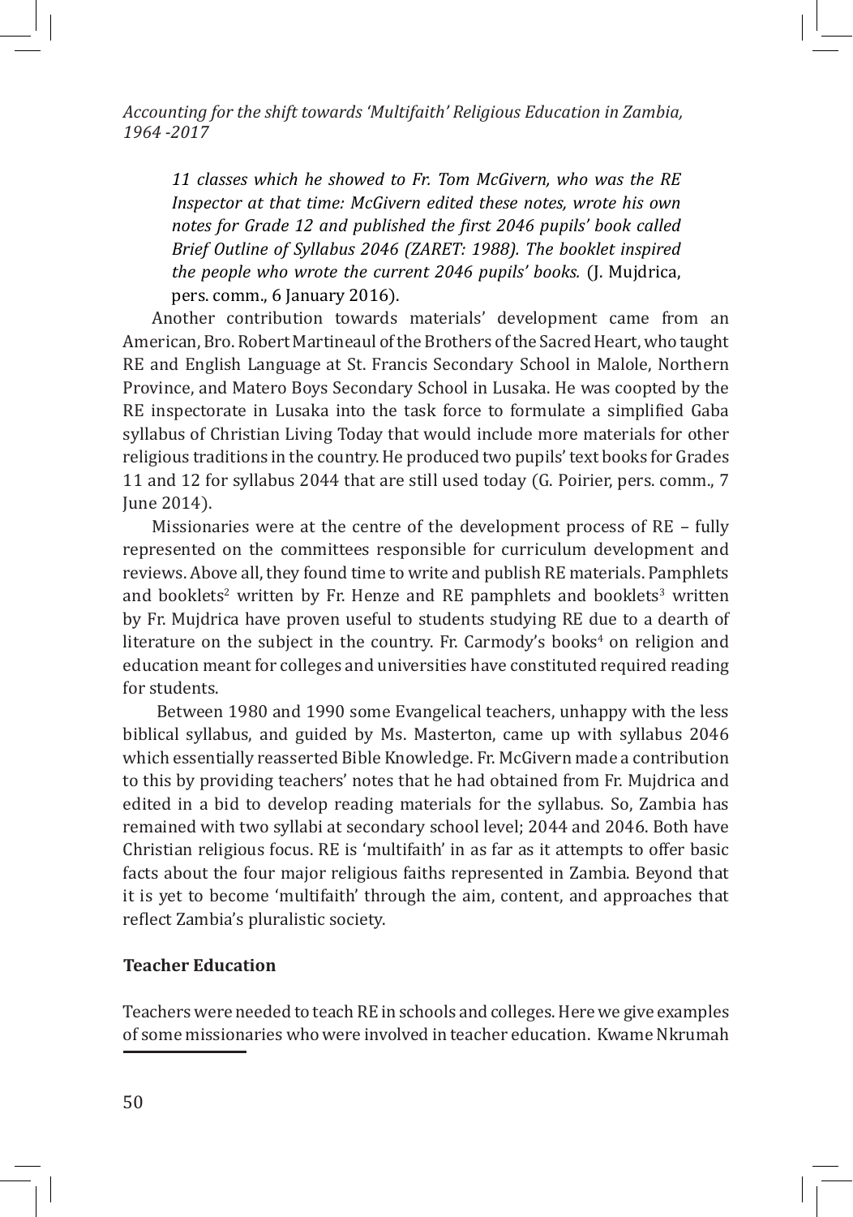*11 classes which he showed to Fr. Tom McGivern, who was the RE Inspector at that time: McGivern edited these notes, wrote his own notes for Grade 12 and published the first 2046 pupils' book called Brief Outline of Syllabus 2046 (ZARET: 1988). The booklet inspired the people who wrote the current 2046 pupils' books.* (J. Mujdrica, pers. comm., 6 January 2016).

Another contribution towards materials' development came from an American, Bro. Robert Martineaul of the Brothers of the Sacred Heart, who taught RE and English Language at St. Francis Secondary School in Malole, Northern Province, and Matero Boys Secondary School in Lusaka. He was coopted by the RE inspectorate in Lusaka into the task force to formulate a simplified Gaba syllabus of Christian Living Today that would include more materials for other religious traditions in the country. He produced two pupils' text books for Grades 11 and 12 for syllabus 2044 that are still used today (G. Poirier, pers. comm., 7 June 2014).

Missionaries were at the centre of the development process of RE – fully represented on the committees responsible for curriculum development and reviews. Above all, they found time to write and publish RE materials. Pamphlets and booklets[2] written by Fr. Henze and RE pamphlets and booklets[3] written by Fr. Mujdrica have proven useful to students studying RE due to a dearth of literature on the subject in the country. Fr. Carmody's books[4] on religion and education meant for colleges and universities have constituted required reading for students.

Between 1980 and 1990 some Evangelical teachers, unhappy with the less biblical syllabus, and guided by Ms. Masterton, came up with syllabus 2046 which essentially reasserted Bible Knowledge. Fr. McGivern made a contribution to this by providing teachers' notes that he had obtained from Fr. Mujdrica and edited in a bid to develop reading materials for the syllabus. So, Zambia has remained with two syllabi at secondary school level; 2044 and 2046. Both have Christian religious focus. RE is 'multifaith' in as far as it attempts to offer basic facts about the four major religious faiths represented in Zambia. Beyond that it is yet to become 'multifaith' through the aim, content, and approaches that reflect Zambia's pluralistic society.

### Teacher Education

Teachers were needed to teach RE in schools and colleges. Here we give examples of some missionaries who were involved in teacher education. Kwame Nkrumah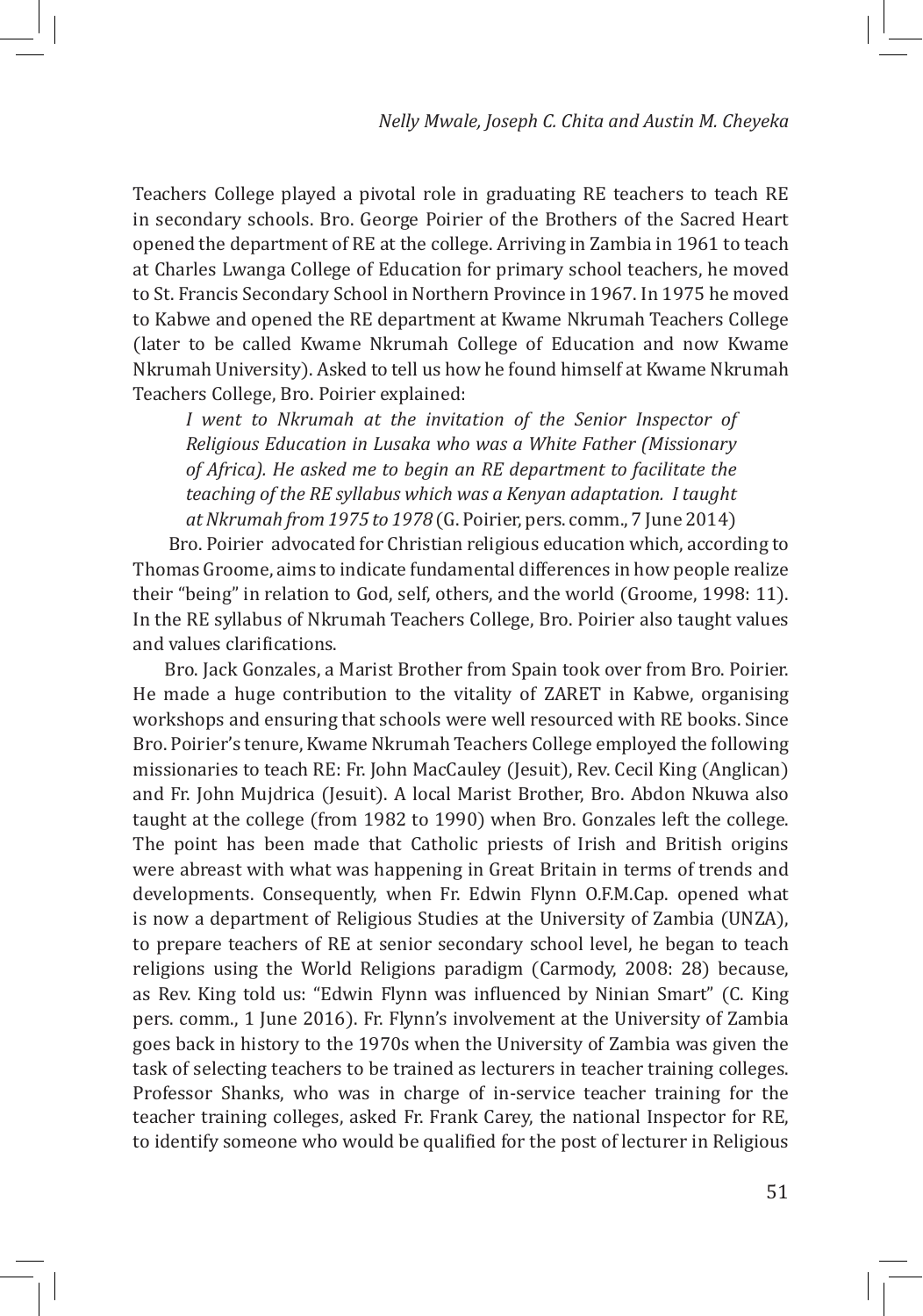Teachers College played a pivotal role in graduating RE teachers to teach RE in secondary schools. Bro. George Poirier of the Brothers of the Sacred Heart opened the department of RE at the college. Arriving in Zambia in 1961 to teach at Charles Lwanga College of Education for primary school teachers, he moved to St. Francis Secondary School in Northern Province in 1967. In 1975 he moved to Kabwe and opened the RE department at Kwame Nkrumah Teachers College (later to be called Kwame Nkrumah College of Education and now Kwame Nkrumah University). Asked to tell us how he found himself at Kwame Nkrumah Teachers College, Bro. Poirier explained:

> *I went to Nkrumah at the invitation of the Senior Inspector of Religious Education in Lusaka who was a White Father (Missionary of Africa). He asked me to begin an RE department to facilitate the teaching of the RE syllabus which was a Kenyan adaptation. I taught at Nkrumah from 1975 to 1978* (G. Poirier, pers. comm., 7 June 2014)

Bro. Poirier advocated for Christian religious education which, according to Thomas Groome, aims to indicate fundamental differences in how people realize their "being" in relation to God, self, others, and the world (Groome, 1998: 11). In the RE syllabus of Nkrumah Teachers College, Bro. Poirier also taught values and values clarifications.

Bro. Jack Gonzales, a Marist Brother from Spain took over from Bro. Poirier. He made a huge contribution to the vitality of ZARET in Kabwe, organising workshops and ensuring that schools were well resourced with RE books. Since Bro. Poirier's tenure, Kwame Nkrumah Teachers College employed the following missionaries to teach RE: Fr. John MacCauley (Jesuit), Rev. Cecil King (Anglican) and Fr. John Mujdrica (Jesuit). A local Marist Brother, Bro. Abdon Nkuwa also taught at the college (from 1982 to 1990) when Bro. Gonzales left the college. The point has been made that Catholic priests of Irish and British origins were abreast with what was happening in Great Britain in terms of trends and developments. Consequently, when Fr. Edwin Flynn O.F.M.Cap. opened what is now a department of Religious Studies at the University of Zambia (UNZA), to prepare teachers of RE at senior secondary school level, he began to teach religions using the World Religions paradigm (Carmody, 2008: 28) because, as Rev. King told us: "Edwin Flynn was influenced by Ninian Smart" (C. King pers. comm., 1 June 2016). Fr. Flynn's involvement at the University of Zambia goes back in history to the 1970s when the University of Zambia was given the task of selecting teachers to be trained as lecturers in teacher training colleges. Professor Shanks, who was in charge of in-service teacher training for the teacher training colleges, asked Fr. Frank Carey, the national Inspector for RE, to identify someone who would be qualified for the post of lecturer in Religious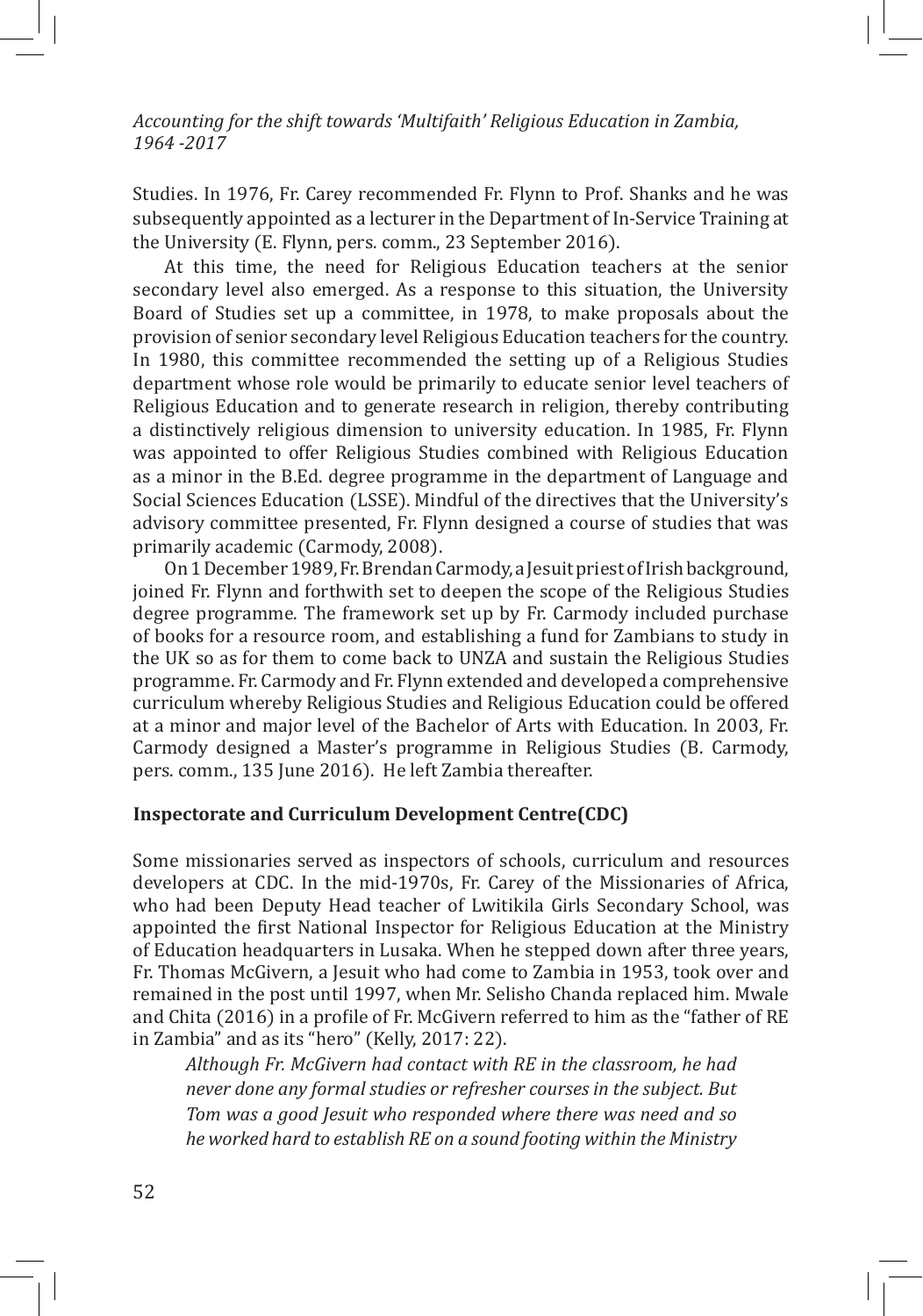Studies. In 1976, Fr. Carey recommended Fr. Flynn to Prof. Shanks and he was subsequently appointed as a lecturer in the Department of In-Service Training at the University (E. Flynn, pers. comm., 23 September 2016).

At this time, the need for Religious Education teachers at the senior secondary level also emerged. As a response to this situation, the University Board of Studies set up a committee, in 1978, to make proposals about the provision of senior secondary level Religious Education teachers for the country. In 1980, this committee recommended the setting up of a Religious Studies department whose role would be primarily to educate senior level teachers of Religious Education and to generate research in religion, thereby contributing a distinctively religious dimension to university education. In 1985, Fr. Flynn was appointed to offer Religious Studies combined with Religious Education as a minor in the B.Ed. degree programme in the department of Language and Social Sciences Education (LSSE). Mindful of the directives that the University's advisory committee presented, Fr. Flynn designed a course of studies that was primarily academic (Carmody, 2008).

On 1 December 1989, Fr. Brendan Carmody, a Jesuit priest of Irish background, joined Fr. Flynn and forthwith set to deepen the scope of the Religious Studies degree programme. The framework set up by Fr. Carmody included purchase of books for a resource room, and establishing a fund for Zambians to study in the UK so as for them to come back to UNZA and sustain the Religious Studies programme. Fr. Carmody and Fr. Flynn extended and developed a comprehensive curriculum whereby Religious Studies and Religious Education could be offered at a minor and major level of the Bachelor of Arts with Education. In 2003, Fr. Carmody designed a Master's programme in Religious Studies (B. Carmody, pers. comm., 135 June 2016). He left Zambia thereafter.

### Inspectorate and Curriculum Development Centre(CDC)

Some missionaries served as inspectors of schools, curriculum and resources developers at CDC. In the mid-1970s, Fr. Carey of the Missionaries of Africa, who had been Deputy Head teacher of Lwitikila Girls Secondary School, was appointed the first National Inspector for Religious Education at the Ministry of Education headquarters in Lusaka. When he stepped down after three years, Fr. Thomas McGivern, a Jesuit who had come to Zambia in 1953, took over and remained in the post until 1997, when Mr. Selisho Chanda replaced him. Mwale and Chita (2016) in a profile of Fr. McGivern referred to him as the "father of RE in Zambia" and as its "hero" (Kelly, 2017: 22).

> *Although Fr. McGivern had contact with RE in the classroom, he had never done any formal studies or refresher courses in the subject. But Tom was a good Jesuit who responded where there was need and so he worked hard to establish RE on a sound footing within the Ministry*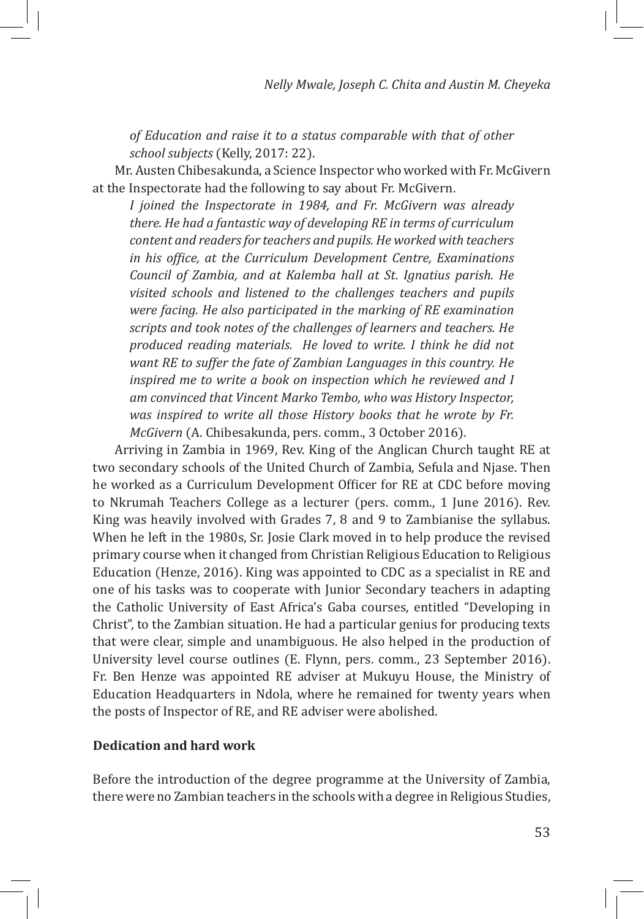*of Education and raise it to a status comparable with that of other school subjects* (Kelly, 2017: 22).

Mr. Austen Chibesakunda, a Science Inspector who worked with Fr. McGivern at the Inspectorate had the following to say about Fr. McGivern.

> *I joined the Inspectorate in 1984, and Fr. McGivern was already there. He had a fantastic way of developing RE in terms of curriculum content and readers for teachers and pupils. He worked with teachers in his office, at the Curriculum Development Centre, Examinations Council of Zambia, and at Kalemba hall at St. Ignatius parish. He visited schools and listened to the challenges teachers and pupils were facing. He also participated in the marking of RE examination scripts and took notes of the challenges of learners and teachers. He produced reading materials. He loved to write. I think he did not want RE to suffer the fate of Zambian Languages in this country. He inspired me to write a book on inspection which he reviewed and I am convinced that Vincent Marko Tembo, who was History Inspector, was inspired to write all those History books that he wrote by Fr. McGivern* (A. Chibesakunda, pers. comm., 3 October 2016).

Arriving in Zambia in 1969, Rev. King of the Anglican Church taught RE at two secondary schools of the United Church of Zambia, Sefula and Njase. Then he worked as a Curriculum Development Officer for RE at CDC before moving to Nkrumah Teachers College as a lecturer (pers. comm., 1 June 2016). Rev. King was heavily involved with Grades 7, 8 and 9 to Zambianise the syllabus. When he left in the 1980s, Sr. Josie Clark moved in to help produce the revised primary course when it changed from Christian Religious Education to Religious Education (Henze, 2016). King was appointed to CDC as a specialist in RE and one of his tasks was to cooperate with Junior Secondary teachers in adapting the Catholic University of East Africa's Gaba courses, entitled "Developing in Christ", to the Zambian situation. He had a particular genius for producing texts that were clear, simple and unambiguous. He also helped in the production of University level course outlines (E. Flynn, pers. comm., 23 September 2016). Fr. Ben Henze was appointed RE adviser at Mukuyu House, the Ministry of Education Headquarters in Ndola, where he remained for twenty years when the posts of Inspector of RE, and RE adviser were abolished.

## Dedication and hard work

Before the introduction of the degree programme at the University of Zambia, there were no Zambian teachers in the schools with a degree in Religious Studies,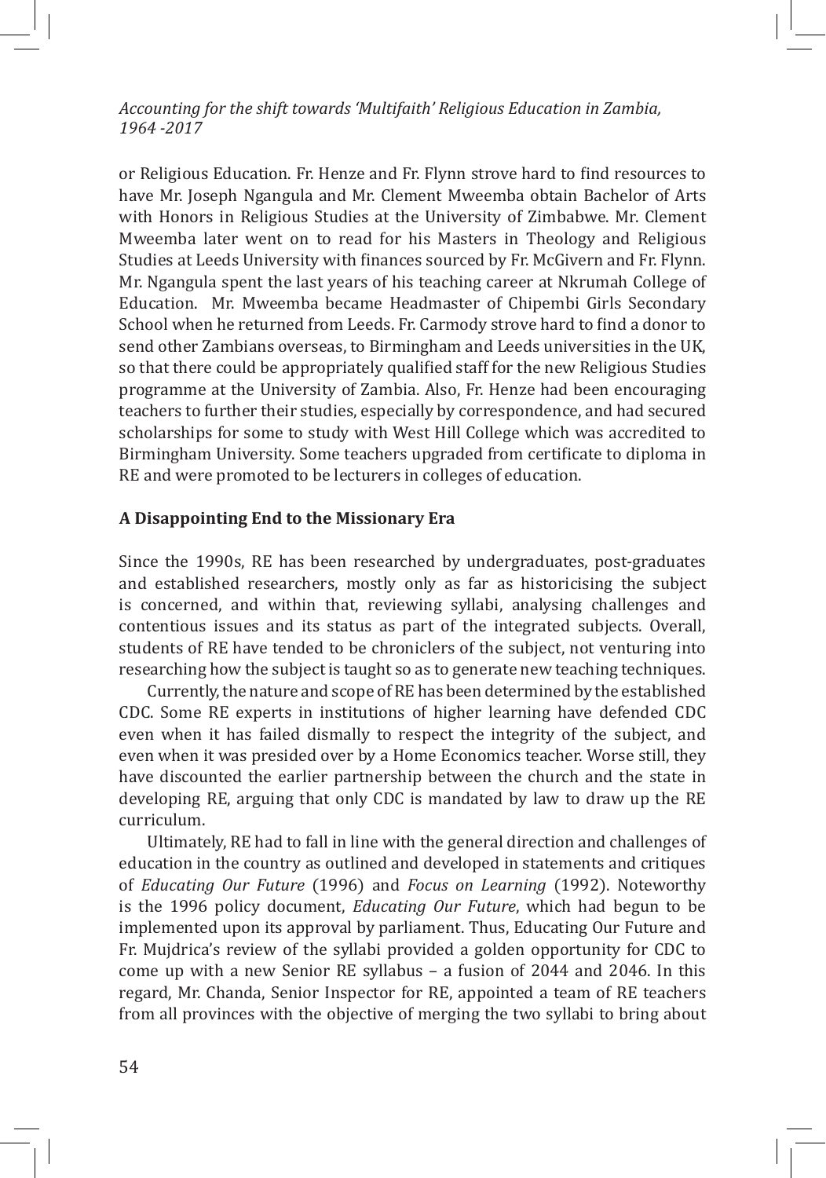or Religious Education. Fr. Henze and Fr. Flynn strove hard to find resources to have Mr. Joseph Ngangula and Mr. Clement Mweemba obtain Bachelor of Arts with Honors in Religious Studies at the University of Zimbabwe. Mr. Clement Mweemba later went on to read for his Masters in Theology and Religious Studies at Leeds University with finances sourced by Fr. McGivern and Fr. Flynn. Mr. Ngangula spent the last years of his teaching career at Nkrumah College of Education. Mr. Mweemba became Headmaster of Chipembi Girls Secondary School when he returned from Leeds. Fr. Carmody strove hard to find a donor to send other Zambians overseas, to Birmingham and Leeds universities in the UK, so that there could be appropriately qualified staff for the new Religious Studies programme at the University of Zambia. Also, Fr. Henze had been encouraging teachers to further their studies, especially by correspondence, and had secured scholarships for some to study with West Hill College which was accredited to Birmingham University. Some teachers upgraded from certificate to diploma in RE and were promoted to be lecturers in colleges of education.

## A Disappointing End to the Missionary Era

Since the 1990s, RE has been researched by undergraduates, post-graduates and established researchers, mostly only as far as historicising the subject is concerned, and within that, reviewing syllabi, analysing challenges and contentious issues and its status as part of the integrated subjects. Overall, students of RE have tended to be chroniclers of the subject, not venturing into researching how the subject is taught so as to generate new teaching techniques.

Currently, the nature and scope of RE has been determined by the established CDC. Some RE experts in institutions of higher learning have defended CDC even when it has failed dismally to respect the integrity of the subject, and even when it was presided over by a Home Economics teacher. Worse still, they have discounted the earlier partnership between the church and the state in developing RE, arguing that only CDC is mandated by law to draw up the RE curriculum.

Ultimately, RE had to fall in line with the general direction and challenges of education in the country as outlined and developed in statements and critiques of *Educating Our Future* (1996) and *Focus on Learning* (1992). Noteworthy is the 1996 policy document, *Educating Our Future*, which had begun to be implemented upon its approval by parliament. Thus, Educating Our Future and Fr. Mujdrica's review of the syllabi provided a golden opportunity for CDC to come up with a new Senior RE syllabus – a fusion of 2044 and 2046. In this regard, Mr. Chanda, Senior Inspector for RE, appointed a team of RE teachers from all provinces with the objective of merging the two syllabi to bring about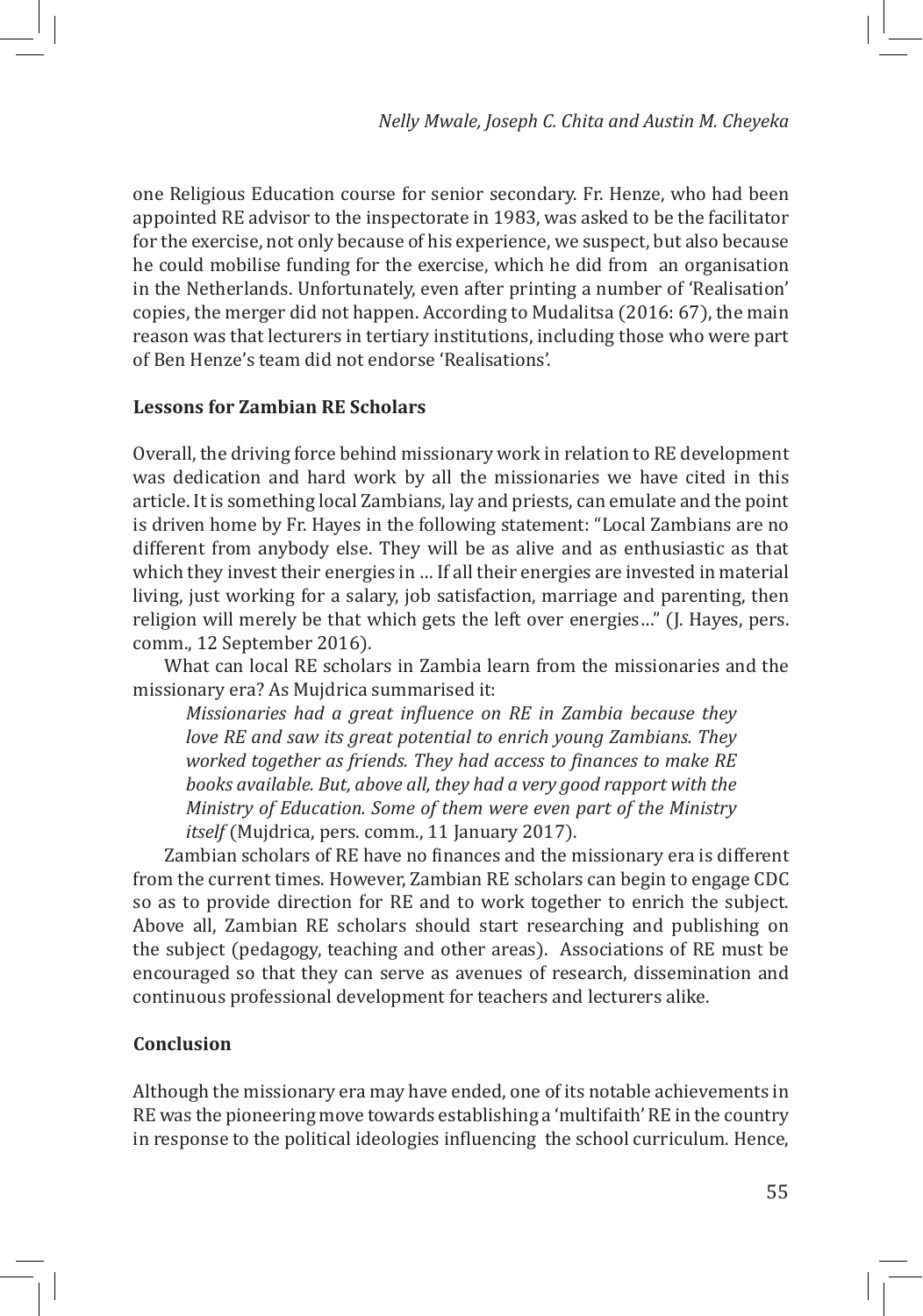one Religious Education course for senior secondary. Fr. Henze, who had been appointed RE advisor to the inspectorate in 1983, was asked to be the facilitator for the exercise, not only because of his experience, we suspect, but also because he could mobilise funding for the exercise, which he did from an organisation in the Netherlands. Unfortunately, even after printing a number of 'Realisation' copies, the merger did not happen. According to Mudalitsa (2016: 67), the main reason was that lecturers in tertiary institutions, including those who were part of Ben Henze's team did not endorse 'Realisations'.

## Lessons for Zambian RE Scholars

Overall, the driving force behind missionary work in relation to RE development was dedication and hard work by all the missionaries we have cited in this article. It is something local Zambians, lay and priests, can emulate and the point is driven home by Fr. Hayes in the following statement: "Local Zambians are no different from anybody else. They will be as alive and as enthusiastic as that which they invest their energies in … If all their energies are invested in material living, just working for a salary, job satisfaction, marriage and parenting, then religion will merely be that which gets the left over energies…" (J. Hayes, pers. comm., 12 September 2016).

What can local RE scholars in Zambia learn from the missionaries and the missionary era? As Mujdrica summarised it:

> *Missionaries had a great influence on RE in Zambia because they love RE and saw its great potential to enrich young Zambians. They worked together as friends. They had access to finances to make RE books available. But, above all, they had a very good rapport with the Ministry of Education. Some of them were even part of the Ministry itself* (Mujdrica, pers. comm., 11 January 2017).

Zambian scholars of RE have no finances and the missionary era is different from the current times. However, Zambian RE scholars can begin to engage CDC so as to provide direction for RE and to work together to enrich the subject. Above all, Zambian RE scholars should start researching and publishing on the subject (pedagogy, teaching and other areas). Associations of RE must be encouraged so that they can serve as avenues of research, dissemination and continuous professional development for teachers and lecturers alike.

## Conclusion

Although the missionary era may have ended, one of its notable achievements in RE was the pioneering move towards establishing a 'multifaith' RE in the country in response to the political ideologies influencing the school curriculum. Hence,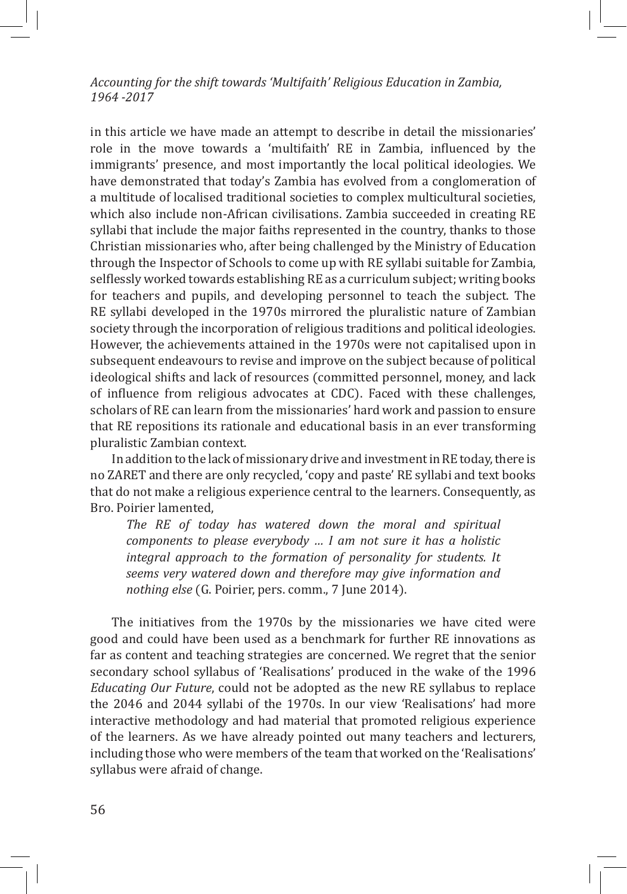in this article we have made an attempt to describe in detail the missionaries' role in the move towards a 'multifaith' RE in Zambia, influenced by the immigrants' presence, and most importantly the local political ideologies. We have demonstrated that today's Zambia has evolved from a conglomeration of a multitude of localised traditional societies to complex multicultural societies, which also include non-African civilisations. Zambia succeeded in creating RE syllabi that include the major faiths represented in the country, thanks to those Christian missionaries who, after being challenged by the Ministry of Education through the Inspector of Schools to come up with RE syllabi suitable for Zambia, selflessly worked towards establishing RE as a curriculum subject; writing books for teachers and pupils, and developing personnel to teach the subject. The RE syllabi developed in the 1970s mirrored the pluralistic nature of Zambian society through the incorporation of religious traditions and political ideologies. However, the achievements attained in the 1970s were not capitalised upon in subsequent endeavours to revise and improve on the subject because of political ideological shifts and lack of resources (committed personnel, money, and lack of influence from religious advocates at CDC). Faced with these challenges, scholars of RE can learn from the missionaries' hard work and passion to ensure that RE repositions its rationale and educational basis in an ever transforming pluralistic Zambian context.

In addition to the lack of missionary drive and investment in RE today, there is no ZARET and there are only recycled, 'copy and paste' RE syllabi and text books that do not make a religious experience central to the learners. Consequently, as Bro. Poirier lamented,

> *The RE of today has watered down the moral and spiritual components to please everybody … I am not sure it has a holistic integral approach to the formation of personality for students. It seems very watered down and therefore may give information and nothing else* (G. Poirier, pers. comm., 7 June 2014).

The initiatives from the 1970s by the missionaries we have cited were good and could have been used as a benchmark for further RE innovations as far as content and teaching strategies are concerned. We regret that the senior secondary school syllabus of 'Realisations' produced in the wake of the 1996 *Educating Our Future*, could not be adopted as the new RE syllabus to replace the 2046 and 2044 syllabi of the 1970s. In our view 'Realisations' had more interactive methodology and had material that promoted religious experience of the learners. As we have already pointed out many teachers and lecturers, including those who were members of the team that worked on the 'Realisations' syllabus were afraid of change.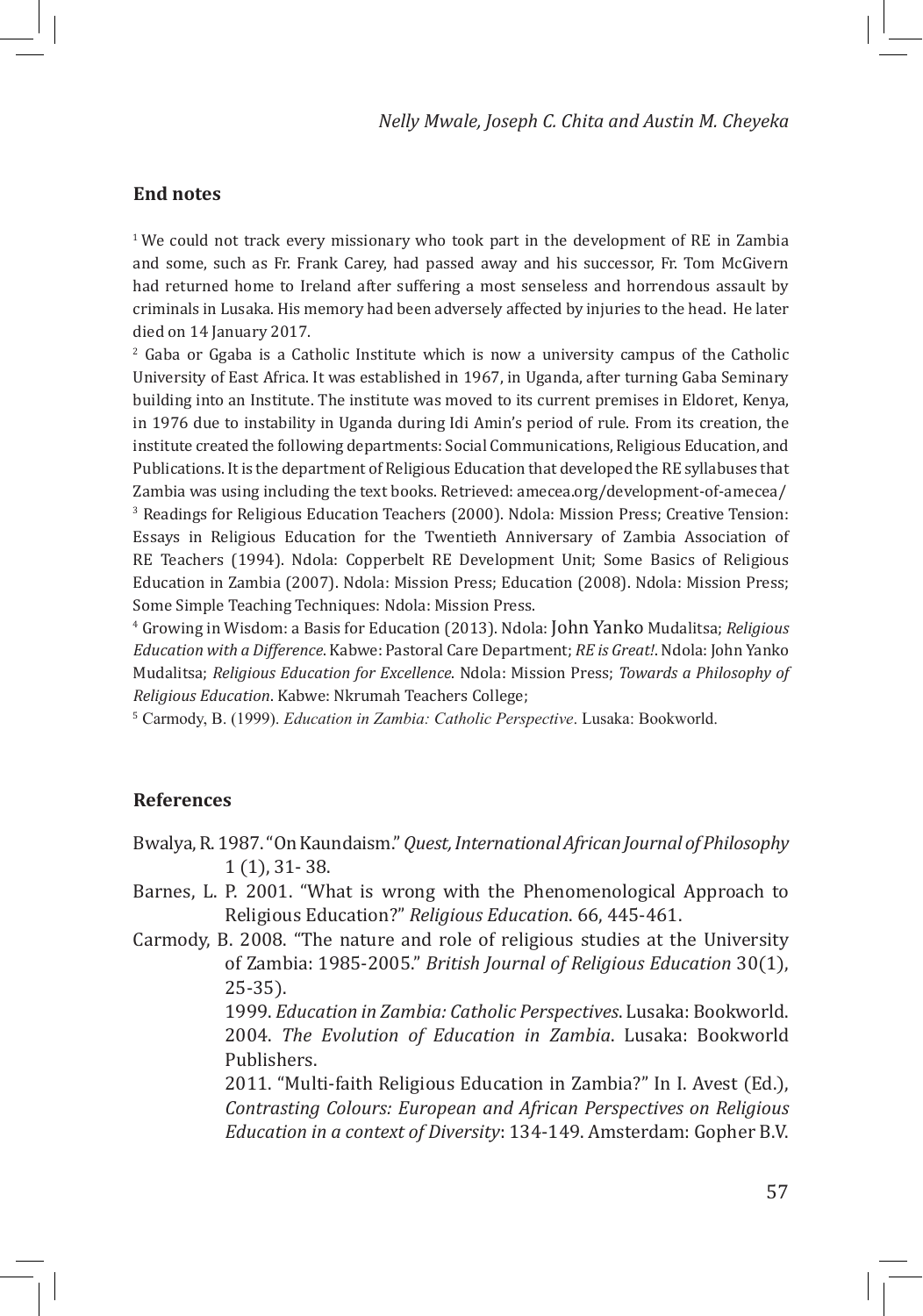## End notes

[1] We could not track every missionary who took part in the development of RE in Zambia and some, such as Fr. Frank Carey, had passed away and his successor, Fr. Tom McGivern had returned home to Ireland after suffering a most senseless and horrendous assault by criminals in Lusaka. His memory had been adversely affected by injuries to the head. He later died on 14 January 2017.

[2] Gaba or Ggaba is a Catholic Institute which is now a university campus of the Catholic University of East Africa. It was established in 1967, in Uganda, after turning Gaba Seminary building into an Institute. The institute was moved to its current premises in Eldoret, Kenya, in 1976 due to instability in Uganda during Idi Amin's period of rule. From its creation, the institute created the following departments: Social Communications, Religious Education, and Publications. It is the department of Religious Education that developed the RE syllabuses that Zambia was using including the text books. Retrieved: amecea.org/development-of-amecea/

[3] Readings for Religious Education Teachers (2000). Ndola: Mission Press; Creative Tension: Essays in Religious Education for the Twentieth Anniversary of Zambia Association of RE Teachers (1994). Ndola: Copperbelt RE Development Unit; Some Basics of Religious Education in Zambia (2007). Ndola: Mission Press; Education (2008). Ndola: Mission Press; Some Simple Teaching Techniques: Ndola: Mission Press.

[4] Growing in Wisdom: a Basis for Education (2013). Ndola: John Yanko Mudalitsa; *Religious Education with a Difference*. Kabwe: Pastoral Care Department; *RE is Great!*. Ndola: John Yanko Mudalitsa; *Religious Education for Excellence*. Ndola: Mission Press; *Towards a Philosophy of Religious Education*. Kabwe: Nkrumah Teachers College;

[5] Carmody, B. (1999). *Education in Zambia: Catholic Perspective*. Lusaka: Bookworld.

## References

Bwalya, R. 1987. "On Kaundaism." *Quest, International African Journal of Philosophy* 1 (1), 31- 38.

Barnes, L. P. 2001. "What is wrong with the Phenomenological Approach to Religious Education?" *Religious Education*. 66, 445-461.

Carmody, B. 2008. "The nature and role of religious studies at the University of Zambia: 1985-2005." *British Journal of Religious Education* 30(1), 25-35).

1999. *Education in Zambia: Catholic Perspectives*. Lusaka: Bookworld.

2004. *The Evolution of Education in Zambia*. Lusaka: Bookworld Publishers.

2011. "Multi-faith Religious Education in Zambia?" In I. Avest (Ed.), *Contrasting Colours: European and African Perspectives on Religious Education in a context of Diversity*: 134-149. Amsterdam: Gopher B.V.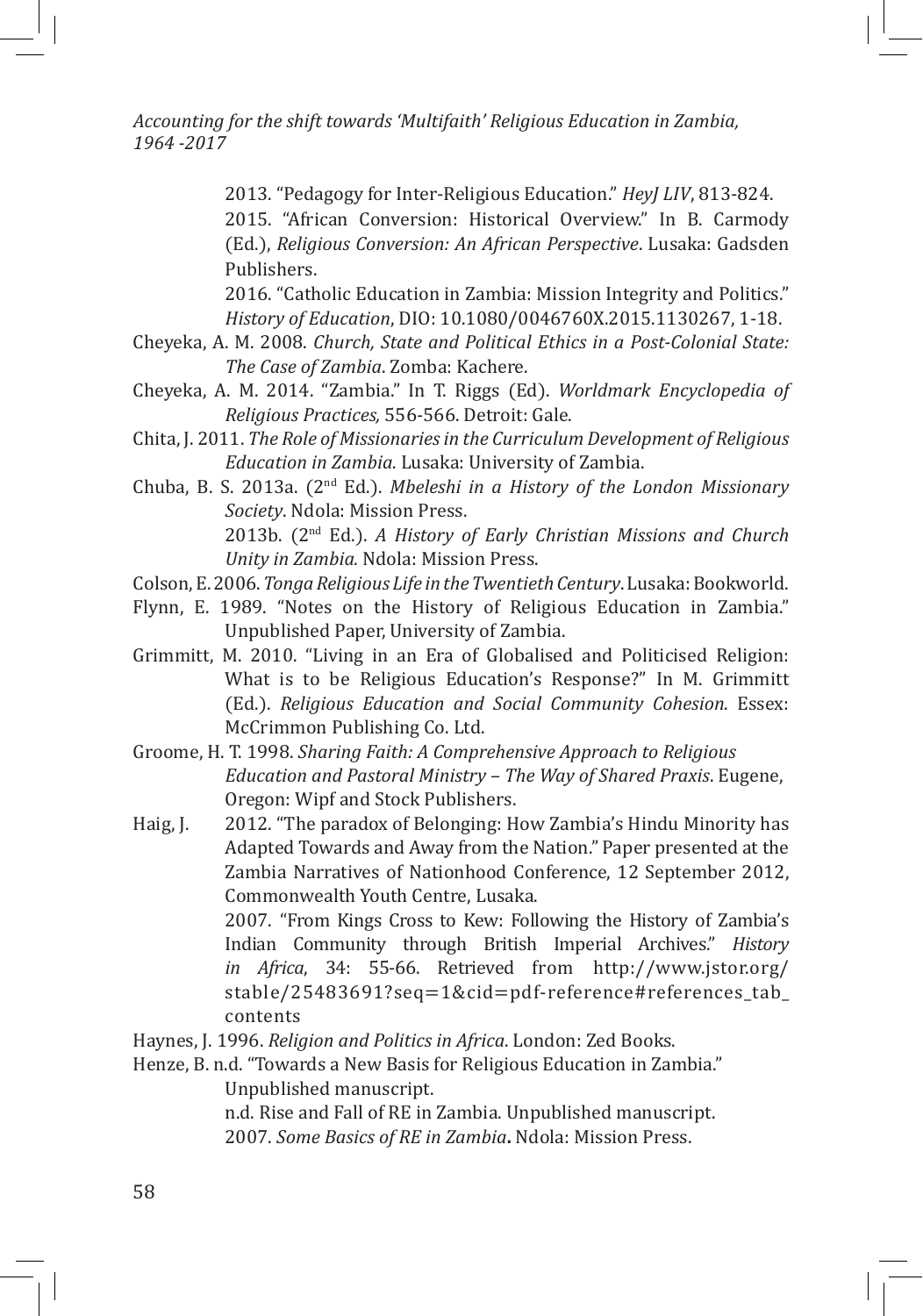2013. "Pedagogy for Inter-Religious Education." *HeyJ LIV*, 813-824.

2015. "African Conversion: Historical Overview." In B. Carmody (Ed.), *Religious Conversion: An African Perspective*. Lusaka: Gadsden Publishers.

2016. "Catholic Education in Zambia: Mission Integrity and Politics." *History of Education*, DIO: 10.1080/0046760X.2015.1130267, 1-18.

Cheyeka, A. M. 2008. *Church, State and Political Ethics in a Post-Colonial State: The Case of Zambia*. Zomba: Kachere.

Cheyeka, A. M. 2014. "Zambia." In T. Riggs (Ed). *Worldmark Encyclopedia of Religious Practices,* 556-566. Detroit: Gale.

Chita, J. 2011. *The Role of Missionaries in the Curriculum Development of Religious Education in Zambia.* Lusaka: University of Zambia.

Chuba, B. S. 2013a. (2nd Ed.). *Mbeleshi in a History of the London Missionary Society*. Ndola: Mission Press.

2013b. (2nd Ed.). *A History of Early Christian Missions and Church Unity in Zambia.* Ndola: Mission Press.

Colson, E. 2006. *Tonga Religious Life in the Twentieth Century*. Lusaka: Bookworld.

Flynn, E. 1989. "Notes on the History of Religious Education in Zambia." Unpublished Paper, University of Zambia.

Grimmitt, M. 2010. "Living in an Era of Globalised and Politicised Religion: What is to be Religious Education's Response?" In M. Grimmitt (Ed.). *Religious Education and Social Community Cohesion*. Essex: McCrimmon Publishing Co. Ltd.

Groome, H. T. 1998. *Sharing Faith: A Comprehensive Approach to Religious Education and Pastoral Ministry – The Way of Shared Praxis*. Eugene, Oregon: Wipf and Stock Publishers.

Haig, J. 2012. "The paradox of Belonging: How Zambia's Hindu Minority has Adapted Towards and Away from the Nation." Paper presented at the Zambia Narratives of Nationhood Conference, 12 September 2012, Commonwealth Youth Centre, Lusaka.

2007. "From Kings Cross to Kew: Following the History of Zambia's Indian Community through British Imperial Archives." *History in Africa*, 34: 55-66. Retrieved from http://www.jstor.org/stable/25483691?seq=1&cid=pdf-reference#references_tab_contents

Haynes, J. 1996. *Religion and Politics in Africa*. London: Zed Books.

Henze, B. n.d. "Towards a New Basis for Religious Education in Zambia." Unpublished manuscript.

n.d. Rise and Fall of RE in Zambia. Unpublished manuscript.

2007. *Some Basics of RE in Zambia*. Ndola: Mission Press.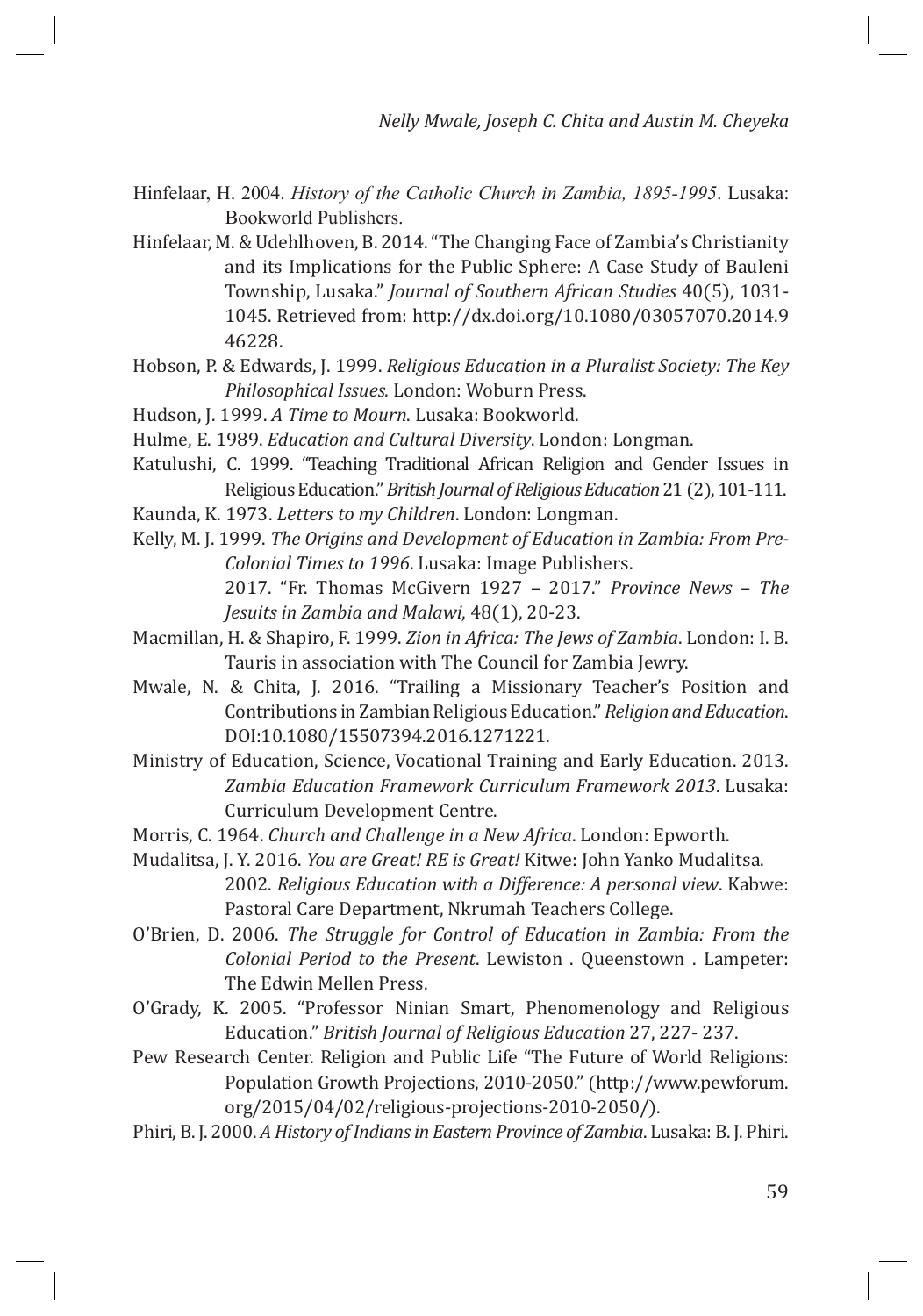Hinfelaar, H. 2004. *History of the Catholic Church in Zambia, 1895-1995*. Lusaka: Bookworld Publishers.

Hinfelaar, M. & Udehlhoven, B. 2014. "The Changing Face of Zambia's Christianity and its Implications for the Public Sphere: A Case Study of Bauleni Township, Lusaka." *Journal of Southern African Studies* 40(5), 1031-1045. Retrieved from: http://dx.doi.org/10.1080/03057070.2014.946228.

Hobson, P. & Edwards, J. 1999. *Religious Education in a Pluralist Society: The Key Philosophical Issues.* London: Woburn Press.

Hudson, J. 1999. *A Time to Mourn*. Lusaka: Bookworld.

Hulme, E. 1989. *Education and Cultural Diversity*. London: Longman.

Katulushi, C. 1999. "Teaching Traditional African Religion and Gender Issues in Religious Education." *British Journal of Religious Education* 21 (2), 101-111.

Kaunda, K. 1973. *Letters to my Children*. London: Longman.

Kelly, M. J. 1999. *The Origins and Development of Education in Zambia: From Pre-Colonial Times to 1996*. Lusaka: Image Publishers.

2017. "Fr. Thomas McGivern 1927 – 2017." *Province News – The Jesuits in Zambia and Malawi*, 48(1), 20-23.

Macmillan, H. & Shapiro, F. 1999. *Zion in Africa: The Jews of Zambia*. London: I. B. Tauris in association with The Council for Zambia Jewry.

Mwale, N. & Chita, J. 2016. "Trailing a Missionary Teacher's Position and Contributions in Zambian Religious Education." *Religion and Education*. DOI:10.1080/15507394.2016.1271221.

Ministry of Education, Science, Vocational Training and Early Education. 2013. *Zambia Education Framework Curriculum Framework 2013*. Lusaka: Curriculum Development Centre.

Morris, C. 1964. *Church and Challenge in a New Africa*. London: Epworth.

Mudalitsa, J. Y. 2016. *You are Great! RE is Great!* Kitwe: John Yanko Mudalitsa.

2002. *Religious Education with a Difference: A personal view*. Kabwe: Pastoral Care Department, Nkrumah Teachers College.

O'Brien, D. 2006. *The Struggle for Control of Education in Zambia: From the Colonial Period to the Present*. Lewiston . Queenstown . Lampeter: The Edwin Mellen Press.

O'Grady, K. 2005. "Professor Ninian Smart, Phenomenology and Religious Education." *British Journal of Religious Education* 27, 227- 237.

Pew Research Center. Religion and Public Life "The Future of World Religions: Population Growth Projections, 2010-2050." (http://www.pewforum.org/2015/04/02/religious-projections-2010-2050/).

Phiri, B. J. 2000. *A History of Indians in Eastern Province of Zambia*. Lusaka: B. J. Phiri.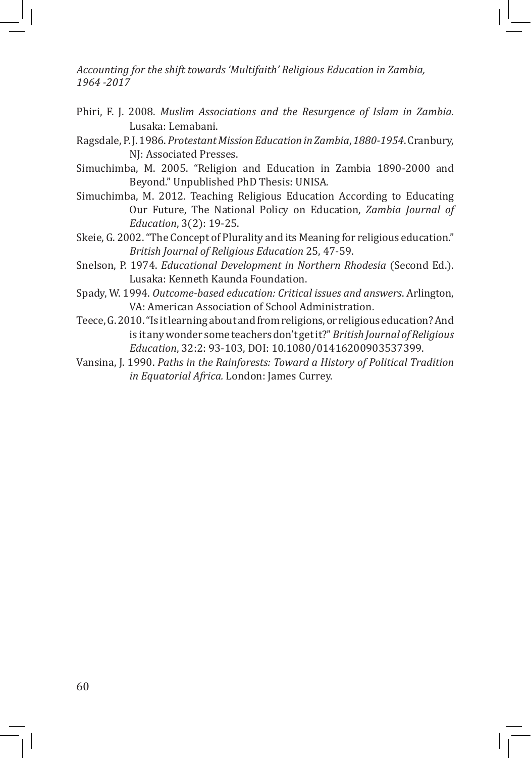Phiri, F. J. 2008. *Muslim Associations and the Resurgence of Islam in Zambia*. Lusaka: Lemabani.

Ragsdale, P. J. 1986. *Protestant Mission Education in Zambia, 1880-1954*. Cranbury, NJ: Associated Presses.

Simuchimba, M. 2005. "Religion and Education in Zambia 1890-2000 and Beyond." Unpublished PhD Thesis: UNISA.

Simuchimba, M. 2012. Teaching Religious Education According to Educating Our Future, The National Policy on Education, *Zambia Journal of Education*, 3(2): 19-25.

Skeie, G. 2002. "The Concept of Plurality and its Meaning for religious education." *British Journal of Religious Education* 25, 47-59.

Snelson, P. 1974. *Educational Development in Northern Rhodesia* (Second Ed.). Lusaka: Kenneth Kaunda Foundation.

Spady, W. 1994. *Outcome-based education: Critical issues and answers*. Arlington, VA: American Association of School Administration.

Teece, G. 2010. "Is it learning about and from religions, or religious education? And is it any wonder some teachers don't get it?" *British Journal of Religious Education*, 32:2: 93-103, DOI: 10.1080/01416200903537399.

Vansina, J. 1990. *Paths in the Rainforests: Toward a History of Political Tradition in Equatorial Africa.* London: James Currey.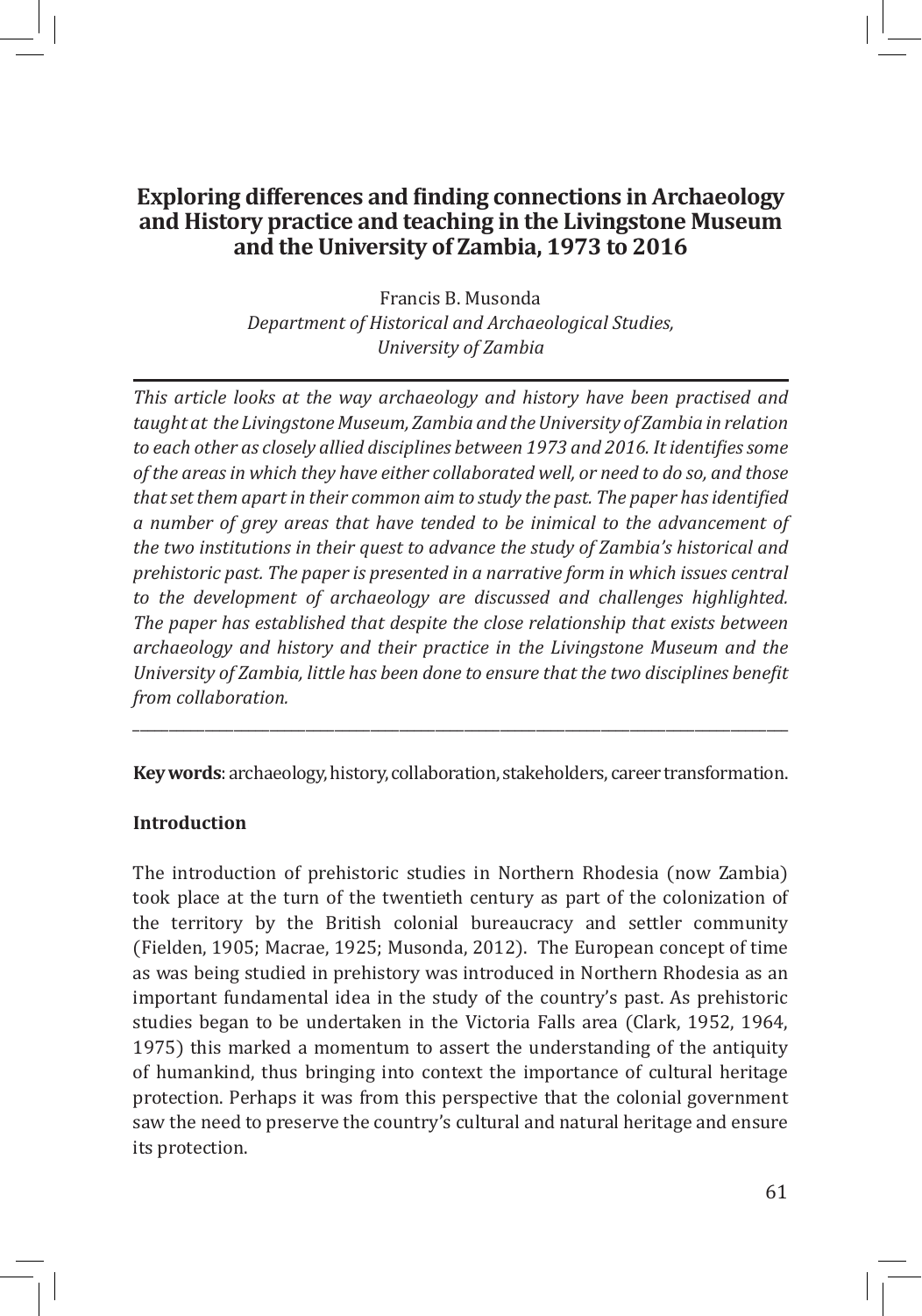# Exploring differences and finding connections in Archaeology and History practice and teaching in the Livingstone Museum and the University of Zambia, 1973 to 2016

Francis B. Musonda
*Department of Historical and Archaeological Studies, University of Zambia*

*This article looks at the way archaeology and history have been practised and taught at the Livingstone Museum, Zambia and the University of Zambia in relation to each other as closely allied disciplines between 1973 and 2016. It identifies some of the areas in which they have either collaborated well, or need to do so, and those that set them apart in their common aim to study the past. The paper has identified a number of grey areas that have tended to be inimical to the advancement of the two institutions in their quest to advance the study of Zambia's historical and prehistoric past. The paper is presented in a narrative form in which issues central to the development of archaeology are discussed and challenges highlighted. The paper has established that despite the close relationship that exists between archaeology and history and their practice in the Livingstone Museum and the University of Zambia, little has been done to ensure that the two disciplines benefit from collaboration.*

---

**Key words**: archaeology, history, collaboration, stakeholders, career transformation.

## Introduction

The introduction of prehistoric studies in Northern Rhodesia (now Zambia) took place at the turn of the twentieth century as part of the colonization of the territory by the British colonial bureaucracy and settler community (Fielden, 1905; Macrae, 1925; Musonda, 2012). The European concept of time as was being studied in prehistory was introduced in Northern Rhodesia as an important fundamental idea in the study of the country's past. As prehistoric studies began to be undertaken in the Victoria Falls area (Clark, 1952, 1964, 1975) this marked a momentum to assert the understanding of the antiquity of humankind, thus bringing into context the importance of cultural heritage protection. Perhaps it was from this perspective that the colonial government saw the need to preserve the country's cultural and natural heritage and ensure its protection.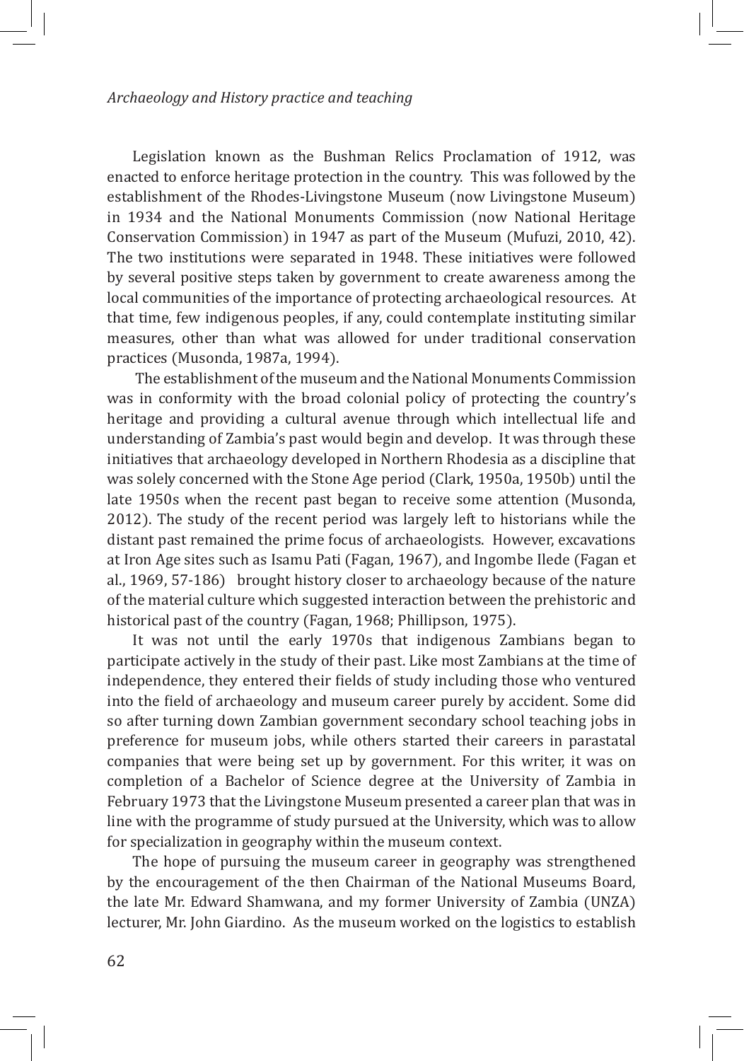Legislation known as the Bushman Relics Proclamation of 1912, was enacted to enforce heritage protection in the country. This was followed by the establishment of the Rhodes-Livingstone Museum (now Livingstone Museum) in 1934 and the National Monuments Commission (now National Heritage Conservation Commission) in 1947 as part of the Museum (Mufuzi, 2010, 42). The two institutions were separated in 1948. These initiatives were followed by several positive steps taken by government to create awareness among the local communities of the importance of protecting archaeological resources. At that time, few indigenous peoples, if any, could contemplate instituting similar measures, other than what was allowed for under traditional conservation practices (Musonda, 1987a, 1994).

The establishment of the museum and the National Monuments Commission was in conformity with the broad colonial policy of protecting the country's heritage and providing a cultural avenue through which intellectual life and understanding of Zambia's past would begin and develop. It was through these initiatives that archaeology developed in Northern Rhodesia as a discipline that was solely concerned with the Stone Age period (Clark, 1950a, 1950b) until the late 1950s when the recent past began to receive some attention (Musonda, 2012). The study of the recent period was largely left to historians while the distant past remained the prime focus of archaeologists. However, excavations at Iron Age sites such as Isamu Pati (Fagan, 1967), and Ingombe Ilede (Fagan et al., 1969, 57-186) brought history closer to archaeology because of the nature of the material culture which suggested interaction between the prehistoric and historical past of the country (Fagan, 1968; Phillipson, 1975).

It was not until the early 1970s that indigenous Zambians began to participate actively in the study of their past. Like most Zambians at the time of independence, they entered their fields of study including those who ventured into the field of archaeology and museum career purely by accident. Some did so after turning down Zambian government secondary school teaching jobs in preference for museum jobs, while others started their careers in parastatal companies that were being set up by government. For this writer, it was on completion of a Bachelor of Science degree at the University of Zambia in February 1973 that the Livingstone Museum presented a career plan that was in line with the programme of study pursued at the University, which was to allow for specialization in geography within the museum context.

The hope of pursuing the museum career in geography was strengthened by the encouragement of the then Chairman of the National Museums Board, the late Mr. Edward Shamwana, and my former University of Zambia (UNZA) lecturer, Mr. John Giardino. As the museum worked on the logistics to establish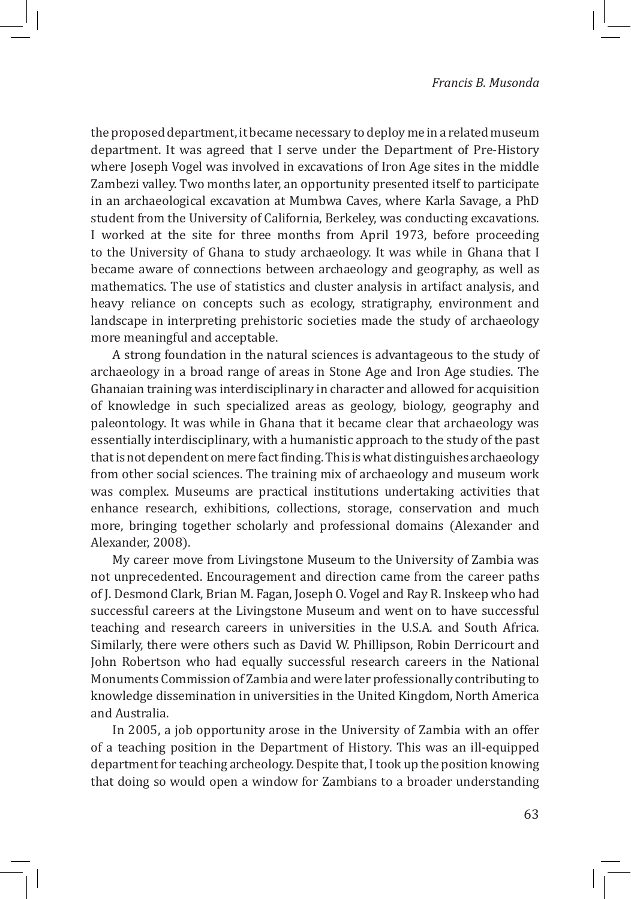the proposed department, it became necessary to deploy me in a related museum department. It was agreed that I serve under the Department of Pre-History where Joseph Vogel was involved in excavations of Iron Age sites in the middle Zambezi valley. Two months later, an opportunity presented itself to participate in an archaeological excavation at Mumbwa Caves, where Karla Savage, a PhD student from the University of California, Berkeley, was conducting excavations. I worked at the site for three months from April 1973, before proceeding to the University of Ghana to study archaeology. It was while in Ghana that I became aware of connections between archaeology and geography, as well as mathematics. The use of statistics and cluster analysis in artifact analysis, and heavy reliance on concepts such as ecology, stratigraphy, environment and landscape in interpreting prehistoric societies made the study of archaeology more meaningful and acceptable.

A strong foundation in the natural sciences is advantageous to the study of archaeology in a broad range of areas in Stone Age and Iron Age studies. The Ghanaian training was interdisciplinary in character and allowed for acquisition of knowledge in such specialized areas as geology, biology, geography and paleontology. It was while in Ghana that it became clear that archaeology was essentially interdisciplinary, with a humanistic approach to the study of the past that is not dependent on mere fact finding. This is what distinguishes archaeology from other social sciences. The training mix of archaeology and museum work was complex. Museums are practical institutions undertaking activities that enhance research, exhibitions, collections, storage, conservation and much more, bringing together scholarly and professional domains (Alexander and Alexander, 2008).

My career move from Livingstone Museum to the University of Zambia was not unprecedented. Encouragement and direction came from the career paths of J. Desmond Clark, Brian M. Fagan, Joseph O. Vogel and Ray R. Inskeep who had successful careers at the Livingstone Museum and went on to have successful teaching and research careers in universities in the U.S.A. and South Africa. Similarly, there were others such as David W. Phillipson, Robin Derricourt and John Robertson who had equally successful research careers in the National Monuments Commission of Zambia and were later professionally contributing to knowledge dissemination in universities in the United Kingdom, North America and Australia.

In 2005, a job opportunity arose in the University of Zambia with an offer of a teaching position in the Department of History. This was an ill-equipped department for teaching archeology. Despite that, I took up the position knowing that doing so would open a window for Zambians to a broader understanding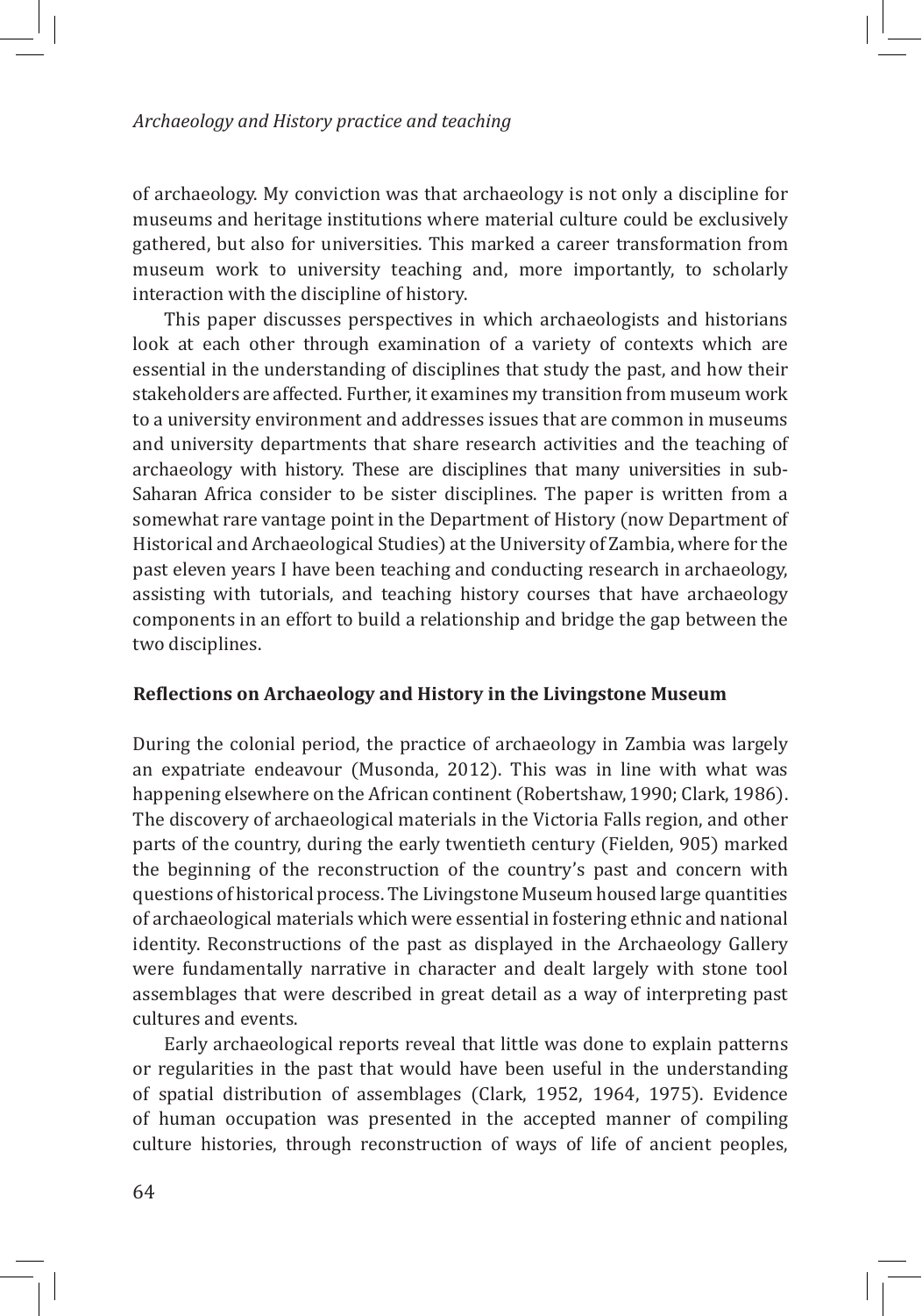of archaeology. My conviction was that archaeology is not only a discipline for museums and heritage institutions where material culture could be exclusively gathered, but also for universities. This marked a career transformation from museum work to university teaching and, more importantly, to scholarly interaction with the discipline of history.

This paper discusses perspectives in which archaeologists and historians look at each other through examination of a variety of contexts which are essential in the understanding of disciplines that study the past, and how their stakeholders are affected. Further, it examines my transition from museum work to a university environment and addresses issues that are common in museums and university departments that share research activities and the teaching of archaeology with history. These are disciplines that many universities in sub-Saharan Africa consider to be sister disciplines. The paper is written from a somewhat rare vantage point in the Department of History (now Department of Historical and Archaeological Studies) at the University of Zambia, where for the past eleven years I have been teaching and conducting research in archaeology, assisting with tutorials, and teaching history courses that have archaeology components in an effort to build a relationship and bridge the gap between the two disciplines.

## Reflections on Archaeology and History in the Livingstone Museum

During the colonial period, the practice of archaeology in Zambia was largely an expatriate endeavour (Musonda, 2012). This was in line with what was happening elsewhere on the African continent (Robertshaw, 1990; Clark, 1986). The discovery of archaeological materials in the Victoria Falls region, and other parts of the country, during the early twentieth century (Fielden, 905) marked the beginning of the reconstruction of the country's past and concern with questions of historical process. The Livingstone Museum housed large quantities of archaeological materials which were essential in fostering ethnic and national identity. Reconstructions of the past as displayed in the Archaeology Gallery were fundamentally narrative in character and dealt largely with stone tool assemblages that were described in great detail as a way of interpreting past cultures and events.

Early archaeological reports reveal that little was done to explain patterns or regularities in the past that would have been useful in the understanding of spatial distribution of assemblages (Clark, 1952, 1964, 1975). Evidence of human occupation was presented in the accepted manner of compiling culture histories, through reconstruction of ways of life of ancient peoples,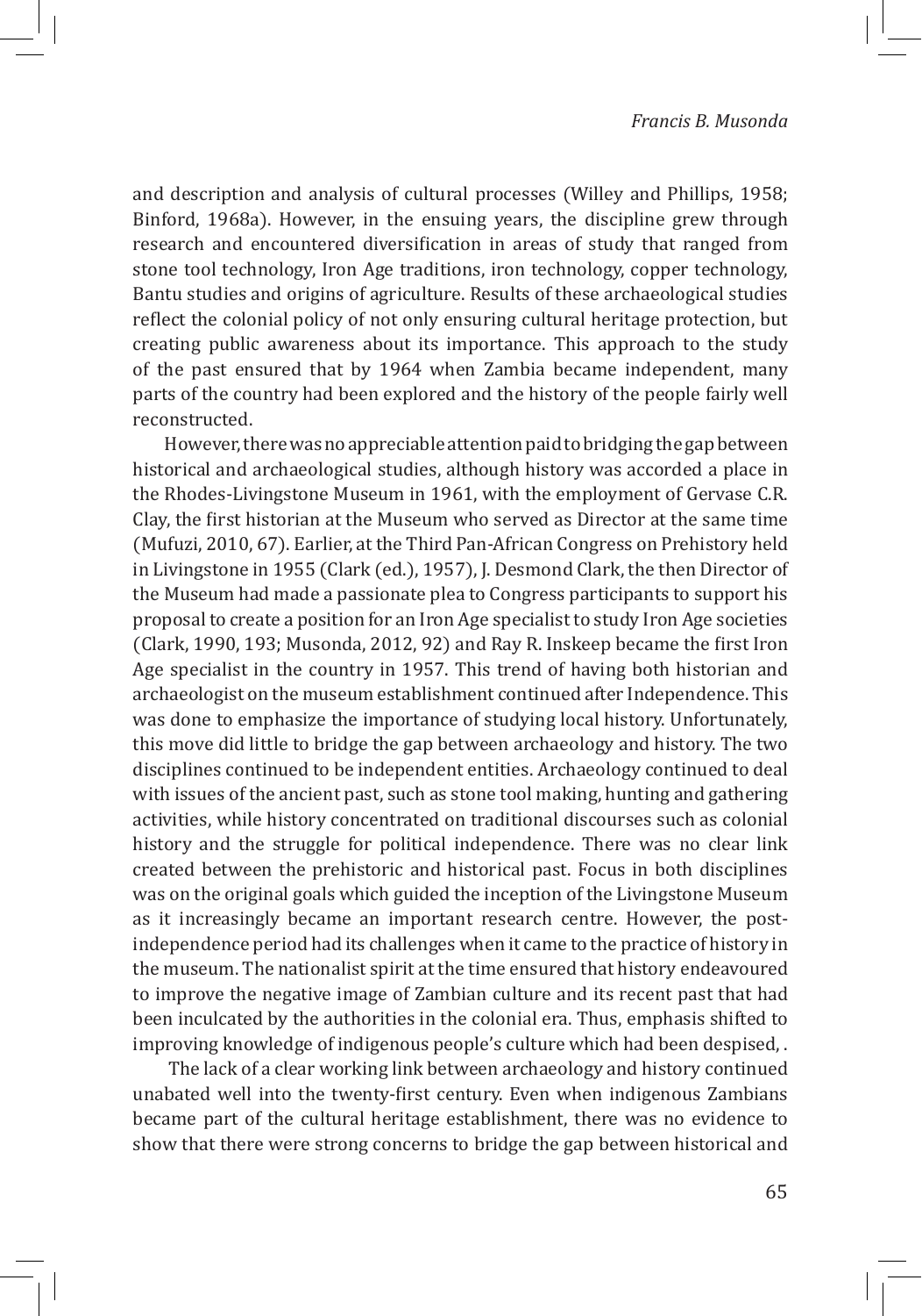and description and analysis of cultural processes (Willey and Phillips, 1958; Binford, 1968a). However, in the ensuing years, the discipline grew through research and encountered diversification in areas of study that ranged from stone tool technology, Iron Age traditions, iron technology, copper technology, Bantu studies and origins of agriculture. Results of these archaeological studies reflect the colonial policy of not only ensuring cultural heritage protection, but creating public awareness about its importance. This approach to the study of the past ensured that by 1964 when Zambia became independent, many parts of the country had been explored and the history of the people fairly well reconstructed.

However, there was no appreciable attention paid to bridging the gap between historical and archaeological studies, although history was accorded a place in the Rhodes-Livingstone Museum in 1961, with the employment of Gervase C.R. Clay, the first historian at the Museum who served as Director at the same time (Mufuzi, 2010, 67). Earlier, at the Third Pan-African Congress on Prehistory held in Livingstone in 1955 (Clark (ed.), 1957), J. Desmond Clark, the then Director of the Museum had made a passionate plea to Congress participants to support his proposal to create a position for an Iron Age specialist to study Iron Age societies (Clark, 1990, 193; Musonda, 2012, 92) and Ray R. Inskeep became the first Iron Age specialist in the country in 1957. This trend of having both historian and archaeologist on the museum establishment continued after Independence. This was done to emphasize the importance of studying local history. Unfortunately, this move did little to bridge the gap between archaeology and history. The two disciplines continued to be independent entities. Archaeology continued to deal with issues of the ancient past, such as stone tool making, hunting and gathering activities, while history concentrated on traditional discourses such as colonial history and the struggle for political independence. There was no clear link created between the prehistoric and historical past. Focus in both disciplines was on the original goals which guided the inception of the Livingstone Museum as it increasingly became an important research centre. However, the post-independence period had its challenges when it came to the practice of history in the museum. The nationalist spirit at the time ensured that history endeavoured to improve the negative image of Zambian culture and its recent past that had been inculcated by the authorities in the colonial era. Thus, emphasis shifted to improving knowledge of indigenous people's culture which had been despised, .

The lack of a clear working link between archaeology and history continued unabated well into the twenty-first century. Even when indigenous Zambians became part of the cultural heritage establishment, there was no evidence to show that there were strong concerns to bridge the gap between historical and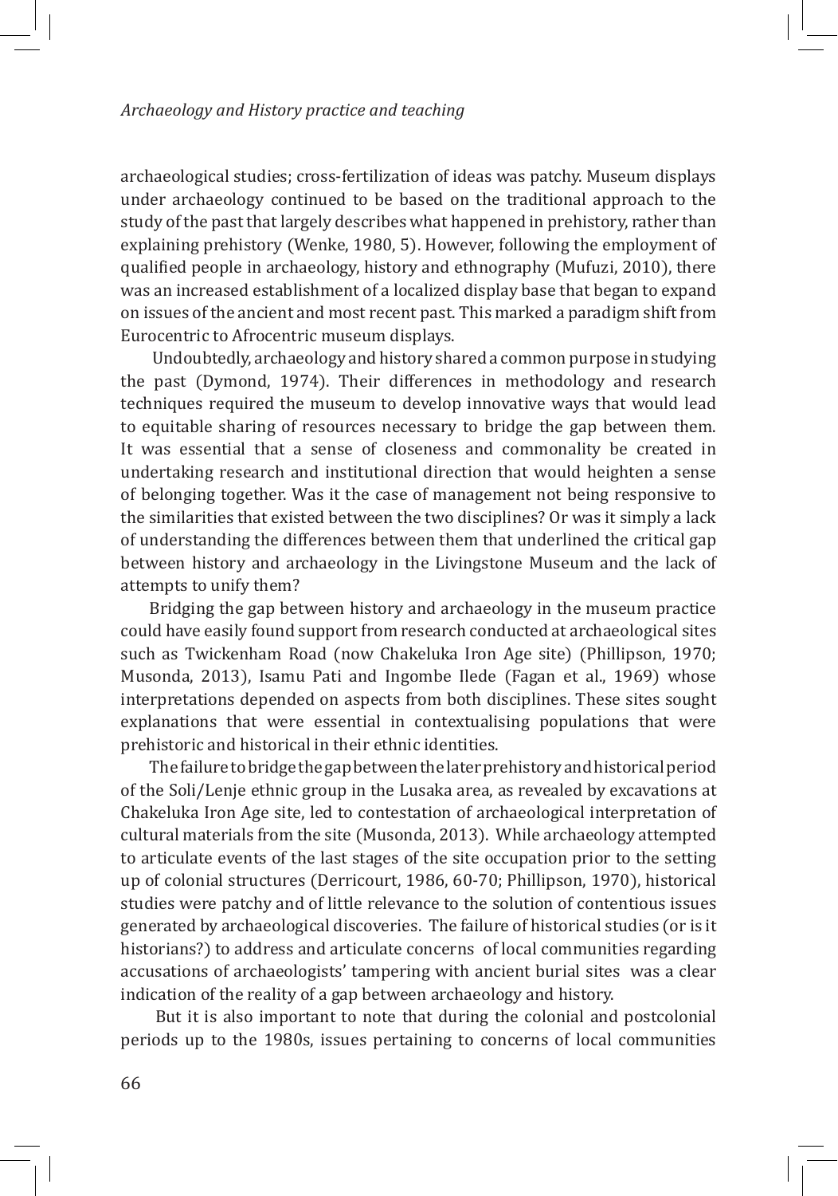archaeological studies; cross-fertilization of ideas was patchy. Museum displays under archaeology continued to be based on the traditional approach to the study of the past that largely describes what happened in prehistory, rather than explaining prehistory (Wenke, 1980, 5). However, following the employment of qualified people in archaeology, history and ethnography (Mufuzi, 2010), there was an increased establishment of a localized display base that began to expand on issues of the ancient and most recent past. This marked a paradigm shift from Eurocentric to Afrocentric museum displays.

Undoubtedly, archaeology and history shared a common purpose in studying the past (Dymond, 1974). Their differences in methodology and research techniques required the museum to develop innovative ways that would lead to equitable sharing of resources necessary to bridge the gap between them. It was essential that a sense of closeness and commonality be created in undertaking research and institutional direction that would heighten a sense of belonging together. Was it the case of management not being responsive to the similarities that existed between the two disciplines? Or was it simply a lack of understanding the differences between them that underlined the critical gap between history and archaeology in the Livingstone Museum and the lack of attempts to unify them?

Bridging the gap between history and archaeology in the museum practice could have easily found support from research conducted at archaeological sites such as Twickenham Road (now Chakeluka Iron Age site) (Phillipson, 1970; Musonda, 2013), Isamu Pati and Ingombe Ilede (Fagan et al., 1969) whose interpretations depended on aspects from both disciplines. These sites sought explanations that were essential in contextualising populations that were prehistoric and historical in their ethnic identities.

The failure to bridge the gap between the later prehistory and historical period of the Soli/Lenje ethnic group in the Lusaka area, as revealed by excavations at Chakeluka Iron Age site, led to contestation of archaeological interpretation of cultural materials from the site (Musonda, 2013). While archaeology attempted to articulate events of the last stages of the site occupation prior to the setting up of colonial structures (Derricourt, 1986, 60-70; Phillipson, 1970), historical studies were patchy and of little relevance to the solution of contentious issues generated by archaeological discoveries. The failure of historical studies (or is it historians?) to address and articulate concerns of local communities regarding accusations of archaeologists' tampering with ancient burial sites was a clear indication of the reality of a gap between archaeology and history.

But it is also important to note that during the colonial and postcolonial periods up to the 1980s, issues pertaining to concerns of local communities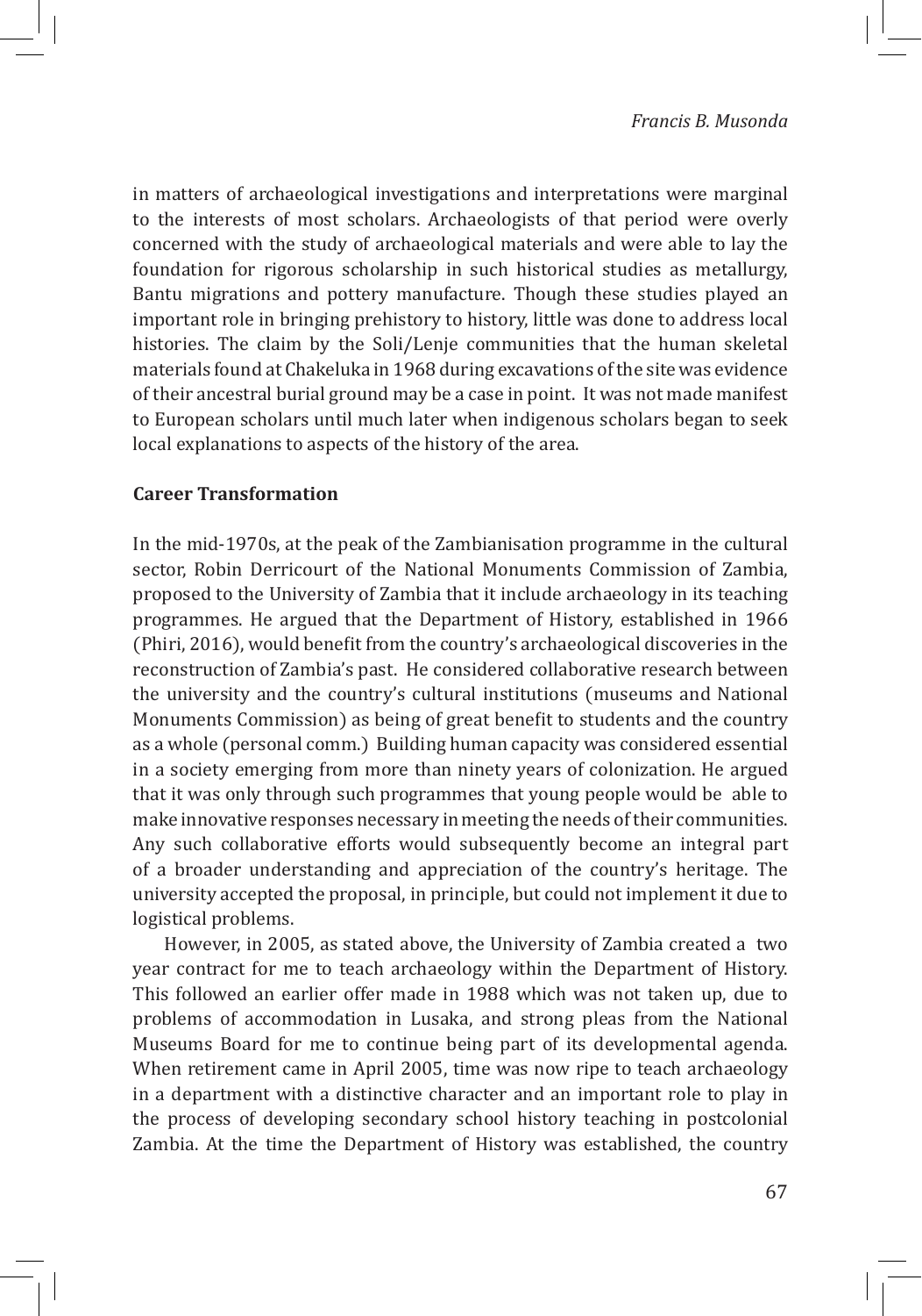in matters of archaeological investigations and interpretations were marginal to the interests of most scholars. Archaeologists of that period were overly concerned with the study of archaeological materials and were able to lay the foundation for rigorous scholarship in such historical studies as metallurgy, Bantu migrations and pottery manufacture. Though these studies played an important role in bringing prehistory to history, little was done to address local histories. The claim by the Soli/Lenje communities that the human skeletal materials found at Chakeluka in 1968 during excavations of the site was evidence of their ancestral burial ground may be a case in point. It was not made manifest to European scholars until much later when indigenous scholars began to seek local explanations to aspects of the history of the area.

**Career Transformation**

In the mid-1970s, at the peak of the Zambianisation programme in the cultural sector, Robin Derricourt of the National Monuments Commission of Zambia, proposed to the University of Zambia that it include archaeology in its teaching programmes. He argued that the Department of History, established in 1966 (Phiri, 2016), would benefit from the country's archaeological discoveries in the reconstruction of Zambia's past. He considered collaborative research between the university and the country's cultural institutions (museums and National Monuments Commission) as being of great benefit to students and the country as a whole (personal comm.) Building human capacity was considered essential in a society emerging from more than ninety years of colonization. He argued that it was only through such programmes that young people would be able to make innovative responses necessary in meeting the needs of their communities. Any such collaborative efforts would subsequently become an integral part of a broader understanding and appreciation of the country's heritage. The university accepted the proposal, in principle, but could not implement it due to logistical problems.

However, in 2005, as stated above, the University of Zambia created a two year contract for me to teach archaeology within the Department of History. This followed an earlier offer made in 1988 which was not taken up, due to problems of accommodation in Lusaka, and strong pleas from the National Museums Board for me to continue being part of its developmental agenda. When retirement came in April 2005, time was now ripe to teach archaeology in a department with a distinctive character and an important role to play in the process of developing secondary school history teaching in postcolonial Zambia. At the time the Department of History was established, the country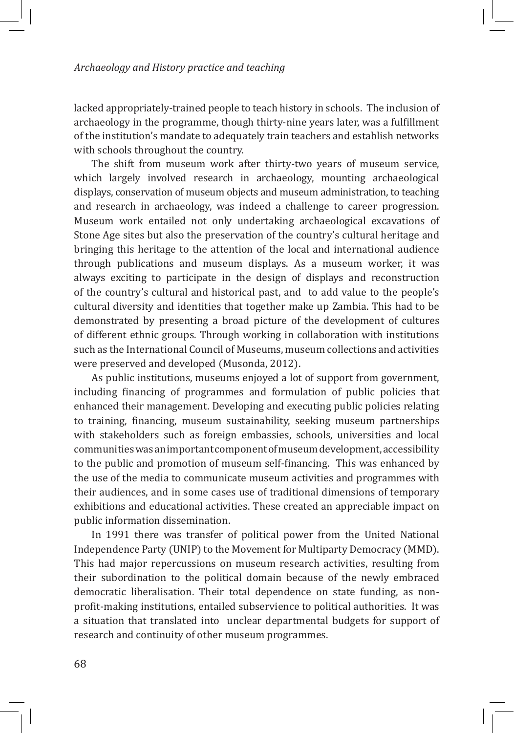lacked appropriately-trained people to teach history in schools. The inclusion of archaeology in the programme, though thirty-nine years later, was a fulfillment of the institution's mandate to adequately train teachers and establish networks with schools throughout the country.

The shift from museum work after thirty-two years of museum service, which largely involved research in archaeology, mounting archaeological displays, conservation of museum objects and museum administration, to teaching and research in archaeology, was indeed a challenge to career progression. Museum work entailed not only undertaking archaeological excavations of Stone Age sites but also the preservation of the country's cultural heritage and bringing this heritage to the attention of the local and international audience through publications and museum displays. As a museum worker, it was always exciting to participate in the design of displays and reconstruction of the country's cultural and historical past, and to add value to the people's cultural diversity and identities that together make up Zambia. This had to be demonstrated by presenting a broad picture of the development of cultures of different ethnic groups. Through working in collaboration with institutions such as the International Council of Museums, museum collections and activities were preserved and developed (Musonda, 2012).

As public institutions, museums enjoyed a lot of support from government, including financing of programmes and formulation of public policies that enhanced their management. Developing and executing public policies relating to training, financing, museum sustainability, seeking museum partnerships with stakeholders such as foreign embassies, schools, universities and local communities was an important component of museum development, accessibility to the public and promotion of museum self-financing. This was enhanced by the use of the media to communicate museum activities and programmes with their audiences, and in some cases use of traditional dimensions of temporary exhibitions and educational activities. These created an appreciable impact on public information dissemination.

In 1991 there was transfer of political power from the United National Independence Party (UNIP) to the Movement for Multiparty Democracy (MMD). This had major repercussions on museum research activities, resulting from their subordination to the political domain because of the newly embraced democratic liberalisation. Their total dependence on state funding, as non-profit-making institutions, entailed subservience to political authorities. It was a situation that translated into unclear departmental budgets for support of research and continuity of other museum programmes.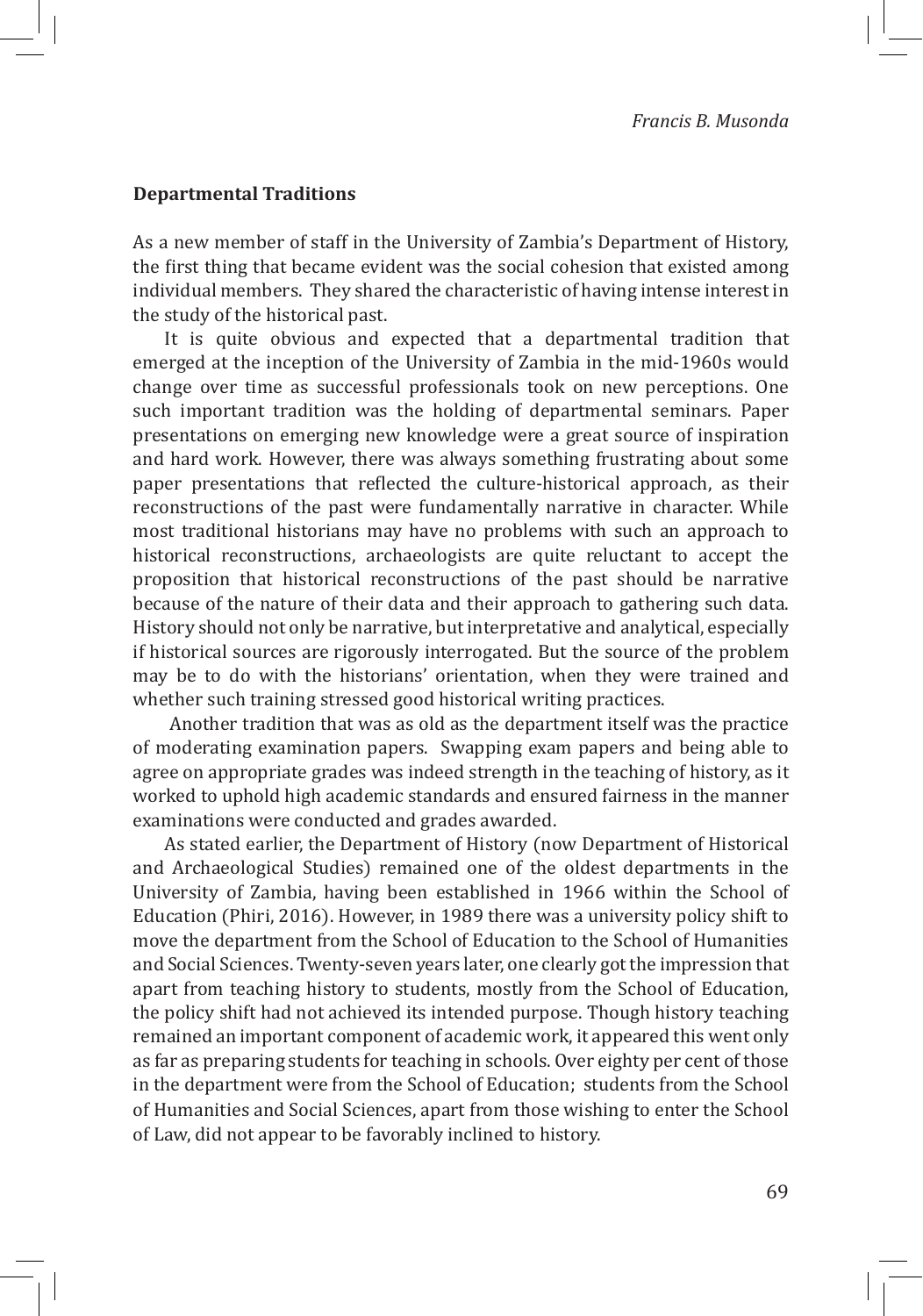**Departmental Traditions**

As a new member of staff in the University of Zambia's Department of History, the first thing that became evident was the social cohesion that existed among individual members. They shared the characteristic of having intense interest in the study of the historical past.

It is quite obvious and expected that a departmental tradition that emerged at the inception of the University of Zambia in the mid-1960s would change over time as successful professionals took on new perceptions. One such important tradition was the holding of departmental seminars. Paper presentations on emerging new knowledge were a great source of inspiration and hard work. However, there was always something frustrating about some paper presentations that reflected the culture-historical approach, as their reconstructions of the past were fundamentally narrative in character. While most traditional historians may have no problems with such an approach to historical reconstructions, archaeologists are quite reluctant to accept the proposition that historical reconstructions of the past should be narrative because of the nature of their data and their approach to gathering such data. History should not only be narrative, but interpretative and analytical, especially if historical sources are rigorously interrogated. But the source of the problem may be to do with the historians' orientation, when they were trained and whether such training stressed good historical writing practices.

Another tradition that was as old as the department itself was the practice of moderating examination papers. Swapping exam papers and being able to agree on appropriate grades was indeed strength in the teaching of history, as it worked to uphold high academic standards and ensured fairness in the manner examinations were conducted and grades awarded.

As stated earlier, the Department of History (now Department of Historical and Archaeological Studies) remained one of the oldest departments in the University of Zambia, having been established in 1966 within the School of Education (Phiri, 2016). However, in 1989 there was a university policy shift to move the department from the School of Education to the School of Humanities and Social Sciences. Twenty-seven years later, one clearly got the impression that apart from teaching history to students, mostly from the School of Education, the policy shift had not achieved its intended purpose. Though history teaching remained an important component of academic work, it appeared this went only as far as preparing students for teaching in schools. Over eighty per cent of those in the department were from the School of Education; students from the School of Humanities and Social Sciences, apart from those wishing to enter the School of Law, did not appear to be favorably inclined to history.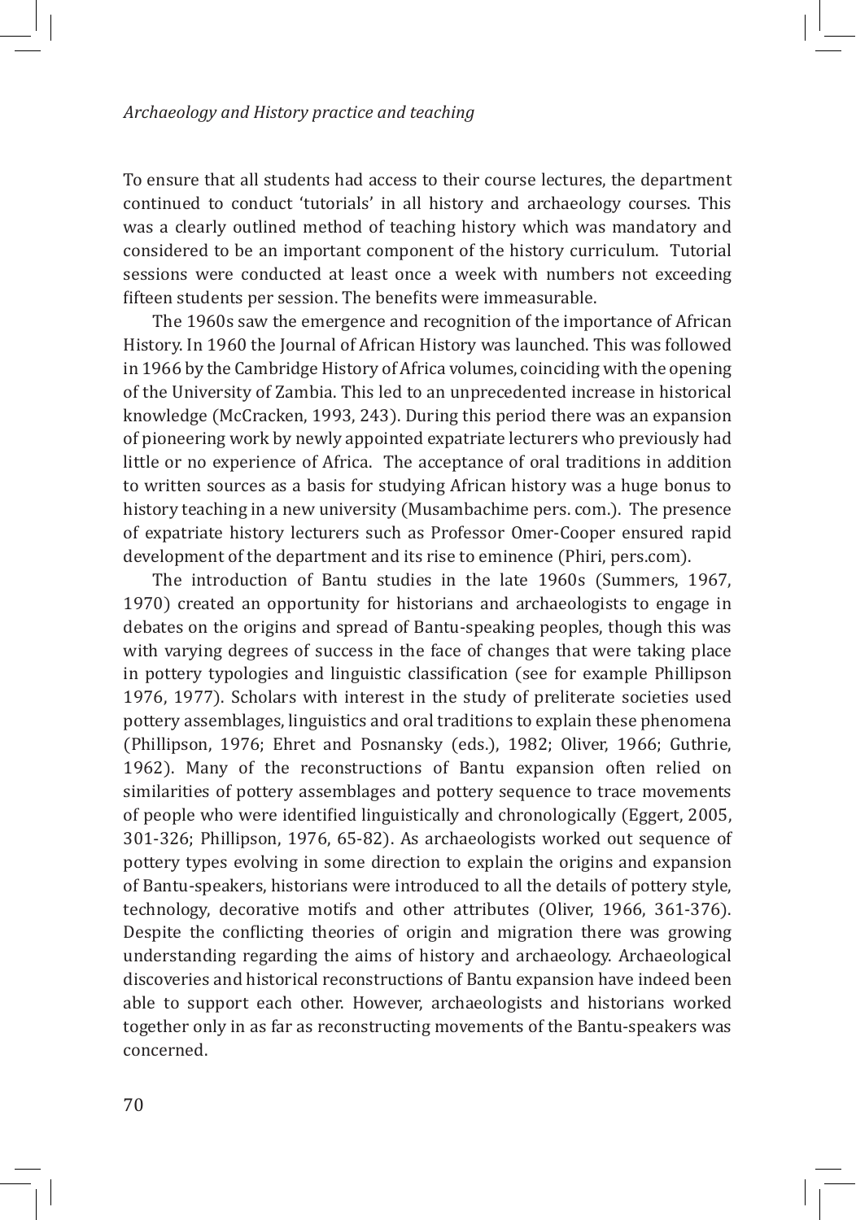To ensure that all students had access to their course lectures, the department continued to conduct 'tutorials' in all history and archaeology courses. This was a clearly outlined method of teaching history which was mandatory and considered to be an important component of the history curriculum. Tutorial sessions were conducted at least once a week with numbers not exceeding fifteen students per session. The benefits were immeasurable.

The 1960s saw the emergence and recognition of the importance of African History. In 1960 the Journal of African History was launched. This was followed in 1966 by the Cambridge History of Africa volumes, coinciding with the opening of the University of Zambia. This led to an unprecedented increase in historical knowledge (McCracken, 1993, 243). During this period there was an expansion of pioneering work by newly appointed expatriate lecturers who previously had little or no experience of Africa. The acceptance of oral traditions in addition to written sources as a basis for studying African history was a huge bonus to history teaching in a new university (Musambachime pers. com.). The presence of expatriate history lecturers such as Professor Omer-Cooper ensured rapid development of the department and its rise to eminence (Phiri, pers.com).

The introduction of Bantu studies in the late 1960s (Summers, 1967, 1970) created an opportunity for historians and archaeologists to engage in debates on the origins and spread of Bantu-speaking peoples, though this was with varying degrees of success in the face of changes that were taking place in pottery typologies and linguistic classification (see for example Phillipson 1976, 1977). Scholars with interest in the study of preliterate societies used pottery assemblages, linguistics and oral traditions to explain these phenomena (Phillipson, 1976; Ehret and Posnansky (eds.), 1982; Oliver, 1966; Guthrie, 1962). Many of the reconstructions of Bantu expansion often relied on similarities of pottery assemblages and pottery sequence to trace movements of people who were identified linguistically and chronologically (Eggert, 2005, 301-326; Phillipson, 1976, 65-82). As archaeologists worked out sequence of pottery types evolving in some direction to explain the origins and expansion of Bantu-speakers, historians were introduced to all the details of pottery style, technology, decorative motifs and other attributes (Oliver, 1966, 361-376). Despite the conflicting theories of origin and migration there was growing understanding regarding the aims of history and archaeology. Archaeological discoveries and historical reconstructions of Bantu expansion have indeed been able to support each other. However, archaeologists and historians worked together only in as far as reconstructing movements of the Bantu-speakers was concerned.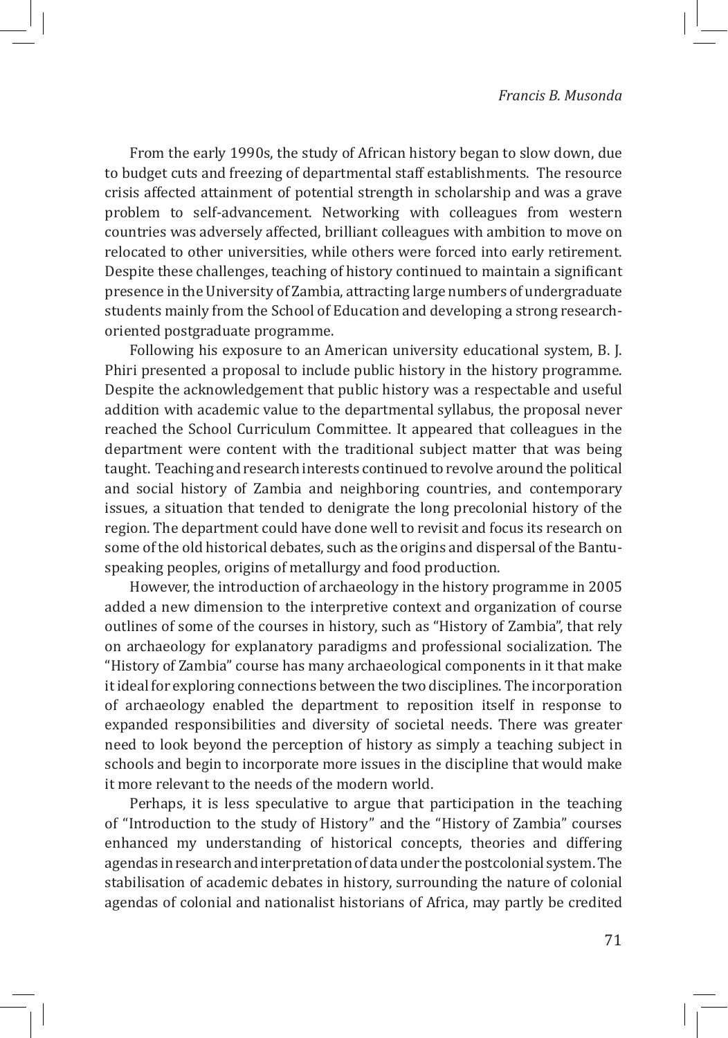From the early 1990s, the study of African history began to slow down, due to budget cuts and freezing of departmental staff establishments. The resource crisis affected attainment of potential strength in scholarship and was a grave problem to self-advancement. Networking with colleagues from western countries was adversely affected, brilliant colleagues with ambition to move on relocated to other universities, while others were forced into early retirement. Despite these challenges, teaching of history continued to maintain a significant presence in the University of Zambia, attracting large numbers of undergraduate students mainly from the School of Education and developing a strong research-oriented postgraduate programme.

Following his exposure to an American university educational system, B. J. Phiri presented a proposal to include public history in the history programme. Despite the acknowledgement that public history was a respectable and useful addition with academic value to the departmental syllabus, the proposal never reached the School Curriculum Committee. It appeared that colleagues in the department were content with the traditional subject matter that was being taught. Teaching and research interests continued to revolve around the political and social history of Zambia and neighboring countries, and contemporary issues, a situation that tended to denigrate the long precolonial history of the region. The department could have done well to revisit and focus its research on some of the old historical debates, such as the origins and dispersal of the Bantu-speaking peoples, origins of metallurgy and food production.

However, the introduction of archaeology in the history programme in 2005 added a new dimension to the interpretive context and organization of course outlines of some of the courses in history, such as "History of Zambia", that rely on archaeology for explanatory paradigms and professional socialization. The "History of Zambia" course has many archaeological components in it that make it ideal for exploring connections between the two disciplines. The incorporation of archaeology enabled the department to reposition itself in response to expanded responsibilities and diversity of societal needs. There was greater need to look beyond the perception of history as simply a teaching subject in schools and begin to incorporate more issues in the discipline that would make it more relevant to the needs of the modern world.

Perhaps, it is less speculative to argue that participation in the teaching of "Introduction to the study of History" and the "History of Zambia" courses enhanced my understanding of historical concepts, theories and differing agendas in research and interpretation of data under the postcolonial system. The stabilisation of academic debates in history, surrounding the nature of colonial agendas of colonial and nationalist historians of Africa, may partly be credited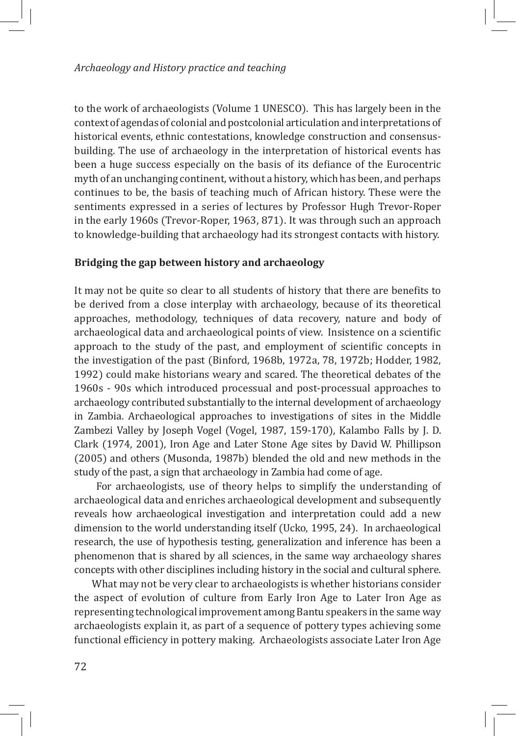to the work of archaeologists (Volume 1 UNESCO). This has largely been in the context of agendas of colonial and postcolonial articulation and interpretations of historical events, ethnic contestations, knowledge construction and consensus-building. The use of archaeology in the interpretation of historical events has been a huge success especially on the basis of its defiance of the Eurocentric myth of an unchanging continent, without a history, which has been, and perhaps continues to be, the basis of teaching much of African history. These were the sentiments expressed in a series of lectures by Professor Hugh Trevor-Roper in the early 1960s (Trevor-Roper, 1963, 871). It was through such an approach to knowledge-building that archaeology had its strongest contacts with history.

**Bridging the gap between history and archaeology**

It may not be quite so clear to all students of history that there are benefits to be derived from a close interplay with archaeology, because of its theoretical approaches, methodology, techniques of data recovery, nature and body of archaeological data and archaeological points of view. Insistence on a scientific approach to the study of the past, and employment of scientific concepts in the investigation of the past (Binford, 1968b, 1972a, 78, 1972b; Hodder, 1982, 1992) could make historians weary and scared. The theoretical debates of the 1960s - 90s which introduced processual and post-processual approaches to archaeology contributed substantially to the internal development of archaeology in Zambia. Archaeological approaches to investigations of sites in the Middle Zambezi Valley by Joseph Vogel (Vogel, 1987, 159-170), Kalambo Falls by J. D. Clark (1974, 2001), Iron Age and Later Stone Age sites by David W. Phillipson (2005) and others (Musonda, 1987b) blended the old and new methods in the study of the past, a sign that archaeology in Zambia had come of age.

For archaeologists, use of theory helps to simplify the understanding of archaeological data and enriches archaeological development and subsequently reveals how archaeological investigation and interpretation could add a new dimension to the world understanding itself (Ucko, 1995, 24). In archaeological research, the use of hypothesis testing, generalization and inference has been a phenomenon that is shared by all sciences, in the same way archaeology shares concepts with other disciplines including history in the social and cultural sphere.

What may not be very clear to archaeologists is whether historians consider the aspect of evolution of culture from Early Iron Age to Later Iron Age as representing technological improvement among Bantu speakers in the same way archaeologists explain it, as part of a sequence of pottery types achieving some functional efficiency in pottery making. Archaeologists associate Later Iron Age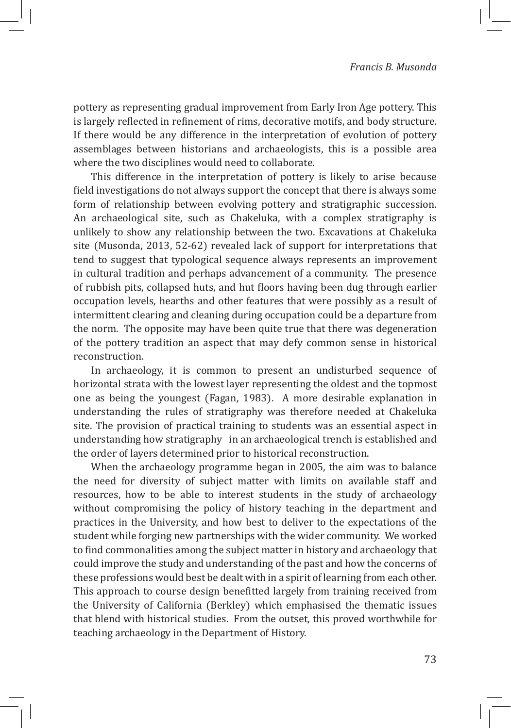pottery as representing gradual improvement from Early Iron Age pottery. This is largely reflected in refinement of rims, decorative motifs, and body structure. If there would be any difference in the interpretation of evolution of pottery assemblages between historians and archaeologists, this is a possible area where the two disciplines would need to collaborate.

This difference in the interpretation of pottery is likely to arise because field investigations do not always support the concept that there is always some form of relationship between evolving pottery and stratigraphic succession. An archaeological site, such as Chakeluka, with a complex stratigraphy is unlikely to show any relationship between the two. Excavations at Chakeluka site (Musonda, 2013, 52-62) revealed lack of support for interpretations that tend to suggest that typological sequence always represents an improvement in cultural tradition and perhaps advancement of a community. The presence of rubbish pits, collapsed huts, and hut floors having been dug through earlier occupation levels, hearths and other features that were possibly as a result of intermittent clearing and cleaning during occupation could be a departure from the norm. The opposite may have been quite true that there was degeneration of the pottery tradition an aspect that may defy common sense in historical reconstruction.

In archaeology, it is common to present an undisturbed sequence of horizontal strata with the lowest layer representing the oldest and the topmost one as being the youngest (Fagan, 1983). A more desirable explanation in understanding the rules of stratigraphy was therefore needed at Chakeluka site. The provision of practical training to students was an essential aspect in understanding how stratigraphy in an archaeological trench is established and the order of layers determined prior to historical reconstruction.

When the archaeology programme began in 2005, the aim was to balance the need for diversity of subject matter with limits on available staff and resources, how to be able to interest students in the study of archaeology without compromising the policy of history teaching in the department and practices in the University, and how best to deliver to the expectations of the student while forging new partnerships with the wider community. We worked to find commonalities among the subject matter in history and archaeology that could improve the study and understanding of the past and how the concerns of these professions would best be dealt with in a spirit of learning from each other. This approach to course design benefitted largely from training received from the University of California (Berkley) which emphasised the thematic issues that blend with historical studies. From the outset, this proved worthwhile for teaching archaeology in the Department of History.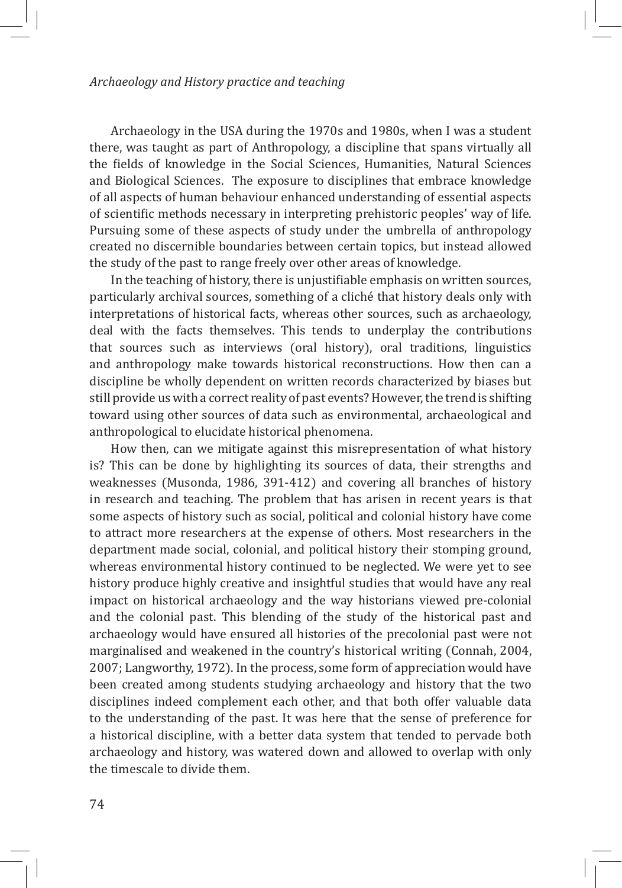Archaeology in the USA during the 1970s and 1980s, when I was a student there, was taught as part of Anthropology, a discipline that spans virtually all the fields of knowledge in the Social Sciences, Humanities, Natural Sciences and Biological Sciences. The exposure to disciplines that embrace knowledge of all aspects of human behaviour enhanced understanding of essential aspects of scientific methods necessary in interpreting prehistoric peoples' way of life. Pursuing some of these aspects of study under the umbrella of anthropology created no discernible boundaries between certain topics, but instead allowed the study of the past to range freely over other areas of knowledge.

In the teaching of history, there is unjustifiable emphasis on written sources, particularly archival sources, something of a cliché that history deals only with interpretations of historical facts, whereas other sources, such as archaeology, deal with the facts themselves. This tends to underplay the contributions that sources such as interviews (oral history), oral traditions, linguistics and anthropology make towards historical reconstructions. How then can a discipline be wholly dependent on written records characterized by biases but still provide us with a correct reality of past events? However, the trend is shifting toward using other sources of data such as environmental, archaeological and anthropological to elucidate historical phenomena.

How then, can we mitigate against this misrepresentation of what history is? This can be done by highlighting its sources of data, their strengths and weaknesses (Musonda, 1986, 391-412) and covering all branches of history in research and teaching. The problem that has arisen in recent years is that some aspects of history such as social, political and colonial history have come to attract more researchers at the expense of others. Most researchers in the department made social, colonial, and political history their stomping ground, whereas environmental history continued to be neglected. We were yet to see history produce highly creative and insightful studies that would have any real impact on historical archaeology and the way historians viewed pre-colonial and the colonial past. This blending of the study of the historical past and archaeology would have ensured all histories of the precolonial past were not marginalised and weakened in the country's historical writing (Connah, 2004, 2007; Langworthy, 1972). In the process, some form of appreciation would have been created among students studying archaeology and history that the two disciplines indeed complement each other, and that both offer valuable data to the understanding of the past. It was here that the sense of preference for a historical discipline, with a better data system that tended to pervade both archaeology and history, was watered down and allowed to overlap with only the timescale to divide them.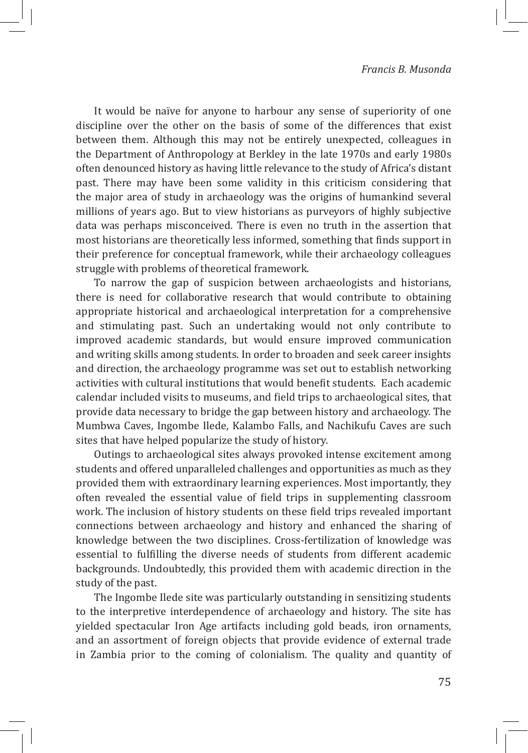It would be naïve for anyone to harbour any sense of superiority of one discipline over the other on the basis of some of the differences that exist between them. Although this may not be entirely unexpected, colleagues in the Department of Anthropology at Berkley in the late 1970s and early 1980s often denounced history as having little relevance to the study of Africa's distant past. There may have been some validity in this criticism considering that the major area of study in archaeology was the origins of humankind several millions of years ago. But to view historians as purveyors of highly subjective data was perhaps misconceived. There is even no truth in the assertion that most historians are theoretically less informed, something that finds support in their preference for conceptual framework, while their archaeology colleagues struggle with problems of theoretical framework.

To narrow the gap of suspicion between archaeologists and historians, there is need for collaborative research that would contribute to obtaining appropriate historical and archaeological interpretation for a comprehensive and stimulating past. Such an undertaking would not only contribute to improved academic standards, but would ensure improved communication and writing skills among students. In order to broaden and seek career insights and direction, the archaeology programme was set out to establish networking activities with cultural institutions that would benefit students. Each academic calendar included visits to museums, and field trips to archaeological sites, that provide data necessary to bridge the gap between history and archaeology. The Mumbwa Caves, Ingombe Ilede, Kalambo Falls, and Nachikufu Caves are such sites that have helped popularize the study of history.

Outings to archaeological sites always provoked intense excitement among students and offered unparalleled challenges and opportunities as much as they provided them with extraordinary learning experiences. Most importantly, they often revealed the essential value of field trips in supplementing classroom work. The inclusion of history students on these field trips revealed important connections between archaeology and history and enhanced the sharing of knowledge between the two disciplines. Cross-fertilization of knowledge was essential to fulfilling the diverse needs of students from different academic backgrounds. Undoubtedly, this provided them with academic direction in the study of the past.

The Ingombe Ilede site was particularly outstanding in sensitizing students to the interpretive interdependence of archaeology and history. The site has yielded spectacular Iron Age artifacts including gold beads, iron ornaments, and an assortment of foreign objects that provide evidence of external trade in Zambia prior to the coming of colonialism. The quality and quantity of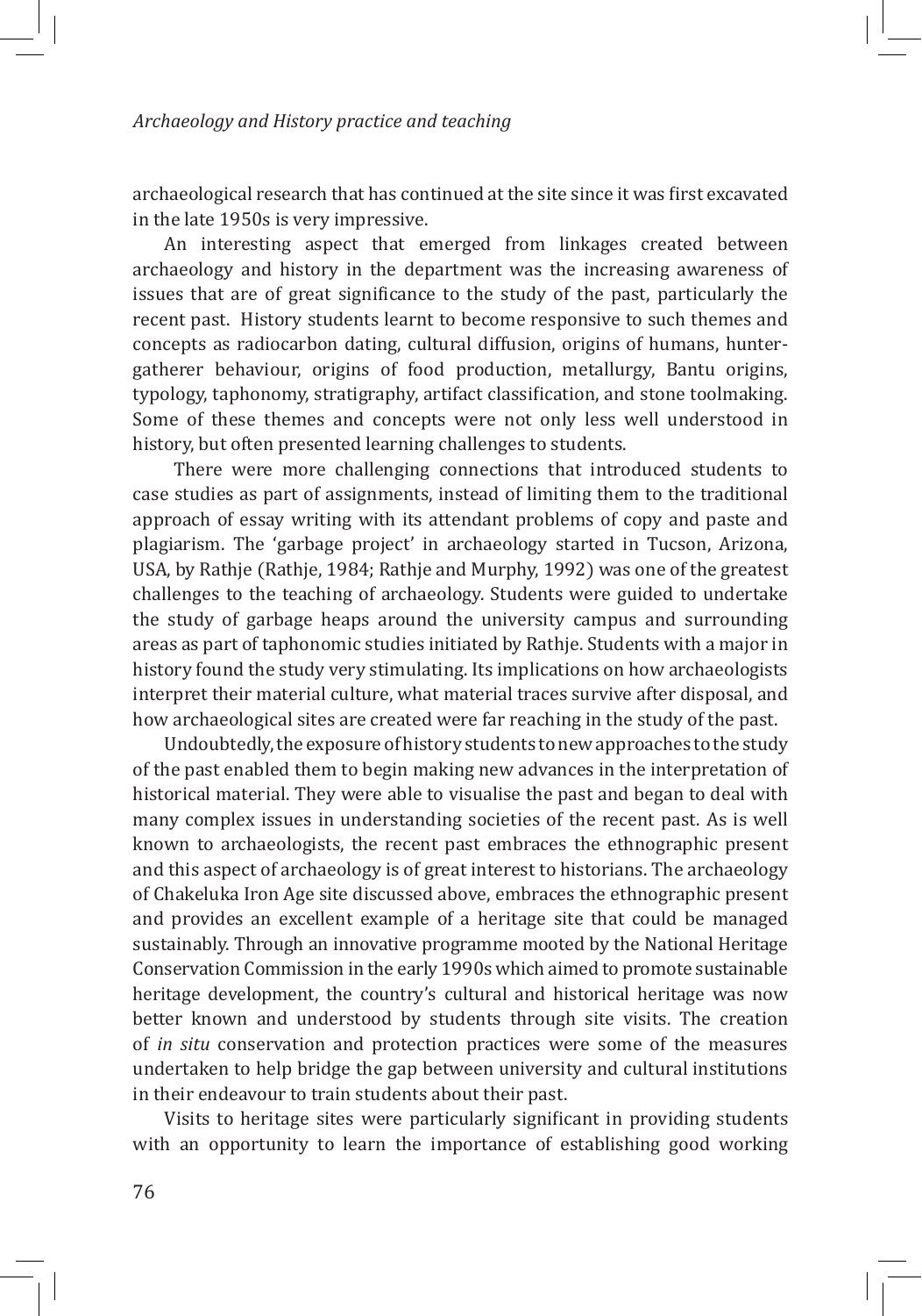archaeological research that has continued at the site since it was first excavated in the late 1950s is very impressive.

An interesting aspect that emerged from linkages created between archaeology and history in the department was the increasing awareness of issues that are of great significance to the study of the past, particularly the recent past. History students learnt to become responsive to such themes and concepts as radiocarbon dating, cultural diffusion, origins of humans, hunter-gatherer behaviour, origins of food production, metallurgy, Bantu origins, typology, taphonomy, stratigraphy, artifact classification, and stone toolmaking. Some of these themes and concepts were not only less well understood in history, but often presented learning challenges to students.

There were more challenging connections that introduced students to case studies as part of assignments, instead of limiting them to the traditional approach of essay writing with its attendant problems of copy and paste and plagiarism. The 'garbage project' in archaeology started in Tucson, Arizona, USA, by Rathje (Rathje, 1984; Rathje and Murphy, 1992) was one of the greatest challenges to the teaching of archaeology. Students were guided to undertake the study of garbage heaps around the university campus and surrounding areas as part of taphonomic studies initiated by Rathje. Students with a major in history found the study very stimulating. Its implications on how archaeologists interpret their material culture, what material traces survive after disposal, and how archaeological sites are created were far reaching in the study of the past.

Undoubtedly, the exposure of history students to new approaches to the study of the past enabled them to begin making new advances in the interpretation of historical material. They were able to visualise the past and began to deal with many complex issues in understanding societies of the recent past. As is well known to archaeologists, the recent past embraces the ethnographic present and this aspect of archaeology is of great interest to historians. The archaeology of Chakeluka Iron Age site discussed above, embraces the ethnographic present and provides an excellent example of a heritage site that could be managed sustainably. Through an innovative programme mooted by the National Heritage Conservation Commission in the early 1990s which aimed to promote sustainable heritage development, the country's cultural and historical heritage was now better known and understood by students through site visits. The creation of *in situ* conservation and protection practices were some of the measures undertaken to help bridge the gap between university and cultural institutions in their endeavour to train students about their past.

Visits to heritage sites were particularly significant in providing students with an opportunity to learn the importance of establishing good working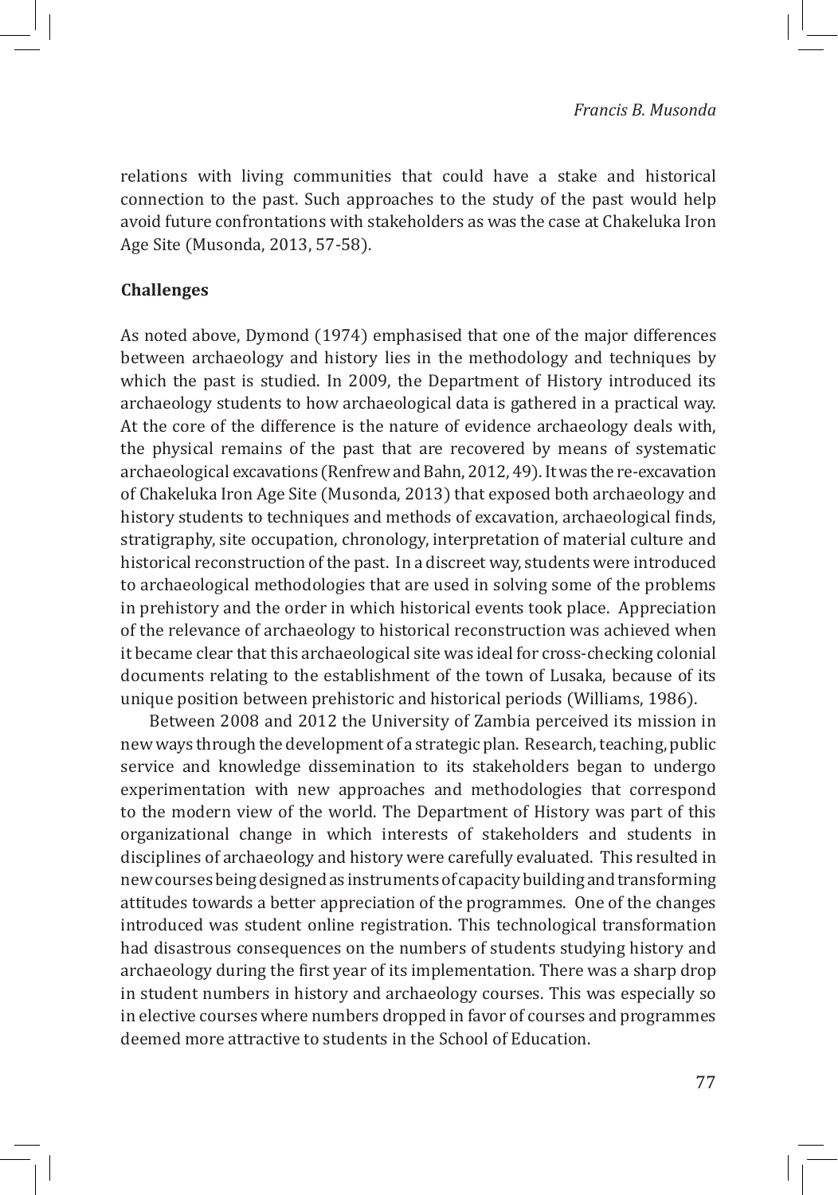relations with living communities that could have a stake and historical connection to the past. Such approaches to the study of the past would help avoid future confrontations with stakeholders as was the case at Chakeluka Iron Age Site (Musonda, 2013, 57-58).

## Challenges

As noted above, Dymond (1974) emphasised that one of the major differences between archaeology and history lies in the methodology and techniques by which the past is studied. In 2009, the Department of History introduced its archaeology students to how archaeological data is gathered in a practical way. At the core of the difference is the nature of evidence archaeology deals with, the physical remains of the past that are recovered by means of systematic archaeological excavations (Renfrew and Bahn, 2012, 49). It was the re-excavation of Chakeluka Iron Age Site (Musonda, 2013) that exposed both archaeology and history students to techniques and methods of excavation, archaeological finds, stratigraphy, site occupation, chronology, interpretation of material culture and historical reconstruction of the past. In a discreet way, students were introduced to archaeological methodologies that are used in solving some of the problems in prehistory and the order in which historical events took place. Appreciation of the relevance of archaeology to historical reconstruction was achieved when it became clear that this archaeological site was ideal for cross-checking colonial documents relating to the establishment of the town of Lusaka, because of its unique position between prehistoric and historical periods (Williams, 1986).

Between 2008 and 2012 the University of Zambia perceived its mission in new ways through the development of a strategic plan. Research, teaching, public service and knowledge dissemination to its stakeholders began to undergo experimentation with new approaches and methodologies that correspond to the modern view of the world. The Department of History was part of this organizational change in which interests of stakeholders and students in disciplines of archaeology and history were carefully evaluated. This resulted in new courses being designed as instruments of capacity building and transforming attitudes towards a better appreciation of the programmes. One of the changes introduced was student online registration. This technological transformation had disastrous consequences on the numbers of students studying history and archaeology during the first year of its implementation. There was a sharp drop in student numbers in history and archaeology courses. This was especially so in elective courses where numbers dropped in favor of courses and programmes deemed more attractive to students in the School of Education.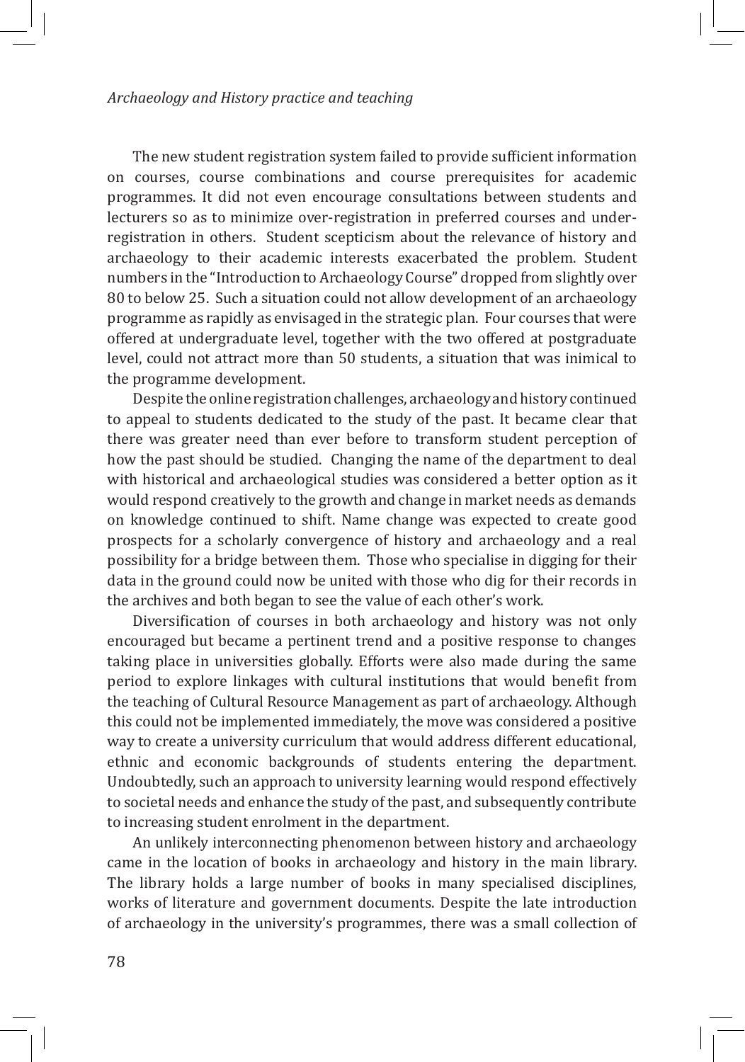The new student registration system failed to provide sufficient information on courses, course combinations and course prerequisites for academic programmes. It did not even encourage consultations between students and lecturers so as to minimize over-registration in preferred courses and under-registration in others. Student scepticism about the relevance of history and archaeology to their academic interests exacerbated the problem. Student numbers in the "Introduction to Archaeology Course" dropped from slightly over 80 to below 25. Such a situation could not allow development of an archaeology programme as rapidly as envisaged in the strategic plan. Four courses that were offered at undergraduate level, together with the two offered at postgraduate level, could not attract more than 50 students, a situation that was inimical to the programme development.

Despite the online registration challenges, archaeology and history continued to appeal to students dedicated to the study of the past. It became clear that there was greater need than ever before to transform student perception of how the past should be studied. Changing the name of the department to deal with historical and archaeological studies was considered a better option as it would respond creatively to the growth and change in market needs as demands on knowledge continued to shift. Name change was expected to create good prospects for a scholarly convergence of history and archaeology and a real possibility for a bridge between them. Those who specialise in digging for their data in the ground could now be united with those who dig for their records in the archives and both began to see the value of each other's work.

Diversification of courses in both archaeology and history was not only encouraged but became a pertinent trend and a positive response to changes taking place in universities globally. Efforts were also made during the same period to explore linkages with cultural institutions that would benefit from the teaching of Cultural Resource Management as part of archaeology. Although this could not be implemented immediately, the move was considered a positive way to create a university curriculum that would address different educational, ethnic and economic backgrounds of students entering the department. Undoubtedly, such an approach to university learning would respond effectively to societal needs and enhance the study of the past, and subsequently contribute to increasing student enrolment in the department.

An unlikely interconnecting phenomenon between history and archaeology came in the location of books in archaeology and history in the main library. The library holds a large number of books in many specialised disciplines, works of literature and government documents. Despite the late introduction of archaeology in the university's programmes, there was a small collection of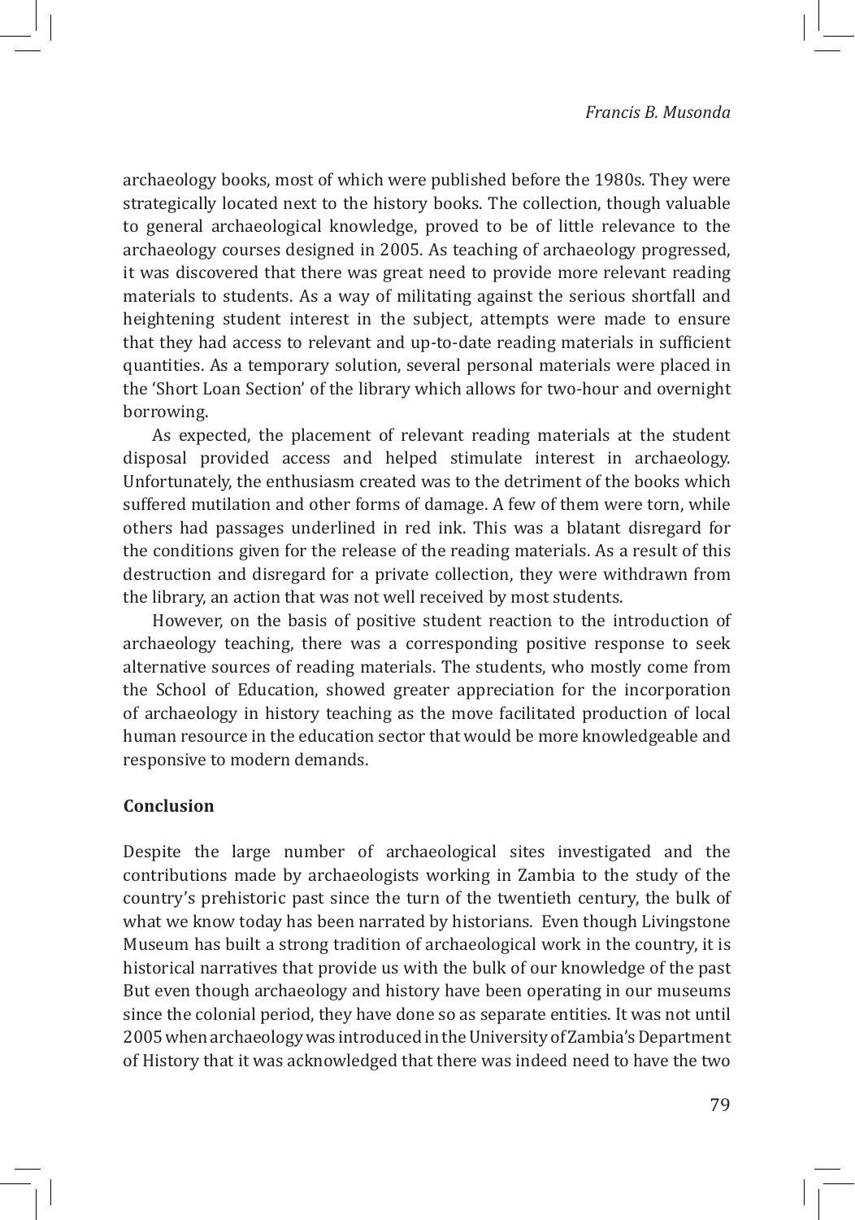archaeology books, most of which were published before the 1980s. They were strategically located next to the history books. The collection, though valuable to general archaeological knowledge, proved to be of little relevance to the archaeology courses designed in 2005. As teaching of archaeology progressed, it was discovered that there was great need to provide more relevant reading materials to students. As a way of militating against the serious shortfall and heightening student interest in the subject, attempts were made to ensure that they had access to relevant and up-to-date reading materials in sufficient quantities. As a temporary solution, several personal materials were placed in the 'Short Loan Section' of the library which allows for two-hour and overnight borrowing.

As expected, the placement of relevant reading materials at the student disposal provided access and helped stimulate interest in archaeology. Unfortunately, the enthusiasm created was to the detriment of the books which suffered mutilation and other forms of damage. A few of them were torn, while others had passages underlined in red ink. This was a blatant disregard for the conditions given for the release of the reading materials. As a result of this destruction and disregard for a private collection, they were withdrawn from the library, an action that was not well received by most students.

However, on the basis of positive student reaction to the introduction of archaeology teaching, there was a corresponding positive response to seek alternative sources of reading materials. The students, who mostly come from the School of Education, showed greater appreciation for the incorporation of archaeology in history teaching as the move facilitated production of local human resource in the education sector that would be more knowledgeable and responsive to modern demands.

## Conclusion

Despite the large number of archaeological sites investigated and the contributions made by archaeologists working in Zambia to the study of the country's prehistoric past since the turn of the twentieth century, the bulk of what we know today has been narrated by historians. Even though Livingstone Museum has built a strong tradition of archaeological work in the country, it is historical narratives that provide us with the bulk of our knowledge of the past But even though archaeology and history have been operating in our museums since the colonial period, they have done so as separate entities. It was not until 2005 when archaeology was introduced in the University of Zambia's Department of History that it was acknowledged that there was indeed need to have the two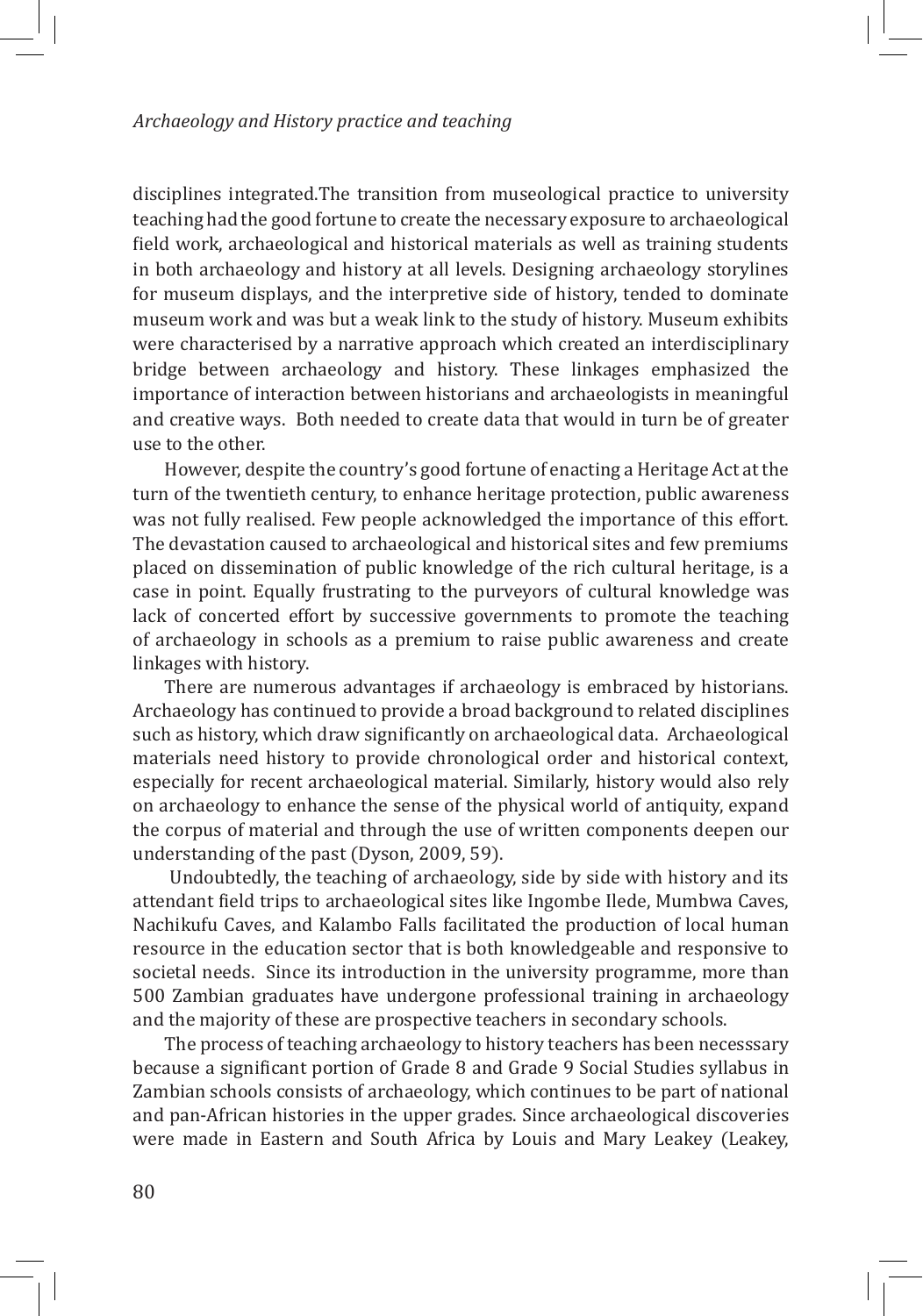disciplines integrated.The transition from museological practice to university teaching had the good fortune to create the necessary exposure to archaeological field work, archaeological and historical materials as well as training students in both archaeology and history at all levels. Designing archaeology storylines for museum displays, and the interpretive side of history, tended to dominate museum work and was but a weak link to the study of history. Museum exhibits were characterised by a narrative approach which created an interdisciplinary bridge between archaeology and history. These linkages emphasized the importance of interaction between historians and archaeologists in meaningful and creative ways. Both needed to create data that would in turn be of greater use to the other.

However, despite the country's good fortune of enacting a Heritage Act at the turn of the twentieth century, to enhance heritage protection, public awareness was not fully realised. Few people acknowledged the importance of this effort. The devastation caused to archaeological and historical sites and few premiums placed on dissemination of public knowledge of the rich cultural heritage, is a case in point. Equally frustrating to the purveyors of cultural knowledge was lack of concerted effort by successive governments to promote the teaching of archaeology in schools as a premium to raise public awareness and create linkages with history.

There are numerous advantages if archaeology is embraced by historians. Archaeology has continued to provide a broad background to related disciplines such as history, which draw significantly on archaeological data. Archaeological materials need history to provide chronological order and historical context, especially for recent archaeological material. Similarly, history would also rely on archaeology to enhance the sense of the physical world of antiquity, expand the corpus of material and through the use of written components deepen our understanding of the past (Dyson, 2009, 59).

Undoubtedly, the teaching of archaeology, side by side with history and its attendant field trips to archaeological sites like Ingombe Ilede, Mumbwa Caves, Nachikufu Caves, and Kalambo Falls facilitated the production of local human resource in the education sector that is both knowledgeable and responsive to societal needs. Since its introduction in the university programme, more than 500 Zambian graduates have undergone professional training in archaeology and the majority of these are prospective teachers in secondary schools.

The process of teaching archaeology to history teachers has been necesssary because a significant portion of Grade 8 and Grade 9 Social Studies syllabus in Zambian schools consists of archaeology, which continues to be part of national and pan-African histories in the upper grades. Since archaeological discoveries were made in Eastern and South Africa by Louis and Mary Leakey (Leakey,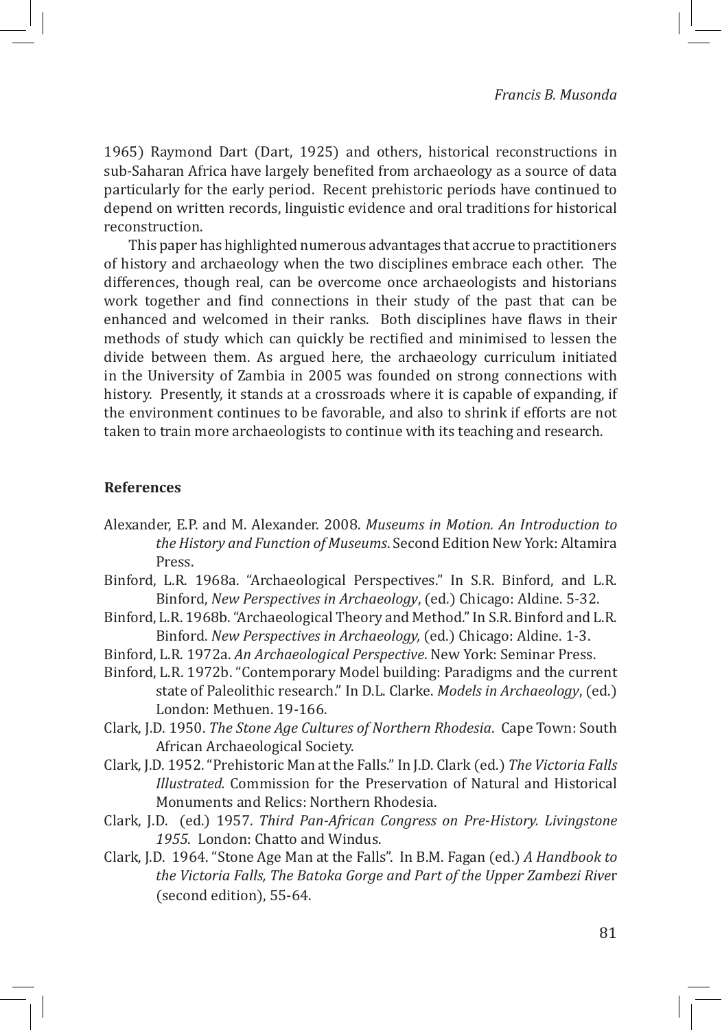1965) Raymond Dart (Dart, 1925) and others, historical reconstructions in sub-Saharan Africa have largely benefited from archaeology as a source of data particularly for the early period. Recent prehistoric periods have continued to depend on written records, linguistic evidence and oral traditions for historical reconstruction.

This paper has highlighted numerous advantages that accrue to practitioners of history and archaeology when the two disciplines embrace each other. The differences, though real, can be overcome once archaeologists and historians work together and find connections in their study of the past that can be enhanced and welcomed in their ranks. Both disciplines have flaws in their methods of study which can quickly be rectified and minimised to lessen the divide between them. As argued here, the archaeology curriculum initiated in the University of Zambia in 2005 was founded on strong connections with history. Presently, it stands at a crossroads where it is capable of expanding, if the environment continues to be favorable, and also to shrink if efforts are not taken to train more archaeologists to continue with its teaching and research.

**References**

Alexander, E.P. and M. Alexander. 2008. *Museums in Motion. An Introduction to the History and Function of Museums*. Second Edition New York: Altamira Press.

Binford, L.R. 1968a. "Archaeological Perspectives." In S.R. Binford, and L.R. Binford, *New Perspectives in Archaeology*, (ed.) Chicago: Aldine. 5-32.

Binford, L.R. 1968b. "Archaeological Theory and Method." In S.R. Binford and L.R. Binford. *New Perspectives in Archaeology,* (ed.) Chicago: Aldine. 1-3.

Binford, L.R. 1972a. *An Archaeological Perspective*. New York: Seminar Press.

Binford, L.R. 1972b. "Contemporary Model building: Paradigms and the current state of Paleolithic research." In D.L. Clarke. *Models in Archaeology*, (ed.) London: Methuen. 19-166.

Clark, J.D. 1950. *The Stone Age Cultures of Northern Rhodesia*. Cape Town: South African Archaeological Society.

Clark, J.D. 1952. "Prehistoric Man at the Falls." In J.D. Clark (ed.) *The Victoria Falls Illustrated.* Commission for the Preservation of Natural and Historical Monuments and Relics: Northern Rhodesia.

Clark, J.D. (ed.) 1957. *Third Pan-African Congress on Pre-History. Livingstone 1955*. London: Chatto and Windus.

Clark, J.D. 1964. "Stone Age Man at the Falls". In B.M. Fagan (ed.) *A Handbook to the Victoria Falls, The Batoka Gorge and Part of the Upper Zambezi River* (second edition), 55-64.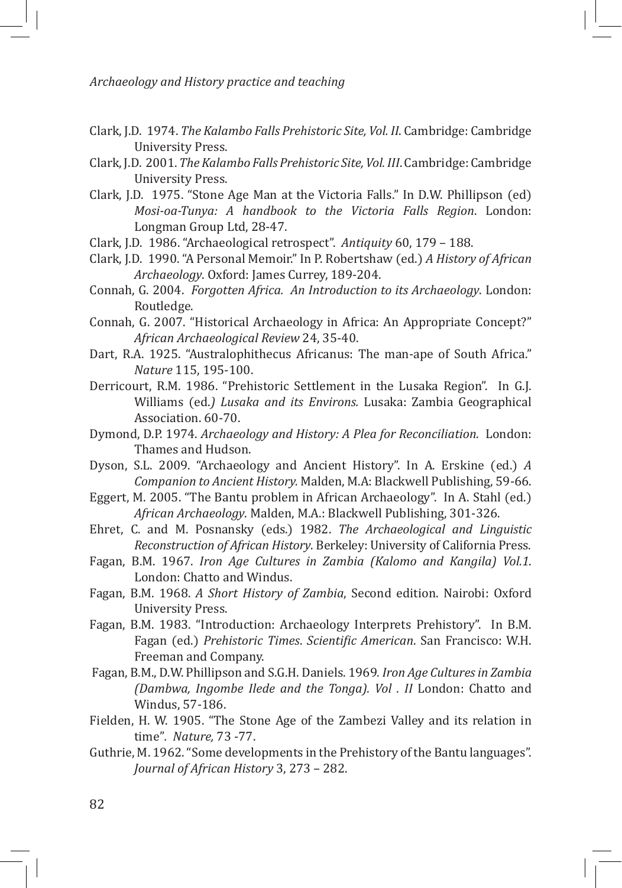Clark, J.D. 1974. *The Kalambo Falls Prehistoric Site, Vol. II*. Cambridge: Cambridge University Press.

Clark, J.D. 2001. *The Kalambo Falls Prehistoric Site, Vol. III*. Cambridge: Cambridge University Press.

Clark, J.D. 1975. "Stone Age Man at the Victoria Falls." In D.W. Phillipson (ed) *Mosi-oa-Tunya: A handbook to the Victoria Falls Region*. London: Longman Group Ltd, 28-47.

Clark, J.D. 1986. "Archaeological retrospect". *Antiquity* 60, 179 – 188.

Clark, J.D. 1990. "A Personal Memoir." In P. Robertshaw (ed.) *A History of African Archaeology*. Oxford: James Currey, 189-204.

Connah, G. 2004. *Forgotten Africa. An Introduction to its Archaeology*. London: Routledge.

Connah, G. 2007. "Historical Archaeology in Africa: An Appropriate Concept?" *African Archaeological Review* 24, 35-40.

Dart, R.A. 1925. "Australophithecus Africanus: The man-ape of South Africa." *Nature* 115, 195-100.

Derricourt, R.M. 1986. "Prehistoric Settlement in the Lusaka Region". In G.J. Williams (ed.*) Lusaka and its Environs.* Lusaka: Zambia Geographical Association. 60-70.

Dymond, D.P. 1974. *Archaeology and History: A Plea for Reconciliation*. London: Thames and Hudson.

Dyson, S.L. 2009. "Archaeology and Ancient History". In A. Erskine (ed.) *A Companion to Ancient History.* Malden, M.A: Blackwell Publishing, 59-66.

Eggert, M. 2005. "The Bantu problem in African Archaeology". In A. Stahl (ed.) *African Archaeology*. Malden, M.A.: Blackwell Publishing, 301-326.

Ehret, C. and M. Posnansky (eds.) 1982. *The Archaeological and Linguistic Reconstruction of African History*. Berkeley: University of California Press.

Fagan, B.M. 1967. *Iron Age Cultures in Zambia (Kalomo and Kangila) Vol.1*. London: Chatto and Windus.

Fagan, B.M. 1968. *A Short History of Zambia*, Second edition. Nairobi: Oxford University Press.

Fagan, B.M. 1983. "Introduction: Archaeology Interprets Prehistory". In B.M. Fagan (ed.) *Prehistoric Times*. *Scientific American*. San Francisco: W.H. Freeman and Company.

Fagan, B.M., D.W. Phillipson and S.G.H. Daniels. 1969*. Iron Age Cultures in Zambia (Dambwa, Ingombe Ilede and the Tonga). Vol . II* London: Chatto and Windus, 57-186.

Fielden, H. W. 1905. "The Stone Age of the Zambezi Valley and its relation in time". *Nature,* 73 -77.

Guthrie, M. 1962. "Some developments in the Prehistory of the Bantu languages". *Journal of African History* 3, 273 – 282.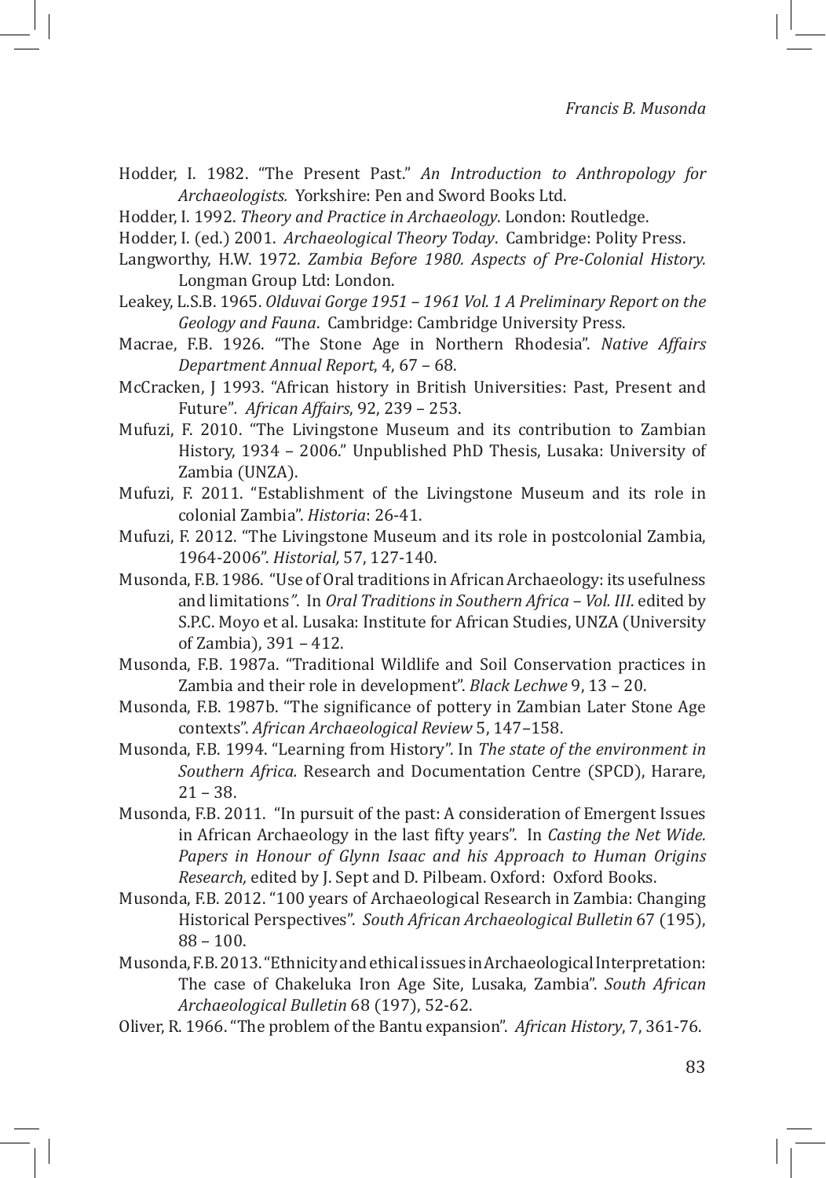Hodder, I. 1982. "The Present Past." *An Introduction to Anthropology for Archaeologists.* Yorkshire: Pen and Sword Books Ltd.

Hodder, I. 1992. *Theory and Practice in Archaeology*. London: Routledge.

Hodder, I. (ed.) 2001. *Archaeological Theory Today*. Cambridge: Polity Press.

Langworthy, H.W. 1972. *Zambia Before 1980. Aspects of Pre-Colonial History.* Longman Group Ltd: London.

Leakey, L.S.B. 1965. *Olduvai Gorge 1951 – 1961 Vol. 1 A Preliminary Report on the Geology and Fauna*. Cambridge: Cambridge University Press.

Macrae, F.B. 1926. "The Stone Age in Northern Rhodesia". *Native Affairs Department Annual Report*, 4, 67 – 68.

McCracken, J 1993. "African history in British Universities: Past, Present and Future". *African Affairs*, 92, 239 – 253.

Mufuzi, F. 2010. "The Livingstone Museum and its contribution to Zambian History, 1934 – 2006." Unpublished PhD Thesis, Lusaka: University of Zambia (UNZA).

Mufuzi, F. 2011. "Establishment of the Livingstone Museum and its role in colonial Zambia". *Historia*: 26-41.

Mufuzi, F. 2012. "The Livingstone Museum and its role in postcolonial Zambia, 1964-2006". *Historial,* 57, 127-140.

Musonda, F.B. 1986. "Use of Oral traditions in African Archaeology: its usefulness and limitations". In *Oral Traditions in Southern Africa – Vol. III*. edited by S.P.C. Moyo et al. Lusaka: Institute for African Studies, UNZA (University of Zambia), 391 – 412.

Musonda, F.B. 1987a. "Traditional Wildlife and Soil Conservation practices in Zambia and their role in development". *Black Lechwe* 9, 13 – 20.

Musonda, F.B. 1987b. "The significance of pottery in Zambian Later Stone Age contexts". *African Archaeological Review* 5, 147–158.

Musonda, F.B. 1994. "Learning from History". In *The state of the environment in Southern Africa.* Research and Documentation Centre (SPCD), Harare, 21 – 38.

Musonda, F.B. 2011. "In pursuit of the past: A consideration of Emergent Issues in African Archaeology in the last fifty years". In *Casting the Net Wide. Papers in Honour of Glynn Isaac and his Approach to Human Origins Research,* edited by J. Sept and D. Pilbeam. Oxford: Oxford Books.

Musonda, F.B. 2012. "100 years of Archaeological Research in Zambia: Changing Historical Perspectives". *South African Archaeological Bulletin* 67 (195), 88 – 100.

Musonda, F.B. 2013. "Ethnicity and ethical issues in Archaeological Interpretation: The case of Chakeluka Iron Age Site, Lusaka, Zambia". *South African Archaeological Bulletin* 68 (197), 52-62.

Oliver, R. 1966. "The problem of the Bantu expansion". *African History*, 7, 361-76.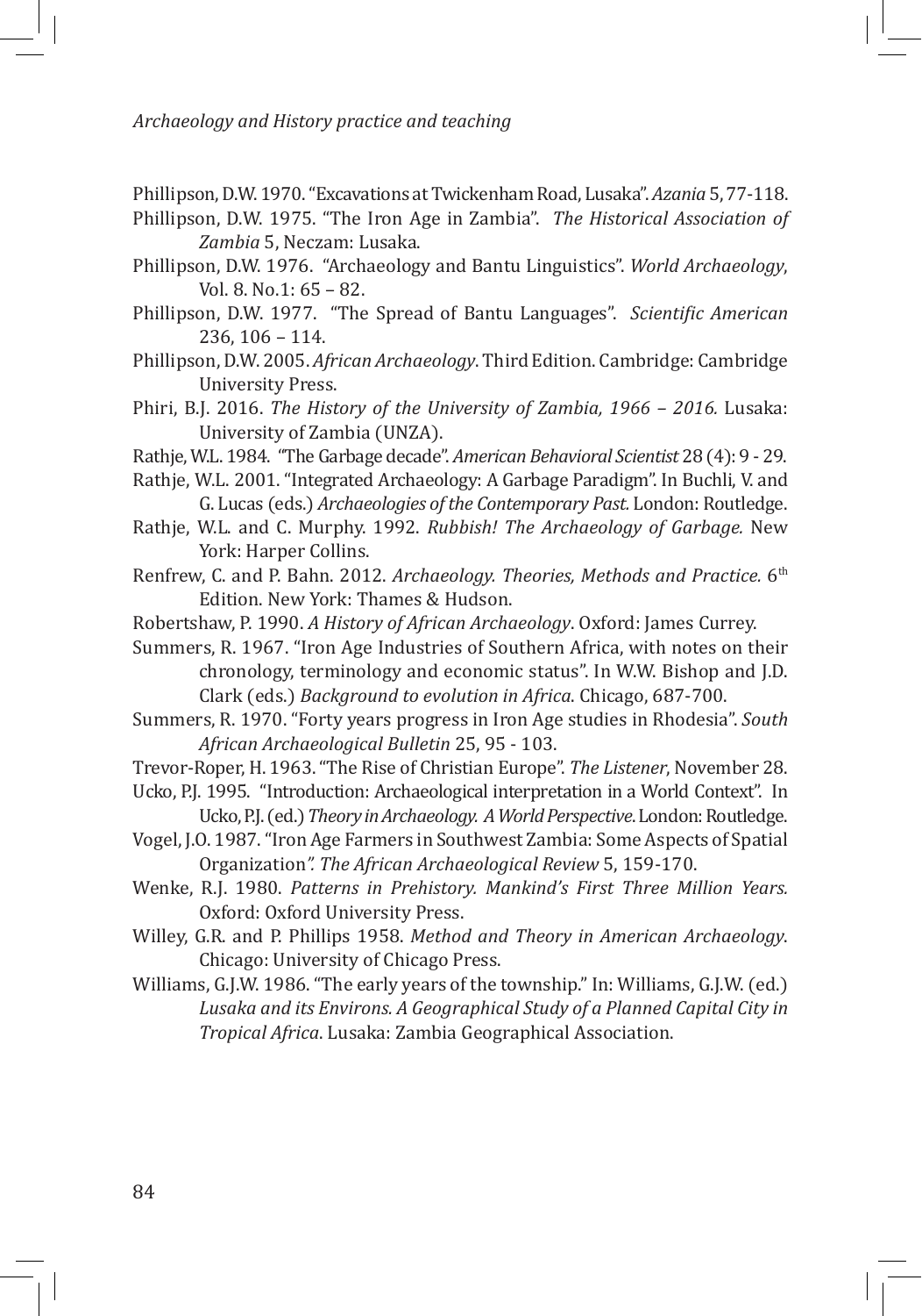Phillipson, D.W. 1970. "Excavations at Twickenham Road, Lusaka". *Azania* 5, 77-118.

Phillipson, D.W. 1975. "The Iron Age in Zambia". *The Historical Association of Zambia* 5, Neczam: Lusaka.

Phillipson, D.W. 1976. "Archaeology and Bantu Linguistics". *World Archaeology*, Vol. 8. No.1: 65 – 82.

Phillipson, D.W. 1977. "The Spread of Bantu Languages". *Scientific American* 236, 106 – 114.

Phillipson, D.W. 2005. *African Archaeology*. Third Edition. Cambridge: Cambridge University Press.

Phiri, B.J. 2016. *The History of the University of Zambia, 1966 – 2016.* Lusaka: University of Zambia (UNZA).

Rathje, W.L. 1984. "The Garbage decade". *American Behavioral Scientist* 28 (4): 9 - 29.

Rathje, W.L. 2001. "Integrated Archaeology: A Garbage Paradigm". In Buchli, V. and G. Lucas (eds.) *Archaeologies of the Contemporary Past.* London: Routledge.

Rathje, W.L. and C. Murphy. 1992. *Rubbish! The Archaeology of Garbage.* New York: Harper Collins.

Renfrew, C. and P. Bahn. 2012. *Archaeology. Theories, Methods and Practice.* 6th Edition. New York: Thames & Hudson.

Robertshaw, P. 1990. *A History of African Archaeology*. Oxford: James Currey.

Summers, R. 1967. "Iron Age Industries of Southern Africa, with notes on their chronology, terminology and economic status". In W.W. Bishop and J.D. Clark (eds.) *Background to evolution in Africa*. Chicago, 687-700.

Summers, R. 1970. "Forty years progress in Iron Age studies in Rhodesia". *South African Archaeological Bulletin* 25, 95 - 103.

Trevor-Roper, H. 1963. "The Rise of Christian Europe". *The Listener*, November 28.

Ucko, P.J. 1995. "Introduction: Archaeological interpretation in a World Context". In Ucko, P.J. (ed.) *Theory in Archaeology. A World Perspective*. London: Routledge.

Vogel, J.O. 1987. "Iron Age Farmers in Southwest Zambia: Some Aspects of Spatial Organization*". The African Archaeological Review* 5, 159-170.

Wenke, R.J. 1980. *Patterns in Prehistory. Mankind's First Three Million Years.* Oxford: Oxford University Press.

Willey, G.R. and P. Phillips 1958. *Method and Theory in American Archaeology*. Chicago: University of Chicago Press.

Williams, G.J.W. 1986. "The early years of the township." In: Williams, G.J.W. (ed.) *Lusaka and its Environs. A Geographical Study of a Planned Capital City in Tropical Africa*. Lusaka: Zambia Geographical Association.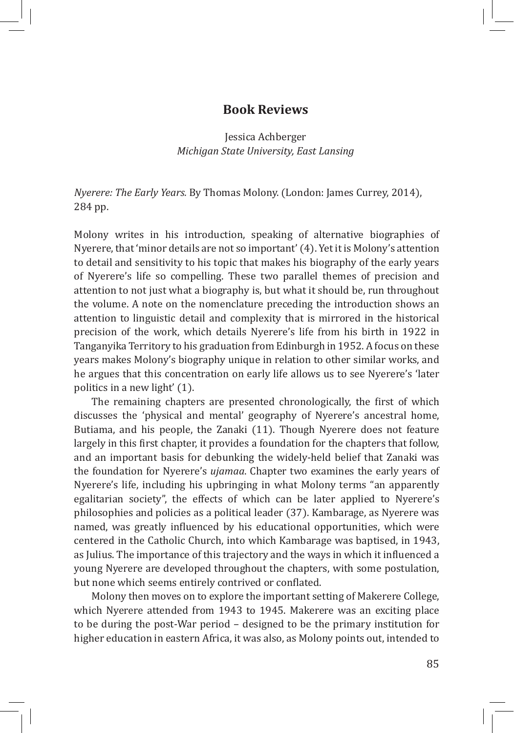# Book Reviews

Jessica Achberger
*Michigan State University, East Lansing*

*Nyerere: The Early Years.* By Thomas Molony. (London: James Currey, 2014), 284 pp.

Molony writes in his introduction, speaking of alternative biographies of Nyerere, that 'minor details are not so important' (4). Yet it is Molony's attention to detail and sensitivity to his topic that makes his biography of the early years of Nyerere's life so compelling. These two parallel themes of precision and attention to not just what a biography is, but what it should be, run throughout the volume. A note on the nomenclature preceding the introduction shows an attention to linguistic detail and complexity that is mirrored in the historical precision of the work, which details Nyerere's life from his birth in 1922 in Tanganyika Territory to his graduation from Edinburgh in 1952. A focus on these years makes Molony's biography unique in relation to other similar works, and he argues that this concentration on early life allows us to see Nyerere's 'later politics in a new light' (1).

The remaining chapters are presented chronologically, the first of which discusses the 'physical and mental' geography of Nyerere's ancestral home, Butiama, and his people, the Zanaki (11). Though Nyerere does not feature largely in this first chapter, it provides a foundation for the chapters that follow, and an important basis for debunking the widely-held belief that Zanaki was the foundation for Nyerere's *ujamaa*. Chapter two examines the early years of Nyerere's life, including his upbringing in what Molony terms "an apparently egalitarian society", the effects of which can be later applied to Nyerere's philosophies and policies as a political leader (37). Kambarage, as Nyerere was named, was greatly influenced by his educational opportunities, which were centered in the Catholic Church, into which Kambarage was baptised, in 1943, as Julius. The importance of this trajectory and the ways in which it influenced a young Nyerere are developed throughout the chapters, with some postulation, but none which seems entirely contrived or conflated.

Molony then moves on to explore the important setting of Makerere College, which Nyerere attended from 1943 to 1945. Makerere was an exciting place to be during the post-War period – designed to be the primary institution for higher education in eastern Africa, it was also, as Molony points out, intended to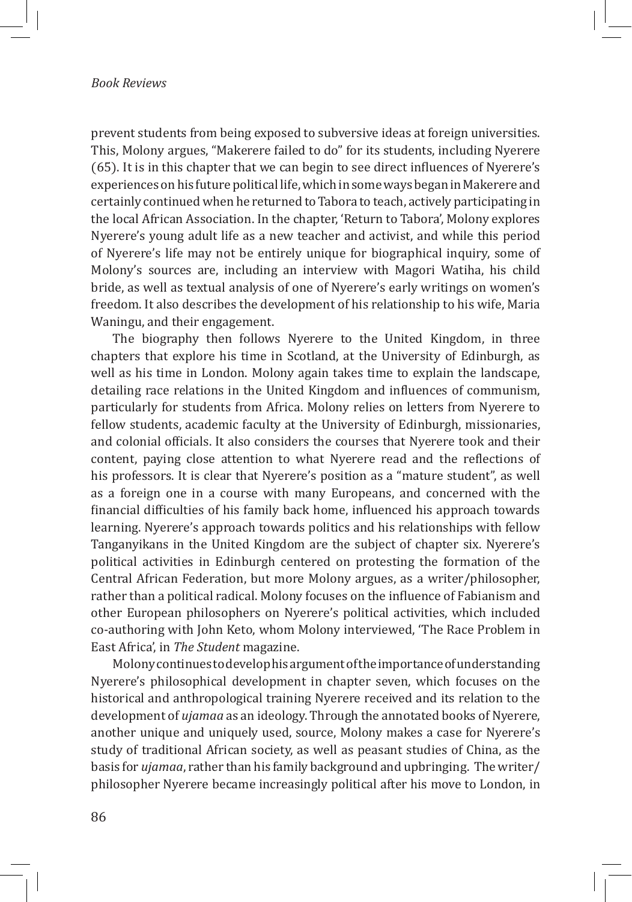prevent students from being exposed to subversive ideas at foreign universities. This, Molony argues, "Makerere failed to do" for its students, including Nyerere (65). It is in this chapter that we can begin to see direct influences of Nyerere's experiences on his future political life, which in some ways began in Makerere and certainly continued when he returned to Tabora to teach, actively participating in the local African Association. In the chapter, 'Return to Tabora', Molony explores Nyerere's young adult life as a new teacher and activist, and while this period of Nyerere's life may not be entirely unique for biographical inquiry, some of Molony's sources are, including an interview with Magori Watiha, his child bride, as well as textual analysis of one of Nyerere's early writings on women's freedom. It also describes the development of his relationship to his wife, Maria Waningu, and their engagement.

The biography then follows Nyerere to the United Kingdom, in three chapters that explore his time in Scotland, at the University of Edinburgh, as well as his time in London. Molony again takes time to explain the landscape, detailing race relations in the United Kingdom and influences of communism, particularly for students from Africa. Molony relies on letters from Nyerere to fellow students, academic faculty at the University of Edinburgh, missionaries, and colonial officials. It also considers the courses that Nyerere took and their content, paying close attention to what Nyerere read and the reflections of his professors. It is clear that Nyerere's position as a "mature student", as well as a foreign one in a course with many Europeans, and concerned with the financial difficulties of his family back home, influenced his approach towards learning. Nyerere's approach towards politics and his relationships with fellow Tanganyikans in the United Kingdom are the subject of chapter six. Nyerere's political activities in Edinburgh centered on protesting the formation of the Central African Federation, but more Molony argues, as a writer/philosopher, rather than a political radical. Molony focuses on the influence of Fabianism and other European philosophers on Nyerere's political activities, which included co-authoring with John Keto, whom Molony interviewed, 'The Race Problem in East Africa', in *The Student* magazine.

Molony continues to develop his argument of the importance of understanding Nyerere's philosophical development in chapter seven, which focuses on the historical and anthropological training Nyerere received and its relation to the development of *ujamaa* as an ideology. Through the annotated books of Nyerere, another unique and uniquely used, source, Molony makes a case for Nyerere's study of traditional African society, as well as peasant studies of China, as the basis for *ujamaa*, rather than his family background and upbringing. The writer/philosopher Nyerere became increasingly political after his move to London, in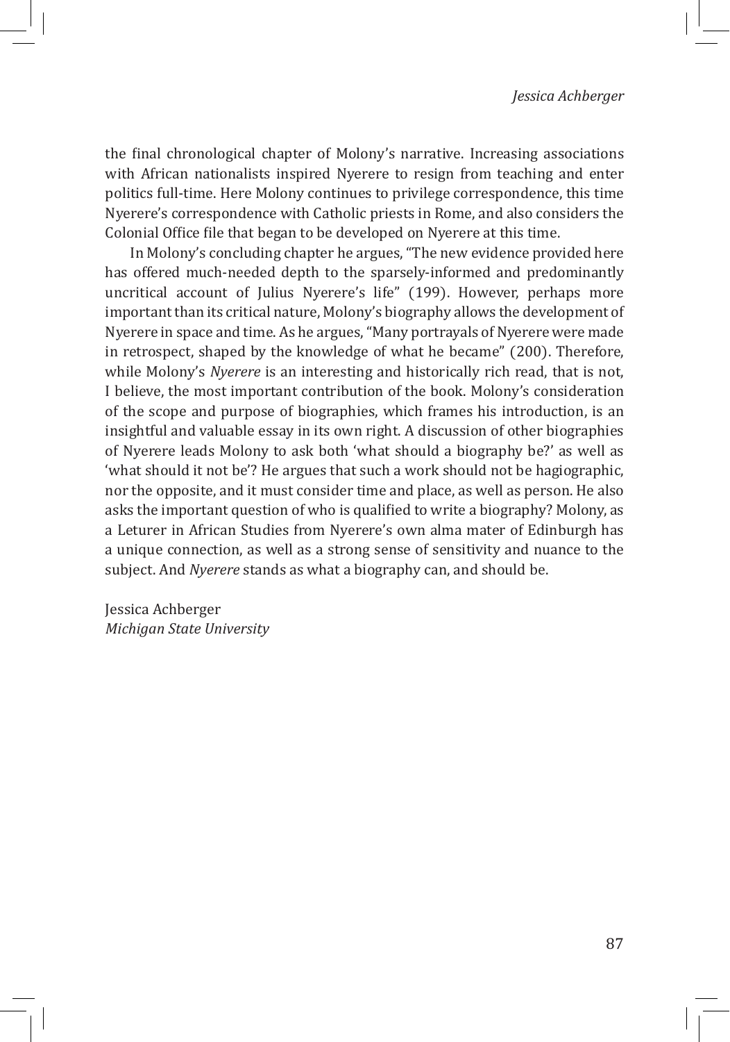the final chronological chapter of Molony's narrative. Increasing associations with African nationalists inspired Nyerere to resign from teaching and enter politics full-time. Here Molony continues to privilege correspondence, this time Nyerere's correspondence with Catholic priests in Rome, and also considers the Colonial Office file that began to be developed on Nyerere at this time.

In Molony's concluding chapter he argues, "The new evidence provided here has offered much-needed depth to the sparsely-informed and predominantly uncritical account of Julius Nyerere's life" (199). However, perhaps more important than its critical nature, Molony's biography allows the development of Nyerere in space and time. As he argues, "Many portrayals of Nyerere were made in retrospect, shaped by the knowledge of what he became" (200). Therefore, while Molony's *Nyerere* is an interesting and historically rich read, that is not, I believe, the most important contribution of the book. Molony's consideration of the scope and purpose of biographies, which frames his introduction, is an insightful and valuable essay in its own right. A discussion of other biographies of Nyerere leads Molony to ask both 'what should a biography be?' as well as 'what should it not be'? He argues that such a work should not be hagiographic, nor the opposite, and it must consider time and place, as well as person. He also asks the important question of who is qualified to write a biography? Molony, as a Leturer in African Studies from Nyerere's own alma mater of Edinburgh has a unique connection, as well as a strong sense of sensitivity and nuance to the subject. And *Nyerere* stands as what a biography can, and should be.

Jessica Achberger  
*Michigan State University*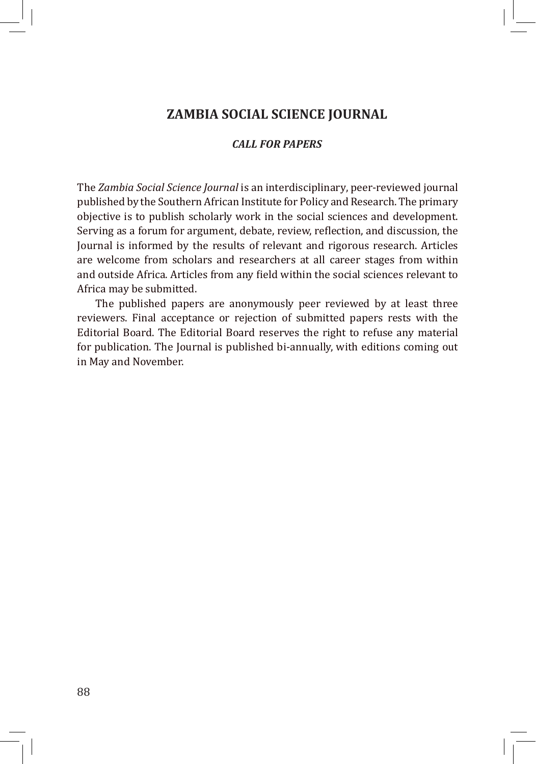# ZAMBIA SOCIAL SCIENCE JOURNAL

## *CALL FOR PAPERS*

The *Zambia Social Science Journal* is an interdisciplinary, peer-reviewed journal published by the Southern African Institute for Policy and Research. The primary objective is to publish scholarly work in the social sciences and development. Serving as a forum for argument, debate, review, reflection, and discussion, the Journal is informed by the results of relevant and rigorous research. Articles are welcome from scholars and researchers at all career stages from within and outside Africa. Articles from any field within the social sciences relevant to Africa may be submitted.

The published papers are anonymously peer reviewed by at least three reviewers. Final acceptance or rejection of submitted papers rests with the Editorial Board. The Editorial Board reserves the right to refuse any material for publication. The Journal is published bi-annually, with editions coming out in May and November.